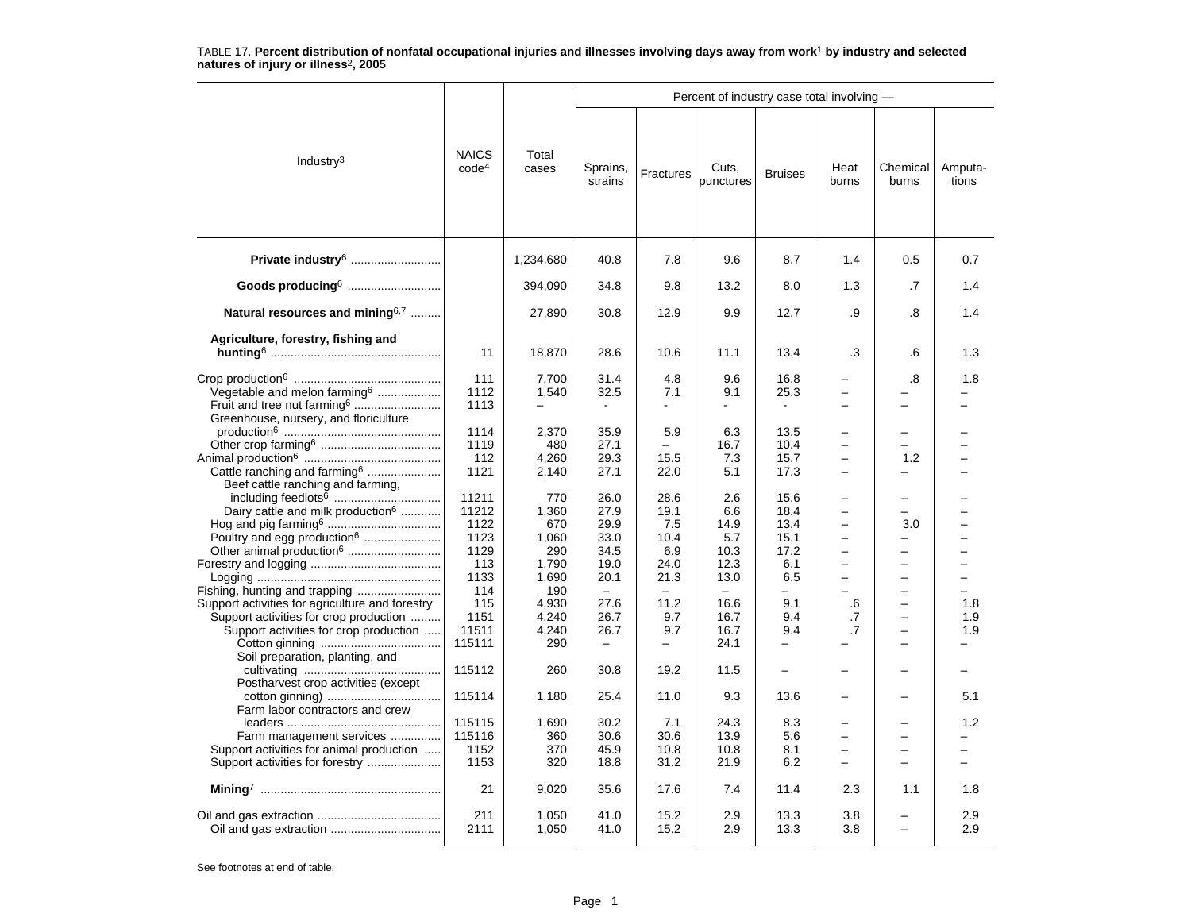TABLE 17. **Percent distribution of nonfatal occupational injuries and illnesses involving days away from work[1] by industry and selected natures of injury or illness[2], 2005**

| Industry[3] | NAICS code[4] | Total cases | Percent of industry case total involving — | | | | | | |
|---|---|---|---|---|---|---|---|---|---|
| | | | Sprains, strains | Fractures | Cuts, punctures | Bruises | Heat burns | Chemical burns | Amputa-tions |
| **Private industry[6]** | | 1,234,680 | 40.8 | 7.8 | 9.6 | 8.7 | 1.4 | 0.5 | 0.7 |
| **Goods producing[6]** | | 394,090 | 34.8 | 9.8 | 13.2 | 8.0 | 1.3 | .7 | 1.4 |
| **Natural resources and mining[6,7]** | | 27,890 | 30.8 | 12.9 | 9.9 | 12.7 | .9 | .8 | 1.4 |
| **Agriculture, forestry, fishing and hunting[6]** | 11 | 18,870 | 28.6 | 10.6 | 11.1 | 13.4 | .3 | .6 | 1.3 |
| Crop production[6] | 111 | 7,700 | 31.4 | 4.8 | 9.6 | 16.8 | – | .8 | 1.8 |
| Vegetable and melon farming[6] | 1112 | 1,540 | 32.5 | 7.1 | 9.1 | 25.3 | – | – | – |
| Fruit and tree nut farming[6] | 1113 | – | - | - | - | - | – | – | – |
| Greenhouse, nursery, and floriculture production[6] | 1114 | 2,370 | 35.9 | 5.9 | 6.3 | 13.5 | – | – | – |
| Other crop farming[6] | 1119 | 480 | 27.1 | – | 16.7 | 10.4 | – | – | – |
| Animal production[6] | 112 | 4,260 | 29.3 | 15.5 | 7.3 | 15.7 | – | 1.2 | – |
| Cattle ranching and farming[6] | 1121 | 2,140 | 27.1 | 22.0 | 5.1 | 17.3 | – | – | – |
| Beef cattle ranching and farming, including feedlots[6] | 11211 | 770 | 26.0 | 28.6 | 2.6 | 15.6 | – | – | – |
| Dairy cattle and milk production[6] | 11212 | 1,360 | 27.9 | 19.1 | 6.6 | 18.4 | – | – | – |
| Hog and pig farming[6] | 1122 | 670 | 29.9 | 7.5 | 14.9 | 13.4 | – | 3.0 | – |
| Poultry and egg production[6] | 1123 | 1,060 | 33.0 | 10.4 | 5.7 | 15.1 | – | – | – |
| Other animal production[6] | 1129 | 290 | 34.5 | 6.9 | 10.3 | 17.2 | – | – | – |
| Forestry and logging | 113 | 1,790 | 19.0 | 24.0 | 12.3 | 6.1 | – | – | – |
| Logging | 1133 | 1,690 | 20.1 | 21.3 | 13.0 | 6.5 | – | – | – |
| Fishing, hunting and trapping | 114 | 190 | – | – | – | – | – | – | – |
| Support activities for agriculture and forestry | 115 | 4,930 | 27.6 | 11.2 | 16.6 | 9.1 | .6 | – | 1.8 |
| Support activities for crop production | 1151 | 4,240 | 26.7 | 9.7 | 16.7 | 9.4 | .7 | – | 1.9 |
| Support activities for crop production | 11511 | 4,240 | 26.7 | 9.7 | 16.7 | 9.4 | .7 | – | 1.9 |
| Cotton ginning | 115111 | 290 | – | – | 24.1 | – | – | – | – |
| Soil preparation, planting, and cultivating | 115112 | 260 | 30.8 | 19.2 | 11.5 | – | – | – | – |
| Postharvest crop activities (except cotton ginning) | 115114 | 1,180 | 25.4 | 11.0 | 9.3 | 13.6 | – | – | 5.1 |
| Farm labor contractors and crew leaders | 115115 | 1,690 | 30.2 | 7.1 | 24.3 | 8.3 | – | – | 1.2 |
| Farm management services | 115116 | 360 | 30.6 | 30.6 | 13.9 | 5.6 | – | – | – |
| Support activities for animal production | 1152 | 370 | 45.9 | 10.8 | 10.8 | 8.1 | – | – | – |
| Support activities for forestry | 1153 | 320 | 18.8 | 31.2 | 21.9 | 6.2 | – | – | – |
| **Mining[7]** | 21 | 9,020 | 35.6 | 17.6 | 7.4 | 11.4 | 2.3 | 1.1 | 1.8 |
| Oil and gas extraction | 211 | 1,050 | 41.0 | 15.2 | 2.9 | 13.3 | 3.8 | – | 2.9 |
| Oil and gas extraction | 2111 | 1,050 | 41.0 | 15.2 | 2.9 | 13.3 | 3.8 | – | 2.9 |

See footnotes at end of table.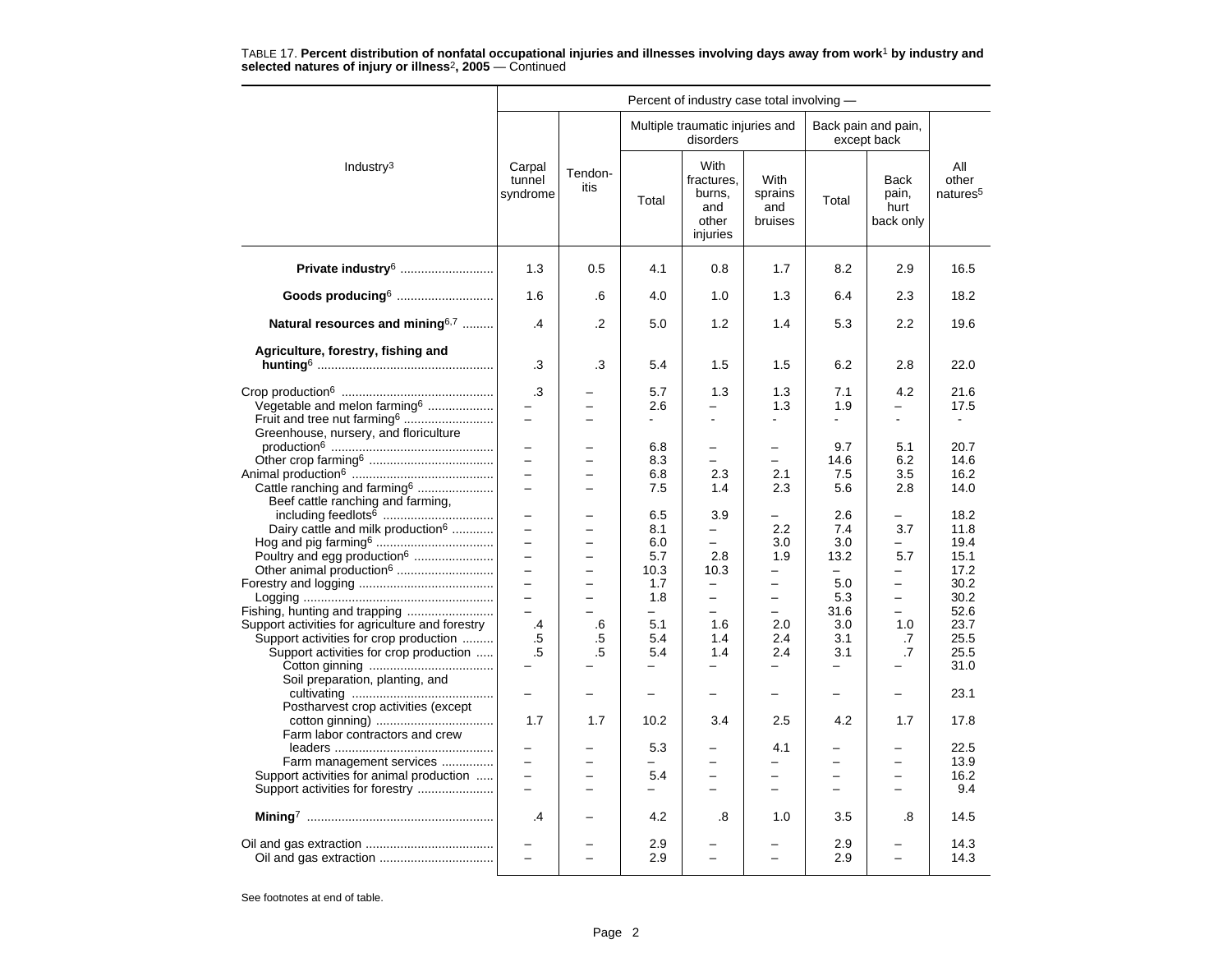TABLE 17. **Percent distribution of nonfatal occupational injuries and illnesses involving days away from work[1] by industry and selected natures of injury or illness[2], 2005** — Continued

| Industry[3] | Percent of industry case total involving — | | | | | | | |
|---|---|---|---|---|---|---|---|---|
| | Carpal tunnel syndrome | Tendon-itis | Multiple traumatic injuries and disorders | | | Back pain and pain, except back | | All other natures[5] |
| | | | Total | With fractures, burns, and other injuries | With sprains and bruises | Total | Back pain, hurt back only | |
| **Private industry[6]** | 1.3 | 0.5 | 4.1 | 0.8 | 1.7 | 8.2 | 2.9 | 16.5 |
| **Goods producing[6]** | 1.6 | .6 | 4.0 | 1.0 | 1.3 | 6.4 | 2.3 | 18.2 |
| **Natural resources and mining[6,7]** | .4 | .2 | 5.0 | 1.2 | 1.4 | 5.3 | 2.2 | 19.6 |
| **Agriculture, forestry, fishing and hunting[6]** | .3 | .3 | 5.4 | 1.5 | 1.5 | 6.2 | 2.8 | 22.0 |
| Crop production[6] | .3 | – | 5.7 | 1.3 | 1.3 | 7.1 | 4.2 | 21.6 |
| Vegetable and melon farming[6] | – | – | 2.6 | – | 1.3 | 1.9 | – | 17.5 |
| Fruit and tree nut farming[6] | – | – | - | - | - | - | - | - |
| Greenhouse, nursery, and floriculture production[6] | – | – | 6.8 | – | – | 9.7 | 5.1 | 20.7 |
| Other crop farming[6] | – | – | 8.3 | – | – | 14.6 | 6.2 | 14.6 |
| Animal production[6] | – | – | 6.8 | 2.3 | 2.1 | 7.5 | 3.5 | 16.2 |
| Cattle ranching and farming[6] | – | – | 7.5 | 1.4 | 2.3 | 5.6 | 2.8 | 14.0 |
| Beef cattle ranching and farming, including feedlots[6] | – | – | 6.5 | 3.9 | – | 2.6 | – | 18.2 |
| Dairy cattle and milk production[6] | – | – | 8.1 | – | 2.2 | 7.4 | 3.7 | 11.8 |
| Hog and pig farming[6] | – | – | 6.0 | – | 3.0 | 3.0 | – | 19.4 |
| Poultry and egg production[6] | – | – | 5.7 | 2.8 | 1.9 | 13.2 | 5.7 | 15.1 |
| Other animal production[6] | – | – | 10.3 | 10.3 | – | – | – | 17.2 |
| Forestry and logging | – | – | 1.7 | – | – | 5.0 | – | 30.2 |
| Logging | – | – | 1.8 | – | – | 5.3 | – | 30.2 |
| Fishing, hunting and trapping | – | – | – | – | – | 31.6 | – | 52.6 |
| Support activities for agriculture and forestry | .4 | .6 | 5.1 | 1.6 | 2.0 | 3.0 | 1.0 | 23.7 |
| Support activities for crop production | .5 | .5 | 5.4 | 1.4 | 2.4 | 3.1 | .7 | 25.5 |
| Support activities for crop production | .5 | .5 | 5.4 | 1.4 | 2.4 | 3.1 | .7 | 25.5 |
| Cotton ginning | – | – | – | – | – | – | – | 31.0 |
| Soil preparation, planting, and cultivating | – | – | – | – | – | – | – | 23.1 |
| Postharvest crop activities (except cotton ginning) | 1.7 | 1.7 | 10.2 | 3.4 | 2.5 | 4.2 | 1.7 | 17.8 |
| Farm labor contractors and crew leaders | – | – | 5.3 | – | 4.1 | – | – | 22.5 |
| Farm management services | – | – | – | – | – | – | – | 13.9 |
| Support activities for animal production | – | – | 5.4 | – | – | – | – | 16.2 |
| Support activities for forestry | – | – | – | – | – | – | – | 9.4 |
| **Mining[7]** | .4 | – | 4.2 | .8 | 1.0 | 3.5 | .8 | 14.5 |
| Oil and gas extraction | – | – | 2.9 | – | – | 2.9 | – | 14.3 |
| Oil and gas extraction | – | – | 2.9 | – | – | 2.9 | – | 14.3 |

See footnotes at end of table.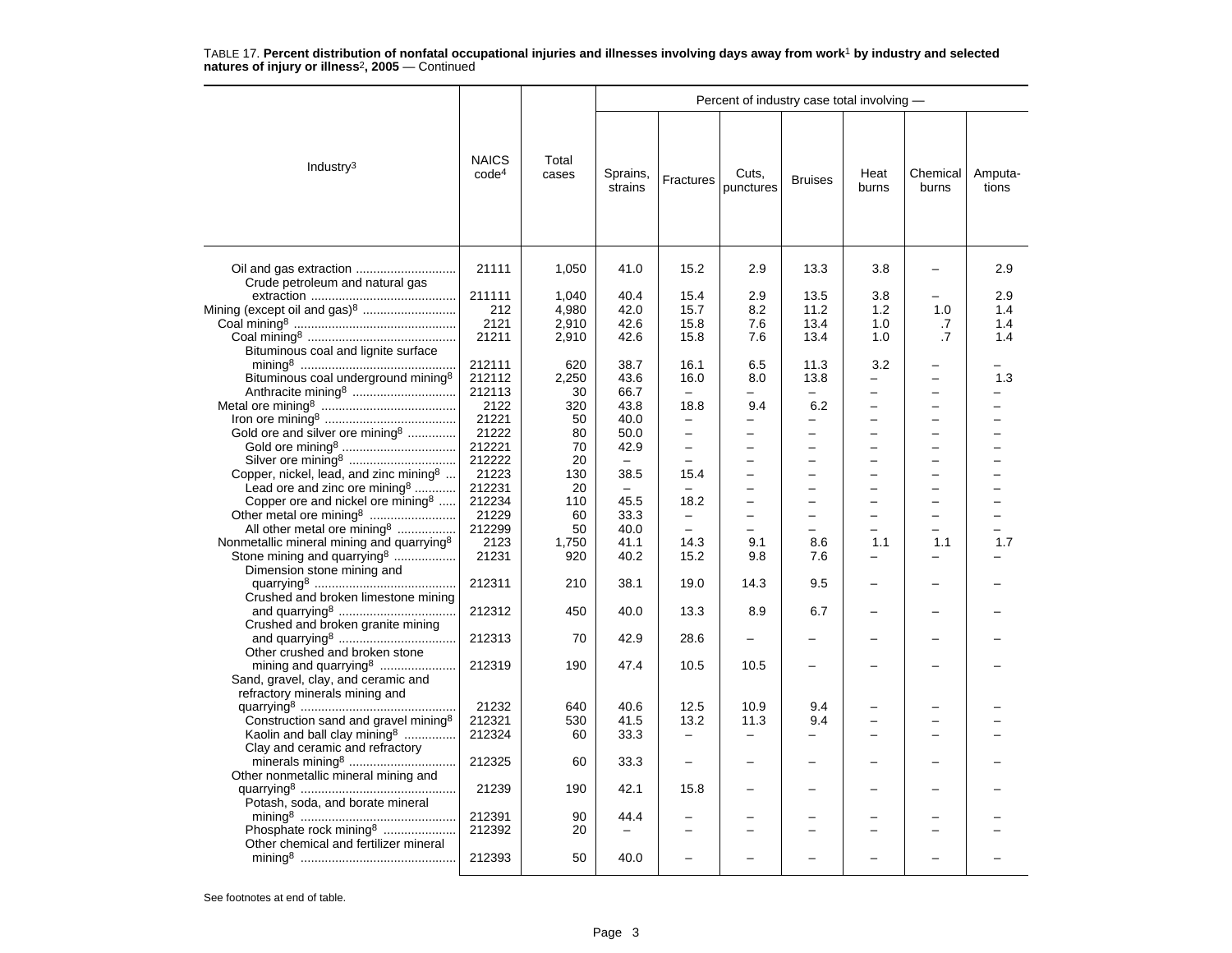TABLE 17. **Percent distribution of nonfatal occupational injuries and illnesses involving days away from work[1] by industry and selected natures of injury or illness[2], 2005** — Continued

| Industry[3] | NAICS code[4] | Total cases | Percent of industry case total involving — | | | | | | |
|---|---|---|---|---|---|---|---|---|---|
| | | | Sprains, strains | Fractures | Cuts, punctures | Bruises | Heat burns | Chemical burns | Amputa-tions |
| Oil and gas extraction | 21111 | 1,050 | 41.0 | 15.2 | 2.9 | 13.3 | 3.8 | – | 2.9 |
| Crude petroleum and natural gas extraction | 211111 | 1,040 | 40.4 | 15.4 | 2.9 | 13.5 | 3.8 | – | 2.9 |
| Mining (except oil and gas)[8] | 212 | 4,980 | 42.0 | 15.7 | 8.2 | 11.2 | 1.2 | 1.0 | 1.4 |
| Coal mining[8] | 2121 | 2,910 | 42.6 | 15.8 | 7.6 | 13.4 | 1.0 | .7 | 1.4 |
| Coal mining[8] | 21211 | 2,910 | 42.6 | 15.8 | 7.6 | 13.4 | 1.0 | .7 | 1.4 |
| Bituminous coal and lignite surface mining[8] | 212111 | 620 | 38.7 | 16.1 | 6.5 | 11.3 | 3.2 | – | – |
| Bituminous coal underground mining[8] | 212112 | 2,250 | 43.6 | 16.0 | 8.0 | 13.8 | – | – | 1.3 |
| Anthracite mining[8] | 212113 | 30 | 66.7 | – | – | – | – | – | – |
| Metal ore mining[8] | 2122 | 320 | 43.8 | 18.8 | 9.4 | 6.2 | – | – | – |
| Iron ore mining[8] | 21221 | 50 | 40.0 | – | – | – | – | – | – |
| Gold ore and silver ore mining[8] | 21222 | 80 | 50.0 | – | – | – | – | – | – |
| Gold ore mining[8] | 212221 | 70 | 42.9 | – | – | – | – | – | – |
| Silver ore mining[8] | 212222 | 20 | – | – | – | – | – | – | – |
| Copper, nickel, lead, and zinc mining[8] | 21223 | 130 | 38.5 | 15.4 | – | – | – | – | – |
| Lead ore and zinc ore mining[8] | 212231 | 20 | – | – | – | – | – | – | – |
| Copper ore and nickel ore mining[8] | 212234 | 110 | 45.5 | 18.2 | – | – | – | – | – |
| Other metal ore mining[8] | 21229 | 60 | 33.3 | – | – | – | – | – | – |
| All other metal ore mining[8] | 212299 | 50 | 40.0 | – | – | – | – | – | – |
| Nonmetallic mineral mining and quarrying[8] | 2123 | 1,750 | 41.1 | 14.3 | 9.1 | 8.6 | 1.1 | 1.1 | 1.7 |
| Stone mining and quarrying[8] | 21231 | 920 | 40.2 | 15.2 | 9.8 | 7.6 | – | – | – |
| Dimension stone mining and quarrying[8] | 212311 | 210 | 38.1 | 19.0 | 14.3 | 9.5 | – | – | – |
| Crushed and broken limestone mining and quarrying[8] | 212312 | 450 | 40.0 | 13.3 | 8.9 | 6.7 | – | – | – |
| Crushed and broken granite mining and quarrying[8] | 212313 | 70 | 42.9 | 28.6 | – | – | – | – | – |
| Other crushed and broken stone mining and quarrying[8] | 212319 | 190 | 47.4 | 10.5 | 10.5 | – | – | – | – |
| Sand, gravel, clay, and ceramic and refractory minerals mining and quarrying[8] | 21232 | 640 | 40.6 | 12.5 | 10.9 | 9.4 | – | – | – |
| Construction sand and gravel mining[8] | 212321 | 530 | 41.5 | 13.2 | 11.3 | 9.4 | – | – | – |
| Kaolin and ball clay mining[8] | 212324 | 60 | 33.3 | – | – | – | – | – | – |
| Clay and ceramic and refractory minerals mining[8] | 212325 | 60 | 33.3 | – | – | – | – | – | – |
| Other nonmetallic mineral mining and quarrying[8] | 21239 | 190 | 42.1 | 15.8 | – | – | – | – | – |
| Potash, soda, and borate mineral mining[8] | 212391 | 90 | 44.4 | – | – | – | – | – | – |
| Phosphate rock mining[8] | 212392 | 20 | – | – | – | – | – | – | – |
| Other chemical and fertilizer mineral mining[8] | 212393 | 50 | 40.0 | – | – | – | – | – | – |

See footnotes at end of table.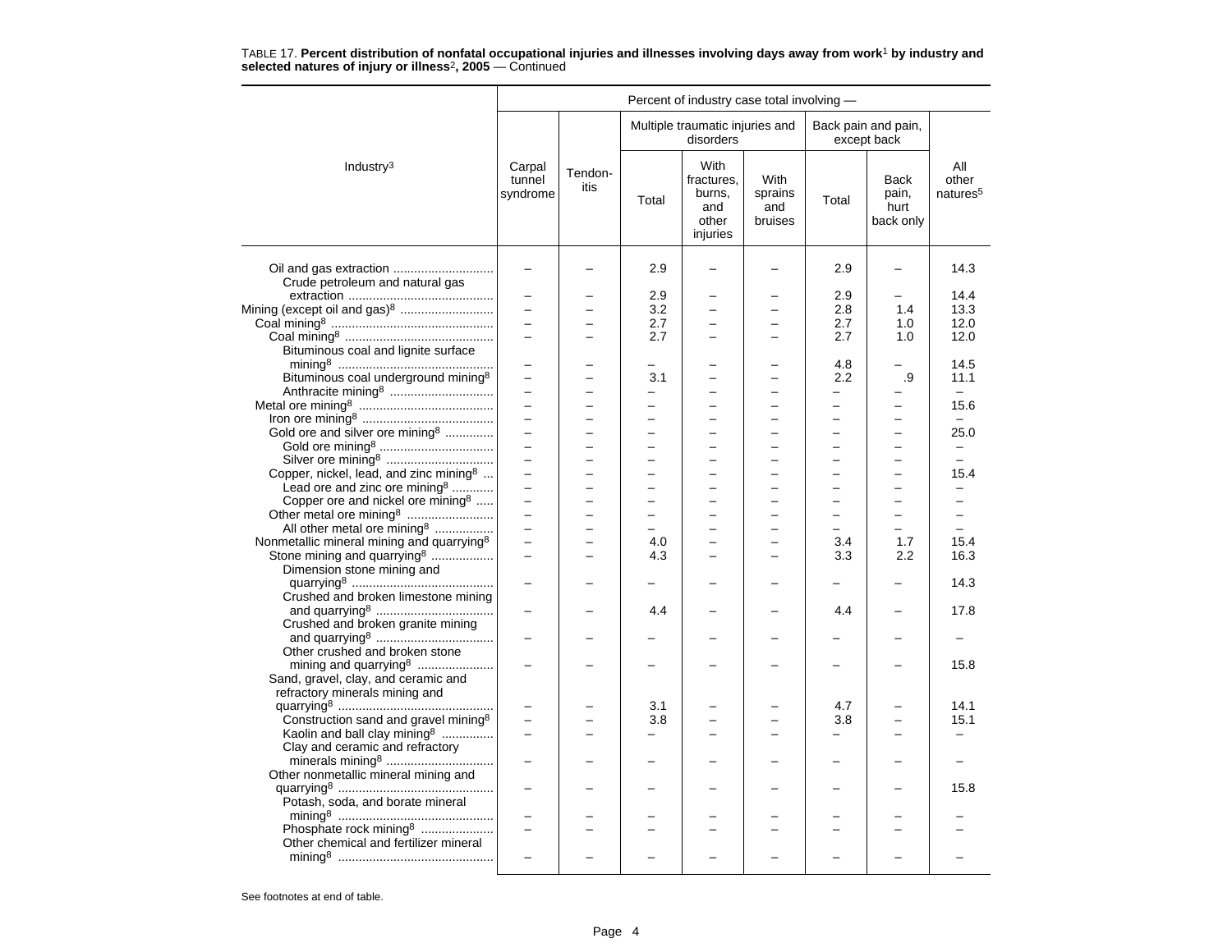TABLE 17. **Percent distribution of nonfatal occupational injuries and illnesses involving days away from work[1] by industry and selected natures of injury or illness[2], 2005** — Continued

| Industry[3] | Percent of industry case total involving — | | | | | | | |
|---|---|---|---|---|---|---|---|---|
| | Carpal tunnel syndrome | Tendon-itis | Multiple traumatic injuries and disorders | | | Back pain and pain, except back | | All other natures[5] |
| | | | Total | With fractures, burns, and other injuries | With sprains and bruises | Total | Back pain, hurt back only | |
| Oil and gas extraction | – | – | 2.9 | – | – | 2.9 | – | 14.3 |
| Crude petroleum and natural gas extraction | – | – | 2.9 | – | – | 2.9 | – | 14.4 |
| Mining (except oil and gas)[8] | – | – | 3.2 | – | – | 2.8 | 1.4 | 13.3 |
| Coal mining[8] | – | – | 2.7 | – | – | 2.7 | 1.0 | 12.0 |
| Coal mining[8] | – | – | 2.7 | – | – | 2.7 | 1.0 | 12.0 |
| Bituminous coal and lignite surface mining[8] | – | – | – | – | – | 4.8 | – | 14.5 |
| Bituminous coal underground mining[8] | – | – | 3.1 | – | – | 2.2 | .9 | 11.1 |
| Anthracite mining[8] | – | – | – | – | – | – | – | – |
| Metal ore mining[8] | – | – | – | – | – | – | – | 15.6 |
| Iron ore mining[8] | – | – | – | – | – | – | – | – |
| Gold ore and silver ore mining[8] | – | – | – | – | – | – | – | 25.0 |
| Gold ore mining[8] | – | – | – | – | – | – | – | – |
| Silver ore mining[8] | – | – | – | – | – | – | – | – |
| Copper, nickel, lead, and zinc mining[8] | – | – | – | – | – | – | – | 15.4 |
| Lead ore and zinc ore mining[8] | – | – | – | – | – | – | – | – |
| Copper ore and nickel ore mining[8] | – | – | – | – | – | – | – | – |
| Other metal ore mining[8] | – | – | – | – | – | – | – | – |
| All other metal ore mining[8] | – | – | – | – | – | – | – | – |
| Nonmetallic mineral mining and quarrying[8] | – | – | 4.0 | – | – | 3.4 | 1.7 | 15.4 |
| Stone mining and quarrying[8] | – | – | 4.3 | – | – | 3.3 | 2.2 | 16.3 |
| Dimension stone mining and quarrying[8] | – | – | – | – | – | – | – | 14.3 |
| Crushed and broken limestone mining and quarrying[8] | – | – | 4.4 | – | – | 4.4 | – | 17.8 |
| Crushed and broken granite mining and quarrying[8] | – | – | – | – | – | – | – | – |
| Other crushed and broken stone mining and quarrying[8] | – | – | – | – | – | – | – | 15.8 |
| Sand, gravel, clay, and ceramic and refractory minerals mining and quarrying[8] | – | – | 3.1 | – | – | 4.7 | – | 14.1 |
| Construction sand and gravel mining[8] | – | – | 3.8 | – | – | 3.8 | – | 15.1 |
| Kaolin and ball clay mining[8] | – | – | – | – | – | – | – | – |
| Clay and ceramic and refractory minerals mining[8] | – | – | – | – | – | – | – | – |
| Other nonmetallic mineral mining and quarrying[8] | – | – | – | – | – | – | – | 15.8 |
| Potash, soda, and borate mineral mining[8] | – | – | – | – | – | – | – | – |
| Phosphate rock mining[8] | – | – | – | – | – | – | – | – |
| Other chemical and fertilizer mineral mining[8] | – | – | – | – | – | – | – | – |

See footnotes at end of table.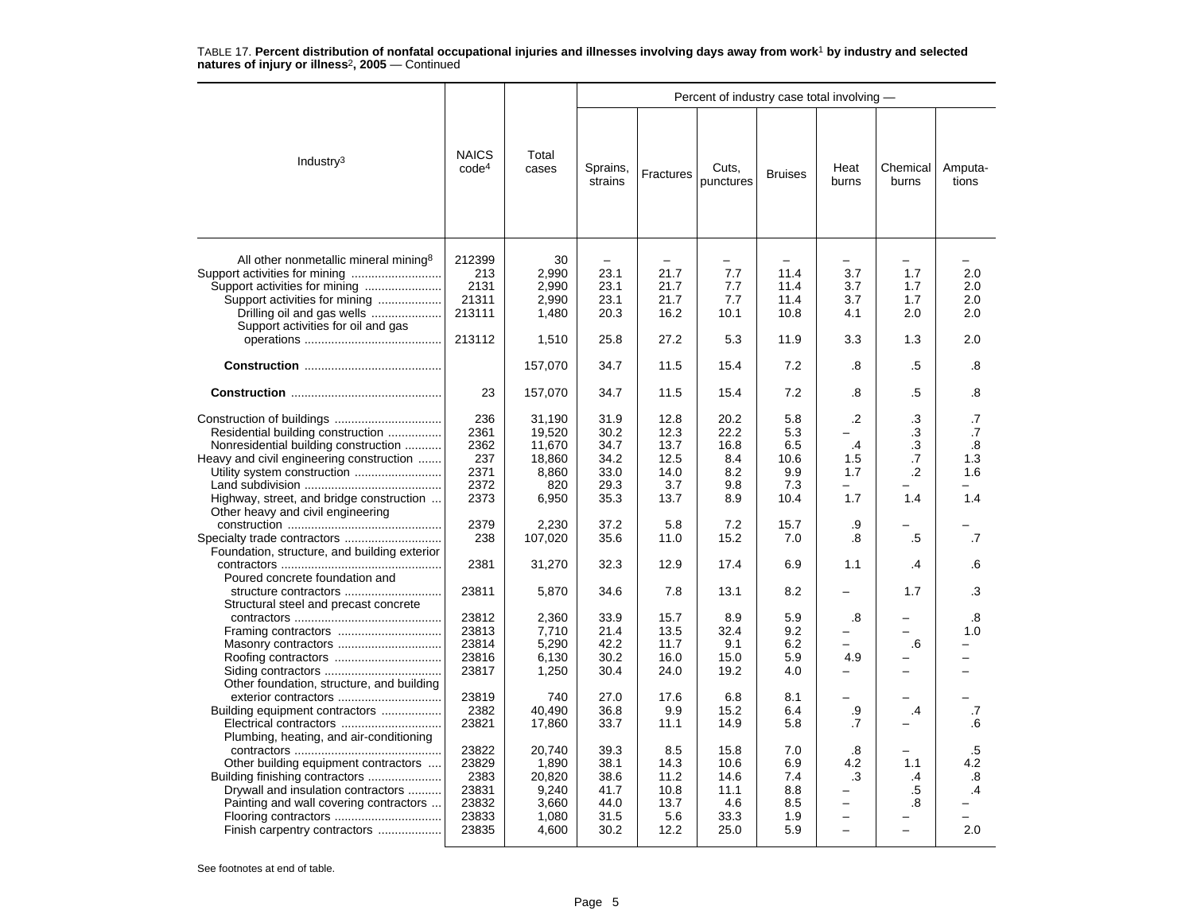TABLE 17. **Percent distribution of nonfatal occupational injuries and illnesses involving days away from work[1] by industry and selected natures of injury or illness[2], 2005** — Continued

| Industry[3] | NAICS code[4] | Total cases | Percent of industry case total involving — Sprains, strains | Fractures | Cuts, punctures | Bruises | Heat burns | Chemical burns | Amputa-tions |
|---|---|---|---|---|---|---|---|---|---|
| All other nonmetallic mineral mining[8] | 212399 | 30 | – | – | – | – | – | – | – |
| Support activities for mining | 213 | 2,990 | 23.1 | 21.7 | 7.7 | 11.4 | 3.7 | 1.7 | 2.0 |
| Support activities for mining | 2131 | 2,990 | 23.1 | 21.7 | 7.7 | 11.4 | 3.7 | 1.7 | 2.0 |
| Support activities for mining | 21311 | 2,990 | 23.1 | 21.7 | 7.7 | 11.4 | 3.7 | 1.7 | 2.0 |
| Drilling oil and gas wells | 213111 | 1,480 | 20.3 | 16.2 | 10.1 | 10.8 | 4.1 | 2.0 | 2.0 |
| Support activities for oil and gas operations | 213112 | 1,510 | 25.8 | 27.2 | 5.3 | 11.9 | 3.3 | 1.3 | 2.0 |
| **Construction** | | 157,070 | 34.7 | 11.5 | 15.4 | 7.2 | .8 | .5 | .8 |
| **Construction** | 23 | 157,070 | 34.7 | 11.5 | 15.4 | 7.2 | .8 | .5 | .8 |
| Construction of buildings | 236 | 31,190 | 31.9 | 12.8 | 20.2 | 5.8 | .2 | .3 | .7 |
| Residential building construction | 2361 | 19,520 | 30.2 | 12.3 | 22.2 | 5.3 | – | .3 | .7 |
| Nonresidential building construction | 2362 | 11,670 | 34.7 | 13.7 | 16.8 | 6.5 | .4 | .3 | .8 |
| Heavy and civil engineering construction | 237 | 18,860 | 34.2 | 12.5 | 8.4 | 10.6 | 1.5 | .7 | 1.3 |
| Utility system construction | 2371 | 8,860 | 33.0 | 14.0 | 8.2 | 9.9 | 1.7 | .2 | 1.6 |
| Land subdivision | 2372 | 820 | 29.3 | 3.7 | 9.8 | 7.3 | – | – | – |
| Highway, street, and bridge construction | 2373 | 6,950 | 35.3 | 13.7 | 8.9 | 10.4 | 1.7 | 1.4 | 1.4 |
| Other heavy and civil engineering construction | 2379 | 2,230 | 37.2 | 5.8 | 7.2 | 15.7 | .9 | – | – |
| Specialty trade contractors | 238 | 107,020 | 35.6 | 11.0 | 15.2 | 7.0 | .8 | .5 | .7 |
| Foundation, structure, and building exterior contractors | 2381 | 31,270 | 32.3 | 12.9 | 17.4 | 6.9 | 1.1 | .4 | .6 |
| Poured concrete foundation and structure contractors | 23811 | 5,870 | 34.6 | 7.8 | 13.1 | 8.2 | – | 1.7 | .3 |
| Structural steel and precast concrete contractors | 23812 | 2,360 | 33.9 | 15.7 | 8.9 | 5.9 | .8 | – | .8 |
| Framing contractors | 23813 | 7,710 | 21.4 | 13.5 | 32.4 | 9.2 | – | – | 1.0 |
| Masonry contractors | 23814 | 5,290 | 42.2 | 11.7 | 9.1 | 6.2 | – | .6 | – |
| Roofing contractors | 23816 | 6,130 | 30.2 | 16.0 | 15.0 | 5.9 | 4.9 | – | – |
| Siding contractors | 23817 | 1,250 | 30.4 | 24.0 | 19.2 | 4.0 | – | – | – |
| Other foundation, structure, and building exterior contractors | 23819 | 740 | 27.0 | 17.6 | 6.8 | 8.1 | – | – | – |
| Building equipment contractors | 2382 | 40,490 | 36.8 | 9.9 | 15.2 | 6.4 | .9 | .4 | .7 |
| Electrical contractors | 23821 | 17,860 | 33.7 | 11.1 | 14.9 | 5.8 | .7 | – | .6 |
| Plumbing, heating, and air-conditioning contractors | 23822 | 20,740 | 39.3 | 8.5 | 15.8 | 7.0 | .8 | – | .5 |
| Other building equipment contractors | 23829 | 1,890 | 38.1 | 14.3 | 10.6 | 6.9 | 4.2 | 1.1 | 4.2 |
| Building finishing contractors | 2383 | 20,820 | 38.6 | 11.2 | 14.6 | 7.4 | .3 | .4 | .8 |
| Drywall and insulation contractors | 23831 | 9,240 | 41.7 | 10.8 | 11.1 | 8.8 | – | .5 | .4 |
| Painting and wall covering contractors | 23832 | 3,660 | 44.0 | 13.7 | 4.6 | 8.5 | – | .8 | – |
| Flooring contractors | 23833 | 1,080 | 31.5 | 5.6 | 33.3 | 1.9 | – | – | – |
| Finish carpentry contractors | 23835 | 4,600 | 30.2 | 12.2 | 25.0 | 5.9 | – | – | 2.0 |

See footnotes at end of table.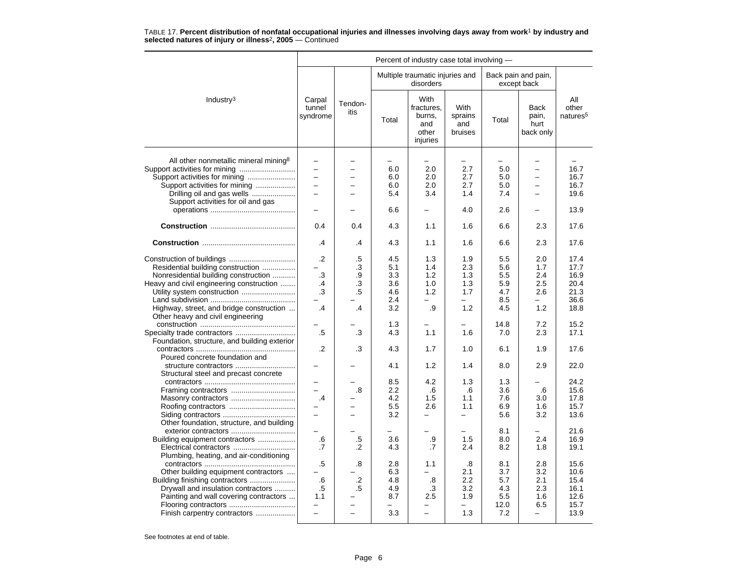TABLE 17. **Percent distribution of nonfatal occupational injuries and illnesses involving days away from work[1] by industry and selected natures of injury or illness[2], 2005** — Continued

| Industry[3] | Percent of industry case total involving — | | | | | | | |
|---|---|---|---|---|---|---|---|---|
| | Carpal tunnel syndrome | Tendon-itis | Multiple traumatic injuries and disorders | | | Back pain and pain, except back | | All other natures[5] |
| | | | Total | With fractures, burns, and other injuries | With sprains and bruises | Total | Back pain, hurt back only | |
| All other nonmetallic mineral mining[8] | – | – | – | – | – | – | – | – |
| Support activities for mining | – | – | 6.0 | 2.0 | 2.7 | 5.0 | – | 16.7 |
| Support activities for mining | – | – | 6.0 | 2.0 | 2.7 | 5.0 | – | 16.7 |
| Support activities for mining | – | – | 6.0 | 2.0 | 2.7 | 5.0 | – | 16.7 |
| Drilling oil and gas wells | – | – | 5.4 | 3.4 | 1.4 | 7.4 | – | 19.6 |
| Support activities for oil and gas operations | – | – | 6.6 | – | 4.0 | 2.6 | – | 13.9 |
| **Construction** | 0.4 | 0.4 | 4.3 | 1.1 | 1.6 | 6.6 | 2.3 | 17.6 |
| **Construction** | .4 | .4 | 4.3 | 1.1 | 1.6 | 6.6 | 2.3 | 17.6 |
| Construction of buildings | .2 | .5 | 4.5 | 1.3 | 1.9 | 5.5 | 2.0 | 17.4 |
| Residential building construction | – | .3 | 5.1 | 1.4 | 2.3 | 5.6 | 1.7 | 17.7 |
| Nonresidential building construction | .3 | .9 | 3.3 | 1.2 | 1.3 | 5.5 | 2.4 | 16.9 |
| Heavy and civil engineering construction | .4 | .3 | 3.6 | 1.0 | 1.3 | 5.9 | 2.5 | 20.4 |
| Utility system construction | .3 | .5 | 4.6 | 1.2 | 1.7 | 4.7 | 2.6 | 21.3 |
| Land subdivision | – | – | 2.4 | – | – | 8.5 | – | 36.6 |
| Highway, street, and bridge construction | .4 | .4 | 3.2 | .9 | 1.2 | 4.5 | 1.2 | 18.8 |
| Other heavy and civil engineering construction | – | – | 1.3 | – | – | 14.8 | 7.2 | 15.2 |
| Specialty trade contractors | .5 | .3 | 4.3 | 1.1 | 1.6 | 7.0 | 2.3 | 17.1 |
| Foundation, structure, and building exterior contractors | .2 | .3 | 4.3 | 1.7 | 1.0 | 6.1 | 1.9 | 17.6 |
| Poured concrete foundation and structure contractors | – | – | 4.1 | 1.2 | 1.4 | 8.0 | 2.9 | 22.0 |
| Structural steel and precast concrete contractors | – | – | 8.5 | 4.2 | 1.3 | 1.3 | – | 24.2 |
| Framing contractors | – | .8 | 2.2 | .6 | .6 | 3.6 | .6 | 15.6 |
| Masonry contractors | .4 | – | 4.2 | 1.5 | 1.1 | 7.6 | 3.0 | 17.8 |
| Roofing contractors | – | – | 5.5 | 2.6 | 1.1 | 6.9 | 1.6 | 15.7 |
| Siding contractors | – | – | 3.2 | – | – | 5.6 | 3.2 | 13.6 |
| Other foundation, structure, and building exterior contractors | – | – | – | – | – | 8.1 | – | 21.6 |
| Building equipment contractors | .6 | .5 | 3.6 | .9 | 1.5 | 8.0 | 2.4 | 16.9 |
| Electrical contractors | .7 | .2 | 4.3 | .7 | 2.4 | 8.2 | 1.8 | 19.1 |
| Plumbing, heating, and air-conditioning contractors | .5 | .8 | 2.8 | 1.1 | .8 | 8.1 | 2.8 | 15.6 |
| Other building equipment contractors | – | – | 6.3 | – | 2.1 | 3.7 | 3.2 | 10.6 |
| Building finishing contractors | .6 | .2 | 4.8 | .8 | 2.2 | 5.7 | 2.1 | 15.4 |
| Drywall and insulation contractors | .5 | .5 | 4.9 | .3 | 3.2 | 4.3 | 2.3 | 16.1 |
| Painting and wall covering contractors | 1.1 | – | 8.7 | 2.5 | 1.9 | 5.5 | 1.6 | 12.6 |
| Flooring contractors | – | – | – | – | – | 12.0 | 6.5 | 15.7 |
| Finish carpentry contractors | – | – | 3.3 | – | 1.3 | 7.2 | – | 13.9 |

See footnotes at end of table.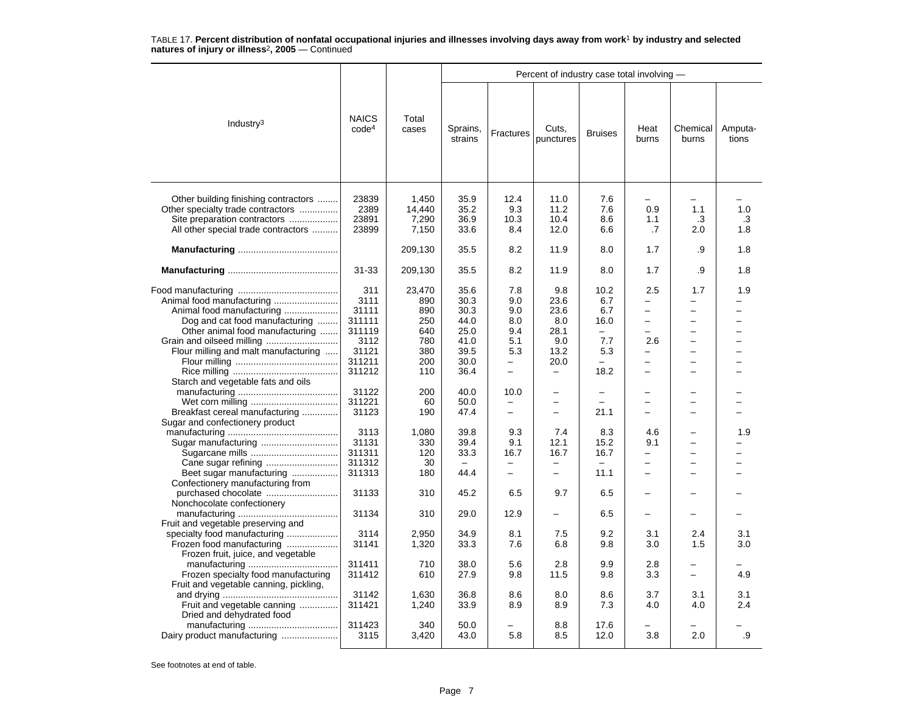TABLE 17. **Percent distribution of nonfatal occupational injuries and illnesses involving days away from work[1] by industry and selected natures of injury or illness[2], 2005** — Continued

| Industry[3] | NAICS code[4] | Total cases | Percent of industry case total involving — Sprains, strains | Fractures | Cuts, punctures | Bruises | Heat burns | Chemical burns | Amputa-tions |
|---|---|---|---|---|---|---|---|---|---|
| Other building finishing contractors | 23839 | 1,450 | 35.9 | 12.4 | 11.0 | 7.6 | – | – | – |
| Other specialty trade contractors | 2389 | 14,440 | 35.2 | 9.3 | 11.2 | 7.6 | 0.9 | 1.1 | 1.0 |
| Site preparation contractors | 23891 | 7,290 | 36.9 | 10.3 | 10.4 | 8.6 | 1.1 | .3 | .3 |
| All other special trade contractors | 23899 | 7,150 | 33.6 | 8.4 | 12.0 | 6.6 | .7 | 2.0 | 1.8 |
| **Manufacturing** | | 209,130 | 35.5 | 8.2 | 11.9 | 8.0 | 1.7 | .9 | 1.8 |
| **Manufacturing** | 31-33 | 209,130 | 35.5 | 8.2 | 11.9 | 8.0 | 1.7 | .9 | 1.8 |
| Food manufacturing | 311 | 23,470 | 35.6 | 7.8 | 9.8 | 10.2 | 2.5 | 1.7 | 1.9 |
| Animal food manufacturing | 3111 | 890 | 30.3 | 9.0 | 23.6 | 6.7 | – | – | – |
| Animal food manufacturing | 31111 | 890 | 30.3 | 9.0 | 23.6 | 6.7 | – | – | – |
| Dog and cat food manufacturing | 311111 | 250 | 44.0 | 8.0 | 8.0 | 16.0 | – | – | – |
| Other animal food manufacturing | 311119 | 640 | 25.0 | 9.4 | 28.1 | – | – | – | – |
| Grain and oilseed milling | 3112 | 780 | 41.0 | 5.1 | 9.0 | 7.7 | 2.6 | – | – |
| Flour milling and malt manufacturing | 31121 | 380 | 39.5 | 5.3 | 13.2 | 5.3 | – | – | – |
| Flour milling | 311211 | 200 | 30.0 | – | 20.0 | – | – | – | – |
| Rice milling | 311212 | 110 | 36.4 | – | – | 18.2 | – | – | – |
| Starch and vegetable fats and oils manufacturing | 31122 | 200 | 40.0 | 10.0 | – | – | – | – | – |
| Wet corn milling | 311221 | 60 | 50.0 | – | – | – | – | – | – |
| Breakfast cereal manufacturing | 31123 | 190 | 47.4 | – | – | 21.1 | – | – | – |
| Sugar and confectionery product manufacturing | 3113 | 1,080 | 39.8 | 9.3 | 7.4 | 8.3 | 4.6 | – | 1.9 |
| Sugar manufacturing | 31131 | 330 | 39.4 | 9.1 | 12.1 | 15.2 | 9.1 | – | – |
| Sugarcane mills | 311311 | 120 | 33.3 | 16.7 | 16.7 | 16.7 | – | – | – |
| Cane sugar refining | 311312 | 30 | – | – | – | – | – | – | – |
| Beet sugar manufacturing | 311313 | 180 | 44.4 | – | – | 11.1 | – | – | – |
| Confectionery manufacturing from purchased chocolate | 31133 | 310 | 45.2 | 6.5 | 9.7 | 6.5 | – | – | – |
| Nonchocolate confectionery manufacturing | 31134 | 310 | 29.0 | 12.9 | – | 6.5 | – | – | – |
| Fruit and vegetable preserving and specialty food manufacturing | 3114 | 2,950 | 34.9 | 8.1 | 7.5 | 9.2 | 3.1 | 2.4 | 3.1 |
| Frozen food manufacturing | 31141 | 1,320 | 33.3 | 7.6 | 6.8 | 9.8 | 3.0 | 1.5 | 3.0 |
| Frozen fruit, juice, and vegetable manufacturing | 311411 | 710 | 38.0 | 5.6 | 2.8 | 9.9 | 2.8 | – | – |
| Frozen specialty food manufacturing | 311412 | 610 | 27.9 | 9.8 | 11.5 | 9.8 | 3.3 | – | 4.9 |
| Fruit and vegetable canning, pickling, and drying | 31142 | 1,630 | 36.8 | 8.6 | 8.0 | 8.6 | 3.7 | 3.1 | 3.1 |
| Fruit and vegetable canning | 311421 | 1,240 | 33.9 | 8.9 | 8.9 | 7.3 | 4.0 | 4.0 | 2.4 |
| Dried and dehydrated food manufacturing | 311423 | 340 | 50.0 | – | 8.8 | 17.6 | – | – | – |
| Dairy product manufacturing | 3115 | 3,420 | 43.0 | 5.8 | 8.5 | 12.0 | 3.8 | 2.0 | .9 |

See footnotes at end of table.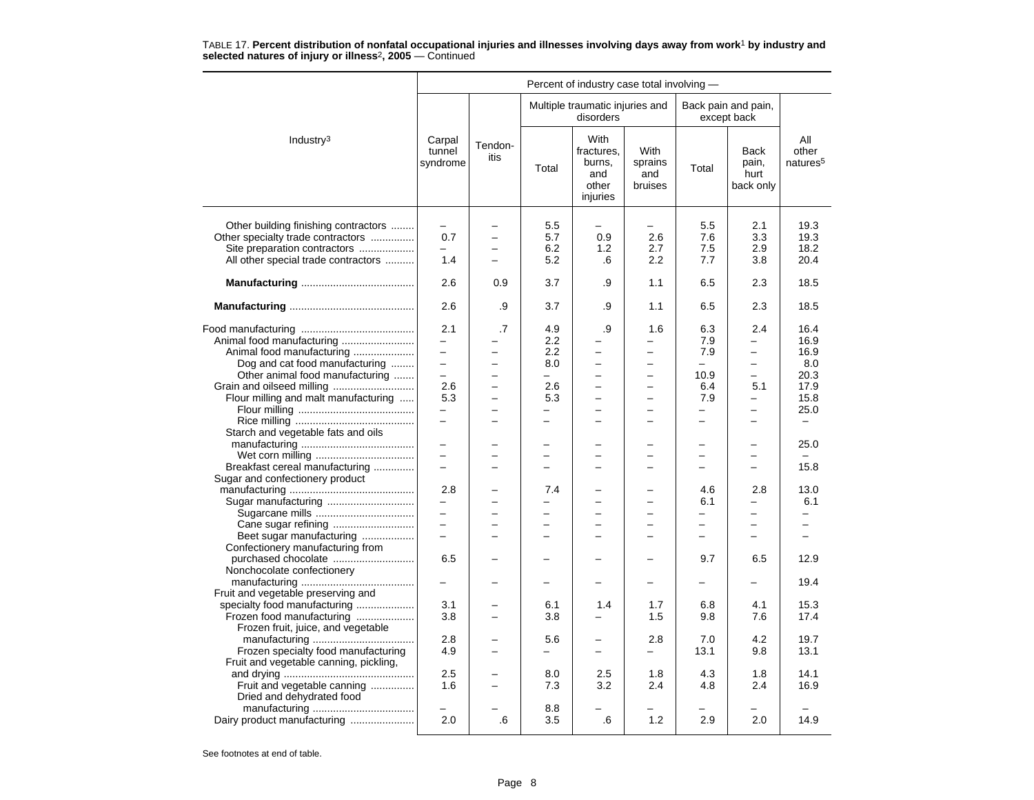TABLE 17. **Percent distribution of nonfatal occupational injuries and illnesses involving days away from work[1] by industry and selected natures of injury or illness[2], 2005** — Continued

| Industry[3] | Percent of industry case total involving — | | | | | | | |
|---|---|---|---|---|---|---|---|---|
| | Carpal tunnel syndrome | Tendon-itis | Multiple traumatic injuries and disorders | | | Back pain and pain, except back | | All other natures[5] |
| | | | Total | With fractures, burns, and other injuries | With sprains and bruises | Total | Back pain, hurt back only | |
| Other building finishing contractors | – | – | 5.5 | – | – | 5.5 | 2.1 | 19.3 |
| Other specialty trade contractors | 0.7 | – | 5.7 | 0.9 | 2.6 | 7.6 | 3.3 | 19.3 |
| Site preparation contractors | – | – | 6.2 | 1.2 | 2.7 | 7.5 | 2.9 | 18.2 |
| All other special trade contractors | 1.4 | – | 5.2 | .6 | 2.2 | 7.7 | 3.8 | 20.4 |
| **Manufacturing** | 2.6 | 0.9 | 3.7 | .9 | 1.1 | 6.5 | 2.3 | 18.5 |
| **Manufacturing** | 2.6 | .9 | 3.7 | .9 | 1.1 | 6.5 | 2.3 | 18.5 |
| Food manufacturing | 2.1 | .7 | 4.9 | .9 | 1.6 | 6.3 | 2.4 | 16.4 |
| Animal food manufacturing | – | – | 2.2 | – | – | 7.9 | – | 16.9 |
| Animal food manufacturing | – | – | 2.2 | – | – | 7.9 | – | 16.9 |
| Dog and cat food manufacturing | – | – | 8.0 | – | – | – | – | 8.0 |
| Other animal food manufacturing | – | – | – | – | – | 10.9 | – | 20.3 |
| Grain and oilseed milling | 2.6 | – | 2.6 | – | – | 6.4 | 5.1 | 17.9 |
| Flour milling and malt manufacturing | 5.3 | – | 5.3 | – | – | 7.9 | – | 15.8 |
| Flour milling | – | – | – | – | – | – | – | 25.0 |
| Rice milling | – | – | – | – | – | – | – | – |
| Starch and vegetable fats and oils manufacturing | – | – | – | – | – | – | – | 25.0 |
| Wet corn milling | – | – | – | – | – | – | – | – |
| Breakfast cereal manufacturing | – | – | – | – | – | – | – | 15.8 |
| Sugar and confectionery product manufacturing | 2.8 | – | 7.4 | – | – | 4.6 | 2.8 | 13.0 |
| Sugar manufacturing | – | – | – | – | – | 6.1 | – | 6.1 |
| Sugarcane mills | – | – | – | – | – | – | – | – |
| Cane sugar refining | – | – | – | – | – | – | – | – |
| Beet sugar manufacturing | – | – | – | – | – | – | – | – |
| Confectionery manufacturing from purchased chocolate | 6.5 | – | – | – | – | 9.7 | 6.5 | 12.9 |
| Nonchocolate confectionery manufacturing | – | – | – | – | – | – | – | 19.4 |
| Fruit and vegetable preserving and specialty food manufacturing | 3.1 | – | 6.1 | 1.4 | 1.7 | 6.8 | 4.1 | 15.3 |
| Frozen food manufacturing | 3.8 | – | 3.8 | – | 1.5 | 9.8 | 7.6 | 17.4 |
| Frozen fruit, juice, and vegetable manufacturing | 2.8 | – | 5.6 | – | 2.8 | 7.0 | 4.2 | 19.7 |
| Frozen specialty food manufacturing | 4.9 | – | – | – | – | 13.1 | 9.8 | 13.1 |
| Fruit and vegetable canning, pickling, and drying | 2.5 | – | 8.0 | 2.5 | 1.8 | 4.3 | 1.8 | 14.1 |
| Fruit and vegetable canning | 1.6 | – | 7.3 | 3.2 | 2.4 | 4.8 | 2.4 | 16.9 |
| Dried and dehydrated food manufacturing | – | – | 8.8 | – | – | – | – | – |
| Dairy product manufacturing | 2.0 | .6 | 3.5 | .6 | 1.2 | 2.9 | 2.0 | 14.9 |

See footnotes at end of table.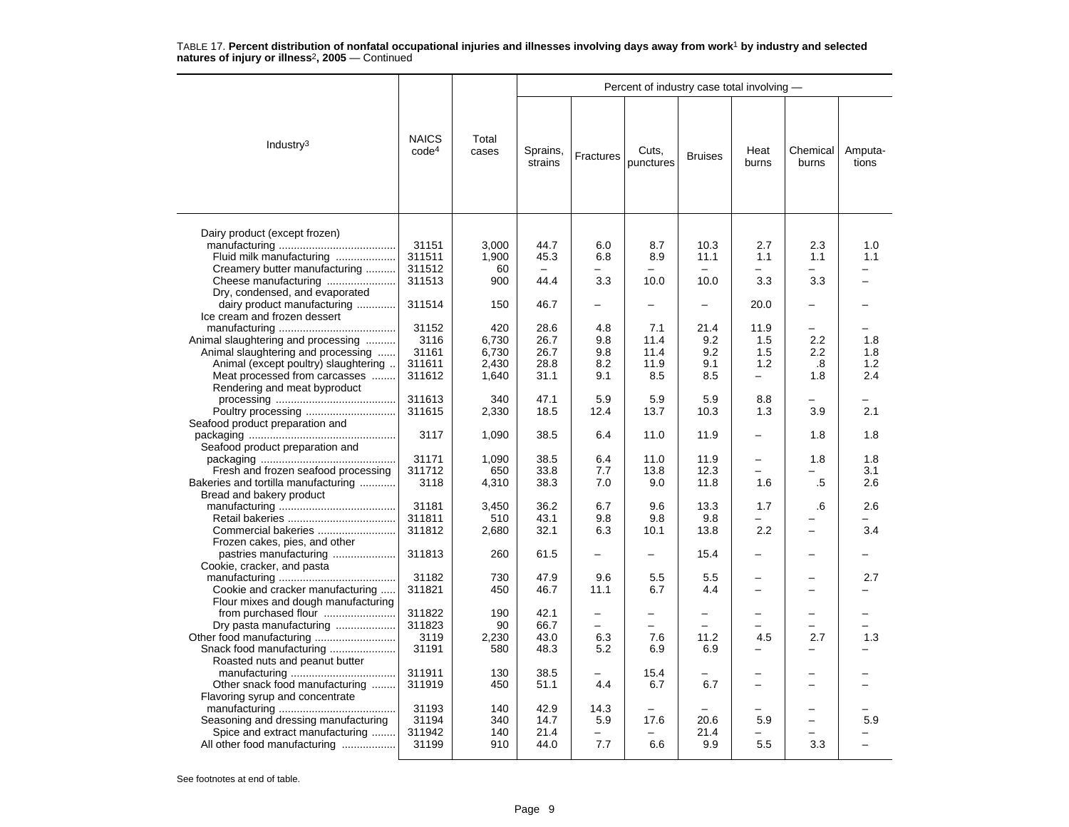TABLE 17. **Percent distribution of nonfatal occupational injuries and illnesses involving days away from work[1] by industry and selected natures of injury or illness[2], 2005** — Continued

| Industry[3] | NAICS code[4] | Total cases | Percent of industry case total involving — Sprains, strains | Fractures | Cuts, punctures | Bruises | Heat burns | Chemical burns | Amputa-tions |
|---|---|---|---|---|---|---|---|---|---|
| Dairy product (except frozen) manufacturing | 31151 | 3,000 | 44.7 | 6.0 | 8.7 | 10.3 | 2.7 | 2.3 | 1.0 |
| Fluid milk manufacturing | 311511 | 1,900 | 45.3 | 6.8 | 8.9 | 11.1 | 1.1 | 1.1 | 1.1 |
| Creamery butter manufacturing | 311512 | 60 | – | – | – | – | – | – | – |
| Cheese manufacturing | 311513 | 900 | 44.4 | 3.3 | 10.0 | 10.0 | 3.3 | 3.3 | – |
| Dry, condensed, and evaporated dairy product manufacturing | 311514 | 150 | 46.7 | – | – | – | 20.0 | – | – |
| Ice cream and frozen dessert manufacturing | 31152 | 420 | 28.6 | 4.8 | 7.1 | 21.4 | 11.9 | – | – |
| Animal slaughtering and processing | 3116 | 6,730 | 26.7 | 9.8 | 11.4 | 9.2 | 1.5 | 2.2 | 1.8 |
| Animal slaughtering and processing | 31161 | 6,730 | 26.7 | 9.8 | 11.4 | 9.2 | 1.5 | 2.2 | 1.8 |
| Animal (except poultry) slaughtering | 311611 | 2,430 | 28.8 | 8.2 | 11.9 | 9.1 | 1.2 | .8 | 1.2 |
| Meat processed from carcasses | 311612 | 1,640 | 31.1 | 9.1 | 8.5 | 8.5 | – | 1.8 | 2.4 |
| Rendering and meat byproduct processing | 311613 | 340 | 47.1 | 5.9 | 5.9 | 5.9 | 8.8 | – | – |
| Poultry processing | 311615 | 2,330 | 18.5 | 12.4 | 13.7 | 10.3 | 1.3 | 3.9 | 2.1 |
| Seafood product preparation and packaging | 3117 | 1,090 | 38.5 | 6.4 | 11.0 | 11.9 | – | 1.8 | 1.8 |
| Seafood product preparation and packaging | 31171 | 1,090 | 38.5 | 6.4 | 11.0 | 11.9 | – | 1.8 | 1.8 |
| Fresh and frozen seafood processing | 311712 | 650 | 33.8 | 7.7 | 13.8 | 12.3 | – | – | 3.1 |
| Bakeries and tortilla manufacturing | 3118 | 4,310 | 38.3 | 7.0 | 9.0 | 11.8 | 1.6 | .5 | 2.6 |
| Bread and bakery product manufacturing | 31181 | 3,450 | 36.2 | 6.7 | 9.6 | 13.3 | 1.7 | .6 | 2.6 |
| Retail bakeries | 311811 | 510 | 43.1 | 9.8 | 9.8 | 9.8 | – | – | – |
| Commercial bakeries | 311812 | 2,680 | 32.1 | 6.3 | 10.1 | 13.8 | 2.2 | – | 3.4 |
| Frozen cakes, pies, and other pastries manufacturing | 311813 | 260 | 61.5 | – | – | 15.4 | – | – | – |
| Cookie, cracker, and pasta manufacturing | 31182 | 730 | 47.9 | 9.6 | 5.5 | 5.5 | – | – | 2.7 |
| Cookie and cracker manufacturing | 311821 | 450 | 46.7 | 11.1 | 6.7 | 4.4 | – | – | – |
| Flour mixes and dough manufacturing from purchased flour | 311822 | 190 | 42.1 | – | – | – | – | – | – |
| Dry pasta manufacturing | 311823 | 90 | 66.7 | – | – | – | – | – | – |
| Other food manufacturing | 3119 | 2,230 | 43.0 | 6.3 | 7.6 | 11.2 | 4.5 | 2.7 | 1.3 |
| Snack food manufacturing | 31191 | 580 | 48.3 | 5.2 | 6.9 | 6.9 | – | – | – |
| Roasted nuts and peanut butter manufacturing | 311911 | 130 | 38.5 | – | 15.4 | – | – | – | – |
| Other snack food manufacturing | 311919 | 450 | 51.1 | 4.4 | 6.7 | 6.7 | – | – | – |
| Flavoring syrup and concentrate manufacturing | 31193 | 140 | 42.9 | 14.3 | – | – | – | – | – |
| Seasoning and dressing manufacturing | 31194 | 340 | 14.7 | 5.9 | 17.6 | 20.6 | 5.9 | – | 5.9 |
| Spice and extract manufacturing | 311942 | 140 | 21.4 | – | – | 21.4 | – | – | – |
| All other food manufacturing | 31199 | 910 | 44.0 | 7.7 | 6.6 | 9.9 | 5.5 | 3.3 | – |

See footnotes at end of table.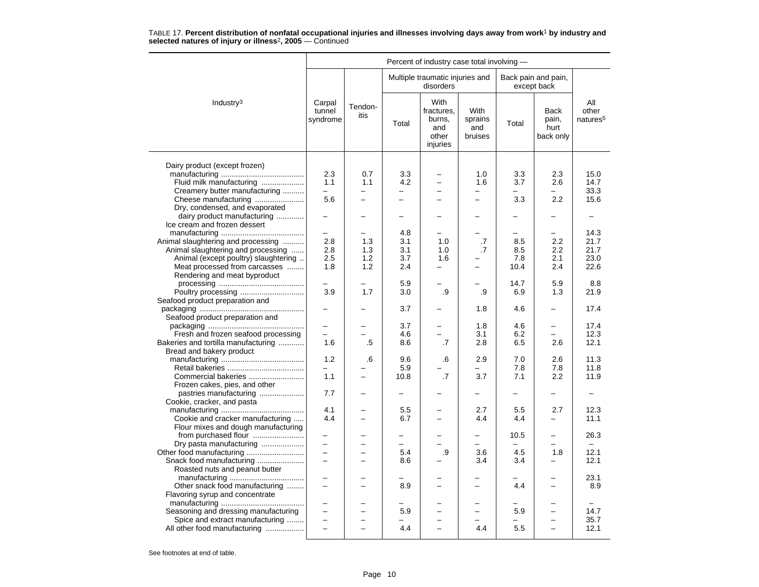TABLE 17. **Percent distribution of nonfatal occupational injuries and illnesses involving days away from work[1] by industry and selected natures of injury or illness[2], 2005** — Continued

| Industry[3] | Carpal tunnel syndrome | Tendon-itis | Multiple traumatic injuries and disorders: Total | Multiple traumatic injuries and disorders: With fractures, burns, and other injuries | Multiple traumatic injuries and disorders: With sprains and bruises | Back pain and pain, except back: Total | Back pain and pain, except back: Back pain, hurt back only | All other natures[5] |
|---|---|---|---|---|---|---|---|---|
| Dairy product (except frozen) manufacturing | 2.3 | 0.7 | 3.3 | – | 1.0 | 3.3 | 2.3 | 15.0 |
| Fluid milk manufacturing | 1.1 | 1.1 | 4.2 | – | 1.6 | 3.7 | 2.6 | 14.7 |
| Creamery butter manufacturing | – | – | – | – | – | – | – | 33.3 |
| Cheese manufacturing | 5.6 | – | – | – | – | 3.3 | 2.2 | 15.6 |
| Dry, condensed, and evaporated dairy product manufacturing | – | – | – | – | – | – | – | – |
| Ice cream and frozen dessert manufacturing | – | – | 4.8 | – | – | – | – | 14.3 |
| Animal slaughtering and processing | 2.8 | 1.3 | 3.1 | 1.0 | .7 | 8.5 | 2.2 | 21.7 |
| Animal slaughtering and processing | 2.8 | 1.3 | 3.1 | 1.0 | .7 | 8.5 | 2.2 | 21.7 |
| Animal (except poultry) slaughtering | 2.5 | 1.2 | 3.7 | 1.6 | – | 7.8 | 2.1 | 23.0 |
| Meat processed from carcasses | 1.8 | 1.2 | 2.4 | – | – | 10.4 | 2.4 | 22.6 |
| Rendering and meat byproduct processing | – | – | 5.9 | – | – | 14.7 | 5.9 | 8.8 |
| Poultry processing | 3.9 | 1.7 | 3.0 | .9 | .9 | 6.9 | 1.3 | 21.9 |
| Seafood product preparation and packaging | – | – | 3.7 | – | 1.8 | 4.6 | – | 17.4 |
| Seafood product preparation and packaging | – | – | 3.7 | – | 1.8 | 4.6 | – | 17.4 |
| Fresh and frozen seafood processing | – | – | 4.6 | – | 3.1 | 6.2 | – | 12.3 |
| Bakeries and tortilla manufacturing | 1.6 | .5 | 8.6 | .7 | 2.8 | 6.5 | 2.6 | 12.1 |
| Bread and bakery product manufacturing | 1.2 | .6 | 9.6 | .6 | 2.9 | 7.0 | 2.6 | 11.3 |
| Retail bakeries | – | – | 5.9 | – | – | 7.8 | 7.8 | 11.8 |
| Commercial bakeries | 1.1 | – | 10.8 | .7 | 3.7 | 7.1 | 2.2 | 11.9 |
| Frozen cakes, pies, and other pastries manufacturing | 7.7 | – | – | – | – | – | – | – |
| Cookie, cracker, and pasta manufacturing | 4.1 | – | 5.5 | – | 2.7 | 5.5 | 2.7 | 12.3 |
| Cookie and cracker manufacturing | 4.4 | – | 6.7 | – | 4.4 | 4.4 | – | 11.1 |
| Flour mixes and dough manufacturing from purchased flour | – | – | – | – | – | 10.5 | – | 26.3 |
| Dry pasta manufacturing | – | – | – | – | – | – | – | – |
| Other food manufacturing | – | – | 5.4 | .9 | 3.6 | 4.5 | 1.8 | 12.1 |
| Snack food manufacturing | – | – | 8.6 | – | 3.4 | 3.4 | – | 12.1 |
| Roasted nuts and peanut butter manufacturing | – | – | – | – | – | – | – | 23.1 |
| Other snack food manufacturing | – | – | 8.9 | – | – | 4.4 | – | 8.9 |
| Flavoring syrup and concentrate manufacturing | – | – | – | – | – | – | – | – |
| Seasoning and dressing manufacturing | – | – | 5.9 | – | – | 5.9 | – | 14.7 |
| Spice and extract manufacturing | – | – | – | – | – | – | – | 35.7 |
| All other food manufacturing | – | – | 4.4 | – | 4.4 | 5.5 | – | 12.1 |

See footnotes at end of table.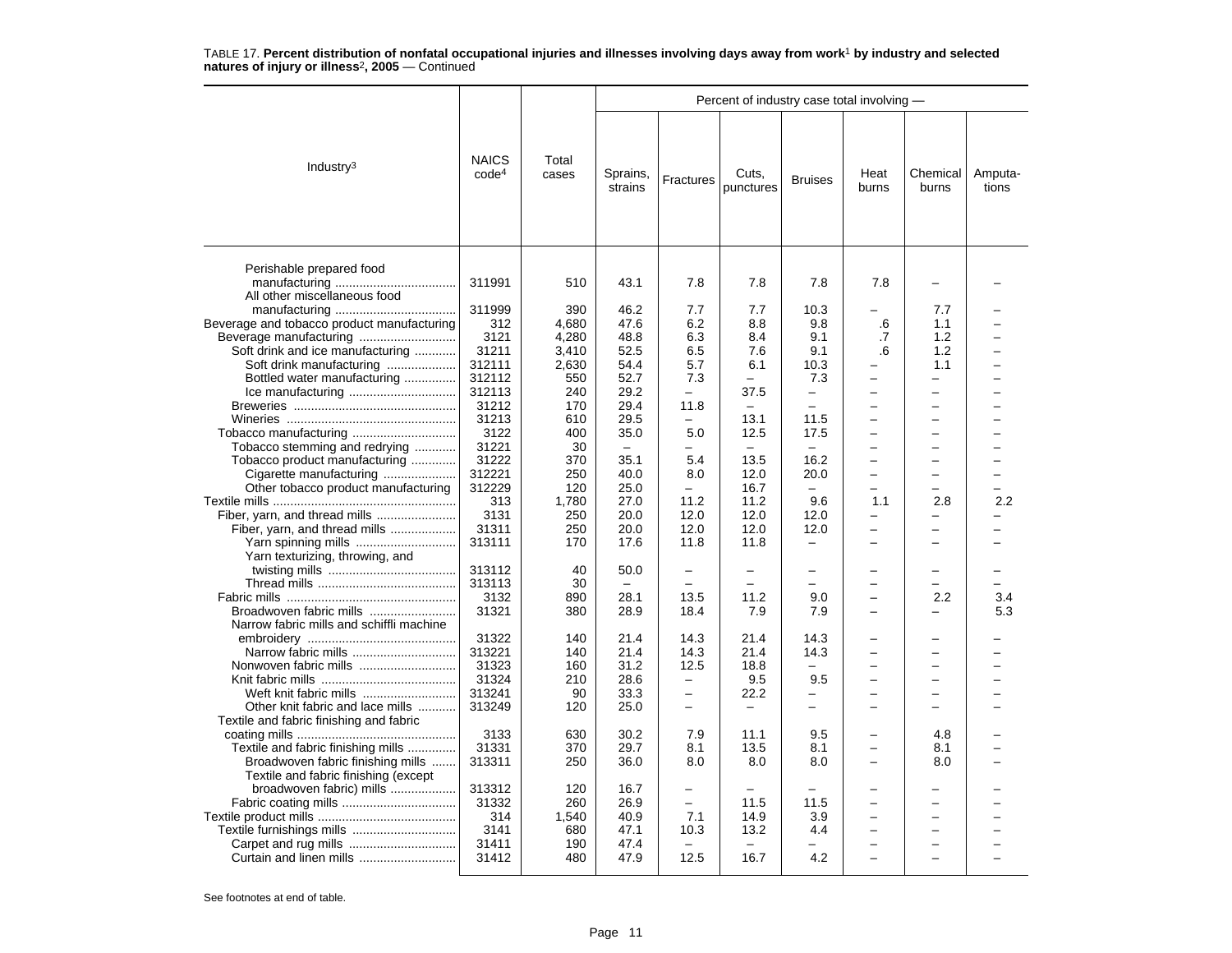TABLE 17. **Percent distribution of nonfatal occupational injuries and illnesses involving days away from work[1] by industry and selected natures of injury or illness[2], 2005** — Continued

| Industry[3] | NAICS code[4] | Total cases | Percent of industry case total involving — | | | | | | |
|---|---|---|---|---|---|---|---|---|---|
| | | | Sprains, strains | Fractures | Cuts, punctures | Bruises | Heat burns | Chemical burns | Amputa-tions |
| Perishable prepared food manufacturing | 311991 | 510 | 43.1 | 7.8 | 7.8 | 7.8 | 7.8 | – | – |
| All other miscellaneous food manufacturing | 311999 | 390 | 46.2 | 7.7 | 7.7 | 10.3 | – | 7.7 | – |
| Beverage and tobacco product manufacturing | 312 | 4,680 | 47.6 | 6.2 | 8.8 | 9.8 | .6 | 1.1 | – |
| Beverage manufacturing | 3121 | 4,280 | 48.8 | 6.3 | 8.4 | 9.1 | .7 | 1.2 | – |
| Soft drink and ice manufacturing | 31211 | 3,410 | 52.5 | 6.5 | 7.6 | 9.1 | .6 | 1.2 | – |
| Soft drink manufacturing | 312111 | 2,630 | 54.4 | 5.7 | 6.1 | 10.3 | – | 1.1 | – |
| Bottled water manufacturing | 312112 | 550 | 52.7 | 7.3 | – | 7.3 | – | – | – |
| Ice manufacturing | 312113 | 240 | 29.2 | – | 37.5 | – | – | – | – |
| Breweries | 31212 | 170 | 29.4 | 11.8 | – | – | – | – | – |
| Wineries | 31213 | 610 | 29.5 | – | 13.1 | 11.5 | – | – | – |
| Tobacco manufacturing | 3122 | 400 | 35.0 | 5.0 | 12.5 | 17.5 | – | – | – |
| Tobacco stemming and redrying | 31221 | 30 | – | – | – | – | – | – | – |
| Tobacco product manufacturing | 31222 | 370 | 35.1 | 5.4 | 13.5 | 16.2 | – | – | – |
| Cigarette manufacturing | 312221 | 250 | 40.0 | 8.0 | 12.0 | 20.0 | – | – | – |
| Other tobacco product manufacturing | 312229 | 120 | 25.0 | – | 16.7 | – | – | – | – |
| Textile mills | 313 | 1,780 | 27.0 | 11.2 | 11.2 | 9.6 | 1.1 | 2.8 | 2.2 |
| Fiber, yarn, and thread mills | 3131 | 250 | 20.0 | 12.0 | 12.0 | 12.0 | – | – | – |
| Fiber, yarn, and thread mills | 31311 | 250 | 20.0 | 12.0 | 12.0 | 12.0 | – | – | – |
| Yarn spinning mills | 313111 | 170 | 17.6 | 11.8 | 11.8 | – | – | – | – |
| Yarn texturizing, throwing, and twisting mills | 313112 | 40 | 50.0 | – | – | – | – | – | – |
| Thread mills | 313113 | 30 | – | – | – | – | – | – | – |
| Fabric mills | 3132 | 890 | 28.1 | 13.5 | 11.2 | 9.0 | – | 2.2 | 3.4 |
| Broadwoven fabric mills | 31321 | 380 | 28.9 | 18.4 | 7.9 | 7.9 | – | – | 5.3 |
| Narrow fabric mills and schiffli machine embroidery | 31322 | 140 | 21.4 | 14.3 | 21.4 | 14.3 | – | – | – |
| Narrow fabric mills | 313221 | 140 | 21.4 | 14.3 | 21.4 | 14.3 | – | – | – |
| Nonwoven fabric mills | 31323 | 160 | 31.2 | 12.5 | 18.8 | – | – | – | – |
| Knit fabric mills | 31324 | 210 | 28.6 | – | 9.5 | 9.5 | – | – | – |
| Weft knit fabric mills | 313241 | 90 | 33.3 | – | 22.2 | – | – | – | – |
| Other knit fabric and lace mills | 313249 | 120 | 25.0 | – | – | – | – | – | – |
| Textile and fabric finishing and fabric coating mills | 3133 | 630 | 30.2 | 7.9 | 11.1 | 9.5 | – | 4.8 | – |
| Textile and fabric finishing mills | 31331 | 370 | 29.7 | 8.1 | 13.5 | 8.1 | – | 8.1 | – |
| Broadwoven fabric finishing mills | 313311 | 250 | 36.0 | 8.0 | 8.0 | 8.0 | – | 8.0 | – |
| Textile and fabric finishing (except broadwoven fabric) mills | 313312 | 120 | 16.7 | – | – | – | – | – | – |
| Fabric coating mills | 31332 | 260 | 26.9 | – | 11.5 | 11.5 | – | – | – |
| Textile product mills | 314 | 1,540 | 40.9 | 7.1 | 14.9 | 3.9 | – | – | – |
| Textile furnishings mills | 3141 | 680 | 47.1 | 10.3 | 13.2 | 4.4 | – | – | – |
| Carpet and rug mills | 31411 | 190 | 47.4 | – | – | – | – | – | – |
| Curtain and linen mills | 31412 | 480 | 47.9 | 12.5 | 16.7 | 4.2 | – | – | – |

See footnotes at end of table.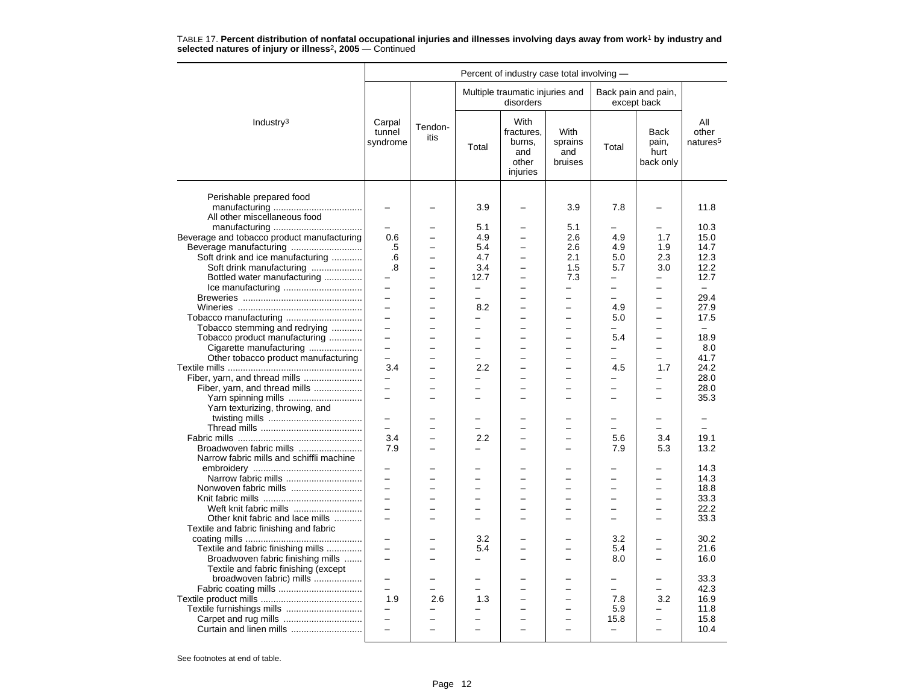TABLE 17. **Percent distribution of nonfatal occupational injuries and illnesses involving days away from work[1] by industry and selected natures of injury or illness[2], 2005** — Continued

| Industry[3] | Percent of industry case total involving — | | | | | | | |
|---|---|---|---|---|---|---|---|---|
| | Carpal tunnel syndrome | Tendon-itis | Multiple traumatic injuries and disorders | | | Back pain and pain, except back | | All other natures[5] |
| | | | Total | With fractures, burns, and other injuries | With sprains and bruises | Total | Back pain, hurt back only | |
| Perishable prepared food manufacturing | – | – | 3.9 | – | 3.9 | 7.8 | – | 11.8 |
| All other miscellaneous food manufacturing | – | – | 5.1 | – | 5.1 | – | – | 10.3 |
| Beverage and tobacco product manufacturing | 0.6 | – | 4.9 | – | 2.6 | 4.9 | 1.7 | 15.0 |
| Beverage manufacturing | .5 | – | 5.4 | – | 2.6 | 4.9 | 1.9 | 14.7 |
| Soft drink and ice manufacturing | .6 | – | 4.7 | – | 2.1 | 5.0 | 2.3 | 12.3 |
| Soft drink manufacturing | .8 | – | 3.4 | – | 1.5 | 5.7 | 3.0 | 12.2 |
| Bottled water manufacturing | – | – | 12.7 | – | 7.3 | – | – | 12.7 |
| Ice manufacturing | – | – | – | – | – | – | – | – |
| Breweries | – | – | – | – | – | – | – | 29.4 |
| Wineries | – | – | 8.2 | – | – | 4.9 | – | 27.9 |
| Tobacco manufacturing | – | – | – | – | – | 5.0 | – | 17.5 |
| Tobacco stemming and redrying | – | – | – | – | – | – | – | – |
| Tobacco product manufacturing | – | – | – | – | – | 5.4 | – | 18.9 |
| Cigarette manufacturing | – | – | – | – | – | – | – | 8.0 |
| Other tobacco product manufacturing | – | – | – | – | – | – | – | 41.7 |
| Textile mills | 3.4 | – | 2.2 | – | – | 4.5 | 1.7 | 24.2 |
| Fiber, yarn, and thread mills | – | – | – | – | – | – | – | 28.0 |
| Fiber, yarn, and thread mills | – | – | – | – | – | – | – | 28.0 |
| Yarn spinning mills | – | – | – | – | – | – | – | 35.3 |
| Yarn texturizing, throwing, and twisting mills | – | – | – | – | – | – | – | – |
| Thread mills | – | – | – | – | – | – | – | – |
| Fabric mills | 3.4 | – | 2.2 | – | – | 5.6 | 3.4 | 19.1 |
| Broadwoven fabric mills | 7.9 | – | – | – | – | 7.9 | 5.3 | 13.2 |
| Narrow fabric mills and schiffli machine embroidery | – | – | – | – | – | – | – | 14.3 |
| Narrow fabric mills | – | – | – | – | – | – | – | 14.3 |
| Nonwoven fabric mills | – | – | – | – | – | – | – | 18.8 |
| Knit fabric mills | – | – | – | – | – | – | – | 33.3 |
| Weft knit fabric mills | – | – | – | – | – | – | – | 22.2 |
| Other knit fabric and lace mills | – | – | – | – | – | – | – | 33.3 |
| Textile and fabric finishing and fabric coating mills | – | – | 3.2 | – | – | 3.2 | – | 30.2 |
| Textile and fabric finishing mills | – | – | 5.4 | – | – | 5.4 | – | 21.6 |
| Broadwoven fabric finishing mills | – | – | – | – | – | 8.0 | – | 16.0 |
| Textile and fabric finishing (except broadwoven fabric) mills | – | – | – | – | – | – | – | 33.3 |
| Fabric coating mills | – | – | – | – | – | – | – | 42.3 |
| Textile product mills | 1.9 | 2.6 | 1.3 | – | – | 7.8 | 3.2 | 16.9 |
| Textile furnishings mills | – | – | – | – | – | 5.9 | – | 11.8 |
| Carpet and rug mills | – | – | – | – | – | 15.8 | – | 15.8 |
| Curtain and linen mills | – | – | – | – | – | – | – | 10.4 |

See footnotes at end of table.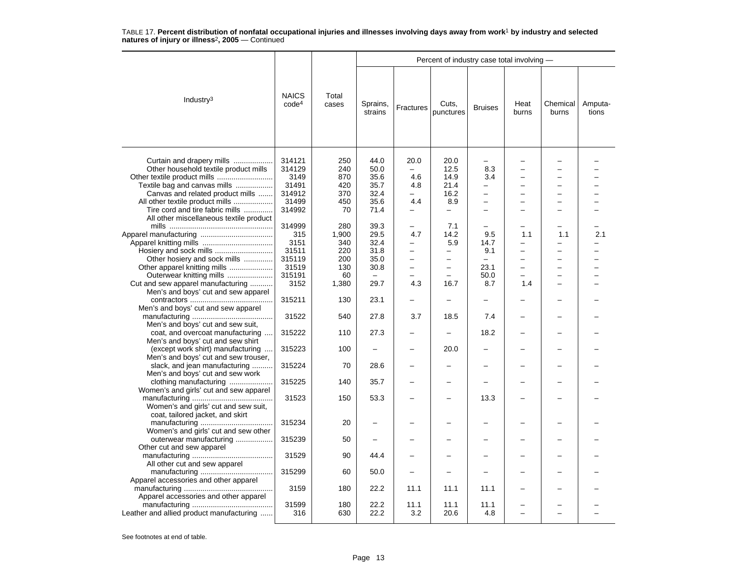TABLE 17. **Percent distribution of nonfatal occupational injuries and illnesses involving days away from work[1] by industry and selected natures of injury or illness[2], 2005** — Continued

| Industry[3] | NAICS code[4] | Total cases | Percent of industry case total involving — Sprains, strains | Fractures | Cuts, punctures | Bruises | Heat burns | Chemical burns | Amputa-tions |
|---|---|---|---|---|---|---|---|---|---|
| Curtain and drapery mills | 314121 | 250 | 44.0 | 20.0 | 20.0 | – | – | – | – |
| Other household textile product mills | 314129 | 240 | 50.0 | – | 12.5 | 8.3 | – | – | – |
| Other textile product mills | 3149 | 870 | 35.6 | 4.6 | 14.9 | 3.4 | – | – | – |
| Textile bag and canvas mills | 31491 | 420 | 35.7 | 4.8 | 21.4 | – | – | – | – |
| Canvas and related product mills | 314912 | 370 | 32.4 | – | 16.2 | – | – | – | – |
| All other textile product mills | 31499 | 450 | 35.6 | 4.4 | 8.9 | – | – | – | – |
| Tire cord and tire fabric mills | 314992 | 70 | 71.4 | – | – | – | – | – | – |
| All other miscellaneous textile product mills | 314999 | 280 | 39.3 | – | 7.1 | – | – | – | – |
| Apparel manufacturing | 315 | 1,900 | 29.5 | 4.7 | 14.2 | 9.5 | 1.1 | 1.1 | 2.1 |
| Apparel knitting mills | 3151 | 340 | 32.4 | – | 5.9 | 14.7 | – | – | – |
| Hosiery and sock mills | 31511 | 220 | 31.8 | – | – | 9.1 | – | – | – |
| Other hosiery and sock mills | 315119 | 200 | 35.0 | – | – | – | – | – | – |
| Other apparel knitting mills | 31519 | 130 | 30.8 | – | – | 23.1 | – | – | – |
| Outerwear knitting mills | 315191 | 60 | – | – | – | 50.0 | – | – | – |
| Cut and sew apparel manufacturing | 3152 | 1,380 | 29.7 | 4.3 | 16.7 | 8.7 | 1.4 | – | – |
| Men's and boys' cut and sew apparel contractors | 315211 | 130 | 23.1 | – | – | – | – | – | – |
| Men's and boys' cut and sew apparel manufacturing | 31522 | 540 | 27.8 | 3.7 | 18.5 | 7.4 | – | – | – |
| Men's and boys' cut and sew suit, coat, and overcoat manufacturing | 315222 | 110 | 27.3 | – | – | 18.2 | – | – | – |
| Men's and boys' cut and sew shirt (except work shirt) manufacturing | 315223 | 100 | – | – | 20.0 | – | – | – | – |
| Men's and boys' cut and sew trouser, slack, and jean manufacturing | 315224 | 70 | 28.6 | – | – | – | – | – | – |
| Men's and boys' cut and sew work clothing manufacturing | 315225 | 140 | 35.7 | – | – | – | – | – | – |
| Women's and girls' cut and sew apparel manufacturing | 31523 | 150 | 53.3 | – | – | 13.3 | – | – | – |
| Women's and girls' cut and sew suit, coat, tailored jacket, and skirt manufacturing | 315234 | 20 | – | – | – | – | – | – | – |
| Women's and girls' cut and sew other outerwear manufacturing | 315239 | 50 | – | – | – | – | – | – | – |
| Other cut and sew apparel manufacturing | 31529 | 90 | 44.4 | – | – | – | – | – | – |
| All other cut and sew apparel manufacturing | 315299 | 60 | 50.0 | – | – | – | – | – | – |
| Apparel accessories and other apparel manufacturing | 3159 | 180 | 22.2 | 11.1 | 11.1 | 11.1 | – | – | – |
| Apparel accessories and other apparel manufacturing | 31599 | 180 | 22.2 | 11.1 | 11.1 | 11.1 | – | – | – |
| Leather and allied product manufacturing | 316 | 630 | 22.2 | 3.2 | 20.6 | 4.8 | – | – | – |

See footnotes at end of table.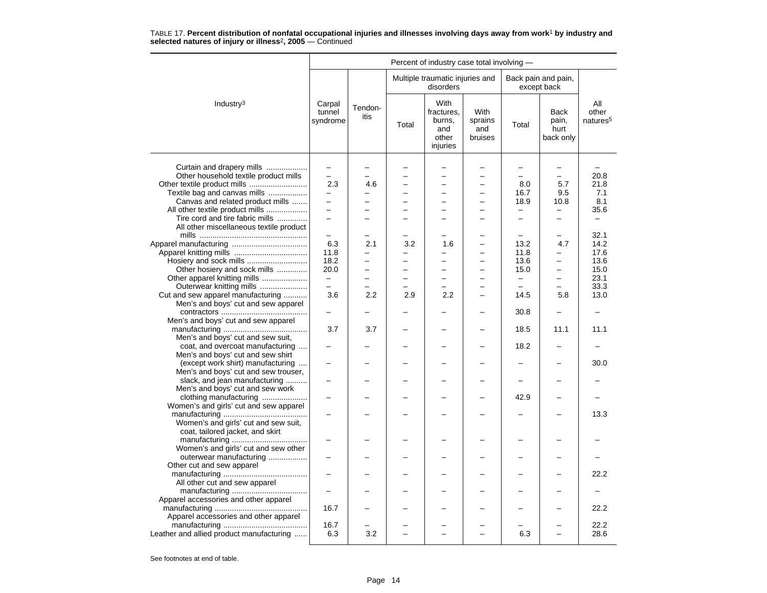TABLE 17. **Percent distribution of nonfatal occupational injuries and illnesses involving days away from work[1] by industry and selected natures of injury or illness[2], 2005** — Continued

| Industry[3] | Percent of industry case total involving — | | | | | | | |
|---|---|---|---|---|---|---|---|---|
| | Carpal tunnel syndrome | Tendon-itis | Multiple traumatic injuries and disorders | | | Back pain and pain, except back | | All other natures[5] |
| | | | Total | With fractures, burns, and other injuries | With sprains and bruises | Total | Back pain, hurt back only | |
| Curtain and drapery mills | – | – | – | – | – | – | – | – |
| Other household textile product mills | – | – | – | – | – | – | – | 20.8 |
| Other textile product mills | 2.3 | 4.6 | – | – | – | 8.0 | 5.7 | 21.8 |
| Textile bag and canvas mills | – | – | – | – | – | 16.7 | 9.5 | 7.1 |
| Canvas and related product mills | – | – | – | – | – | 18.9 | 10.8 | 8.1 |
| All other textile product mills | – | – | – | – | – | – | – | 35.6 |
| Tire cord and tire fabric mills | – | – | – | – | – | – | – | – |
| All other miscellaneous textile product mills | – | – | – | – | – | – | – | 32.1 |
| Apparel manufacturing | 6.3 | 2.1 | 3.2 | 1.6 | – | 13.2 | 4.7 | 14.2 |
| Apparel knitting mills | 11.8 | – | – | – | – | 11.8 | – | 17.6 |
| Hosiery and sock mills | 18.2 | – | – | – | – | 13.6 | – | 13.6 |
| Other hosiery and sock mills | 20.0 | – | – | – | – | 15.0 | – | 15.0 |
| Other apparel knitting mills | – | – | – | – | – | – | – | 23.1 |
| Outerwear knitting mills | – | – | – | – | – | – | – | 33.3 |
| Cut and sew apparel manufacturing | 3.6 | 2.2 | 2.9 | 2.2 | – | 14.5 | 5.8 | 13.0 |
| Men's and boys' cut and sew apparel contractors | – | – | – | – | – | 30.8 | – | – |
| Men's and boys' cut and sew apparel manufacturing | 3.7 | 3.7 | – | – | – | 18.5 | 11.1 | 11.1 |
| Men's and boys' cut and sew suit, coat, and overcoat manufacturing | – | – | – | – | – | 18.2 | – | – |
| Men's and boys' cut and sew shirt (except work shirt) manufacturing | – | – | – | – | – | – | – | 30.0 |
| Men's and boys' cut and sew trouser, slack, and jean manufacturing | – | – | – | – | – | – | – | – |
| Men's and boys' cut and sew work clothing manufacturing | – | – | – | – | – | 42.9 | – | – |
| Women's and girls' cut and sew apparel manufacturing | – | – | – | – | – | – | – | 13.3 |
| Women's and girls' cut and sew suit, coat, tailored jacket, and skirt manufacturing | – | – | – | – | – | – | – | – |
| Women's and girls' cut and sew other outerwear manufacturing | – | – | – | – | – | – | – | – |
| Other cut and sew apparel manufacturing | – | – | – | – | – | – | – | 22.2 |
| All other cut and sew apparel manufacturing | – | – | – | – | – | – | – | – |
| Apparel accessories and other apparel manufacturing | 16.7 | – | – | – | – | – | – | 22.2 |
| Apparel accessories and other apparel manufacturing | 16.7 | – | – | – | – | – | – | 22.2 |
| Leather and allied product manufacturing | 6.3 | 3.2 | – | – | – | 6.3 | – | 28.6 |

See footnotes at end of table.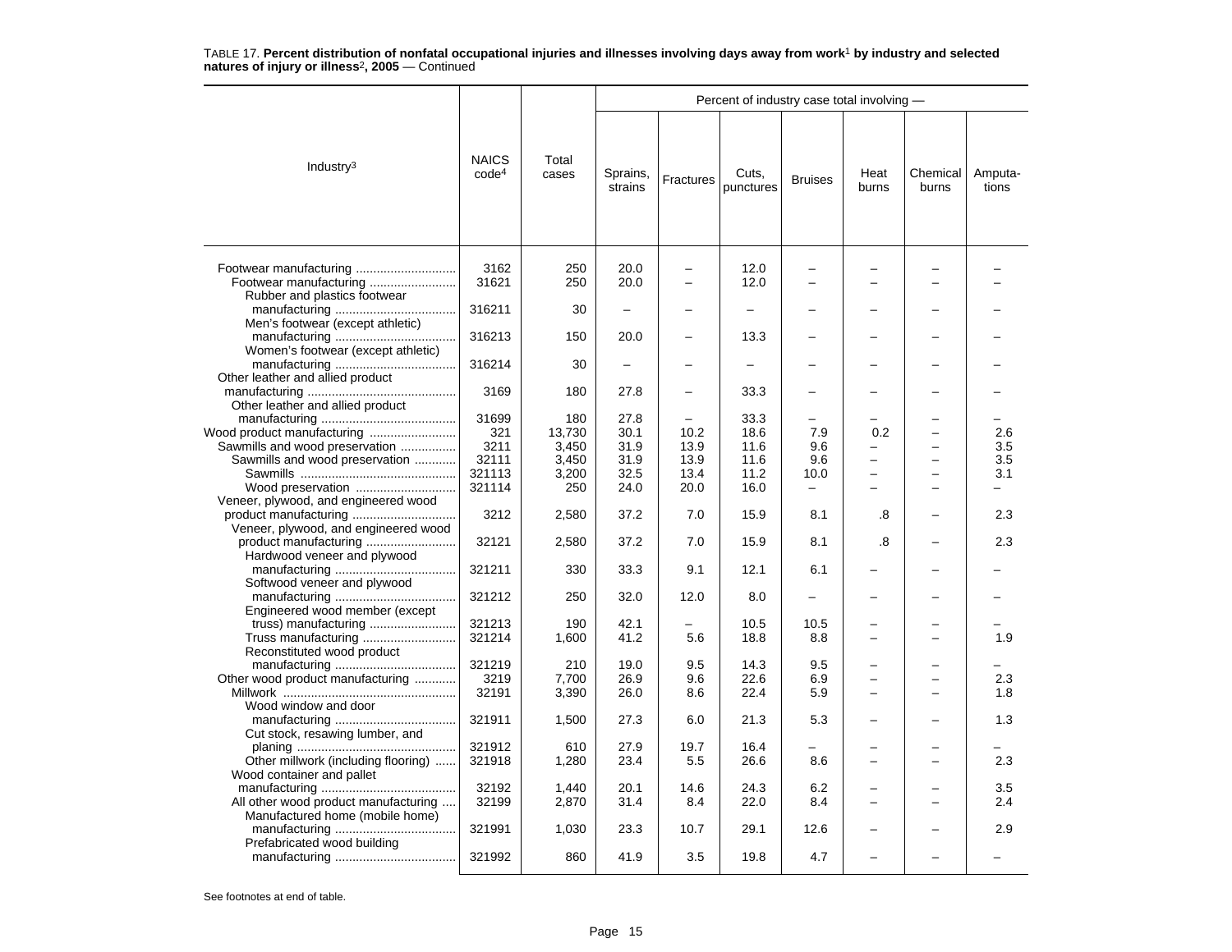TABLE 17. **Percent distribution of nonfatal occupational injuries and illnesses involving days away from work[1] by industry and selected natures of injury or illness[2], 2005** — Continued

| Industry[3] | NAICS code[4] | Total cases | Percent of industry case total involving — | | | | | | |
|---|---|---|---|---|---|---|---|---|---|
| | | | Sprains, strains | Fractures | Cuts, punctures | Bruises | Heat burns | Chemical burns | Amputa-tions |
| Footwear manufacturing | 3162 | 250 | 20.0 | – | 12.0 | – | – | – | – |
| Footwear manufacturing | 31621 | 250 | 20.0 | – | 12.0 | – | – | – | – |
| Rubber and plastics footwear manufacturing | 316211 | 30 | – | – | – | – | – | – | – |
| Men's footwear (except athletic) manufacturing | 316213 | 150 | 20.0 | – | 13.3 | – | – | – | – |
| Women's footwear (except athletic) manufacturing | 316214 | 30 | – | – | – | – | – | – | – |
| Other leather and allied product manufacturing | 3169 | 180 | 27.8 | – | 33.3 | – | – | – | – |
| Other leather and allied product manufacturing | 31699 | 180 | 27.8 | – | 33.3 | – | – | – | – |
| Wood product manufacturing | 321 | 13,730 | 30.1 | 10.2 | 18.6 | 7.9 | 0.2 | – | 2.6 |
| Sawmills and wood preservation | 3211 | 3,450 | 31.9 | 13.9 | 11.6 | 9.6 | – | – | 3.5 |
| Sawmills and wood preservation | 32111 | 3,450 | 31.9 | 13.9 | 11.6 | 9.6 | – | – | 3.5 |
| Sawmills | 321113 | 3,200 | 32.5 | 13.4 | 11.2 | 10.0 | – | – | 3.1 |
| Wood preservation | 321114 | 250 | 24.0 | 20.0 | 16.0 | – | – | – | – |
| Veneer, plywood, and engineered wood product manufacturing | 3212 | 2,580 | 37.2 | 7.0 | 15.9 | 8.1 | .8 | – | 2.3 |
| Veneer, plywood, and engineered wood product manufacturing | 32121 | 2,580 | 37.2 | 7.0 | 15.9 | 8.1 | .8 | – | 2.3 |
| Hardwood veneer and plywood manufacturing | 321211 | 330 | 33.3 | 9.1 | 12.1 | 6.1 | – | – | – |
| Softwood veneer and plywood manufacturing | 321212 | 250 | 32.0 | 12.0 | 8.0 | – | – | – | – |
| Engineered wood member (except truss) manufacturing | 321213 | 190 | 42.1 | – | 10.5 | 10.5 | – | – | – |
| Truss manufacturing | 321214 | 1,600 | 41.2 | 5.6 | 18.8 | 8.8 | – | – | 1.9 |
| Reconstituted wood product manufacturing | 321219 | 210 | 19.0 | 9.5 | 14.3 | 9.5 | – | – | – |
| Other wood product manufacturing | 3219 | 7,700 | 26.9 | 9.6 | 22.6 | 6.9 | – | – | 2.3 |
| Millwork | 32191 | 3,390 | 26.0 | 8.6 | 22.4 | 5.9 | – | – | 1.8 |
| Wood window and door manufacturing | 321911 | 1,500 | 27.3 | 6.0 | 21.3 | 5.3 | – | – | 1.3 |
| Cut stock, resawing lumber, and planing | 321912 | 610 | 27.9 | 19.7 | 16.4 | – | – | – | – |
| Other millwork (including flooring) | 321918 | 1,280 | 23.4 | 5.5 | 26.6 | 8.6 | – | – | 2.3 |
| Wood container and pallet manufacturing | 32192 | 1,440 | 20.1 | 14.6 | 24.3 | 6.2 | – | – | 3.5 |
| All other wood product manufacturing | 32199 | 2,870 | 31.4 | 8.4 | 22.0 | 8.4 | – | – | 2.4 |
| Manufactured home (mobile home) manufacturing | 321991 | 1,030 | 23.3 | 10.7 | 29.1 | 12.6 | – | – | 2.9 |
| Prefabricated wood building manufacturing | 321992 | 860 | 41.9 | 3.5 | 19.8 | 4.7 | – | – | – |

See footnotes at end of table.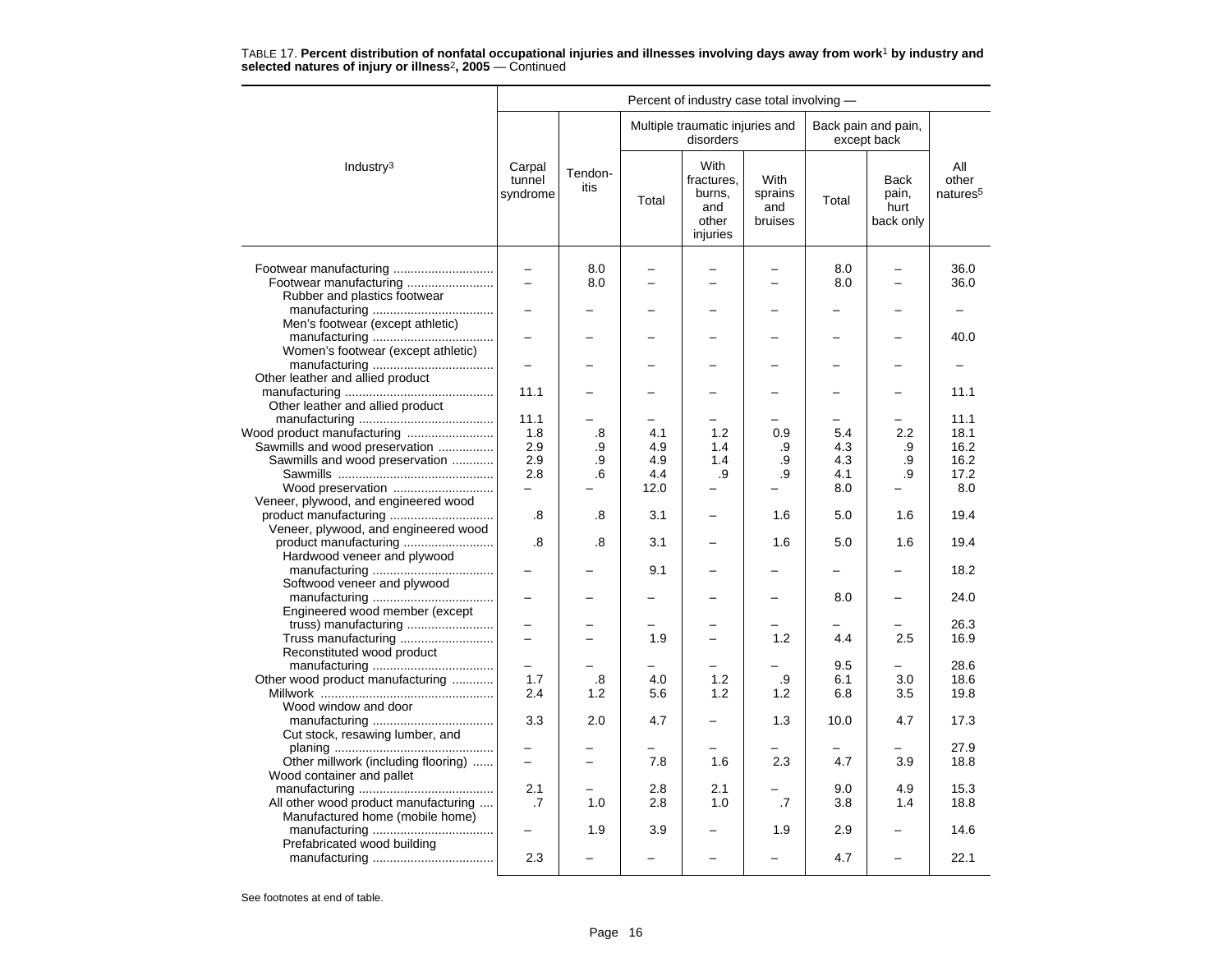TABLE 17. **Percent distribution of nonfatal occupational injuries and illnesses involving days away from work[1] by industry and selected natures of injury or illness[2], 2005** — Continued

| Industry[3] | Percent of industry case total involving — | | | | | | | |
|---|---|---|---|---|---|---|---|---|
| | Carpal tunnel syndrome | Tendon-itis | Multiple traumatic injuries and disorders | | | Back pain and pain, except back | | All other natures[5] |
| | | | Total | With fractures, burns, and other injuries | With sprains and bruises | Total | Back pain, hurt back only | |
| Footwear manufacturing | – | 8.0 | – | – | – | 8.0 | – | 36.0 |
| Footwear manufacturing | – | 8.0 | – | – | – | 8.0 | – | 36.0 |
| Rubber and plastics footwear manufacturing | – | – | – | – | – | – | – | – |
| Men's footwear (except athletic) manufacturing | – | – | – | – | – | – | – | 40.0 |
| Women's footwear (except athletic) manufacturing | – | – | – | – | – | – | – | – |
| Other leather and allied product manufacturing | 11.1 | – | – | – | – | – | – | 11.1 |
| Other leather and allied product manufacturing | 11.1 | – | – | – | – | – | – | 11.1 |
| Wood product manufacturing | 1.8 | .8 | 4.1 | 1.2 | 0.9 | 5.4 | 2.2 | 18.1 |
| Sawmills and wood preservation | 2.9 | .9 | 4.9 | 1.4 | .9 | 4.3 | .9 | 16.2 |
| Sawmills and wood preservation | 2.9 | .9 | 4.9 | 1.4 | .9 | 4.3 | .9 | 16.2 |
| Sawmills | 2.8 | .6 | 4.4 | .9 | .9 | 4.1 | .9 | 17.2 |
| Wood preservation | – | – | 12.0 | – | – | 8.0 | – | 8.0 |
| Veneer, plywood, and engineered wood product manufacturing | .8 | .8 | 3.1 | – | 1.6 | 5.0 | 1.6 | 19.4 |
| Veneer, plywood, and engineered wood product manufacturing | .8 | .8 | 3.1 | – | 1.6 | 5.0 | 1.6 | 19.4 |
| Hardwood veneer and plywood manufacturing | – | – | 9.1 | – | – | – | – | 18.2 |
| Softwood veneer and plywood manufacturing | – | – | – | – | – | 8.0 | – | 24.0 |
| Engineered wood member (except truss) manufacturing | – | – | – | – | – | – | – | 26.3 |
| Truss manufacturing | – | – | 1.9 | – | 1.2 | 4.4 | 2.5 | 16.9 |
| Reconstituted wood product manufacturing | – | – | – | – | – | 9.5 | – | 28.6 |
| Other wood product manufacturing | 1.7 | .8 | 4.0 | 1.2 | .9 | 6.1 | 3.0 | 18.6 |
| Millwork | 2.4 | 1.2 | 5.6 | 1.2 | 1.2 | 6.8 | 3.5 | 19.8 |
| Wood window and door manufacturing | 3.3 | 2.0 | 4.7 | – | 1.3 | 10.0 | 4.7 | 17.3 |
| Cut stock, resawing lumber, and planing | – | – | – | – | – | – | – | 27.9 |
| Other millwork (including flooring) | – | – | 7.8 | 1.6 | 2.3 | 4.7 | 3.9 | 18.8 |
| Wood container and pallet manufacturing | 2.1 | – | 2.8 | 2.1 | – | 9.0 | 4.9 | 15.3 |
| All other wood product manufacturing | .7 | 1.0 | 2.8 | 1.0 | .7 | 3.8 | 1.4 | 18.8 |
| Manufactured home (mobile home) manufacturing | – | 1.9 | 3.9 | – | 1.9 | 2.9 | – | 14.6 |
| Prefabricated wood building manufacturing | 2.3 | – | – | – | – | 4.7 | – | 22.1 |

See footnotes at end of table.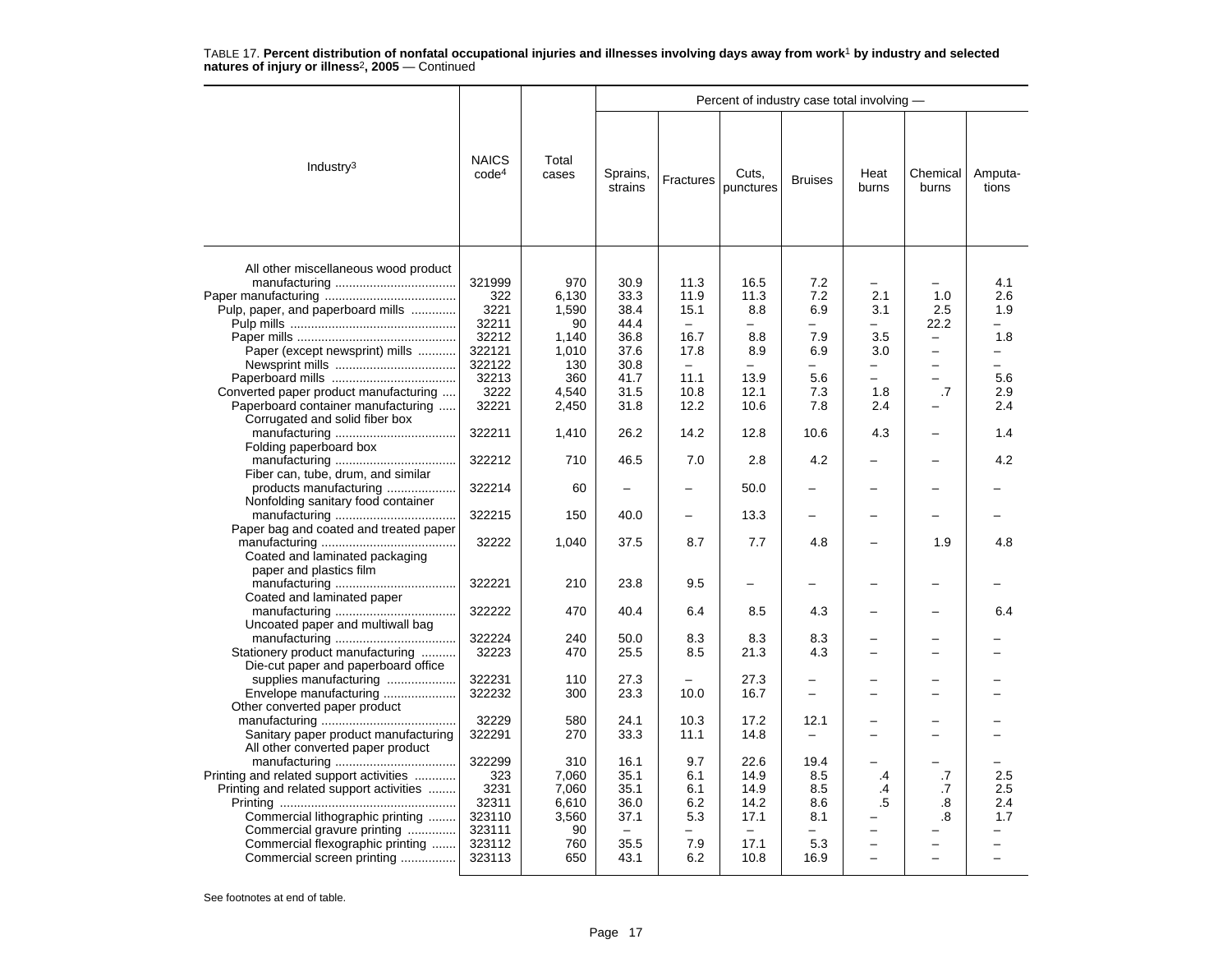TABLE 17. **Percent distribution of nonfatal occupational injuries and illnesses involving days away from work[1] by industry and selected natures of injury or illness[2], 2005** — Continued

| Industry[3] | NAICS code[4] | Total cases | Percent of industry case total involving — Sprains, strains | Fractures | Cuts, punctures | Bruises | Heat burns | Chemical burns | Amputations |
|---|---|---|---|---|---|---|---|---|---|
| All other miscellaneous wood product manufacturing | 321999 | 970 | 30.9 | 11.3 | 16.5 | 7.2 | – | – | 4.1 |
| Paper manufacturing | 322 | 6,130 | 33.3 | 11.9 | 11.3 | 7.2 | 2.1 | 1.0 | 2.6 |
| Pulp, paper, and paperboard mills | 3221 | 1,590 | 38.4 | 15.1 | 8.8 | 6.9 | 3.1 | 2.5 | 1.9 |
| Pulp mills | 32211 | 90 | 44.4 | – | – | – | – | 22.2 | – |
| Paper mills | 32212 | 1,140 | 36.8 | 16.7 | 8.8 | 7.9 | 3.5 | – | 1.8 |
| Paper (except newsprint) mills | 322121 | 1,010 | 37.6 | 17.8 | 8.9 | 6.9 | 3.0 | – | – |
| Newsprint mills | 322122 | 130 | 30.8 | – | – | – | – | – | – |
| Paperboard mills | 32213 | 360 | 41.7 | 11.1 | 13.9 | 5.6 | – | – | 5.6 |
| Converted paper product manufacturing | 3222 | 4,540 | 31.5 | 10.8 | 12.1 | 7.3 | 1.8 | .7 | 2.9 |
| Paperboard container manufacturing | 32221 | 2,450 | 31.8 | 12.2 | 10.6 | 7.8 | 2.4 | – | 2.4 |
| Corrugated and solid fiber box manufacturing | 322211 | 1,410 | 26.2 | 14.2 | 12.8 | 10.6 | 4.3 | – | 1.4 |
| Folding paperboard box manufacturing | 322212 | 710 | 46.5 | 7.0 | 2.8 | 4.2 | – | – | 4.2 |
| Fiber can, tube, drum, and similar products manufacturing | 322214 | 60 | – | – | 50.0 | – | – | – | – |
| Nonfolding sanitary food container manufacturing | 322215 | 150 | 40.0 | – | 13.3 | – | – | – | – |
| Paper bag and coated and treated paper manufacturing | 32222 | 1,040 | 37.5 | 8.7 | 7.7 | 4.8 | – | 1.9 | 4.8 |
| Coated and laminated packaging paper and plastics film manufacturing | 322221 | 210 | 23.8 | 9.5 | – | – | – | – | – |
| Coated and laminated paper manufacturing | 322222 | 470 | 40.4 | 6.4 | 8.5 | 4.3 | – | – | 6.4 |
| Uncoated paper and multiwall bag manufacturing | 322224 | 240 | 50.0 | 8.3 | 8.3 | 8.3 | – | – | – |
| Stationery product manufacturing | 32223 | 470 | 25.5 | 8.5 | 21.3 | 4.3 | – | – | – |
| Die-cut paper and paperboard office supplies manufacturing | 322231 | 110 | 27.3 | – | 27.3 | – | – | – | – |
| Envelope manufacturing | 322232 | 300 | 23.3 | 10.0 | 16.7 | – | – | – | – |
| Other converted paper product manufacturing | 32229 | 580 | 24.1 | 10.3 | 17.2 | 12.1 | – | – | – |
| Sanitary paper product manufacturing | 322291 | 270 | 33.3 | 11.1 | 14.8 | – | – | – | – |
| All other converted paper product manufacturing | 322299 | 310 | 16.1 | 9.7 | 22.6 | 19.4 | – | – | – |
| Printing and related support activities | 323 | 7,060 | 35.1 | 6.1 | 14.9 | 8.5 | .4 | .7 | 2.5 |
| Printing and related support activities | 3231 | 7,060 | 35.1 | 6.1 | 14.9 | 8.5 | .4 | .7 | 2.5 |
| Printing | 32311 | 6,610 | 36.0 | 6.2 | 14.2 | 8.6 | .5 | .8 | 2.4 |
| Commercial lithographic printing | 323110 | 3,560 | 37.1 | 5.3 | 17.1 | 8.1 | – | .8 | 1.7 |
| Commercial gravure printing | 323111 | 90 | – | – | – | – | – | – | – |
| Commercial flexographic printing | 323112 | 760 | 35.5 | 7.9 | 17.1 | 5.3 | – | – | – |
| Commercial screen printing | 323113 | 650 | 43.1 | 6.2 | 10.8 | 16.9 | – | – | – |

See footnotes at end of table.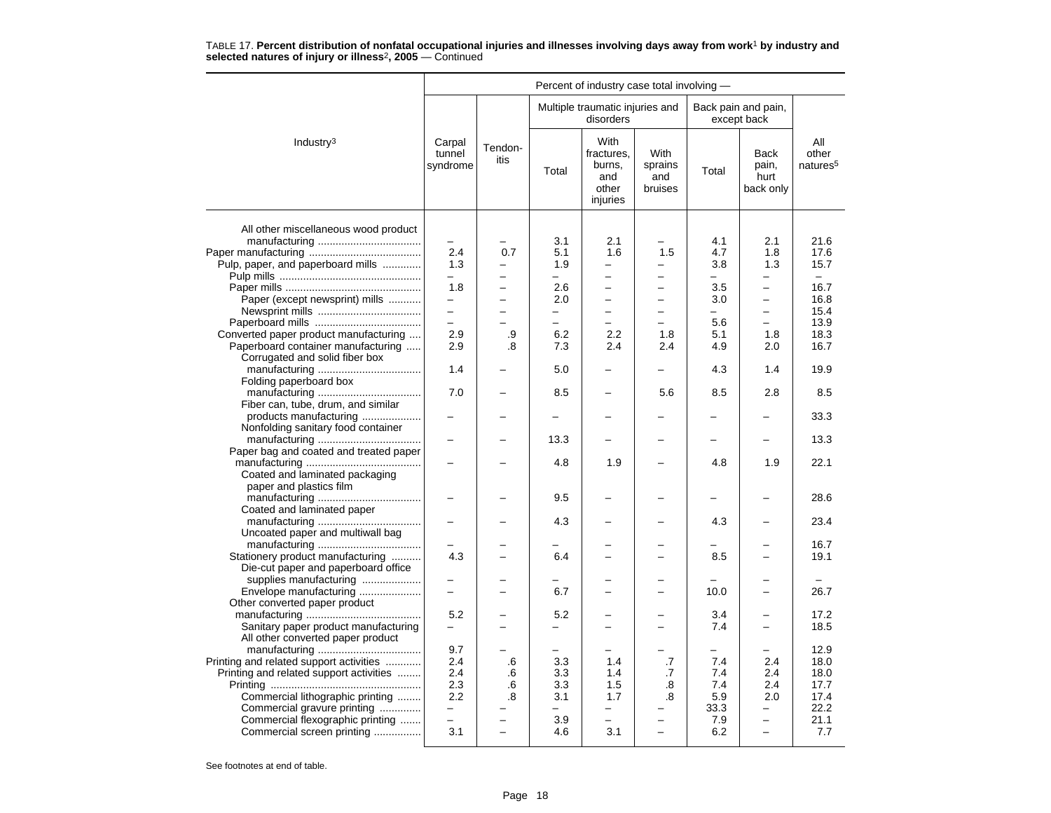TABLE 17. **Percent distribution of nonfatal occupational injuries and illnesses involving days away from work[1] by industry and selected natures of injury or illness[2], 2005** — Continued

| Industry[3] | Percent of industry case total involving — | | | | | | | |
|---|---|---|---|---|---|---|---|---|
| | Carpal tunnel syndrome | Tendon-itis | Multiple traumatic injuries and disorders | | | Back pain and pain, except back | | All other natures[5] |
| | | | Total | With fractures, burns, and other injuries | With sprains and bruises | Total | Back pain, hurt back only | |
| All other miscellaneous wood product manufacturing | – | – | 3.1 | 2.1 | – | 4.1 | 2.1 | 21.6 |
| Paper manufacturing | 2.4 | 0.7 | 5.1 | 1.6 | 1.5 | 4.7 | 1.8 | 17.6 |
| Pulp, paper, and paperboard mills | 1.3 | – | 1.9 | – | – | 3.8 | 1.3 | 15.7 |
| Pulp mills | – | – | – | – | – | – | – | – |
| Paper mills | 1.8 | – | 2.6 | – | – | 3.5 | – | 16.7 |
| Paper (except newsprint) mills | – | – | 2.0 | – | – | 3.0 | – | 16.8 |
| Newsprint mills | – | – | – | – | – | – | – | 15.4 |
| Paperboard mills | – | – | – | – | – | 5.6 | – | 13.9 |
| Converted paper product manufacturing | 2.9 | .9 | 6.2 | 2.2 | 1.8 | 5.1 | 1.8 | 18.3 |
| Paperboard container manufacturing | 2.9 | .8 | 7.3 | 2.4 | 2.4 | 4.9 | 2.0 | 16.7 |
| Corrugated and solid fiber box manufacturing | 1.4 | – | 5.0 | – | – | 4.3 | 1.4 | 19.9 |
| Folding paperboard box manufacturing | 7.0 | – | 8.5 | – | 5.6 | 8.5 | 2.8 | 8.5 |
| Fiber can, tube, drum, and similar products manufacturing | – | – | – | – | – | – | – | 33.3 |
| Nonfolding sanitary food container manufacturing | – | – | 13.3 | – | – | – | – | 13.3 |
| Paper bag and coated and treated paper manufacturing | – | – | 4.8 | 1.9 | – | 4.8 | 1.9 | 22.1 |
| Coated and laminated packaging paper and plastics film manufacturing | – | – | 9.5 | – | – | – | – | 28.6 |
| Coated and laminated paper manufacturing | – | – | 4.3 | – | – | 4.3 | – | 23.4 |
| Uncoated paper and multiwall bag manufacturing | – | – | – | – | – | – | – | 16.7 |
| Stationery product manufacturing | 4.3 | – | 6.4 | – | – | 8.5 | – | 19.1 |
| Die-cut paper and paperboard office supplies manufacturing | – | – | – | – | – | – | – | – |
| Envelope manufacturing | – | – | 6.7 | – | – | 10.0 | – | 26.7 |
| Other converted paper product manufacturing | 5.2 | – | 5.2 | – | – | 3.4 | – | 17.2 |
| Sanitary paper product manufacturing | – | – | – | – | – | 7.4 | – | 18.5 |
| All other converted paper product manufacturing | 9.7 | – | – | – | – | – | – | 12.9 |
| Printing and related support activities | 2.4 | .6 | 3.3 | 1.4 | .7 | 7.4 | 2.4 | 18.0 |
| Printing and related support activities | 2.4 | .6 | 3.3 | 1.4 | .7 | 7.4 | 2.4 | 18.0 |
| Printing | 2.3 | .6 | 3.3 | 1.5 | .8 | 7.4 | 2.4 | 17.7 |
| Commercial lithographic printing | 2.2 | .8 | 3.1 | 1.7 | .8 | 5.9 | 2.0 | 17.4 |
| Commercial gravure printing | – | – | – | – | – | 33.3 | – | 22.2 |
| Commercial flexographic printing | – | – | 3.9 | – | – | 7.9 | – | 21.1 |
| Commercial screen printing | 3.1 | – | 4.6 | 3.1 | – | 6.2 | – | 7.7 |

See footnotes at end of table.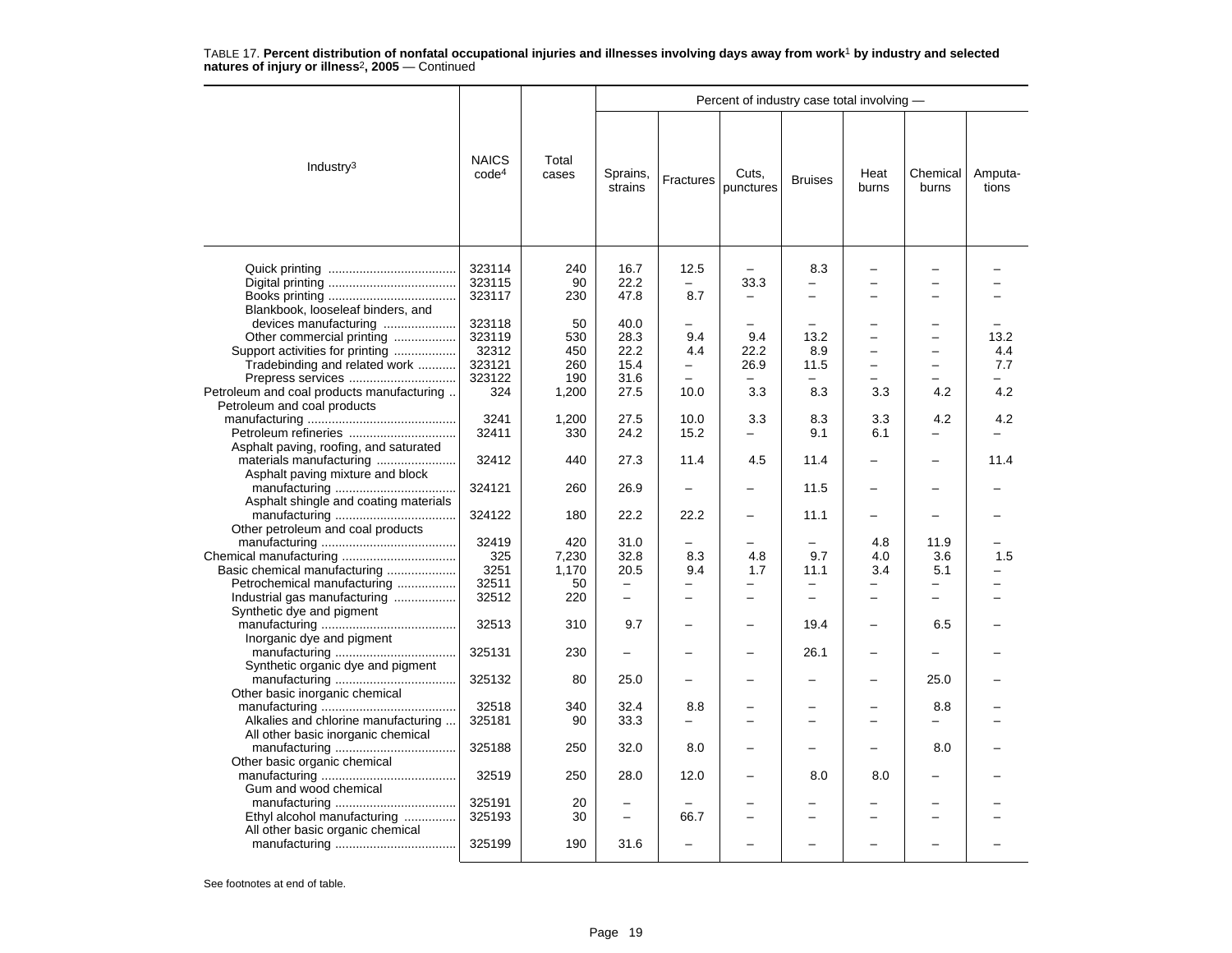TABLE 17. **Percent distribution of nonfatal occupational injuries and illnesses involving days away from work[1] by industry and selected natures of injury or illness[2], 2005** — Continued

| Industry[3] | NAICS code[4] | Total cases | Percent of industry case total involving — | | | | | | |
|---|---|---|---|---|---|---|---|---|---|
| | | | Sprains, strains | Fractures | Cuts, punctures | Bruises | Heat burns | Chemical burns | Amputa-tions |
| Quick printing | 323114 | 240 | 16.7 | 12.5 | – | 8.3 | – | – | – |
| Digital printing | 323115 | 90 | 22.2 | – | 33.3 | – | – | – | – |
| Books printing | 323117 | 230 | 47.8 | 8.7 | – | – | – | – | – |
| Blankbook, looseleaf binders, and devices manufacturing | 323118 | 50 | 40.0 | – | – | – | – | – | – |
| Other commercial printing | 323119 | 530 | 28.3 | 9.4 | 9.4 | 13.2 | – | – | 13.2 |
| Support activities for printing | 32312 | 450 | 22.2 | 4.4 | 22.2 | 8.9 | – | – | 4.4 |
| Tradebinding and related work | 323121 | 260 | 15.4 | – | 26.9 | 11.5 | – | – | 7.7 |
| Prepress services | 323122 | 190 | 31.6 | – | – | – | – | – | – |
| Petroleum and coal products manufacturing | 324 | 1,200 | 27.5 | 10.0 | 3.3 | 8.3 | 3.3 | 4.2 | 4.2 |
| Petroleum and coal products manufacturing | 3241 | 1,200 | 27.5 | 10.0 | 3.3 | 8.3 | 3.3 | 4.2 | 4.2 |
| Petroleum refineries | 32411 | 330 | 24.2 | 15.2 | – | 9.1 | 6.1 | – | – |
| Asphalt paving, roofing, and saturated materials manufacturing | 32412 | 440 | 27.3 | 11.4 | 4.5 | 11.4 | – | – | 11.4 |
| Asphalt paving mixture and block manufacturing | 324121 | 260 | 26.9 | – | – | 11.5 | – | – | – |
| Asphalt shingle and coating materials manufacturing | 324122 | 180 | 22.2 | 22.2 | – | 11.1 | – | – | – |
| Other petroleum and coal products manufacturing | 32419 | 420 | 31.0 | – | – | – | 4.8 | 11.9 | – |
| Chemical manufacturing | 325 | 7,230 | 32.8 | 8.3 | 4.8 | 9.7 | 4.0 | 3.6 | 1.5 |
| Basic chemical manufacturing | 3251 | 1,170 | 20.5 | 9.4 | 1.7 | 11.1 | 3.4 | 5.1 | – |
| Petrochemical manufacturing | 32511 | 50 | – | – | – | – | – | – | – |
| Industrial gas manufacturing | 32512 | 220 | – | – | – | – | – | – | – |
| Synthetic dye and pigment manufacturing | 32513 | 310 | 9.7 | – | – | 19.4 | – | 6.5 | – |
| Inorganic dye and pigment manufacturing | 325131 | 230 | – | – | – | 26.1 | – | – | – |
| Synthetic organic dye and pigment manufacturing | 325132 | 80 | 25.0 | – | – | – | – | 25.0 | – |
| Other basic inorganic chemical manufacturing | 32518 | 340 | 32.4 | 8.8 | – | – | – | 8.8 | – |
| Alkalies and chlorine manufacturing | 325181 | 90 | 33.3 | – | – | – | – | – | – |
| All other basic inorganic chemical manufacturing | 325188 | 250 | 32.0 | 8.0 | – | – | – | 8.0 | – |
| Other basic organic chemical manufacturing | 32519 | 250 | 28.0 | 12.0 | – | 8.0 | 8.0 | – | – |
| Gum and wood chemical manufacturing | 325191 | 20 | – | – | – | – | – | – | – |
| Ethyl alcohol manufacturing | 325193 | 30 | – | 66.7 | – | – | – | – | – |
| All other basic organic chemical manufacturing | 325199 | 190 | 31.6 | – | – | – | – | – | – |

See footnotes at end of table.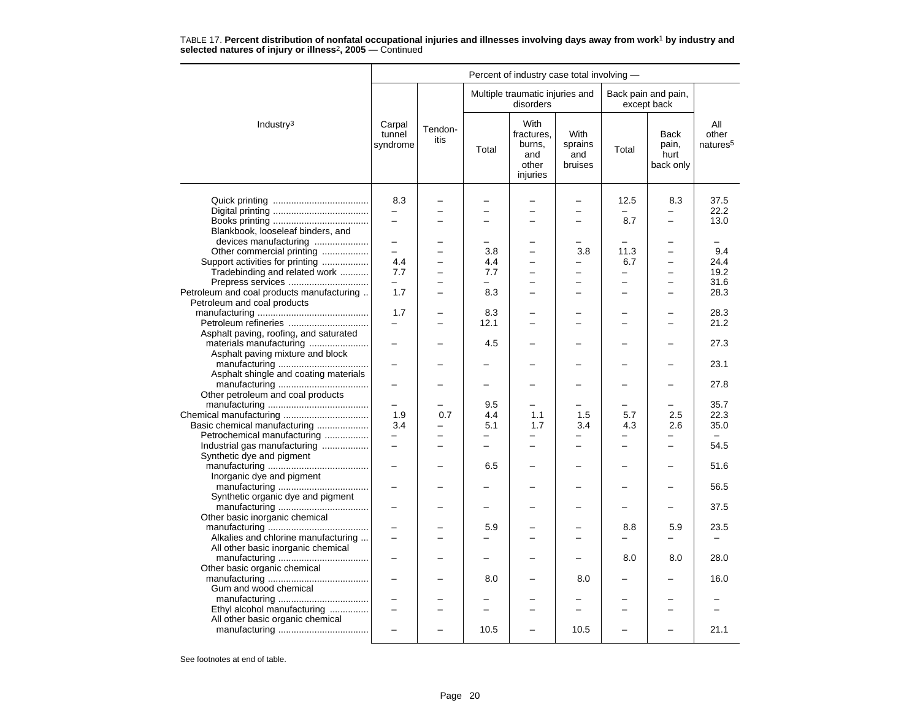TABLE 17. **Percent distribution of nonfatal occupational injuries and illnesses involving days away from work[1] by industry and selected natures of injury or illness[2], 2005** — Continued

| Industry[3] | Percent of industry case total involving — | | | | | | | |
|---|---|---|---|---|---|---|---|---|
| | Carpal tunnel syndrome | Tendon-itis | Multiple traumatic injuries and disorders | | | Back pain and pain, except back | | All other natures[5] |
| | | | Total | With fractures, burns, and other injuries | With sprains and bruises | Total | Back pain, hurt back only | |
| Quick printing | 8.3 | – | – | – | – | 12.5 | 8.3 | 37.5 |
| Digital printing | – | – | – | – | – | – | – | 22.2 |
| Books printing | – | – | – | – | – | 8.7 | – | 13.0 |
| Blankbook, looseleaf binders, and devices manufacturing | – | – | – | – | – | – | – | – |
| Other commercial printing | – | – | 3.8 | – | 3.8 | 11.3 | – | 9.4 |
| Support activities for printing | 4.4 | – | 4.4 | – | – | 6.7 | – | 24.4 |
| Tradebinding and related work | 7.7 | – | 7.7 | – | – | – | – | 19.2 |
| Prepress services | – | – | – | – | – | – | – | 31.6 |
| Petroleum and coal products manufacturing | 1.7 | – | 8.3 | – | – | – | – | 28.3 |
| Petroleum and coal products manufacturing | 1.7 | – | 8.3 | – | – | – | – | 28.3 |
| Petroleum refineries | – | – | 12.1 | – | – | – | – | 21.2 |
| Asphalt paving, roofing, and saturated materials manufacturing | – | – | 4.5 | – | – | – | – | 27.3 |
| Asphalt paving mixture and block manufacturing | – | – | – | – | – | – | – | 23.1 |
| Asphalt shingle and coating materials manufacturing | – | – | – | – | – | – | – | 27.8 |
| Other petroleum and coal products manufacturing | – | – | 9.5 | – | – | – | – | 35.7 |
| Chemical manufacturing | 1.9 | 0.7 | 4.4 | 1.1 | 1.5 | 5.7 | 2.5 | 22.3 |
| Basic chemical manufacturing | 3.4 | – | 5.1 | 1.7 | 3.4 | 4.3 | 2.6 | 35.0 |
| Petrochemical manufacturing | – | – | – | – | – | – | – | – |
| Industrial gas manufacturing | – | – | – | – | – | – | – | 54.5 |
| Synthetic dye and pigment manufacturing | – | – | 6.5 | – | – | – | – | 51.6 |
| Inorganic dye and pigment manufacturing | – | – | – | – | – | – | – | 56.5 |
| Synthetic organic dye and pigment manufacturing | – | – | – | – | – | – | – | 37.5 |
| Other basic inorganic chemical manufacturing | – | – | 5.9 | – | – | 8.8 | 5.9 | 23.5 |
| Alkalies and chlorine manufacturing | – | – | – | – | – | – | – | – |
| All other basic inorganic chemical manufacturing | – | – | – | – | – | 8.0 | 8.0 | 28.0 |
| Other basic organic chemical manufacturing | – | – | 8.0 | – | 8.0 | – | – | 16.0 |
| Gum and wood chemical manufacturing | – | – | – | – | – | – | – | – |
| Ethyl alcohol manufacturing | – | – | – | – | – | – | – | – |
| All other basic organic chemical manufacturing | – | – | 10.5 | – | 10.5 | – | – | 21.1 |

See footnotes at end of table.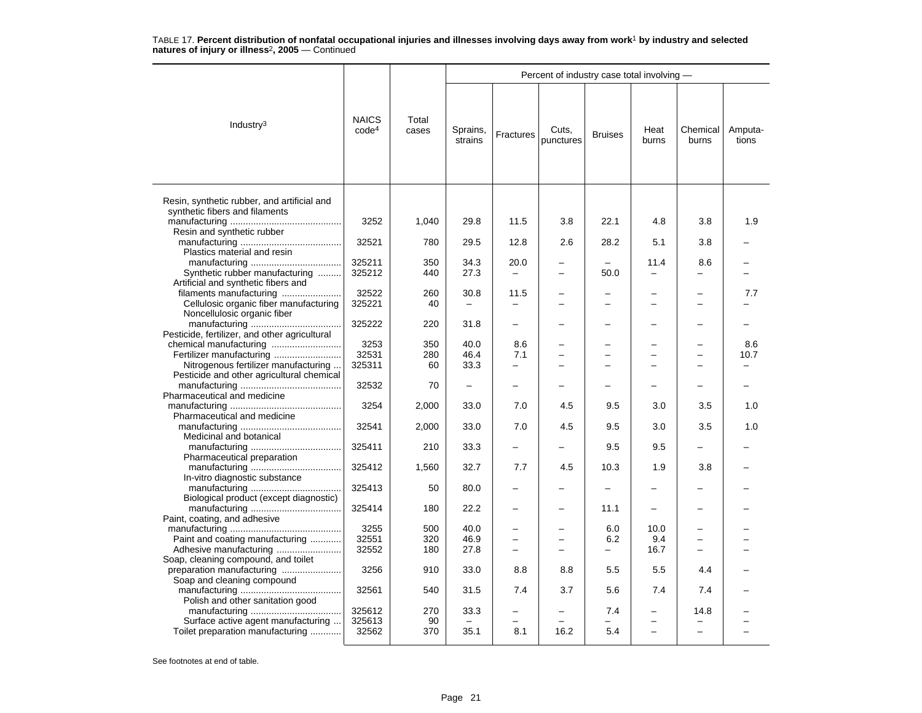TABLE 17. **Percent distribution of nonfatal occupational injuries and illnesses involving days away from work[1] by industry and selected natures of injury or illness[2], 2005** — Continued

| Industry[3] | NAICS code[4] | Total cases | Percent of industry case total involving — | | | | | | |
|---|---|---|---|---|---|---|---|---|---|
| | | | Sprains, strains | Fractures | Cuts, punctures | Bruises | Heat burns | Chemical burns | Amputa-tions |
| Resin, synthetic rubber, and artificial and synthetic fibers and filaments manufacturing | 3252 | 1,040 | 29.8 | 11.5 | 3.8 | 22.1 | 4.8 | 3.8 | 1.9 |
| Resin and synthetic rubber manufacturing | 32521 | 780 | 29.5 | 12.8 | 2.6 | 28.2 | 5.1 | 3.8 | – |
| Plastics material and resin manufacturing | 325211 | 350 | 34.3 | 20.0 | – | – | 11.4 | 8.6 | – |
| Synthetic rubber manufacturing | 325212 | 440 | 27.3 | – | – | 50.0 | – | – | – |
| Artificial and synthetic fibers and filaments manufacturing | 32522 | 260 | 30.8 | 11.5 | – | – | – | – | 7.7 |
| Cellulosic organic fiber manufacturing | 325221 | 40 | – | – | – | – | – | – | – |
| Noncellulosic organic fiber manufacturing | 325222 | 220 | 31.8 | – | – | – | – | – | – |
| Pesticide, fertilizer, and other agricultural chemical manufacturing | 3253 | 350 | 40.0 | 8.6 | – | – | – | – | 8.6 |
| Fertilizer manufacturing | 32531 | 280 | 46.4 | 7.1 | – | – | – | – | 10.7 |
| Nitrogenous fertilizer manufacturing | 325311 | 60 | 33.3 | – | – | – | – | – | – |
| Pesticide and other agricultural chemical manufacturing | 32532 | 70 | – | – | – | – | – | – | – |
| Pharmaceutical and medicine manufacturing | 3254 | 2,000 | 33.0 | 7.0 | 4.5 | 9.5 | 3.0 | 3.5 | 1.0 |
| Pharmaceutical and medicine manufacturing | 32541 | 2,000 | 33.0 | 7.0 | 4.5 | 9.5 | 3.0 | 3.5 | 1.0 |
| Medicinal and botanical manufacturing | 325411 | 210 | 33.3 | – | – | 9.5 | 9.5 | – | – |
| Pharmaceutical preparation manufacturing | 325412 | 1,560 | 32.7 | 7.7 | 4.5 | 10.3 | 1.9 | 3.8 | – |
| In-vitro diagnostic substance manufacturing | 325413 | 50 | 80.0 | – | – | – | – | – | – |
| Biological product (except diagnostic) manufacturing | 325414 | 180 | 22.2 | – | – | 11.1 | – | – | – |
| Paint, coating, and adhesive manufacturing | 3255 | 500 | 40.0 | – | – | 6.0 | 10.0 | – | – |
| Paint and coating manufacturing | 32551 | 320 | 46.9 | – | – | 6.2 | 9.4 | – | – |
| Adhesive manufacturing | 32552 | 180 | 27.8 | – | – | – | 16.7 | – | – |
| Soap, cleaning compound, and toilet preparation manufacturing | 3256 | 910 | 33.0 | 8.8 | 8.8 | 5.5 | 5.5 | 4.4 | – |
| Soap and cleaning compound manufacturing | 32561 | 540 | 31.5 | 7.4 | 3.7 | 5.6 | 7.4 | 7.4 | – |
| Polish and other sanitation good manufacturing | 325612 | 270 | 33.3 | – | – | 7.4 | – | 14.8 | – |
| Surface active agent manufacturing | 325613 | 90 | – | – | – | – | – | – | – |
| Toilet preparation manufacturing | 32562 | 370 | 35.1 | 8.1 | 16.2 | 5.4 | – | – | – |

See footnotes at end of table.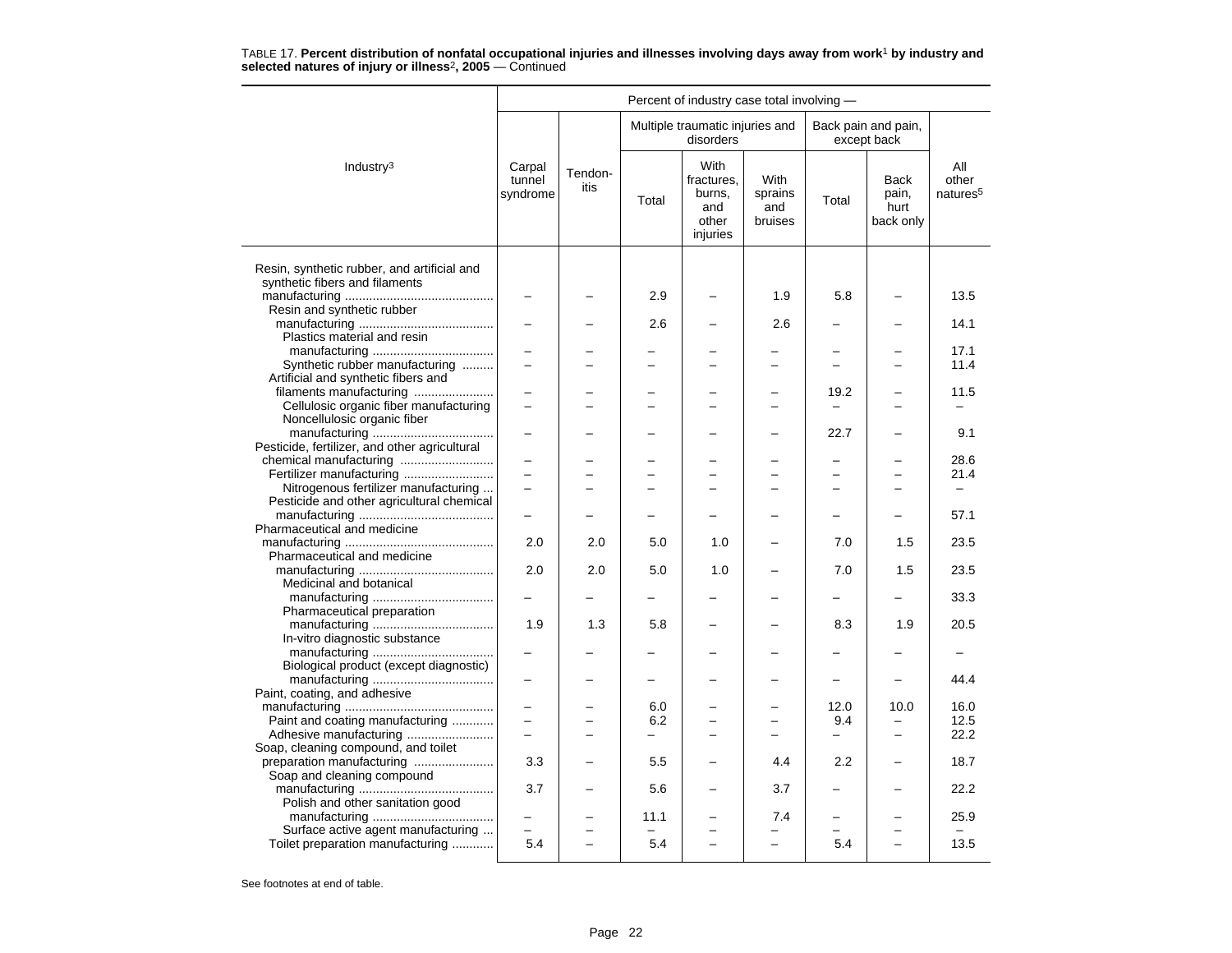TABLE 17. **Percent distribution of nonfatal occupational injuries and illnesses involving days away from work[1] by industry and selected natures of injury or illness[2], 2005** — Continued

| Industry[3] | Percent of industry case total involving — | | | | | | | |
|---|---|---|---|---|---|---|---|---|
| | Carpal tunnel syndrome | Tendonitis | Multiple traumatic injuries and disorders | | | Back pain and pain, except back | | All other natures[5] |
| | | | Total | With fractures, burns, and other injuries | With sprains and bruises | Total | Back pain, hurt back only | |
| Resin, synthetic rubber, and artificial and synthetic fibers and filaments manufacturing | – | – | 2.9 | – | 1.9 | 5.8 | – | 13.5 |
| Resin and synthetic rubber manufacturing | – | – | 2.6 | – | 2.6 | – | – | 14.1 |
| Plastics material and resin manufacturing | – | – | – | – | – | – | – | 17.1 |
| Synthetic rubber manufacturing | – | – | – | – | – | – | – | 11.4 |
| Artificial and synthetic fibers and filaments manufacturing | – | – | – | – | – | 19.2 | – | 11.5 |
| Cellulosic organic fiber manufacturing | – | – | – | – | – | – | – | – |
| Noncellulosic organic fiber manufacturing | – | – | – | – | – | 22.7 | – | 9.1 |
| Pesticide, fertilizer, and other agricultural chemical manufacturing | – | – | – | – | – | – | – | 28.6 |
| Fertilizer manufacturing | – | – | – | – | – | – | – | 21.4 |
| Nitrogenous fertilizer manufacturing | – | – | – | – | – | – | – | – |
| Pesticide and other agricultural chemical manufacturing | – | – | – | – | – | – | – | 57.1 |
| Pharmaceutical and medicine manufacturing | 2.0 | 2.0 | 5.0 | 1.0 | – | 7.0 | 1.5 | 23.5 |
| Pharmaceutical and medicine manufacturing | 2.0 | 2.0 | 5.0 | 1.0 | – | 7.0 | 1.5 | 23.5 |
| Medicinal and botanical manufacturing | – | – | – | – | – | – | – | 33.3 |
| Pharmaceutical preparation manufacturing | 1.9 | 1.3 | 5.8 | – | – | 8.3 | 1.9 | 20.5 |
| In-vitro diagnostic substance manufacturing | – | – | – | – | – | – | – | – |
| Biological product (except diagnostic) manufacturing | – | – | – | – | – | – | – | 44.4 |
| Paint, coating, and adhesive manufacturing | – | – | 6.0 | – | – | 12.0 | 10.0 | 16.0 |
| Paint and coating manufacturing | – | – | 6.2 | – | – | 9.4 | – | 12.5 |
| Adhesive manufacturing | – | – | – | – | – | – | – | 22.2 |
| Soap, cleaning compound, and toilet preparation manufacturing | 3.3 | – | 5.5 | – | 4.4 | 2.2 | – | 18.7 |
| Soap and cleaning compound manufacturing | 3.7 | – | 5.6 | – | 3.7 | – | – | 22.2 |
| Polish and other sanitation good manufacturing | – | – | 11.1 | – | 7.4 | – | – | 25.9 |
| Surface active agent manufacturing | – | – | – | – | – | – | – | – |
| Toilet preparation manufacturing | 5.4 | – | 5.4 | – | – | 5.4 | – | 13.5 |

See footnotes at end of table.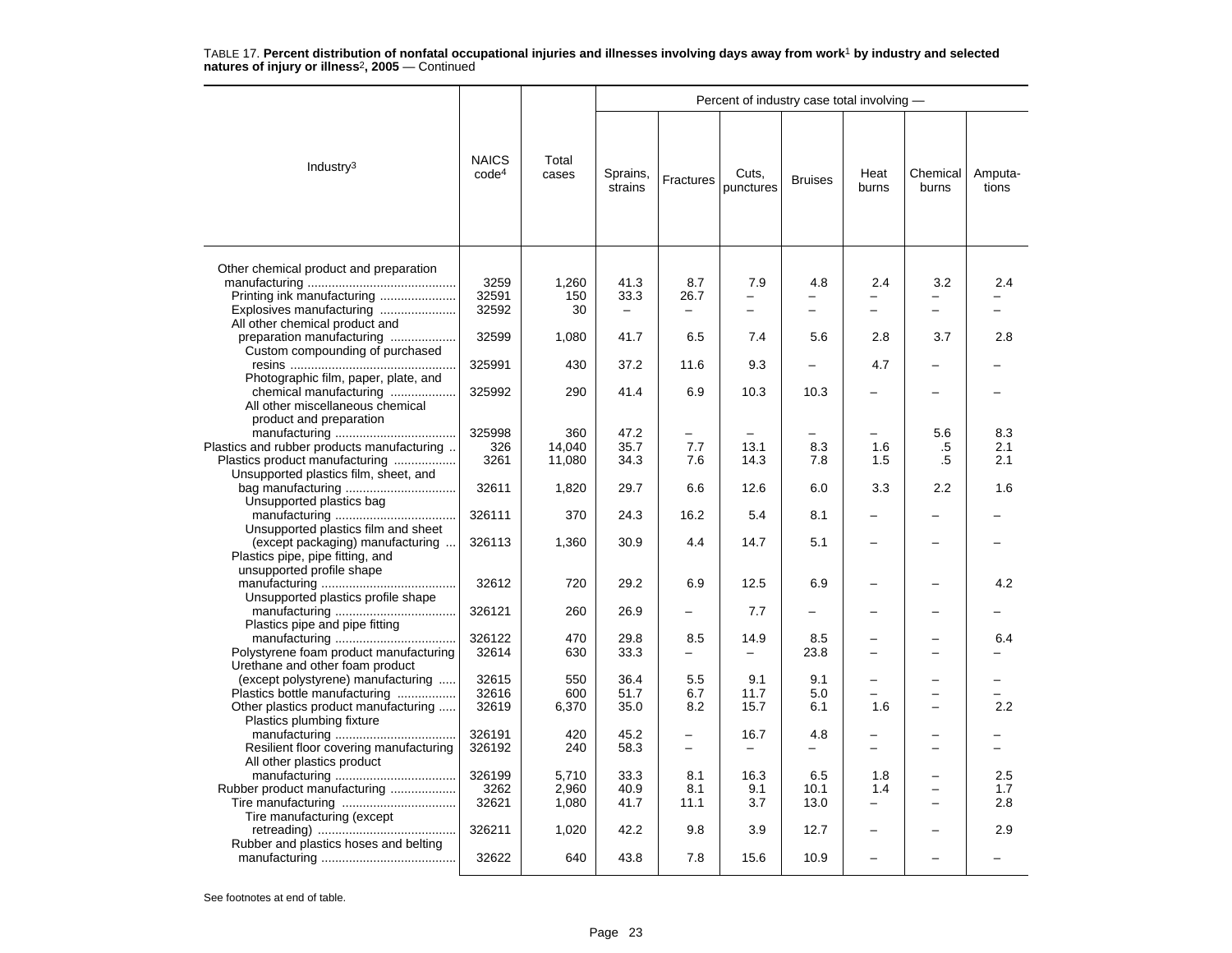TABLE 17. **Percent distribution of nonfatal occupational injuries and illnesses involving days away from work[1] by industry and selected natures of injury or illness[2], 2005** — Continued

| Industry[3] | NAICS code[4] | Total cases | Percent of industry case total involving — Sprains, strains | Fractures | Cuts, punctures | Bruises | Heat burns | Chemical burns | Amputa-tions |
|---|---|---|---|---|---|---|---|---|---|
| Other chemical product and preparation manufacturing | 3259 | 1,260 | 41.3 | 8.7 | 7.9 | 4.8 | 2.4 | 3.2 | 2.4 |
| Printing ink manufacturing | 32591 | 150 | 33.3 | 26.7 | – | – | – | – | – |
| Explosives manufacturing | 32592 | 30 | – | – | – | – | – | – | – |
| All other chemical product and preparation manufacturing | 32599 | 1,080 | 41.7 | 6.5 | 7.4 | 5.6 | 2.8 | 3.7 | 2.8 |
| Custom compounding of purchased resins | 325991 | 430 | 37.2 | 11.6 | 9.3 | – | 4.7 | – | – |
| Photographic film, paper, plate, and chemical manufacturing | 325992 | 290 | 41.4 | 6.9 | 10.3 | 10.3 | – | – | – |
| All other miscellaneous chemical product and preparation manufacturing | 325998 | 360 | 47.2 | – | – | – | – | 5.6 | 8.3 |
| Plastics and rubber products manufacturing | 326 | 14,040 | 35.7 | 7.7 | 13.1 | 8.3 | 1.6 | .5 | 2.1 |
| Plastics product manufacturing | 3261 | 11,080 | 34.3 | 7.6 | 14.3 | 7.8 | 1.5 | .5 | 2.1 |
| Unsupported plastics film, sheet, and bag manufacturing | 32611 | 1,820 | 29.7 | 6.6 | 12.6 | 6.0 | 3.3 | 2.2 | 1.6 |
| Unsupported plastics bag manufacturing | 326111 | 370 | 24.3 | 16.2 | 5.4 | 8.1 | – | – | – |
| Unsupported plastics film and sheet (except packaging) manufacturing | 326113 | 1,360 | 30.9 | 4.4 | 14.7 | 5.1 | – | – | – |
| Plastics pipe, pipe fitting, and unsupported profile shape manufacturing | 32612 | 720 | 29.2 | 6.9 | 12.5 | 6.9 | – | – | 4.2 |
| Unsupported plastics profile shape manufacturing | 326121 | 260 | 26.9 | – | 7.7 | – | – | – | – |
| Plastics pipe and pipe fitting manufacturing | 326122 | 470 | 29.8 | 8.5 | 14.9 | 8.5 | – | – | 6.4 |
| Polystyrene foam product manufacturing | 32614 | 630 | 33.3 | – | – | 23.8 | – | – | – |
| Urethane and other foam product (except polystyrene) manufacturing | 32615 | 550 | 36.4 | 5.5 | 9.1 | 9.1 | – | – | – |
| Plastics bottle manufacturing | 32616 | 600 | 51.7 | 6.7 | 11.7 | 5.0 | – | – | – |
| Other plastics product manufacturing | 32619 | 6,370 | 35.0 | 8.2 | 15.7 | 6.1 | 1.6 | – | 2.2 |
| Plastics plumbing fixture manufacturing | 326191 | 420 | 45.2 | – | 16.7 | 4.8 | – | – | – |
| Resilient floor covering manufacturing | 326192 | 240 | 58.3 | – | – | – | – | – | – |
| All other plastics product manufacturing | 326199 | 5,710 | 33.3 | 8.1 | 16.3 | 6.5 | 1.8 | – | 2.5 |
| Rubber product manufacturing | 3262 | 2,960 | 40.9 | 8.1 | 9.1 | 10.1 | 1.4 | – | 1.7 |
| Tire manufacturing | 32621 | 1,080 | 41.7 | 11.1 | 3.7 | 13.0 | – | – | 2.8 |
| Tire manufacturing (except retreading) | 326211 | 1,020 | 42.2 | 9.8 | 3.9 | 12.7 | – | – | 2.9 |
| Rubber and plastics hoses and belting manufacturing | 32622 | 640 | 43.8 | 7.8 | 15.6 | 10.9 | – | – | – |

See footnotes at end of table.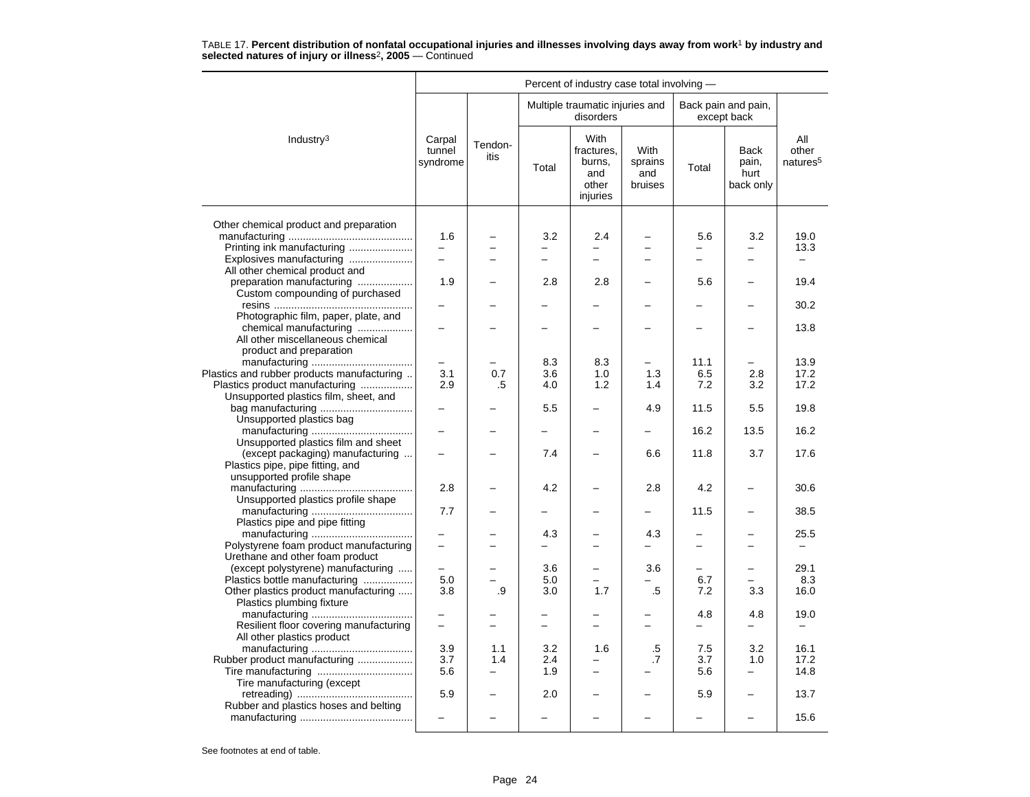TABLE 17. **Percent distribution of nonfatal occupational injuries and illnesses involving days away from work[1] by industry and selected natures of injury or illness[2], 2005** — Continued

| Industry[3] | Carpal tunnel syndrome | Tendon-itis | Multiple traumatic injuries and disorders: Total | Multiple traumatic injuries and disorders: With fractures, burns, and other injuries | Multiple traumatic injuries and disorders: With sprains and bruises | Back pain and pain, except back: Total | Back pain and pain, except back: Back pain, hurt back only | All other natures[5] |
|---|---|---|---|---|---|---|---|---|
| Other chemical product and preparation manufacturing | 1.6 | – | 3.2 | 2.4 | – | 5.6 | 3.2 | 19.0 |
| Printing ink manufacturing | – | – | – | – | – | – | – | 13.3 |
| Explosives manufacturing | – | – | – | – | – | – | – | – |
| All other chemical product and preparation manufacturing | 1.9 | – | 2.8 | 2.8 | – | 5.6 | – | 19.4 |
| Custom compounding of purchased resins | – | – | – | – | – | – | – | 30.2 |
| Photographic film, paper, plate, and chemical manufacturing | – | – | – | – | – | – | – | 13.8 |
| All other miscellaneous chemical product and preparation manufacturing | – | – | 8.3 | 8.3 | – | 11.1 | – | 13.9 |
| Plastics and rubber products manufacturing | 3.1 | 0.7 | 3.6 | 1.0 | 1.3 | 6.5 | 2.8 | 17.2 |
| Plastics product manufacturing | 2.9 | .5 | 4.0 | 1.2 | 1.4 | 7.2 | 3.2 | 17.2 |
| Unsupported plastics film, sheet, and bag manufacturing | – | – | 5.5 | – | 4.9 | 11.5 | 5.5 | 19.8 |
| Unsupported plastics bag manufacturing | – | – | – | – | – | 16.2 | 13.5 | 16.2 |
| Unsupported plastics film and sheet (except packaging) manufacturing | – | – | 7.4 | – | 6.6 | 11.8 | 3.7 | 17.6 |
| Plastics pipe, pipe fitting, and unsupported profile shape manufacturing | 2.8 | – | 4.2 | – | 2.8 | 4.2 | – | 30.6 |
| Unsupported plastics profile shape manufacturing | 7.7 | – | – | – | – | 11.5 | – | 38.5 |
| Plastics pipe and pipe fitting manufacturing | – | – | 4.3 | – | 4.3 | – | – | 25.5 |
| Polystyrene foam product manufacturing | – | – | – | – | – | – | – | – |
| Urethane and other foam product (except polystyrene) manufacturing | – | – | 3.6 | – | 3.6 | – | – | 29.1 |
| Plastics bottle manufacturing | 5.0 | – | 5.0 | – | – | 6.7 | – | 8.3 |
| Other plastics product manufacturing | 3.8 | .9 | 3.0 | 1.7 | .5 | 7.2 | 3.3 | 16.0 |
| Plastics plumbing fixture manufacturing | – | – | – | – | – | 4.8 | 4.8 | 19.0 |
| Resilient floor covering manufacturing | – | – | – | – | – | – | – | – |
| All other plastics product manufacturing | 3.9 | 1.1 | 3.2 | 1.6 | .5 | 7.5 | 3.2 | 16.1 |
| Rubber product manufacturing | 3.7 | 1.4 | 2.4 | – | .7 | 3.7 | 1.0 | 17.2 |
| Tire manufacturing | 5.6 | – | 1.9 | – | – | 5.6 | – | 14.8 |
| Tire manufacturing (except retreading) | 5.9 | – | 2.0 | – | – | 5.9 | – | 13.7 |
| Rubber and plastics hoses and belting manufacturing | – | – | – | – | – | – | – | 15.6 |

See footnotes at end of table.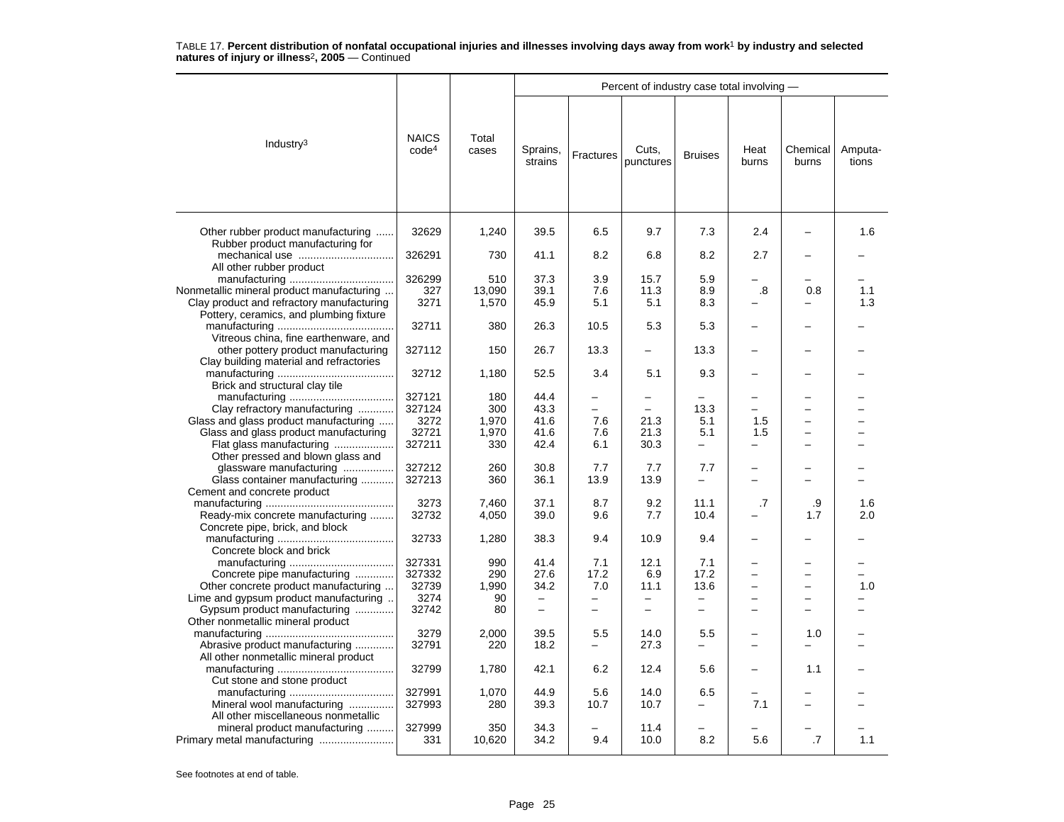TABLE 17. **Percent distribution of nonfatal occupational injuries and illnesses involving days away from work[1] by industry and selected natures of injury or illness[2], 2005** — Continued

| Industry[3] | NAICS code[4] | Total cases | Percent of industry case total involving — Sprains, strains | Fractures | Cuts, punctures | Bruises | Heat burns | Chemical burns | Amputations |
|---|---|---|---|---|---|---|---|---|---|
| Other rubber product manufacturing | 32629 | 1,240 | 39.5 | 6.5 | 9.7 | 7.3 | 2.4 | – | 1.6 |
| Rubber product manufacturing for mechanical use | 326291 | 730 | 41.1 | 8.2 | 6.8 | 8.2 | 2.7 | – | – |
| All other rubber product manufacturing | 326299 | 510 | 37.3 | 3.9 | 15.7 | 5.9 | – | – | – |
| Nonmetallic mineral product manufacturing | 327 | 13,090 | 39.1 | 7.6 | 11.3 | 8.9 | .8 | 0.8 | 1.1 |
| Clay product and refractory manufacturing | 3271 | 1,570 | 45.9 | 5.1 | 5.1 | 8.3 | – | – | 1.3 |
| Pottery, ceramics, and plumbing fixture manufacturing | 32711 | 380 | 26.3 | 10.5 | 5.3 | 5.3 | – | – | – |
| Vitreous china, fine earthenware, and other pottery product manufacturing | 327112 | 150 | 26.7 | 13.3 | – | 13.3 | – | – | – |
| Clay building material and refractories manufacturing | 32712 | 1,180 | 52.5 | 3.4 | 5.1 | 9.3 | – | – | – |
| Brick and structural clay tile manufacturing | 327121 | 180 | 44.4 | – | – | – | – | – | – |
| Clay refractory manufacturing | 327124 | 300 | 43.3 | – | – | 13.3 | – | – | – |
| Glass and glass product manufacturing | 3272 | 1,970 | 41.6 | 7.6 | 21.3 | 5.1 | 1.5 | – | – |
| Glass and glass product manufacturing | 32721 | 1,970 | 41.6 | 7.6 | 21.3 | 5.1 | 1.5 | – | – |
| Flat glass manufacturing | 327211 | 330 | 42.4 | 6.1 | 30.3 | – | – | – | – |
| Other pressed and blown glass and glassware manufacturing | 327212 | 260 | 30.8 | 7.7 | 7.7 | 7.7 | – | – | – |
| Glass container manufacturing | 327213 | 360 | 36.1 | 13.9 | 13.9 | – | – | – | – |
| Cement and concrete product manufacturing | 3273 | 7,460 | 37.1 | 8.7 | 9.2 | 11.1 | .7 | .9 | 1.6 |
| Ready-mix concrete manufacturing | 32732 | 4,050 | 39.0 | 9.6 | 7.7 | 10.4 | – | 1.7 | 2.0 |
| Concrete pipe, brick, and block manufacturing | 32733 | 1,280 | 38.3 | 9.4 | 10.9 | 9.4 | – | – | – |
| Concrete block and brick manufacturing | 327331 | 990 | 41.4 | 7.1 | 12.1 | 7.1 | – | – | – |
| Concrete pipe manufacturing | 327332 | 290 | 27.6 | 17.2 | 6.9 | 17.2 | – | – | – |
| Other concrete product manufacturing | 32739 | 1,990 | 34.2 | 7.0 | 11.1 | 13.6 | – | – | 1.0 |
| Lime and gypsum product manufacturing | 3274 | 90 | – | – | – | – | – | – | – |
| Gypsum product manufacturing | 32742 | 80 | – | – | – | – | – | – | – |
| Other nonmetallic mineral product manufacturing | 3279 | 2,000 | 39.5 | 5.5 | 14.0 | 5.5 | – | 1.0 | – |
| Abrasive product manufacturing | 32791 | 220 | 18.2 | – | 27.3 | – | – | – | – |
| All other nonmetallic mineral product manufacturing | 32799 | 1,780 | 42.1 | 6.2 | 12.4 | 5.6 | – | 1.1 | – |
| Cut stone and stone product manufacturing | 327991 | 1,070 | 44.9 | 5.6 | 14.0 | 6.5 | – | – | – |
| Mineral wool manufacturing | 327993 | 280 | 39.3 | 10.7 | 10.7 | – | 7.1 | – | – |
| All other miscellaneous nonmetallic mineral product manufacturing | 327999 | 350 | 34.3 | – | 11.4 | – | – | – | – |
| Primary metal manufacturing | 331 | 10,620 | 34.2 | 9.4 | 10.0 | 8.2 | 5.6 | .7 | 1.1 |

See footnotes at end of table.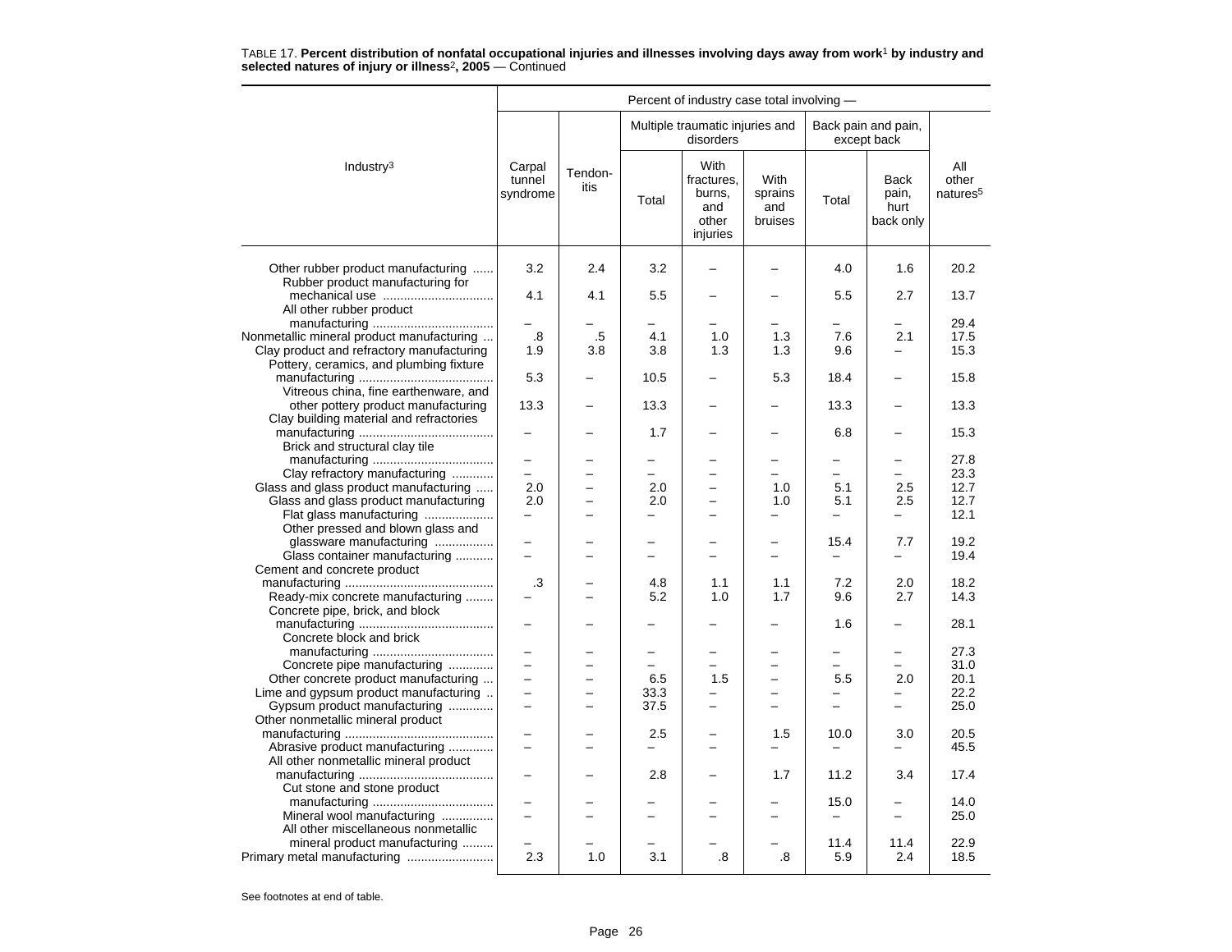TABLE 17. **Percent distribution of nonfatal occupational injuries and illnesses involving days away from work**[1] **by industry and selected natures of injury or illness**[2]**, 2005** — Continued

| Industry[3] | Carpal tunnel syndrome | Tendon-itis | Multiple traumatic injuries and disorders: Total | Multiple traumatic injuries and disorders: With fractures, burns, and other injuries | Multiple traumatic injuries and disorders: With sprains and bruises | Back pain and pain, except back: Total | Back pain and pain, except back: Back pain, hurt back only | All other natures[5] |
|---|---|---|---|---|---|---|---|---|
| Other rubber product manufacturing | 3.2 | 2.4 | 3.2 | – | – | 4.0 | 1.6 | 20.2 |
| Rubber product manufacturing for mechanical use | 4.1 | 4.1 | 5.5 | – | – | 5.5 | 2.7 | 13.7 |
| All other rubber product manufacturing | – | – | – | – | – | – | – | 29.4 |
| Nonmetallic mineral product manufacturing | .8 | .5 | 4.1 | 1.0 | 1.3 | 7.6 | 2.1 | 17.5 |
| Clay product and refractory manufacturing | 1.9 | 3.8 | 3.8 | 1.3 | 1.3 | 9.6 | – | 15.3 |
| Pottery, ceramics, and plumbing fixture manufacturing | 5.3 | – | 10.5 | – | 5.3 | 18.4 | – | 15.8 |
| Vitreous china, fine earthenware, and other pottery product manufacturing | 13.3 | – | 13.3 | – | – | 13.3 | – | 13.3 |
| Clay building material and refractories manufacturing | – | – | 1.7 | – | – | 6.8 | – | 15.3 |
| Brick and structural clay tile manufacturing | – | – | – | – | – | – | – | 27.8 |
| Clay refractory manufacturing | – | – | – | – | – | – | – | 23.3 |
| Glass and glass product manufacturing | 2.0 | – | 2.0 | – | 1.0 | 5.1 | 2.5 | 12.7 |
| Glass and glass product manufacturing | 2.0 | – | 2.0 | – | 1.0 | 5.1 | 2.5 | 12.7 |
| Flat glass manufacturing | – | – | – | – | – | – | – | 12.1 |
| Other pressed and blown glass and glassware manufacturing | – | – | – | – | – | 15.4 | 7.7 | 19.2 |
| Glass container manufacturing | – | – | – | – | – | – | – | 19.4 |
| Cement and concrete product manufacturing | .3 | – | 4.8 | 1.1 | 1.1 | 7.2 | 2.0 | 18.2 |
| Ready-mix concrete manufacturing | – | – | 5.2 | 1.0 | 1.7 | 9.6 | 2.7 | 14.3 |
| Concrete pipe, brick, and block manufacturing | – | – | – | – | – | 1.6 | – | 28.1 |
| Concrete block and brick manufacturing | – | – | – | – | – | – | – | 27.3 |
| Concrete pipe manufacturing | – | – | – | – | – | – | – | 31.0 |
| Other concrete product manufacturing | – | – | 6.5 | 1.5 | – | 5.5 | 2.0 | 20.1 |
| Lime and gypsum product manufacturing | – | – | 33.3 | – | – | – | – | 22.2 |
| Gypsum product manufacturing | – | – | 37.5 | – | – | – | – | 25.0 |
| Other nonmetallic mineral product manufacturing | – | – | 2.5 | – | 1.5 | 10.0 | 3.0 | 20.5 |
| Abrasive product manufacturing | – | – | – | – | – | – | – | 45.5 |
| All other nonmetallic mineral product manufacturing | – | – | 2.8 | – | 1.7 | 11.2 | 3.4 | 17.4 |
| Cut stone and stone product manufacturing | – | – | – | – | – | 15.0 | – | 14.0 |
| Mineral wool manufacturing | – | – | – | – | – | – | – | 25.0 |
| All other miscellaneous nonmetallic mineral product manufacturing | – | – | – | – | – | 11.4 | 11.4 | 22.9 |
| Primary metal manufacturing | 2.3 | 1.0 | 3.1 | .8 | .8 | 5.9 | 2.4 | 18.5 |

See footnotes at end of table.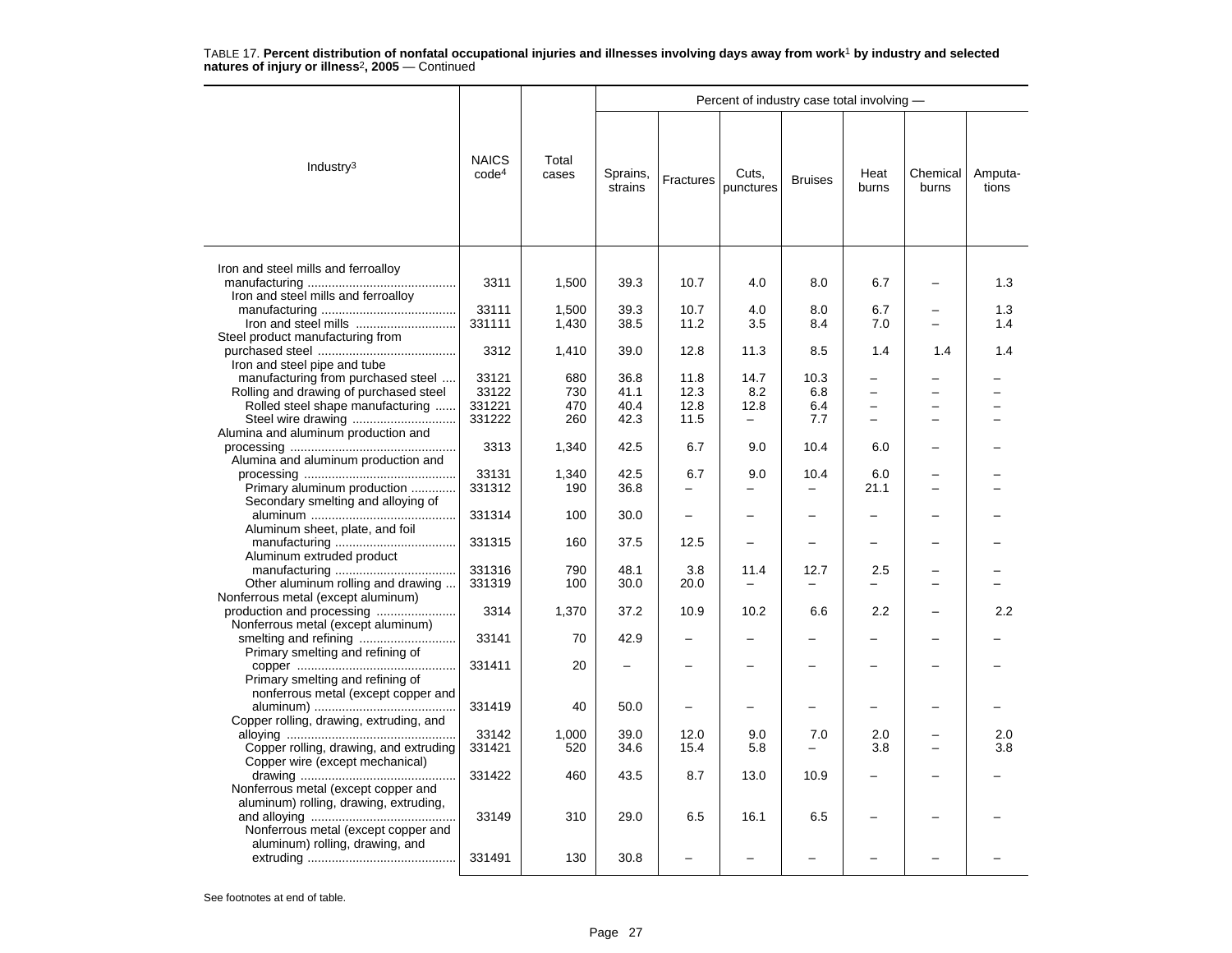TABLE 17. **Percent distribution of nonfatal occupational injuries and illnesses involving days away from work[1] by industry and selected natures of injury or illness[2], 2005** — Continued

| Industry[3] | NAICS code[4] | Total cases | Percent of industry case total involving — | | | | | | |
|---|---|---|---|---|---|---|---|---|---|
| | | | Sprains, strains | Fractures | Cuts, punctures | Bruises | Heat burns | Chemical burns | Amputa-tions |
| Iron and steel mills and ferroalloy manufacturing | 3311 | 1,500 | 39.3 | 10.7 | 4.0 | 8.0 | 6.7 | – | 1.3 |
| Iron and steel mills and ferroalloy manufacturing | 33111 | 1,500 | 39.3 | 10.7 | 4.0 | 8.0 | 6.7 | – | 1.3 |
| Iron and steel mills | 331111 | 1,430 | 38.5 | 11.2 | 3.5 | 8.4 | 7.0 | – | 1.4 |
| Steel product manufacturing from purchased steel | 3312 | 1,410 | 39.0 | 12.8 | 11.3 | 8.5 | 1.4 | 1.4 | 1.4 |
| Iron and steel pipe and tube manufacturing from purchased steel | 33121 | 680 | 36.8 | 11.8 | 14.7 | 10.3 | – | – | – |
| Rolling and drawing of purchased steel | 33122 | 730 | 41.1 | 12.3 | 8.2 | 6.8 | – | – | – |
| Rolled steel shape manufacturing | 331221 | 470 | 40.4 | 12.8 | 12.8 | 6.4 | – | – | – |
| Steel wire drawing | 331222 | 260 | 42.3 | 11.5 | – | 7.7 | – | – | – |
| Alumina and aluminum production and processing | 3313 | 1,340 | 42.5 | 6.7 | 9.0 | 10.4 | 6.0 | – | – |
| Alumina and aluminum production and processing | 33131 | 1,340 | 42.5 | 6.7 | 9.0 | 10.4 | 6.0 | – | – |
| Primary aluminum production | 331312 | 190 | 36.8 | – | – | – | 21.1 | – | – |
| Secondary smelting and alloying of aluminum | 331314 | 100 | 30.0 | – | – | – | – | – | – |
| Aluminum sheet, plate, and foil manufacturing | 331315 | 160 | 37.5 | 12.5 | – | – | – | – | – |
| Aluminum extruded product manufacturing | 331316 | 790 | 48.1 | 3.8 | 11.4 | 12.7 | 2.5 | – | – |
| Other aluminum rolling and drawing | 331319 | 100 | 30.0 | 20.0 | – | – | – | – | – |
| Nonferrous metal (except aluminum) production and processing | 3314 | 1,370 | 37.2 | 10.9 | 10.2 | 6.6 | 2.2 | – | 2.2 |
| Nonferrous metal (except aluminum) smelting and refining | 33141 | 70 | 42.9 | – | – | – | – | – | – |
| Primary smelting and refining of copper | 331411 | 20 | – | – | – | – | – | – | – |
| Primary smelting and refining of nonferrous metal (except copper and aluminum) | 331419 | 40 | 50.0 | – | – | – | – | – | – |
| Copper rolling, drawing, extruding, and alloying | 33142 | 1,000 | 39.0 | 12.0 | 9.0 | 7.0 | 2.0 | – | 2.0 |
| Copper rolling, drawing, and extruding | 331421 | 520 | 34.6 | 15.4 | 5.8 | – | 3.8 | – | 3.8 |
| Copper wire (except mechanical) drawing | 331422 | 460 | 43.5 | 8.7 | 13.0 | 10.9 | – | – | – |
| Nonferrous metal (except copper and aluminum) rolling, drawing, extruding, and alloying | 33149 | 310 | 29.0 | 6.5 | 16.1 | 6.5 | – | – | – |
| Nonferrous metal (except copper and aluminum) rolling, drawing, and extruding | 331491 | 130 | 30.8 | – | – | – | – | – | – |

See footnotes at end of table.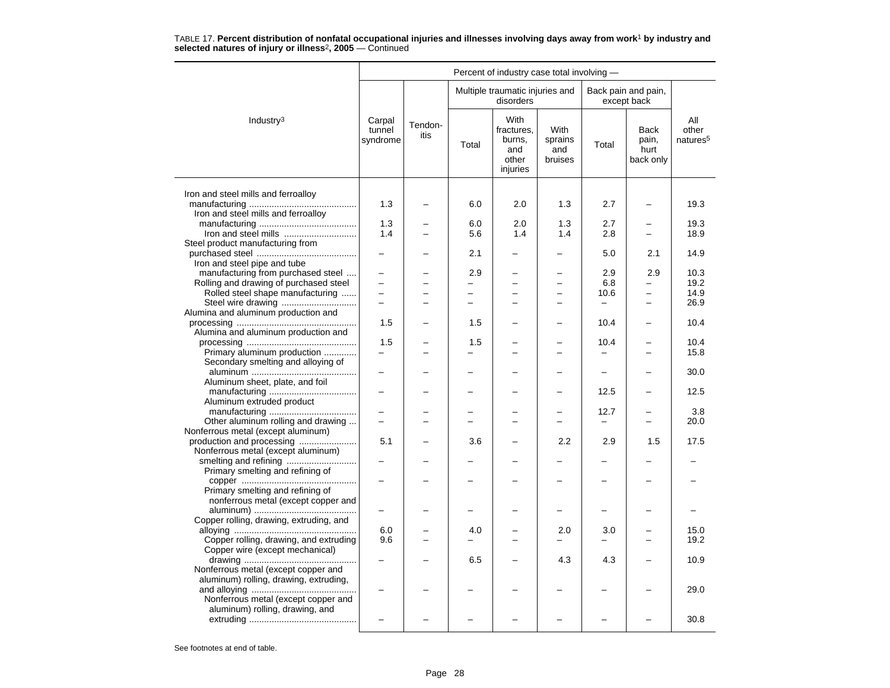TABLE 17. **Percent distribution of nonfatal occupational injuries and illnesses involving days away from work[1] by industry and selected natures of injury or illness[2], 2005** — Continued

| Industry[3] | Percent of industry case total involving — | | | | | | | |
|---|---|---|---|---|---|---|---|---|
| | Carpal tunnel syndrome | Tendon-itis | Multiple traumatic injuries and disorders | | | Back pain and pain, except back | | All other natures[5] |
| | | | Total | With fractures, burns, and other injuries | With sprains and bruises | Total | Back pain, hurt back only | |
| Iron and steel mills and ferroalloy manufacturing | 1.3 | – | 6.0 | 2.0 | 1.3 | 2.7 | – | 19.3 |
| Iron and steel mills and ferroalloy manufacturing | 1.3 | – | 6.0 | 2.0 | 1.3 | 2.7 | – | 19.3 |
| Iron and steel mills | 1.4 | – | 5.6 | 1.4 | 1.4 | 2.8 | – | 18.9 |
| Steel product manufacturing from purchased steel | – | – | 2.1 | – | – | 5.0 | 2.1 | 14.9 |
| Iron and steel pipe and tube manufacturing from purchased steel | – | – | 2.9 | – | – | 2.9 | 2.9 | 10.3 |
| Rolling and drawing of purchased steel | – | – | – | – | – | 6.8 | – | 19.2 |
| Rolled steel shape manufacturing | – | – | – | – | – | 10.6 | – | 14.9 |
| Steel wire drawing | – | – | – | – | – | – | – | 26.9 |
| Alumina and aluminum production and processing | 1.5 | – | 1.5 | – | – | 10.4 | – | 10.4 |
| Alumina and aluminum production and processing | 1.5 | – | 1.5 | – | – | 10.4 | – | 10.4 |
| Primary aluminum production | – | – | – | – | – | – | – | 15.8 |
| Secondary smelting and alloying of aluminum | – | – | – | – | – | – | – | 30.0 |
| Aluminum sheet, plate, and foil manufacturing | – | – | – | – | – | 12.5 | – | 12.5 |
| Aluminum extruded product manufacturing | – | – | – | – | – | 12.7 | – | 3.8 |
| Other aluminum rolling and drawing | – | – | – | – | – | – | – | 20.0 |
| Nonferrous metal (except aluminum) production and processing | 5.1 | – | 3.6 | – | 2.2 | 2.9 | 1.5 | 17.5 |
| Nonferrous metal (except aluminum) smelting and refining | – | – | – | – | – | – | – | – |
| Primary smelting and refining of copper | – | – | – | – | – | – | – | – |
| Primary smelting and refining of nonferrous metal (except copper and aluminum) | – | – | – | – | – | – | – | – |
| Copper rolling, drawing, extruding, and alloying | 6.0 | – | 4.0 | – | 2.0 | 3.0 | – | 15.0 |
| Copper rolling, drawing, and extruding | 9.6 | – | – | – | – | – | – | 19.2 |
| Copper wire (except mechanical) drawing | – | – | 6.5 | – | 4.3 | 4.3 | – | 10.9 |
| Nonferrous metal (except copper and aluminum) rolling, drawing, extruding, and alloying | – | – | – | – | – | – | – | 29.0 |
| Nonferrous metal (except copper and aluminum) rolling, drawing, and extruding | – | – | – | – | – | – | – | 30.8 |

See footnotes at end of table.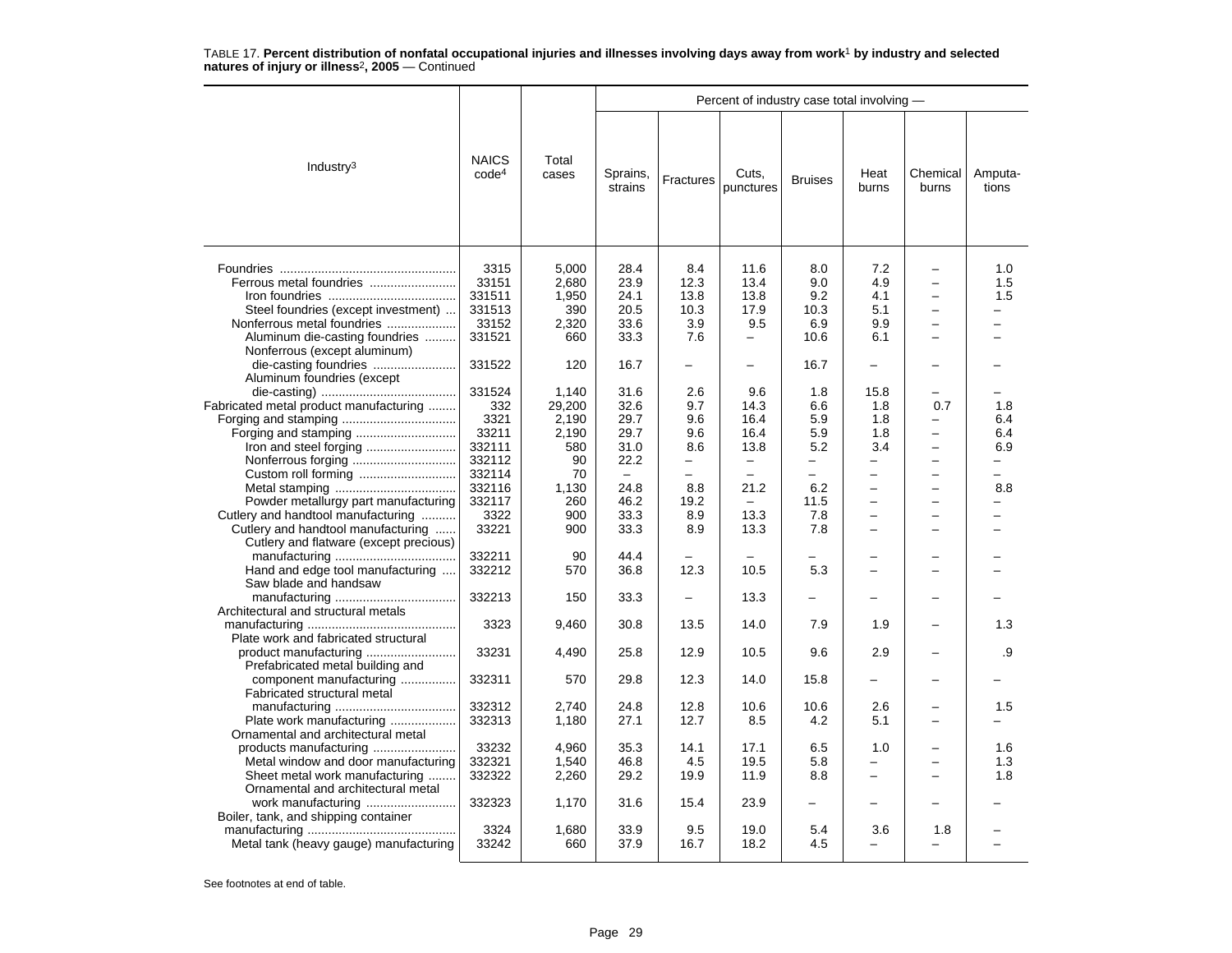TABLE 17. **Percent distribution of nonfatal occupational injuries and illnesses involving days away from work[1] by industry and selected natures of injury or illness[2], 2005** — Continued

| Industry[3] | NAICS code[4] | Total cases | Percent of industry case total involving — Sprains, strains | Fractures | Cuts, punctures | Bruises | Heat burns | Chemical burns | Amputations |
|---|---|---|---|---|---|---|---|---|---|
| Foundries | 3315 | 5,000 | 28.4 | 8.4 | 11.6 | 8.0 | 7.2 | – | 1.0 |
| Ferrous metal foundries | 33151 | 2,680 | 23.9 | 12.3 | 13.4 | 9.0 | 4.9 | – | 1.5 |
| Iron foundries | 331511 | 1,950 | 24.1 | 13.8 | 13.8 | 9.2 | 4.1 | – | 1.5 |
| Steel foundries (except investment) | 331513 | 390 | 20.5 | 10.3 | 17.9 | 10.3 | 5.1 | – | – |
| Nonferrous metal foundries | 33152 | 2,320 | 33.6 | 3.9 | 9.5 | 6.9 | 9.9 | – | – |
| Aluminum die-casting foundries | 331521 | 660 | 33.3 | 7.6 | – | 10.6 | 6.1 | – | – |
| Nonferrous (except aluminum) die-casting foundries | 331522 | 120 | 16.7 | – | – | 16.7 | – | – | – |
| Aluminum foundries (except die-casting) | 331524 | 1,140 | 31.6 | 2.6 | 9.6 | 1.8 | 15.8 | – | – |
| Fabricated metal product manufacturing | 332 | 29,200 | 32.6 | 9.7 | 14.3 | 6.6 | 1.8 | 0.7 | 1.8 |
| Forging and stamping | 3321 | 2,190 | 29.7 | 9.6 | 16.4 | 5.9 | 1.8 | – | 6.4 |
| Forging and stamping | 33211 | 2,190 | 29.7 | 9.6 | 16.4 | 5.9 | 1.8 | – | 6.4 |
| Iron and steel forging | 332111 | 580 | 31.0 | 8.6 | 13.8 | 5.2 | 3.4 | – | 6.9 |
| Nonferrous forging | 332112 | 90 | 22.2 | – | – | – | – | – | – |
| Custom roll forming | 332114 | 70 | – | – | – | – | – | – | – |
| Metal stamping | 332116 | 1,130 | 24.8 | 8.8 | 21.2 | 6.2 | – | – | 8.8 |
| Powder metallurgy part manufacturing | 332117 | 260 | 46.2 | 19.2 | – | 11.5 | – | – | – |
| Cutlery and handtool manufacturing | 3322 | 900 | 33.3 | 8.9 | 13.3 | 7.8 | – | – | – |
| Cutlery and handtool manufacturing | 33221 | 900 | 33.3 | 8.9 | 13.3 | 7.8 | – | – | – |
| Cutlery and flatware (except precious) manufacturing | 332211 | 90 | 44.4 | – | – | – | – | – | – |
| Hand and edge tool manufacturing | 332212 | 570 | 36.8 | 12.3 | 10.5 | 5.3 | – | – | – |
| Saw blade and handsaw manufacturing | 332213 | 150 | 33.3 | – | 13.3 | – | – | – | – |
| Architectural and structural metals manufacturing | 3323 | 9,460 | 30.8 | 13.5 | 14.0 | 7.9 | 1.9 | – | 1.3 |
| Plate work and fabricated structural product manufacturing | 33231 | 4,490 | 25.8 | 12.9 | 10.5 | 9.6 | 2.9 | – | .9 |
| Prefabricated metal building and component manufacturing | 332311 | 570 | 29.8 | 12.3 | 14.0 | 15.8 | – | – | – |
| Fabricated structural metal manufacturing | 332312 | 2,740 | 24.8 | 12.8 | 10.6 | 10.6 | 2.6 | – | 1.5 |
| Plate work manufacturing | 332313 | 1,180 | 27.1 | 12.7 | 8.5 | 4.2 | 5.1 | – | – |
| Ornamental and architectural metal products manufacturing | 33232 | 4,960 | 35.3 | 14.1 | 17.1 | 6.5 | 1.0 | – | 1.6 |
| Metal window and door manufacturing | 332321 | 1,540 | 46.8 | 4.5 | 19.5 | 5.8 | – | – | 1.3 |
| Sheet metal work manufacturing | 332322 | 2,260 | 29.2 | 19.9 | 11.9 | 8.8 | – | – | 1.8 |
| Ornamental and architectural metal work manufacturing | 332323 | 1,170 | 31.6 | 15.4 | 23.9 | – | – | – | – |
| Boiler, tank, and shipping container manufacturing | 3324 | 1,680 | 33.9 | 9.5 | 19.0 | 5.4 | 3.6 | 1.8 | – |
| Metal tank (heavy gauge) manufacturing | 33242 | 660 | 37.9 | 16.7 | 18.2 | 4.5 | – | – | – |

See footnotes at end of table.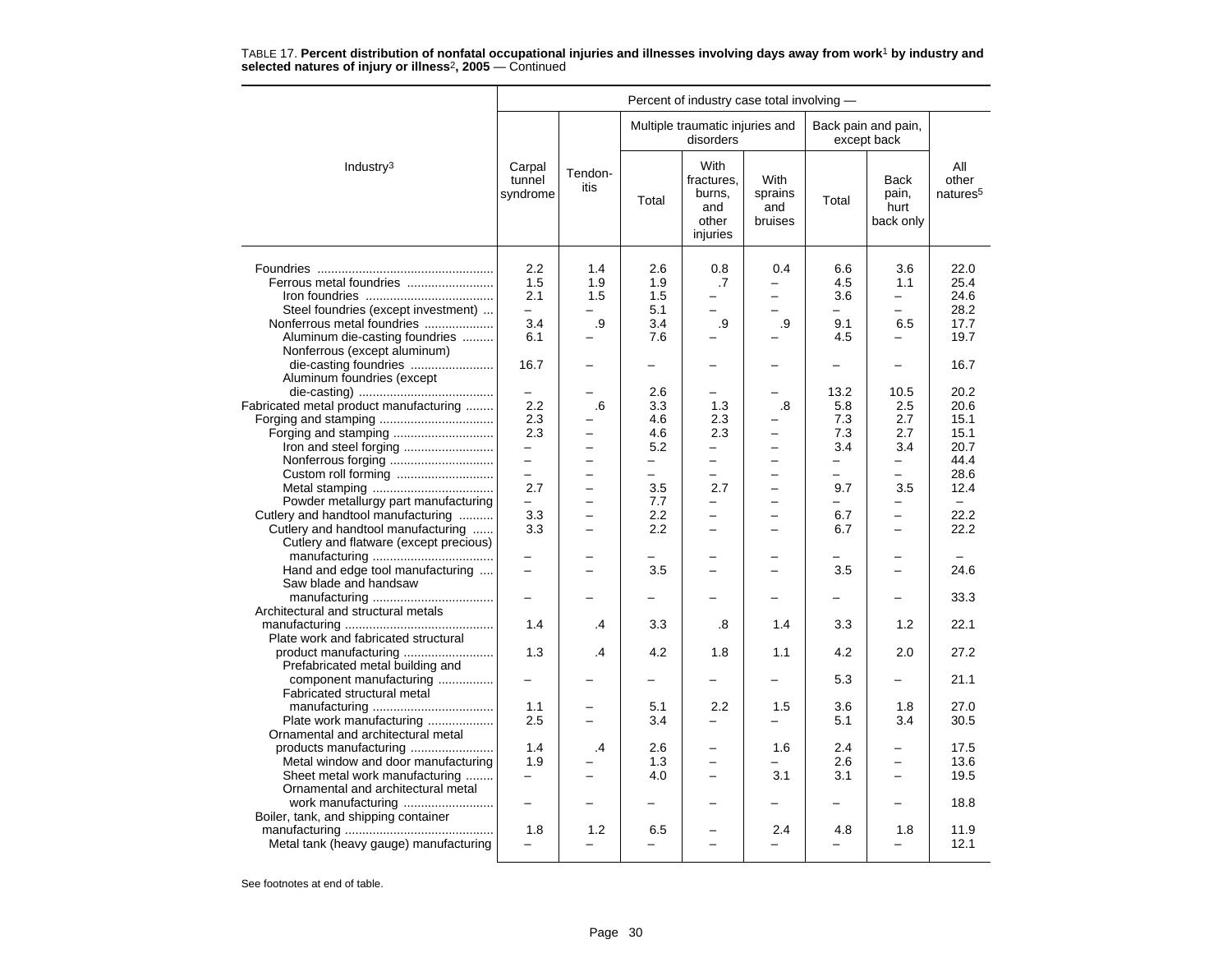TABLE 17. **Percent distribution of nonfatal occupational injuries and illnesses involving days away from work**[1] **by industry and selected natures of injury or illness**[2]**, 2005** — Continued

| Industry[3] | Percent of industry case total involving — | | | | | | | |
|---|---|---|---|---|---|---|---|---|
| | Carpal tunnel syndrome | Tendonitis | Multiple traumatic injuries and disorders | | | Back pain and pain, except back | | All other natures[5] |
| | | | Total | With fractures, burns, and other injuries | With sprains and bruises | Total | Back pain, hurt back only | |
| Foundries | 2.2 | 1.4 | 2.6 | 0.8 | 0.4 | 6.6 | 3.6 | 22.0 |
| Ferrous metal foundries | 1.5 | 1.9 | 1.9 | .7 | – | 4.5 | 1.1 | 25.4 |
| Iron foundries | 2.1 | 1.5 | 1.5 | – | – | 3.6 | – | 24.6 |
| Steel foundries (except investment) | – | – | 5.1 | – | – | – | – | 28.2 |
| Nonferrous metal foundries | 3.4 | .9 | 3.4 | .9 | .9 | 9.1 | 6.5 | 17.7 |
| Aluminum die-casting foundries | 6.1 | – | 7.6 | – | – | 4.5 | – | 19.7 |
| Nonferrous (except aluminum) die-casting foundries | 16.7 | – | – | – | – | – | – | 16.7 |
| Aluminum foundries (except die-casting) | – | – | 2.6 | – | – | 13.2 | 10.5 | 20.2 |
| Fabricated metal product manufacturing | 2.2 | .6 | 3.3 | 1.3 | .8 | 5.8 | 2.5 | 20.6 |
| Forging and stamping | 2.3 | – | 4.6 | 2.3 | – | 7.3 | 2.7 | 15.1 |
| Forging and stamping | 2.3 | – | 4.6 | 2.3 | – | 7.3 | 2.7 | 15.1 |
| Iron and steel forging | – | – | 5.2 | – | – | 3.4 | 3.4 | 20.7 |
| Nonferrous forging | – | – | – | – | – | – | – | 44.4 |
| Custom roll forming | – | – | – | – | – | – | – | 28.6 |
| Metal stamping | 2.7 | – | 3.5 | 2.7 | – | 9.7 | 3.5 | 12.4 |
| Powder metallurgy part manufacturing | – | – | 7.7 | – | – | – | – | – |
| Cutlery and handtool manufacturing | 3.3 | – | 2.2 | – | – | 6.7 | – | 22.2 |
| Cutlery and handtool manufacturing | 3.3 | – | 2.2 | – | – | 6.7 | – | 22.2 |
| Cutlery and flatware (except precious) manufacturing | – | – | – | – | – | – | – | – |
| Hand and edge tool manufacturing | – | – | 3.5 | – | – | 3.5 | – | 24.6 |
| Saw blade and handsaw manufacturing | – | – | – | – | – | – | – | 33.3 |
| Architectural and structural metals manufacturing | 1.4 | .4 | 3.3 | .8 | 1.4 | 3.3 | 1.2 | 22.1 |
| Plate work and fabricated structural product manufacturing | 1.3 | .4 | 4.2 | 1.8 | 1.1 | 4.2 | 2.0 | 27.2 |
| Prefabricated metal building and component manufacturing | – | – | – | – | – | 5.3 | – | 21.1 |
| Fabricated structural metal manufacturing | 1.1 | – | 5.1 | 2.2 | 1.5 | 3.6 | 1.8 | 27.0 |
| Plate work manufacturing | 2.5 | – | 3.4 | – | – | 5.1 | 3.4 | 30.5 |
| Ornamental and architectural metal products manufacturing | 1.4 | .4 | 2.6 | – | 1.6 | 2.4 | – | 17.5 |
| Metal window and door manufacturing | 1.9 | – | 1.3 | – | – | 2.6 | – | 13.6 |
| Sheet metal work manufacturing | – | – | 4.0 | – | 3.1 | 3.1 | – | 19.5 |
| Ornamental and architectural metal work manufacturing | – | – | – | – | – | – | – | 18.8 |
| Boiler, tank, and shipping container manufacturing | 1.8 | 1.2 | 6.5 | – | 2.4 | 4.8 | 1.8 | 11.9 |
| Metal tank (heavy gauge) manufacturing | – | – | – | – | – | – | – | 12.1 |

See footnotes at end of table.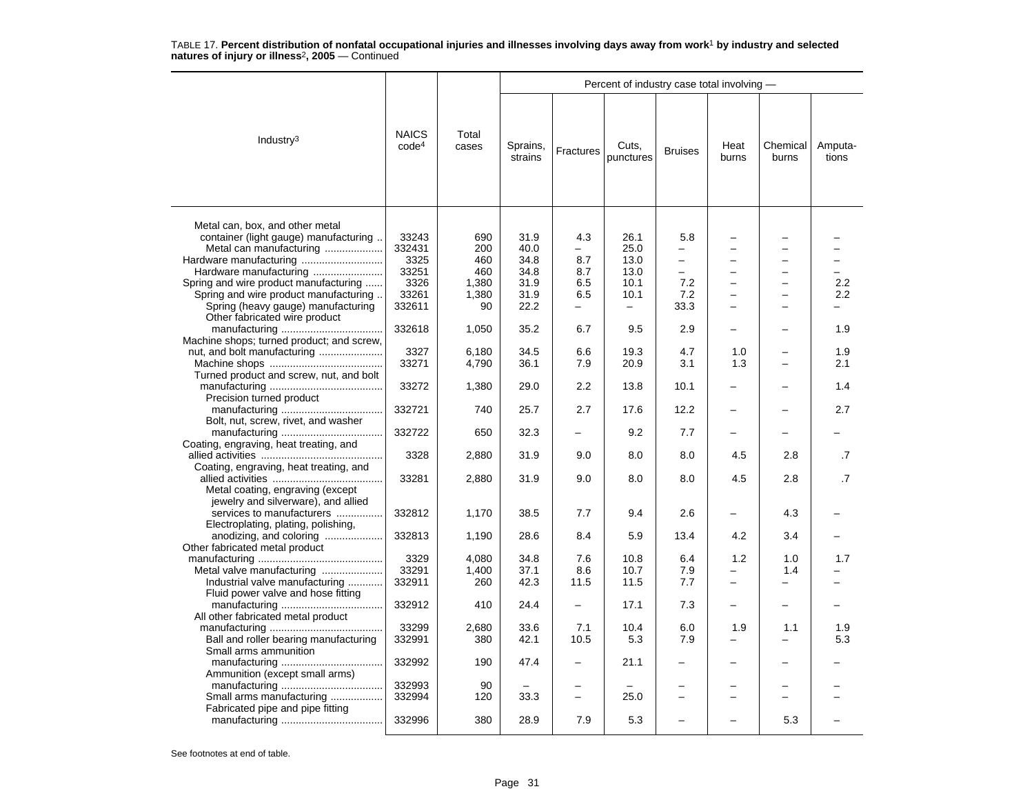TABLE 17. **Percent distribution of nonfatal occupational injuries and illnesses involving days away from work[1] by industry and selected natures of injury or illness[2], 2005** — Continued

| Industry[3] | NAICS code[4] | Total cases | Sprains, strains | Fractures | Cuts, punctures | Bruises | Heat burns | Chemical burns | Amputa-tions |
|---|---|---|---|---|---|---|---|---|---|
| | | | Percent of industry case total involving — | | | | | | |
| Metal can, box, and other metal container (light gauge) manufacturing | 33243 | 690 | 31.9 | 4.3 | 26.1 | 5.8 | – | – | – |
| Metal can manufacturing | 332431 | 200 | 40.0 | – | 25.0 | – | – | – | – |
| Hardware manufacturing | 3325 | 460 | 34.8 | 8.7 | 13.0 | – | – | – | – |
| Hardware manufacturing | 33251 | 460 | 34.8 | 8.7 | 13.0 | – | – | – | – |
| Spring and wire product manufacturing | 3326 | 1,380 | 31.9 | 6.5 | 10.1 | 7.2 | – | – | 2.2 |
| Spring and wire product manufacturing | 33261 | 1,380 | 31.9 | 6.5 | 10.1 | 7.2 | – | – | 2.2 |
| Spring (heavy gauge) manufacturing | 332611 | 90 | 22.2 | – | – | 33.3 | – | – | – |
| Other fabricated wire product manufacturing | 332618 | 1,050 | 35.2 | 6.7 | 9.5 | 2.9 | – | – | 1.9 |
| Machine shops; turned product; and screw, nut, and bolt manufacturing | 3327 | 6,180 | 34.5 | 6.6 | 19.3 | 4.7 | 1.0 | – | 1.9 |
| Machine shops | 33271 | 4,790 | 36.1 | 7.9 | 20.9 | 3.1 | 1.3 | – | 2.1 |
| Turned product and screw, nut, and bolt manufacturing | 33272 | 1,380 | 29.0 | 2.2 | 13.8 | 10.1 | – | – | 1.4 |
| Precision turned product manufacturing | 332721 | 740 | 25.7 | 2.7 | 17.6 | 12.2 | – | – | 2.7 |
| Bolt, nut, screw, rivet, and washer manufacturing | 332722 | 650 | 32.3 | – | 9.2 | 7.7 | – | – | – |
| Coating, engraving, heat treating, and allied activities | 3328 | 2,880 | 31.9 | 9.0 | 8.0 | 8.0 | 4.5 | 2.8 | .7 |
| Coating, engraving, heat treating, and allied activities | 33281 | 2,880 | 31.9 | 9.0 | 8.0 | 8.0 | 4.5 | 2.8 | .7 |
| Metal coating, engraving (except jewelry and silverware), and allied services to manufacturers | 332812 | 1,170 | 38.5 | 7.7 | 9.4 | 2.6 | – | 4.3 | – |
| Electroplating, plating, polishing, anodizing, and coloring | 332813 | 1,190 | 28.6 | 8.4 | 5.9 | 13.4 | 4.2 | 3.4 | – |
| Other fabricated metal product manufacturing | 3329 | 4,080 | 34.8 | 7.6 | 10.8 | 6.4 | 1.2 | 1.0 | 1.7 |
| Metal valve manufacturing | 33291 | 1,400 | 37.1 | 8.6 | 10.7 | 7.9 | – | 1.4 | – |
| Industrial valve manufacturing | 332911 | 260 | 42.3 | 11.5 | 11.5 | 7.7 | – | – | – |
| Fluid power valve and hose fitting manufacturing | 332912 | 410 | 24.4 | – | 17.1 | 7.3 | – | – | – |
| All other fabricated metal product manufacturing | 33299 | 2,680 | 33.6 | 7.1 | 10.4 | 6.0 | 1.9 | 1.1 | 1.9 |
| Ball and roller bearing manufacturing | 332991 | 380 | 42.1 | 10.5 | 5.3 | 7.9 | – | – | 5.3 |
| Small arms ammunition manufacturing | 332992 | 190 | 47.4 | – | 21.1 | – | – | – | – |
| Ammunition (except small arms) manufacturing | 332993 | 90 | – | – | – | – | – | – | – |
| Small arms manufacturing | 332994 | 120 | 33.3 | – | 25.0 | – | – | – | – |
| Fabricated pipe and pipe fitting manufacturing | 332996 | 380 | 28.9 | 7.9 | 5.3 | – | – | 5.3 | – |

See footnotes at end of table.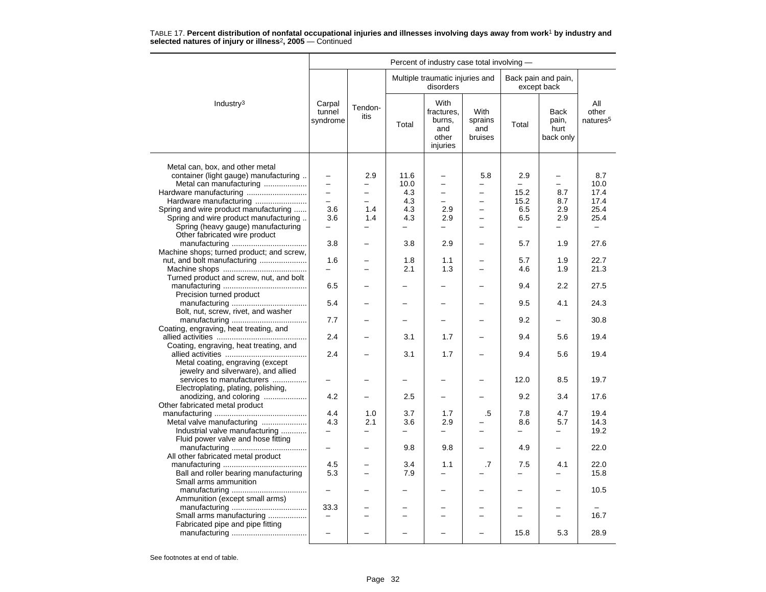TABLE 17. **Percent distribution of nonfatal occupational injuries and illnesses involving days away from work[1] by industry and selected natures of injury or illness[2], 2005** — Continued

| Industry[3] | Percent of industry case total involving — | | | | | | | |
|---|---|---|---|---|---|---|---|---|
| | Carpal tunnel syndrome | Tendon-itis | Multiple traumatic injuries and disorders | | | Back pain and pain, except back | | All other natures[5] |
| | | | Total | With fractures, burns, and other injuries | With sprains and bruises | Total | Back pain, hurt back only | |
| Metal can, box, and other metal container (light gauge) manufacturing | – | 2.9 | 11.6 | – | 5.8 | 2.9 | – | 8.7 |
| Metal can manufacturing | – | – | 10.0 | – | – | – | – | 10.0 |
| Hardware manufacturing | – | – | 4.3 | – | – | 15.2 | 8.7 | 17.4 |
| Hardware manufacturing | – | – | 4.3 | – | – | 15.2 | 8.7 | 17.4 |
| Spring and wire product manufacturing | 3.6 | 1.4 | 4.3 | 2.9 | – | 6.5 | 2.9 | 25.4 |
| Spring and wire product manufacturing | 3.6 | 1.4 | 4.3 | 2.9 | – | 6.5 | 2.9 | 25.4 |
| Spring (heavy gauge) manufacturing | – | – | – | – | – | – | – | – |
| Other fabricated wire product manufacturing | 3.8 | – | 3.8 | 2.9 | – | 5.7 | 1.9 | 27.6 |
| Machine shops; turned product; and screw, nut, and bolt manufacturing | 1.6 | – | 1.8 | 1.1 | – | 5.7 | 1.9 | 22.7 |
| Machine shops | – | – | 2.1 | 1.3 | – | 4.6 | 1.9 | 21.3 |
| Turned product and screw, nut, and bolt manufacturing | 6.5 | – | – | – | – | 9.4 | 2.2 | 27.5 |
| Precision turned product manufacturing | 5.4 | – | – | – | – | 9.5 | 4.1 | 24.3 |
| Bolt, nut, screw, rivet, and washer manufacturing | 7.7 | – | – | – | – | 9.2 | – | 30.8 |
| Coating, engraving, heat treating, and allied activities | 2.4 | – | 3.1 | 1.7 | – | 9.4 | 5.6 | 19.4 |
| Coating, engraving, heat treating, and allied activities | 2.4 | – | 3.1 | 1.7 | – | 9.4 | 5.6 | 19.4 |
| Metal coating, engraving (except jewelry and silverware), and allied services to manufacturers | – | – | – | – | – | 12.0 | 8.5 | 19.7 |
| Electroplating, plating, polishing, anodizing, and coloring | 4.2 | – | 2.5 | – | – | 9.2 | 3.4 | 17.6 |
| Other fabricated metal product manufacturing | 4.4 | 1.0 | 3.7 | 1.7 | .5 | 7.8 | 4.7 | 19.4 |
| Metal valve manufacturing | 4.3 | 2.1 | 3.6 | 2.9 | – | 8.6 | 5.7 | 14.3 |
| Industrial valve manufacturing | – | – | – | – | – | – | – | 19.2 |
| Fluid power valve and hose fitting manufacturing | – | – | 9.8 | 9.8 | – | 4.9 | – | 22.0 |
| All other fabricated metal product manufacturing | 4.5 | – | 3.4 | 1.1 | .7 | 7.5 | 4.1 | 22.0 |
| Ball and roller bearing manufacturing | 5.3 | – | 7.9 | – | – | – | – | 15.8 |
| Small arms ammunition manufacturing | – | – | – | – | – | – | – | 10.5 |
| Ammunition (except small arms) manufacturing | 33.3 | – | – | – | – | – | – | – |
| Small arms manufacturing | – | – | – | – | – | – | – | 16.7 |
| Fabricated pipe and pipe fitting manufacturing | – | – | – | – | – | 15.8 | 5.3 | 28.9 |

See footnotes at end of table.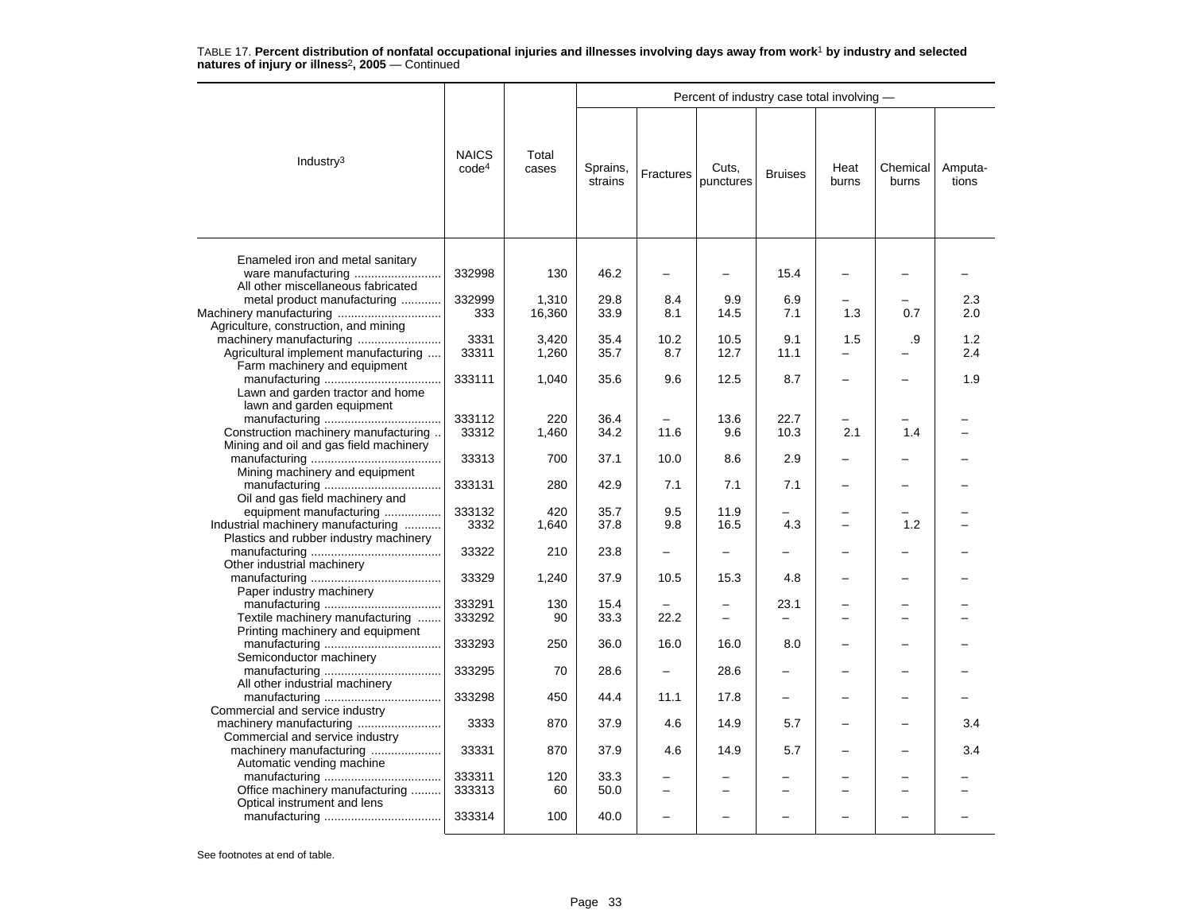TABLE 17. **Percent distribution of nonfatal occupational injuries and illnesses involving days away from work[1] by industry and selected natures of injury or illness[2], 2005** — Continued

| Industry[3] | NAICS code[4] | Total cases | Sprains, strains | Fractures | Cuts, punctures | Bruises | Heat burns | Chemical burns | Amputa-tions |
|---|---|---|---|---|---|---|---|---|---|
| | | | Percent of industry case total involving — | | | | | | |
| Enameled iron and metal sanitary ware manufacturing | 332998 | 130 | 46.2 | – | – | 15.4 | – | – | – |
| All other miscellaneous fabricated metal product manufacturing | 332999 | 1,310 | 29.8 | 8.4 | 9.9 | 6.9 | – | – | 2.3 |
| Machinery manufacturing | 333 | 16,360 | 33.9 | 8.1 | 14.5 | 7.1 | 1.3 | 0.7 | 2.0 |
| Agriculture, construction, and mining machinery manufacturing | 3331 | 3,420 | 35.4 | 10.2 | 10.5 | 9.1 | 1.5 | .9 | 1.2 |
| Agricultural implement manufacturing | 33311 | 1,260 | 35.7 | 8.7 | 12.7 | 11.1 | – | – | 2.4 |
| Farm machinery and equipment manufacturing | 333111 | 1,040 | 35.6 | 9.6 | 12.5 | 8.7 | – | – | 1.9 |
| Lawn and garden tractor and home lawn and garden equipment manufacturing | 333112 | 220 | 36.4 | – | 13.6 | 22.7 | – | – | – |
| Construction machinery manufacturing | 33312 | 1,460 | 34.2 | 11.6 | 9.6 | 10.3 | 2.1 | 1.4 | – |
| Mining and oil and gas field machinery manufacturing | 33313 | 700 | 37.1 | 10.0 | 8.6 | 2.9 | – | – | – |
| Mining machinery and equipment manufacturing | 333131 | 280 | 42.9 | 7.1 | 7.1 | 7.1 | – | – | – |
| Oil and gas field machinery and equipment manufacturing | 333132 | 420 | 35.7 | 9.5 | 11.9 | – | – | – | – |
| Industrial machinery manufacturing | 3332 | 1,640 | 37.8 | 9.8 | 16.5 | 4.3 | – | 1.2 | – |
| Plastics and rubber industry machinery manufacturing | 33322 | 210 | 23.8 | – | – | – | – | – | – |
| Other industrial machinery manufacturing | 33329 | 1,240 | 37.9 | 10.5 | 15.3 | 4.8 | – | – | – |
| Paper industry machinery manufacturing | 333291 | 130 | 15.4 | – | – | 23.1 | – | – | – |
| Textile machinery manufacturing | 333292 | 90 | 33.3 | 22.2 | – | – | – | – | – |
| Printing machinery and equipment manufacturing | 333293 | 250 | 36.0 | 16.0 | 16.0 | 8.0 | – | – | – |
| Semiconductor machinery manufacturing | 333295 | 70 | 28.6 | – | 28.6 | – | – | – | – |
| All other industrial machinery manufacturing | 333298 | 450 | 44.4 | 11.1 | 17.8 | – | – | – | – |
| Commercial and service industry machinery manufacturing | 3333 | 870 | 37.9 | 4.6 | 14.9 | 5.7 | – | – | 3.4 |
| Commercial and service industry machinery manufacturing | 33331 | 870 | 37.9 | 4.6 | 14.9 | 5.7 | – | – | 3.4 |
| Automatic vending machine manufacturing | 333311 | 120 | 33.3 | – | – | – | – | – | – |
| Office machinery manufacturing | 333313 | 60 | 50.0 | – | – | – | – | – | – |
| Optical instrument and lens manufacturing | 333314 | 100 | 40.0 | – | – | – | – | – | – |

See footnotes at end of table.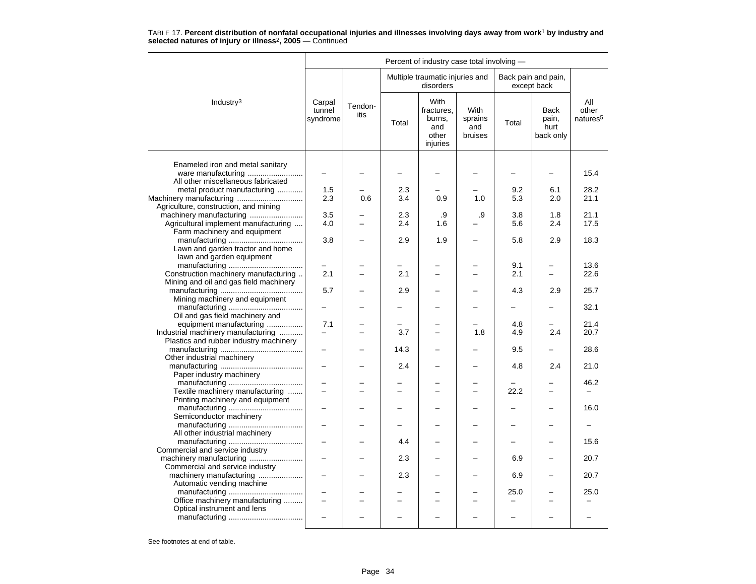TABLE 17. **Percent distribution of nonfatal occupational injuries and illnesses involving days away from work[1] by industry and selected natures of injury or illness[2], 2005** — Continued

| Industry[3] | Carpal tunnel syndrome | Tendonitis | Multiple traumatic injuries and disorders: Total | Multiple traumatic injuries and disorders: With fractures, burns, and other injuries | Multiple traumatic injuries and disorders: With sprains and bruises | Back pain and pain, except back: Total | Back pain and pain, except back: Back pain, hurt back only | All other natures[5] |
|---|---|---|---|---|---|---|---|---|
| Enameled iron and metal sanitary ware manufacturing | – | – | – | – | – | – | – | 15.4 |
| All other miscellaneous fabricated metal product manufacturing | 1.5 | – | 2.3 | – | – | 9.2 | 6.1 | 28.2 |
| Machinery manufacturing | 2.3 | 0.6 | 3.4 | 0.9 | 1.0 | 5.3 | 2.0 | 21.1 |
| Agriculture, construction, and mining machinery manufacturing | 3.5 | – | 2.3 | .9 | .9 | 3.8 | 1.8 | 21.1 |
| Agricultural implement manufacturing | 4.0 | – | 2.4 | 1.6 | – | 5.6 | 2.4 | 17.5 |
| Farm machinery and equipment manufacturing | 3.8 | – | 2.9 | 1.9 | – | 5.8 | 2.9 | 18.3 |
| Lawn and garden tractor and home lawn and garden equipment manufacturing | – | – | – | – | – | 9.1 | – | 13.6 |
| Construction machinery manufacturing | 2.1 | – | 2.1 | – | – | 2.1 | – | 22.6 |
| Mining and oil and gas field machinery manufacturing | 5.7 | – | 2.9 | – | – | 4.3 | 2.9 | 25.7 |
| Mining machinery and equipment manufacturing | – | – | – | – | – | – | – | 32.1 |
| Oil and gas field machinery and equipment manufacturing | 7.1 | – | – | – | – | 4.8 | – | 21.4 |
| Industrial machinery manufacturing | – | – | 3.7 | – | 1.8 | 4.9 | 2.4 | 20.7 |
| Plastics and rubber industry machinery manufacturing | – | – | 14.3 | – | – | 9.5 | – | 28.6 |
| Other industrial machinery manufacturing | – | – | 2.4 | – | – | 4.8 | 2.4 | 21.0 |
| Paper industry machinery manufacturing | – | – | – | – | – | – | – | 46.2 |
| Textile machinery manufacturing | – | – | – | – | – | 22.2 | – | – |
| Printing machinery and equipment manufacturing | – | – | – | – | – | – | – | 16.0 |
| Semiconductor machinery manufacturing | – | – | – | – | – | – | – | – |
| All other industrial machinery manufacturing | – | – | 4.4 | – | – | – | – | 15.6 |
| Commercial and service industry machinery manufacturing | – | – | 2.3 | – | – | 6.9 | – | 20.7 |
| Commercial and service industry machinery manufacturing | – | – | 2.3 | – | – | 6.9 | – | 20.7 |
| Automatic vending machine manufacturing | – | – | – | – | – | 25.0 | – | 25.0 |
| Office machinery manufacturing | – | – | – | – | – | – | – | – |
| Optical instrument and lens manufacturing | – | – | – | – | – | – | – | – |

See footnotes at end of table.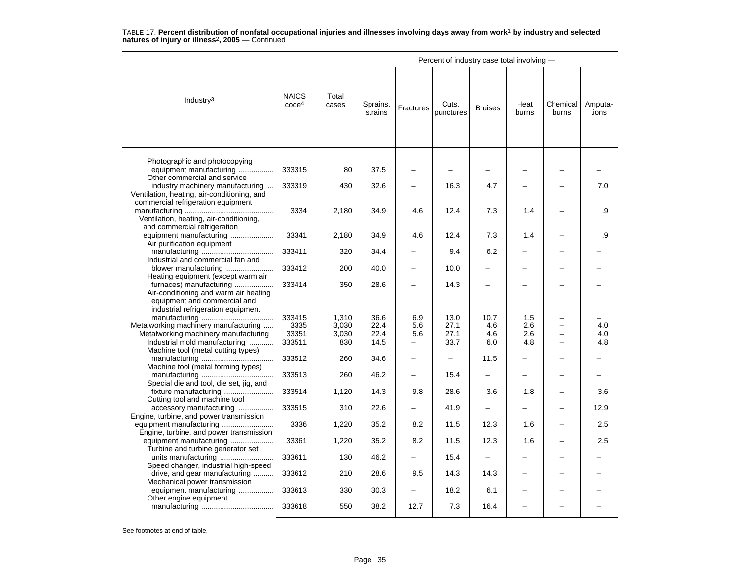TABLE 17. **Percent distribution of nonfatal occupational injuries and illnesses involving days away from work**[1] **by industry and selected natures of injury or illness**[2]**, 2005** — Continued

| Industry[3] | NAICS code[4] | Total cases | Percent of industry case total involving — | | | | | | |
|---|---|---|---|---|---|---|---|---|---|
| | | | Sprains, strains | Fractures | Cuts, punctures | Bruises | Heat burns | Chemical burns | Amputa-tions |
| Photographic and photocopying equipment manufacturing | 333315 | 80 | 37.5 | – | – | – | – | – | – |
| Other commercial and service industry machinery manufacturing | 333319 | 430 | 32.6 | – | 16.3 | 4.7 | – | – | 7.0 |
| Ventilation, heating, air-conditioning, and commercial refrigeration equipment manufacturing | 3334 | 2,180 | 34.9 | 4.6 | 12.4 | 7.3 | 1.4 | – | .9 |
| Ventilation, heating, air-conditioning, and commercial refrigeration equipment manufacturing | 33341 | 2,180 | 34.9 | 4.6 | 12.4 | 7.3 | 1.4 | – | .9 |
| Air purification equipment manufacturing | 333411 | 320 | 34.4 | – | 9.4 | 6.2 | – | – | – |
| Industrial and commercial fan and blower manufacturing | 333412 | 200 | 40.0 | – | 10.0 | – | – | – | – |
| Heating equipment (except warm air furnaces) manufacturing | 333414 | 350 | 28.6 | – | 14.3 | – | – | – | – |
| Air-conditioning and warm air heating equipment and commercial and industrial refrigeration equipment manufacturing | 333415 | 1,310 | 36.6 | 6.9 | 13.0 | 10.7 | 1.5 | – | – |
| Metalworking machinery manufacturing | 3335 | 3,030 | 22.4 | 5.6 | 27.1 | 4.6 | 2.6 | – | 4.0 |
| Metalworking machinery manufacturing | 33351 | 3,030 | 22.4 | 5.6 | 27.1 | 4.6 | 2.6 | – | 4.0 |
| Industrial mold manufacturing | 333511 | 830 | 14.5 | – | 33.7 | 6.0 | 4.8 | – | 4.8 |
| Machine tool (metal cutting types) manufacturing | 333512 | 260 | 34.6 | – | – | 11.5 | – | – | – |
| Machine tool (metal forming types) manufacturing | 333513 | 260 | 46.2 | – | 15.4 | – | – | – | – |
| Special die and tool, die set, jig, and fixture manufacturing | 333514 | 1,120 | 14.3 | 9.8 | 28.6 | 3.6 | 1.8 | – | 3.6 |
| Cutting tool and machine tool accessory manufacturing | 333515 | 310 | 22.6 | – | 41.9 | – | – | – | 12.9 |
| Engine, turbine, and power transmission equipment manufacturing | 3336 | 1,220 | 35.2 | 8.2 | 11.5 | 12.3 | 1.6 | – | 2.5 |
| Engine, turbine, and power transmission equipment manufacturing | 33361 | 1,220 | 35.2 | 8.2 | 11.5 | 12.3 | 1.6 | – | 2.5 |
| Turbine and turbine generator set units manufacturing | 333611 | 130 | 46.2 | – | 15.4 | – | – | – | – |
| Speed changer, industrial high-speed drive, and gear manufacturing | 333612 | 210 | 28.6 | 9.5 | 14.3 | 14.3 | – | – | – |
| Mechanical power transmission equipment manufacturing | 333613 | 330 | 30.3 | – | 18.2 | 6.1 | – | – | – |
| Other engine equipment manufacturing | 333618 | 550 | 38.2 | 12.7 | 7.3 | 16.4 | – | – | – |

See footnotes at end of table.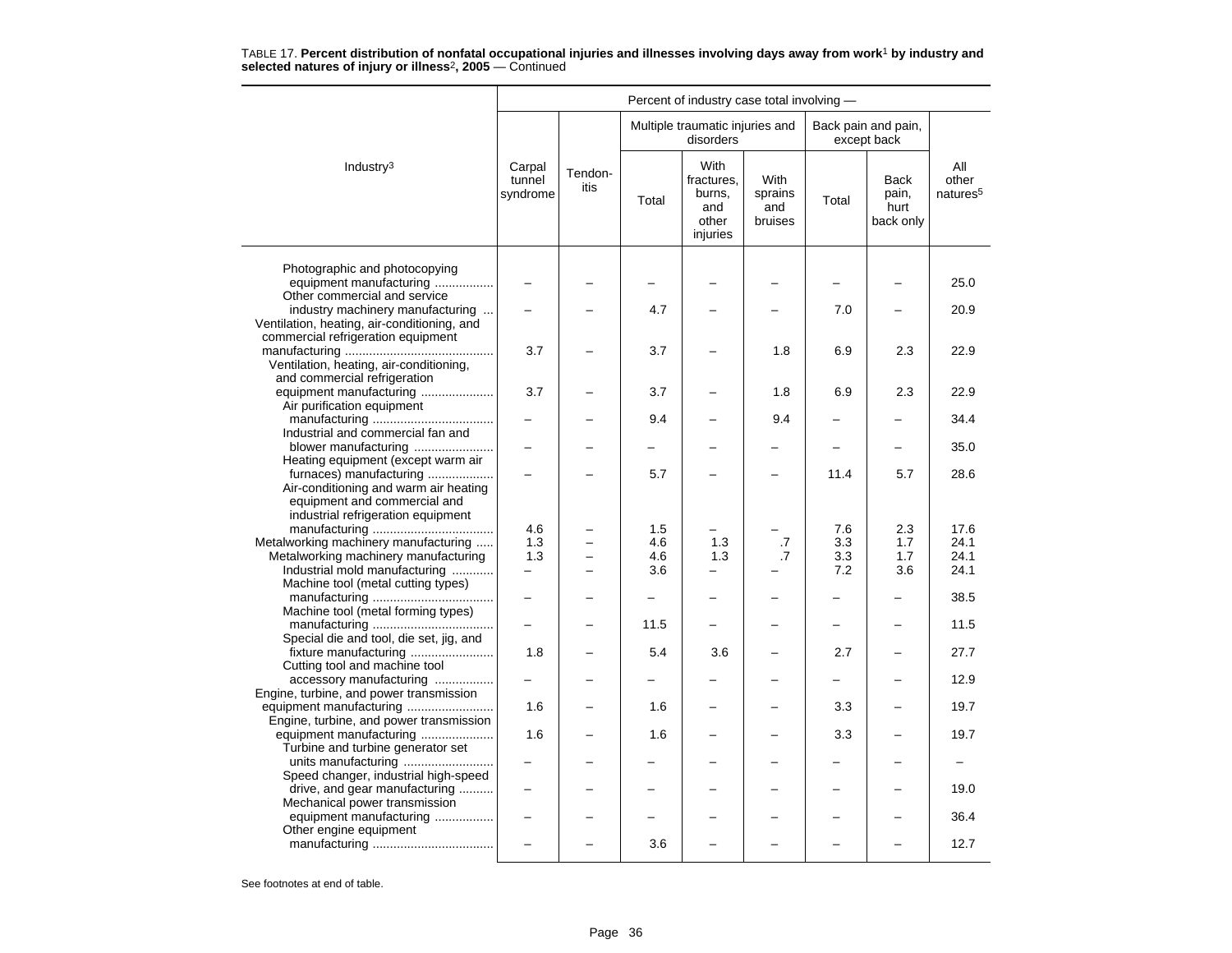TABLE 17. **Percent distribution of nonfatal occupational injuries and illnesses involving days away from work[1] by industry and selected natures of injury or illness[2], 2005** — Continued

| Industry[3] | Percent of industry case total involving — | | | | | | | |
|---|---|---|---|---|---|---|---|---|
| | Carpal tunnel syndrome | Tendon-itis | Multiple traumatic injuries and disorders | | | Back pain and pain, except back | | All other natures[5] |
| | | | Total | With fractures, burns, and other injuries | With sprains and bruises | Total | Back pain, hurt back only | |
| Photographic and photocopying equipment manufacturing | – | – | – | – | – | – | – | 25.0 |
| Other commercial and service industry machinery manufacturing | – | – | 4.7 | – | – | 7.0 | – | 20.9 |
| Ventilation, heating, air-conditioning, and commercial refrigeration equipment manufacturing | 3.7 | – | 3.7 | – | 1.8 | 6.9 | 2.3 | 22.9 |
| Ventilation, heating, air-conditioning, and commercial refrigeration equipment manufacturing | 3.7 | – | 3.7 | – | 1.8 | 6.9 | 2.3 | 22.9 |
| Air purification equipment manufacturing | – | – | 9.4 | – | 9.4 | – | – | 34.4 |
| Industrial and commercial fan and blower manufacturing | – | – | – | – | – | – | – | 35.0 |
| Heating equipment (except warm air furnaces) manufacturing | – | – | 5.7 | – | – | 11.4 | 5.7 | 28.6 |
| Air-conditioning and warm air heating equipment and commercial and industrial refrigeration equipment manufacturing | 4.6 | – | 1.5 | – | – | 7.6 | 2.3 | 17.6 |
| Metalworking machinery manufacturing | 1.3 | – | 4.6 | 1.3 | .7 | 3.3 | 1.7 | 24.1 |
| Metalworking machinery manufacturing | 1.3 | – | 4.6 | 1.3 | .7 | 3.3 | 1.7 | 24.1 |
| Industrial mold manufacturing | – | – | 3.6 | – | – | 7.2 | 3.6 | 24.1 |
| Machine tool (metal cutting types) manufacturing | – | – | – | – | – | – | – | 38.5 |
| Machine tool (metal forming types) manufacturing | – | – | 11.5 | – | – | – | – | 11.5 |
| Special die and tool, die set, jig, and fixture manufacturing | 1.8 | – | 5.4 | 3.6 | – | 2.7 | – | 27.7 |
| Cutting tool and machine tool accessory manufacturing | – | – | – | – | – | – | – | 12.9 |
| Engine, turbine, and power transmission equipment manufacturing | 1.6 | – | 1.6 | – | – | 3.3 | – | 19.7 |
| Engine, turbine, and power transmission equipment manufacturing | 1.6 | – | 1.6 | – | – | 3.3 | – | 19.7 |
| Turbine and turbine generator set units manufacturing | – | – | – | – | – | – | – | – |
| Speed changer, industrial high-speed drive, and gear manufacturing | – | – | – | – | – | – | – | 19.0 |
| Mechanical power transmission equipment manufacturing | – | – | – | – | – | – | – | 36.4 |
| Other engine equipment manufacturing | – | – | 3.6 | – | – | – | – | 12.7 |

See footnotes at end of table.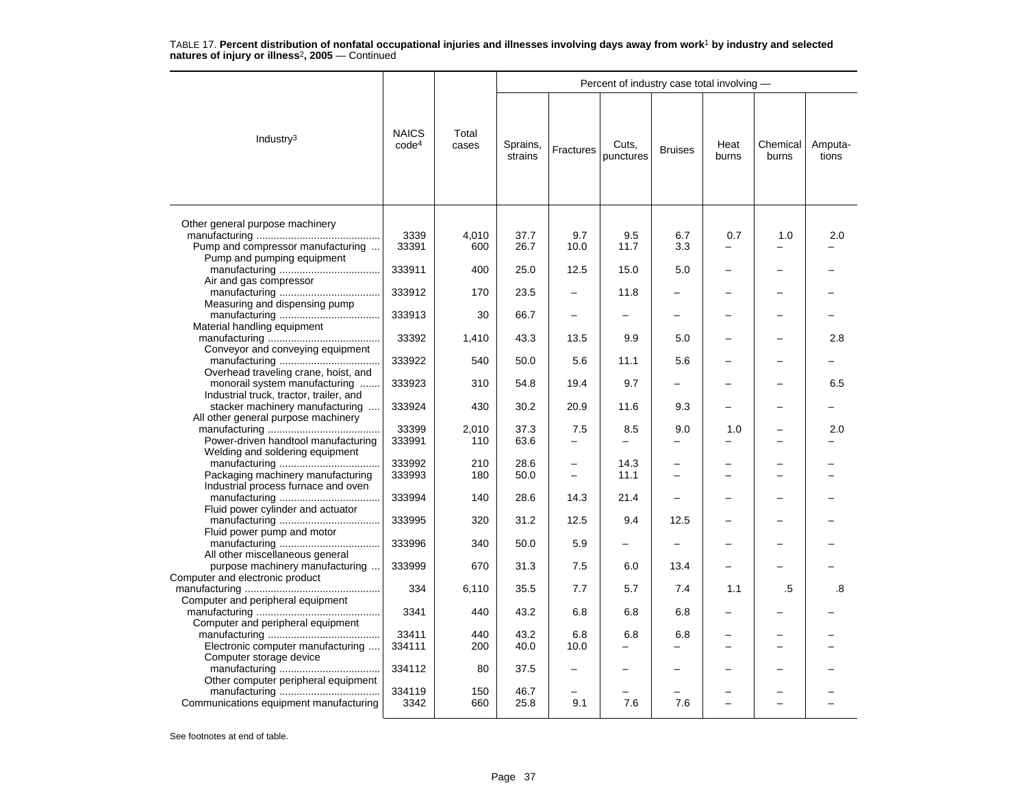TABLE 17. **Percent distribution of nonfatal occupational injuries and illnesses involving days away from work[1] by industry and selected natures of injury or illness[2], 2005** — Continued

| Industry[3] | NAICS code[4] | Total cases | Percent of industry case total involving — | | | | | | |
|---|---|---|---|---|---|---|---|---|---|
| | | | Sprains, strains | Fractures | Cuts, punctures | Bruises | Heat burns | Chemical burns | Amputa-tions |
| Other general purpose machinery manufacturing | 3339 | 4,010 | 37.7 | 9.7 | 9.5 | 6.7 | 0.7 | 1.0 | 2.0 |
| Pump and compressor manufacturing | 33391 | 600 | 26.7 | 10.0 | 11.7 | 3.3 | – | – | – |
| Pump and pumping equipment manufacturing | 333911 | 400 | 25.0 | 12.5 | 15.0 | 5.0 | – | – | – |
| Air and gas compressor manufacturing | 333912 | 170 | 23.5 | – | 11.8 | – | – | – | – |
| Measuring and dispensing pump manufacturing | 333913 | 30 | 66.7 | – | – | – | – | – | – |
| Material handling equipment manufacturing | 33392 | 1,410 | 43.3 | 13.5 | 9.9 | 5.0 | – | – | 2.8 |
| Conveyor and conveying equipment manufacturing | 333922 | 540 | 50.0 | 5.6 | 11.1 | 5.6 | – | – | – |
| Overhead traveling crane, hoist, and monorail system manufacturing | 333923 | 310 | 54.8 | 19.4 | 9.7 | – | – | – | 6.5 |
| Industrial truck, tractor, trailer, and stacker machinery manufacturing | 333924 | 430 | 30.2 | 20.9 | 11.6 | 9.3 | – | – | – |
| All other general purpose machinery manufacturing | 33399 | 2,010 | 37.3 | 7.5 | 8.5 | 9.0 | 1.0 | – | 2.0 |
| Power-driven handtool manufacturing | 333991 | 110 | 63.6 | – | – | – | – | – | – |
| Welding and soldering equipment manufacturing | 333992 | 210 | 28.6 | – | 14.3 | – | – | – | – |
| Packaging machinery manufacturing | 333993 | 180 | 50.0 | – | 11.1 | – | – | – | – |
| Industrial process furnace and oven manufacturing | 333994 | 140 | 28.6 | 14.3 | 21.4 | – | – | – | – |
| Fluid power cylinder and actuator manufacturing | 333995 | 320 | 31.2 | 12.5 | 9.4 | 12.5 | – | – | – |
| Fluid power pump and motor manufacturing | 333996 | 340 | 50.0 | 5.9 | – | – | – | – | – |
| All other miscellaneous general purpose machinery manufacturing | 333999 | 670 | 31.3 | 7.5 | 6.0 | 13.4 | – | – | – |
| Computer and electronic product manufacturing | 334 | 6,110 | 35.5 | 7.7 | 5.7 | 7.4 | 1.1 | .5 | .8 |
| Computer and peripheral equipment manufacturing | 3341 | 440 | 43.2 | 6.8 | 6.8 | 6.8 | – | – | – |
| Computer and peripheral equipment manufacturing | 33411 | 440 | 43.2 | 6.8 | 6.8 | 6.8 | – | – | – |
| Electronic computer manufacturing | 334111 | 200 | 40.0 | 10.0 | – | – | – | – | – |
| Computer storage device manufacturing | 334112 | 80 | 37.5 | – | – | – | – | – | – |
| Other computer peripheral equipment manufacturing | 334119 | 150 | 46.7 | – | – | – | – | – | – |
| Communications equipment manufacturing | 3342 | 660 | 25.8 | 9.1 | 7.6 | 7.6 | – | – | – |

See footnotes at end of table.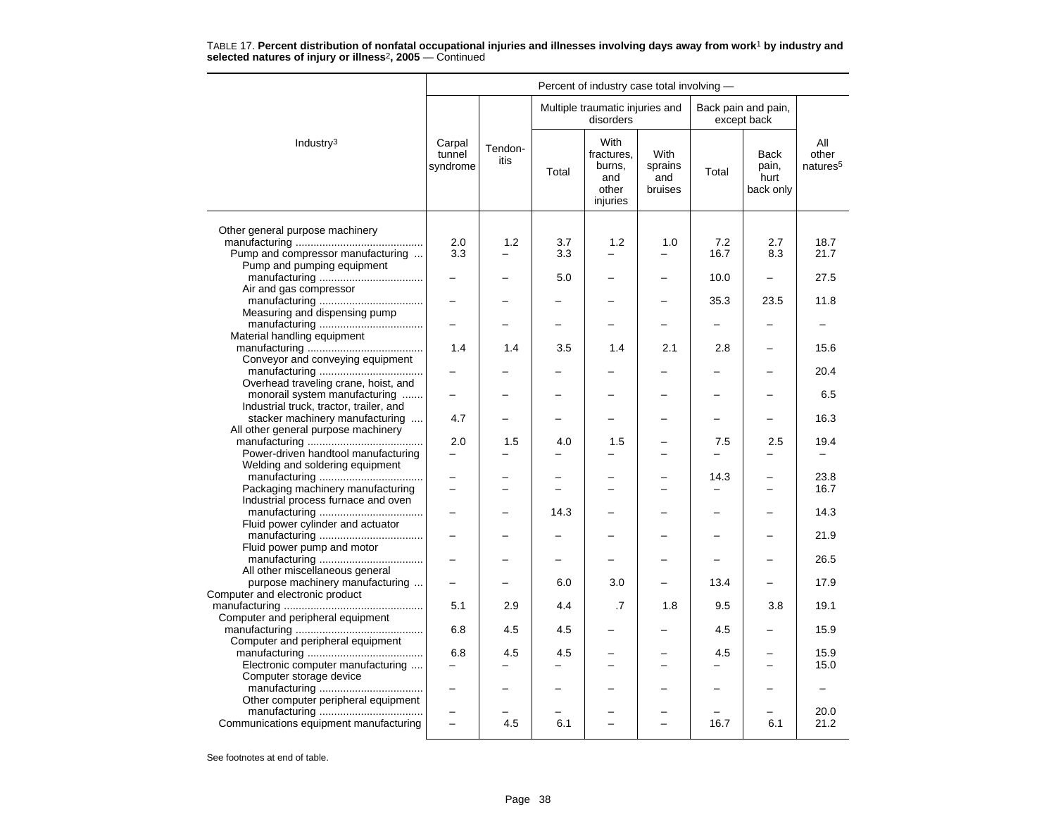TABLE 17. **Percent distribution of nonfatal occupational injuries and illnesses involving days away from work[1] by industry and selected natures of injury or illness[2], 2005** — Continued

| Industry[3] | Carpal tunnel syndrome | Tendon-itis | Multiple traumatic injuries and disorders: Total | Multiple traumatic injuries and disorders: With fractures, burns, and other injuries | Multiple traumatic injuries and disorders: With sprains and bruises | Back pain and pain, except back: Total | Back pain and pain, except back: Back pain, hurt back only | All other natures[5] |
|---|---|---|---|---|---|---|---|---|
| Other general purpose machinery manufacturing | 2.0 | 1.2 | 3.7 | 1.2 | 1.0 | 7.2 | 2.7 | 18.7 |
| Pump and compressor manufacturing | 3.3 | – | 3.3 | – | – | 16.7 | 8.3 | 21.7 |
| Pump and pumping equipment manufacturing | – | – | 5.0 | – | – | 10.0 | – | 27.5 |
| Air and gas compressor manufacturing | – | – | – | – | – | 35.3 | 23.5 | 11.8 |
| Measuring and dispensing pump manufacturing | – | – | – | – | – | – | – | – |
| Material handling equipment manufacturing | 1.4 | 1.4 | 3.5 | 1.4 | 2.1 | 2.8 | – | 15.6 |
| Conveyor and conveying equipment manufacturing | – | – | – | – | – | – | – | 20.4 |
| Overhead traveling crane, hoist, and monorail system manufacturing | – | – | – | – | – | – | – | 6.5 |
| Industrial truck, tractor, trailer, and stacker machinery manufacturing | 4.7 | – | – | – | – | – | – | 16.3 |
| All other general purpose machinery manufacturing | 2.0 | 1.5 | 4.0 | 1.5 | – | 7.5 | 2.5 | 19.4 |
| Power-driven handtool manufacturing | – | – | – | – | – | – | – | – |
| Welding and soldering equipment manufacturing | – | – | – | – | – | 14.3 | – | 23.8 |
| Packaging machinery manufacturing | – | – | – | – | – | – | – | 16.7 |
| Industrial process furnace and oven manufacturing | – | – | 14.3 | – | – | – | – | 14.3 |
| Fluid power cylinder and actuator manufacturing | – | – | – | – | – | – | – | 21.9 |
| Fluid power pump and motor manufacturing | – | – | – | – | – | – | – | 26.5 |
| All other miscellaneous general purpose machinery manufacturing | – | – | 6.0 | 3.0 | – | 13.4 | – | 17.9 |
| Computer and electronic product manufacturing | 5.1 | 2.9 | 4.4 | .7 | 1.8 | 9.5 | 3.8 | 19.1 |
| Computer and peripheral equipment manufacturing | 6.8 | 4.5 | 4.5 | – | – | 4.5 | – | 15.9 |
| Computer and peripheral equipment manufacturing | 6.8 | 4.5 | 4.5 | – | – | 4.5 | – | 15.9 |
| Electronic computer manufacturing | – | – | – | – | – | – | – | 15.0 |
| Computer storage device manufacturing | – | – | – | – | – | – | – | – |
| Other computer peripheral equipment manufacturing | – | – | – | – | – | – | – | 20.0 |
| Communications equipment manufacturing | – | 4.5 | 6.1 | – | – | 16.7 | 6.1 | 21.2 |

See footnotes at end of table.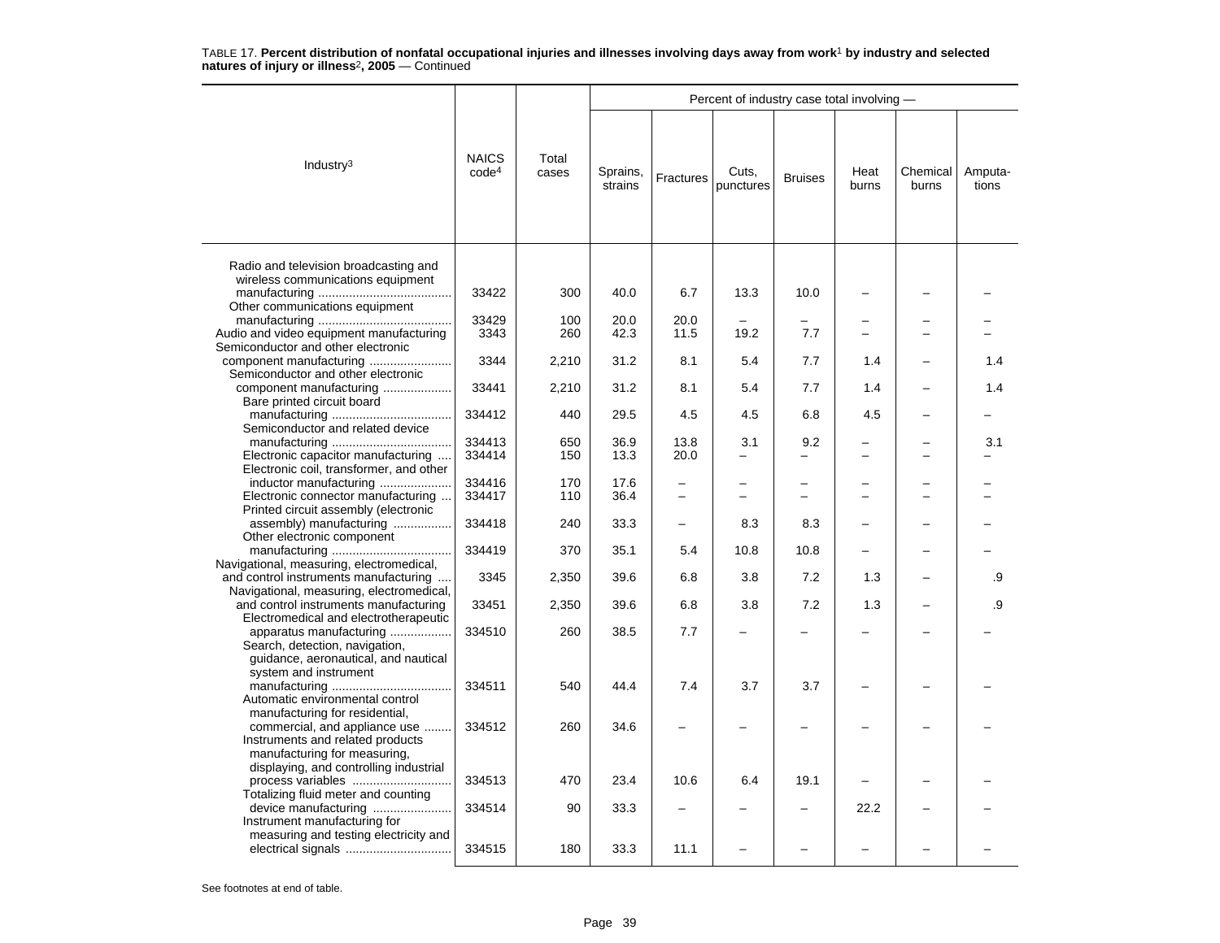TABLE 17. **Percent distribution of nonfatal occupational injuries and illnesses involving days away from work[1] by industry and selected natures of injury or illness[2], 2005** — Continued

| Industry[3] | NAICS code[4] | Total cases | Percent of industry case total involving — Sprains, strains | Fractures | Cuts, punctures | Bruises | Heat burns | Chemical burns | Amputations |
|---|---|---|---|---|---|---|---|---|---|
| Radio and television broadcasting and wireless communications equipment manufacturing | 33422 | 300 | 40.0 | 6.7 | 13.3 | 10.0 | – | – | – |
| Other communications equipment manufacturing | 33429 | 100 | 20.0 | 20.0 | – | – | – | – | – |
| Audio and video equipment manufacturing | 3343 | 260 | 42.3 | 11.5 | 19.2 | 7.7 | – | – | – |
| Semiconductor and other electronic component manufacturing | 3344 | 2,210 | 31.2 | 8.1 | 5.4 | 7.7 | 1.4 | – | 1.4 |
| Semiconductor and other electronic component manufacturing | 33441 | 2,210 | 31.2 | 8.1 | 5.4 | 7.7 | 1.4 | – | 1.4 |
| Bare printed circuit board manufacturing | 334412 | 440 | 29.5 | 4.5 | 4.5 | 6.8 | 4.5 | – | – |
| Semiconductor and related device manufacturing | 334413 | 650 | 36.9 | 13.8 | 3.1 | 9.2 | – | – | 3.1 |
| Electronic capacitor manufacturing | 334414 | 150 | 13.3 | 20.0 | – | – | – | – | – |
| Electronic coil, transformer, and other inductor manufacturing | 334416 | 170 | 17.6 | – | – | – | – | – | – |
| Electronic connector manufacturing | 334417 | 110 | 36.4 | – | – | – | – | – | – |
| Printed circuit assembly (electronic assembly) manufacturing | 334418 | 240 | 33.3 | – | 8.3 | 8.3 | – | – | – |
| Other electronic component manufacturing | 334419 | 370 | 35.1 | 5.4 | 10.8 | 10.8 | – | – | – |
| Navigational, measuring, electromedical, and control instruments manufacturing | 3345 | 2,350 | 39.6 | 6.8 | 3.8 | 7.2 | 1.3 | – | .9 |
| Navigational, measuring, electromedical, and control instruments manufacturing | 33451 | 2,350 | 39.6 | 6.8 | 3.8 | 7.2 | 1.3 | – | .9 |
| Electromedical and electrotherapeutic apparatus manufacturing | 334510 | 260 | 38.5 | 7.7 | – | – | – | – | – |
| Search, detection, navigation, guidance, aeronautical, and nautical system and instrument manufacturing | 334511 | 540 | 44.4 | 7.4 | 3.7 | 3.7 | – | – | – |
| Automatic environmental control manufacturing for residential, commercial, and appliance use | 334512 | 260 | 34.6 | – | – | – | – | – | – |
| Instruments and related products manufacturing for measuring, displaying, and controlling industrial process variables | 334513 | 470 | 23.4 | 10.6 | 6.4 | 19.1 | – | – | – |
| Totalizing fluid meter and counting device manufacturing | 334514 | 90 | 33.3 | – | – | – | 22.2 | – | – |
| Instrument manufacturing for measuring and testing electricity and electrical signals | 334515 | 180 | 33.3 | 11.1 | – | – | – | – | – |

See footnotes at end of table.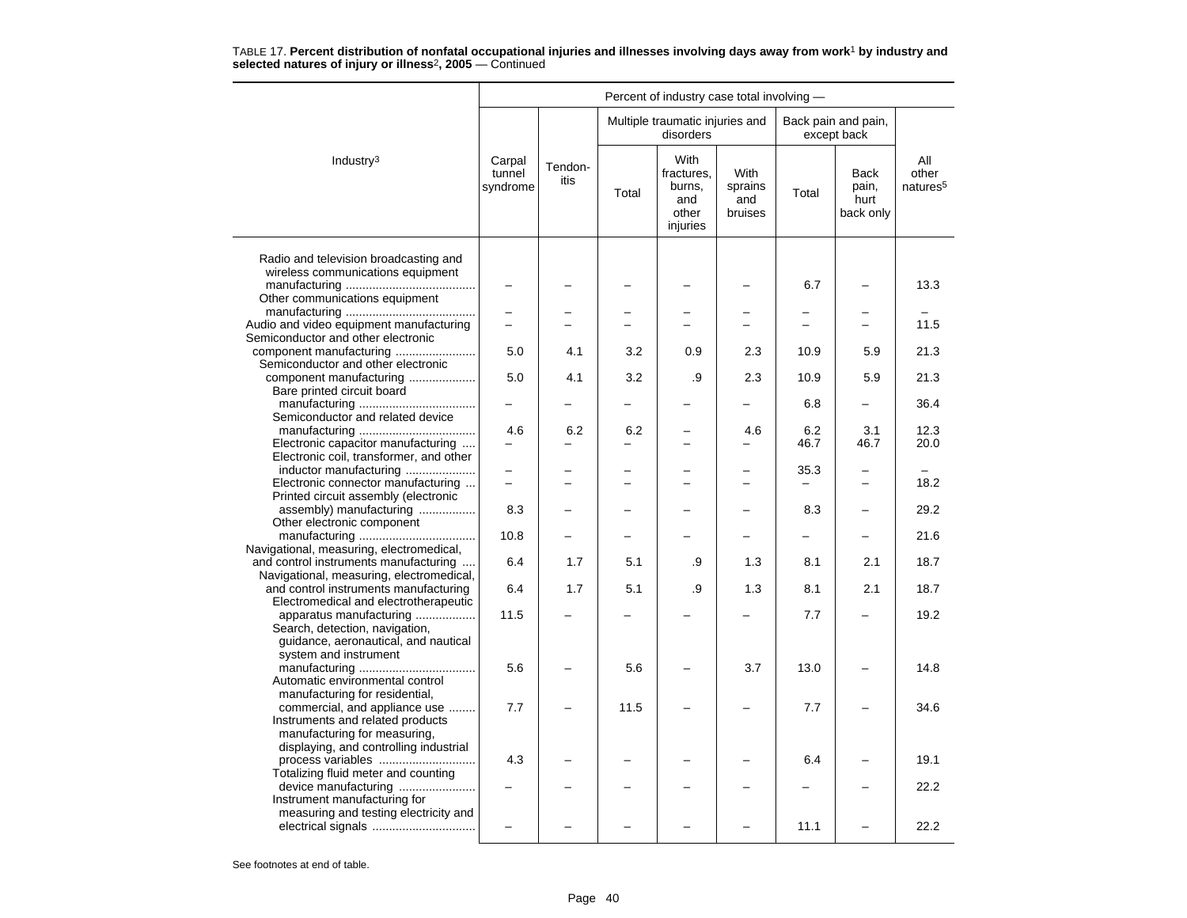TABLE 17. **Percent distribution of nonfatal occupational injuries and illnesses involving days away from work**[1] **by industry and selected natures of injury or illness**[2]**, 2005** — Continued

| Industry[3] | Percent of industry case total involving — | | | | | | | |
|---|---|---|---|---|---|---|---|---|
| | Carpal tunnel syndrome | Tendon-itis | Multiple traumatic injuries and disorders | | | Back pain and pain, except back | | All other natures[5] |
| | | | Total | With fractures, burns, and other injuries | With sprains and bruises | Total | Back pain, hurt back only | |
| Radio and television broadcasting and wireless communications equipment manufacturing | – | – | – | – | – | 6.7 | – | 13.3 |
| Other communications equipment manufacturing | – | – | – | – | – | – | – | – |
| Audio and video equipment manufacturing | – | – | – | – | – | – | – | 11.5 |
| Semiconductor and other electronic component manufacturing | 5.0 | 4.1 | 3.2 | 0.9 | 2.3 | 10.9 | 5.9 | 21.3 |
| Semiconductor and other electronic component manufacturing | 5.0 | 4.1 | 3.2 | .9 | 2.3 | 10.9 | 5.9 | 21.3 |
| Bare printed circuit board manufacturing | – | – | – | – | – | 6.8 | – | 36.4 |
| Semiconductor and related device manufacturing | 4.6 | 6.2 | 6.2 | – | 4.6 | 6.2 | 3.1 | 12.3 |
| Electronic capacitor manufacturing | – | – | – | – | – | 46.7 | 46.7 | 20.0 |
| Electronic coil, transformer, and other inductor manufacturing | – | – | – | – | – | 35.3 | – | – |
| Electronic connector manufacturing | – | – | – | – | – | – | – | 18.2 |
| Printed circuit assembly (electronic assembly) manufacturing | 8.3 | – | – | – | – | 8.3 | – | 29.2 |
| Other electronic component manufacturing | 10.8 | – | – | – | – | – | – | 21.6 |
| Navigational, measuring, electromedical, and control instruments manufacturing | 6.4 | 1.7 | 5.1 | .9 | 1.3 | 8.1 | 2.1 | 18.7 |
| Navigational, measuring, electromedical, and control instruments manufacturing | 6.4 | 1.7 | 5.1 | .9 | 1.3 | 8.1 | 2.1 | 18.7 |
| Electromedical and electrotherapeutic apparatus manufacturing | 11.5 | – | – | – | – | 7.7 | – | 19.2 |
| Search, detection, navigation, guidance, aeronautical, and nautical system and instrument manufacturing | 5.6 | – | 5.6 | – | 3.7 | 13.0 | – | 14.8 |
| Automatic environmental control manufacturing for residential, commercial, and appliance use | 7.7 | – | 11.5 | – | – | 7.7 | – | 34.6 |
| Instruments and related products manufacturing for measuring, displaying, and controlling industrial process variables | 4.3 | – | – | – | – | 6.4 | – | 19.1 |
| Totalizing fluid meter and counting device manufacturing | – | – | – | – | – | – | – | 22.2 |
| Instrument manufacturing for measuring and testing electricity and electrical signals | – | – | – | – | – | 11.1 | – | 22.2 |

See footnotes at end of table.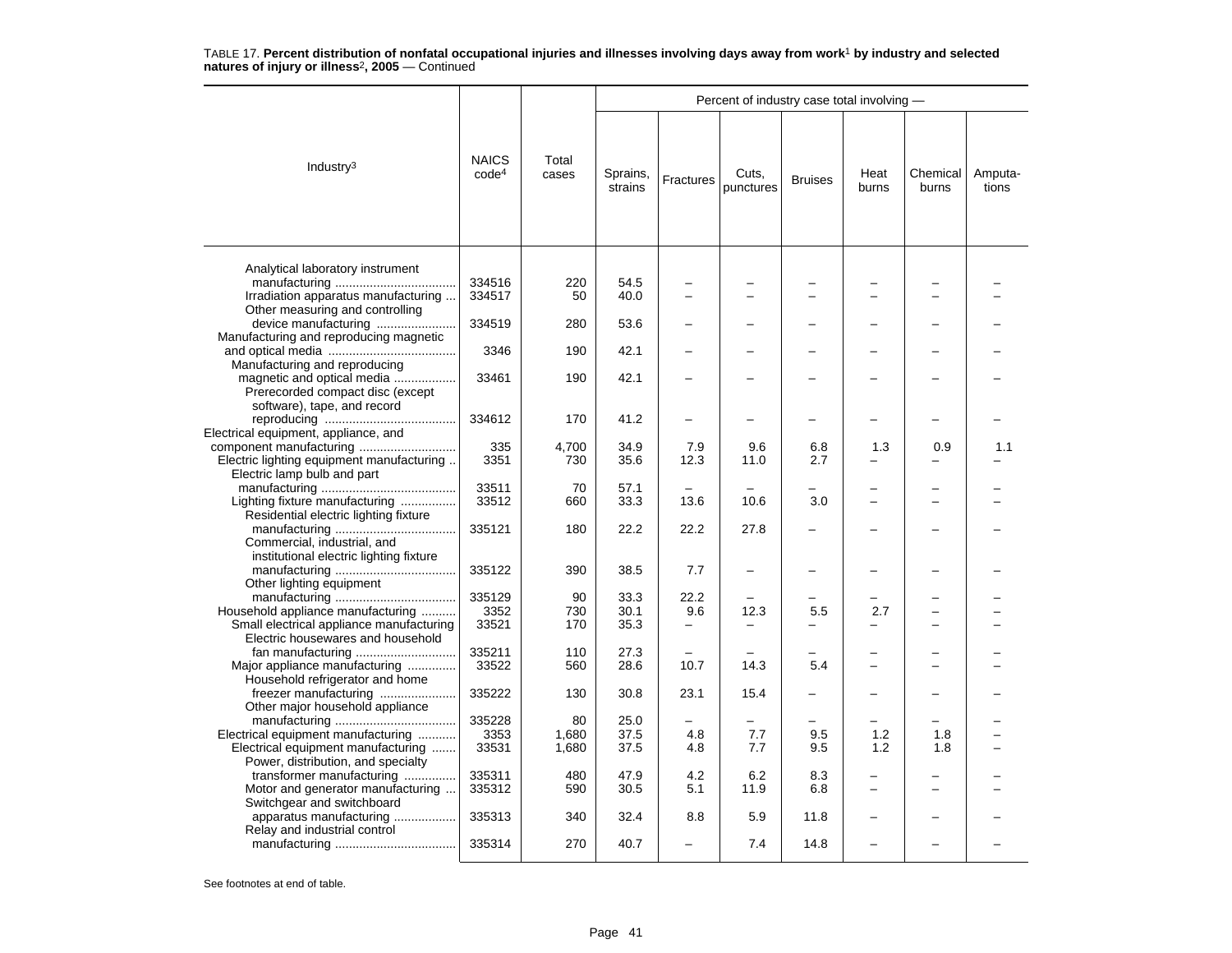TABLE 17. **Percent distribution of nonfatal occupational injuries and illnesses involving days away from work[1] by industry and selected natures of injury or illness[2], 2005** — Continued

| Industry[3] | NAICS code[4] | Total cases | Percent of industry case total involving — | | | | | | |
|---|---|---|---|---|---|---|---|---|---|
| | | | Sprains, strains | Fractures | Cuts, punctures | Bruises | Heat burns | Chemical burns | Amputa-tions |
| Analytical laboratory instrument manufacturing | 334516 | 220 | 54.5 | – | – | – | – | – | – |
| Irradiation apparatus manufacturing | 334517 | 50 | 40.0 | – | – | – | – | – | – |
| Other measuring and controlling device manufacturing | 334519 | 280 | 53.6 | – | – | – | – | – | – |
| Manufacturing and reproducing magnetic and optical media | 3346 | 190 | 42.1 | – | – | – | – | – | – |
| Manufacturing and reproducing magnetic and optical media | 33461 | 190 | 42.1 | – | – | – | – | – | – |
| Prerecorded compact disc (except software), tape, and record reproducing | 334612 | 170 | 41.2 | – | – | – | – | – | – |
| Electrical equipment, appliance, and component manufacturing | 335 | 4,700 | 34.9 | 7.9 | 9.6 | 6.8 | 1.3 | 0.9 | 1.1 |
| Electric lighting equipment manufacturing | 3351 | 730 | 35.6 | 12.3 | 11.0 | 2.7 | – | – | – |
| Electric lamp bulb and part manufacturing | 33511 | 70 | 57.1 | – | – | – | – | – | – |
| Lighting fixture manufacturing | 33512 | 660 | 33.3 | 13.6 | 10.6 | 3.0 | – | – | – |
| Residential electric lighting fixture manufacturing | 335121 | 180 | 22.2 | 22.2 | 27.8 | – | – | – | – |
| Commercial, industrial, and institutional electric lighting fixture manufacturing | 335122 | 390 | 38.5 | 7.7 | – | – | – | – | – |
| Other lighting equipment manufacturing | 335129 | 90 | 33.3 | 22.2 | – | – | – | – | – |
| Household appliance manufacturing | 3352 | 730 | 30.1 | 9.6 | 12.3 | 5.5 | 2.7 | – | – |
| Small electrical appliance manufacturing | 33521 | 170 | 35.3 | – | – | – | – | – | – |
| Electric housewares and household fan manufacturing | 335211 | 110 | 27.3 | – | – | – | – | – | – |
| Major appliance manufacturing | 33522 | 560 | 28.6 | 10.7 | 14.3 | 5.4 | – | – | – |
| Household refrigerator and home freezer manufacturing | 335222 | 130 | 30.8 | 23.1 | 15.4 | – | – | – | – |
| Other major household appliance manufacturing | 335228 | 80 | 25.0 | – | – | – | – | – | – |
| Electrical equipment manufacturing | 3353 | 1,680 | 37.5 | 4.8 | 7.7 | 9.5 | 1.2 | 1.8 | – |
| Electrical equipment manufacturing | 33531 | 1,680 | 37.5 | 4.8 | 7.7 | 9.5 | 1.2 | 1.8 | – |
| Power, distribution, and specialty transformer manufacturing | 335311 | 480 | 47.9 | 4.2 | 6.2 | 8.3 | – | – | – |
| Motor and generator manufacturing | 335312 | 590 | 30.5 | 5.1 | 11.9 | 6.8 | – | – | – |
| Switchgear and switchboard apparatus manufacturing | 335313 | 340 | 32.4 | 8.8 | 5.9 | 11.8 | – | – | – |
| Relay and industrial control manufacturing | 335314 | 270 | 40.7 | – | 7.4 | 14.8 | – | – | – |

See footnotes at end of table.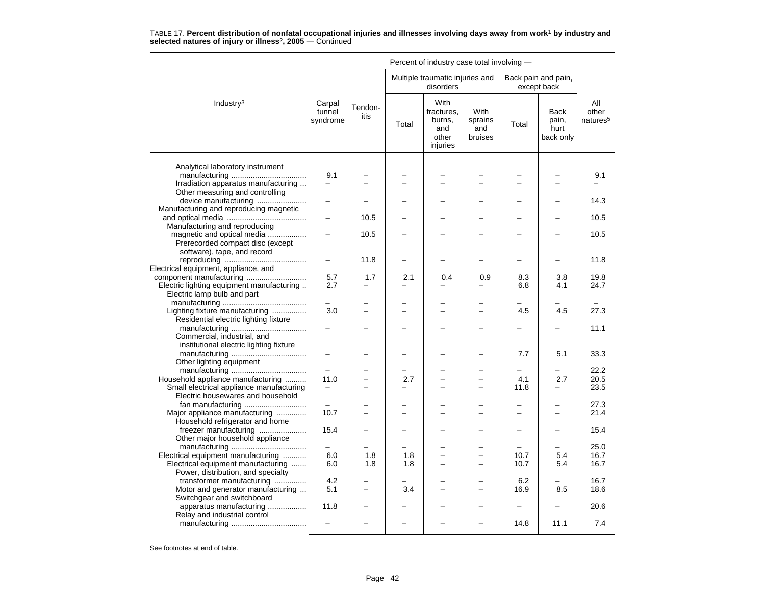TABLE 17. **Percent distribution of nonfatal occupational injuries and illnesses involving days away from work[1] by industry and selected natures of injury or illness[2], 2005** — Continued

| Industry[3] | Percent of industry case total involving — | | | | | | | |
|---|---|---|---|---|---|---|---|---|
| | Carpal tunnel syndrome | Tendon-itis | Multiple traumatic injuries and disorders | | | Back pain and pain, except back | | All other natures[5] |
| | | | Total | With fractures, burns, and other injuries | With sprains and bruises | Total | Back pain, hurt back only | |
| Analytical laboratory instrument manufacturing | 9.1 | – | – | – | – | – | – | 9.1 |
| Irradiation apparatus manufacturing | – | – | – | – | – | – | – | – |
| Other measuring and controlling device manufacturing | – | – | – | – | – | – | – | 14.3 |
| Manufacturing and reproducing magnetic and optical media | – | 10.5 | – | – | – | – | – | 10.5 |
| Manufacturing and reproducing magnetic and optical media | – | 10.5 | – | – | – | – | – | 10.5 |
| Prerecorded compact disc (except software), tape, and record reproducing | – | 11.8 | – | – | – | – | – | 11.8 |
| Electrical equipment, appliance, and component manufacturing | 5.7 | 1.7 | 2.1 | 0.4 | 0.9 | 8.3 | 3.8 | 19.8 |
| Electric lighting equipment manufacturing | 2.7 | – | – | – | – | 6.8 | 4.1 | 24.7 |
| Electric lamp bulb and part manufacturing | – | – | – | – | – | – | – | – |
| Lighting fixture manufacturing | 3.0 | – | – | – | – | 4.5 | 4.5 | 27.3 |
| Residential electric lighting fixture manufacturing | – | – | – | – | – | – | – | 11.1 |
| Commercial, industrial, and institutional electric lighting fixture manufacturing | – | – | – | – | – | 7.7 | 5.1 | 33.3 |
| Other lighting equipment manufacturing | – | – | – | – | – | – | – | 22.2 |
| Household appliance manufacturing | 11.0 | – | 2.7 | – | – | 4.1 | 2.7 | 20.5 |
| Small electrical appliance manufacturing | – | – | – | – | – | 11.8 | – | 23.5 |
| Electric housewares and household fan manufacturing | – | – | – | – | – | – | – | 27.3 |
| Major appliance manufacturing | 10.7 | – | – | – | – | – | – | 21.4 |
| Household refrigerator and home freezer manufacturing | 15.4 | – | – | – | – | – | – | 15.4 |
| Other major household appliance manufacturing | – | – | – | – | – | – | – | 25.0 |
| Electrical equipment manufacturing | 6.0 | 1.8 | 1.8 | – | – | 10.7 | 5.4 | 16.7 |
| Electrical equipment manufacturing | 6.0 | 1.8 | 1.8 | – | – | 10.7 | 5.4 | 16.7 |
| Power, distribution, and specialty transformer manufacturing | 4.2 | – | – | – | – | 6.2 | – | 16.7 |
| Motor and generator manufacturing | 5.1 | – | 3.4 | – | – | 16.9 | 8.5 | 18.6 |
| Switchgear and switchboard apparatus manufacturing | 11.8 | – | – | – | – | – | – | 20.6 |
| Relay and industrial control manufacturing | – | – | – | – | – | 14.8 | 11.1 | 7.4 |

See footnotes at end of table.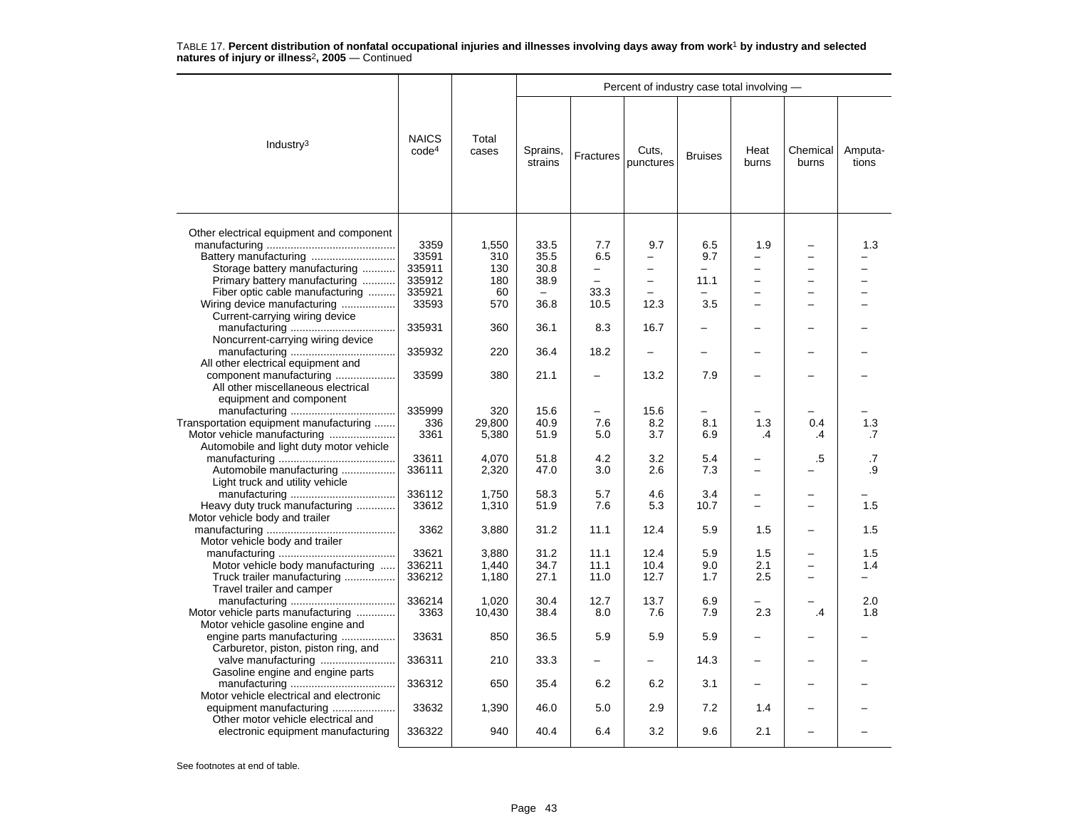TABLE 17. **Percent distribution of nonfatal occupational injuries and illnesses involving days away from work[1] by industry and selected natures of injury or illness[2], 2005** — Continued

| Industry[3] | NAICS code[4] | Total cases | Percent of industry case total involving — Sprains, strains | Fractures | Cuts, punctures | Bruises | Heat burns | Chemical burns | Amputa-tions |
|---|---|---|---|---|---|---|---|---|---|
| Other electrical equipment and component manufacturing | 3359 | 1,550 | 33.5 | 7.7 | 9.7 | 6.5 | 1.9 | – | 1.3 |
| Battery manufacturing | 33591 | 310 | 35.5 | 6.5 | – | 9.7 | – | – | – |
| Storage battery manufacturing | 335911 | 130 | 30.8 | – | – | – | – | – | – |
| Primary battery manufacturing | 335912 | 180 | 38.9 | – | – | 11.1 | – | – | – |
| Fiber optic cable manufacturing | 335921 | 60 | – | 33.3 | – | – | – | – | – |
| Wiring device manufacturing | 33593 | 570 | 36.8 | 10.5 | 12.3 | 3.5 | – | – | – |
| Current-carrying wiring device manufacturing | 335931 | 360 | 36.1 | 8.3 | 16.7 | – | – | – | – |
| Noncurrent-carrying wiring device manufacturing | 335932 | 220 | 36.4 | 18.2 | – | – | – | – | – |
| All other electrical equipment and component manufacturing | 33599 | 380 | 21.1 | – | 13.2 | 7.9 | – | – | – |
| All other miscellaneous electrical equipment and component manufacturing | 335999 | 320 | 15.6 | – | 15.6 | – | – | – | – |
| Transportation equipment manufacturing | 336 | 29,800 | 40.9 | 7.6 | 8.2 | 8.1 | 1.3 | 0.4 | 1.3 |
| Motor vehicle manufacturing | 3361 | 5,380 | 51.9 | 5.0 | 3.7 | 6.9 | .4 | .4 | .7 |
| Automobile and light duty motor vehicle manufacturing | 33611 | 4,070 | 51.8 | 4.2 | 3.2 | 5.4 | – | .5 | .7 |
| Automobile manufacturing | 336111 | 2,320 | 47.0 | 3.0 | 2.6 | 7.3 | – | – | .9 |
| Light truck and utility vehicle manufacturing | 336112 | 1,750 | 58.3 | 5.7 | 4.6 | 3.4 | – | – | – |
| Heavy duty truck manufacturing | 33612 | 1,310 | 51.9 | 7.6 | 5.3 | 10.7 | – | – | 1.5 |
| Motor vehicle body and trailer manufacturing | 3362 | 3,880 | 31.2 | 11.1 | 12.4 | 5.9 | 1.5 | – | 1.5 |
| Motor vehicle body and trailer manufacturing | 33621 | 3,880 | 31.2 | 11.1 | 12.4 | 5.9 | 1.5 | – | 1.5 |
| Motor vehicle body manufacturing | 336211 | 1,440 | 34.7 | 11.1 | 10.4 | 9.0 | 2.1 | – | 1.4 |
| Truck trailer manufacturing | 336212 | 1,180 | 27.1 | 11.0 | 12.7 | 1.7 | 2.5 | – | – |
| Travel trailer and camper manufacturing | 336214 | 1,020 | 30.4 | 12.7 | 13.7 | 6.9 | – | – | 2.0 |
| Motor vehicle parts manufacturing | 3363 | 10,430 | 38.4 | 8.0 | 7.6 | 7.9 | 2.3 | .4 | 1.8 |
| Motor vehicle gasoline engine and engine parts manufacturing | 33631 | 850 | 36.5 | 5.9 | 5.9 | 5.9 | – | – | – |
| Carburetor, piston, piston ring, and valve manufacturing | 336311 | 210 | 33.3 | – | – | 14.3 | – | – | – |
| Gasoline engine and engine parts manufacturing | 336312 | 650 | 35.4 | 6.2 | 6.2 | 3.1 | – | – | – |
| Motor vehicle electrical and electronic equipment manufacturing | 33632 | 1,390 | 46.0 | 5.0 | 2.9 | 7.2 | 1.4 | – | – |
| Other motor vehicle electrical and electronic equipment manufacturing | 336322 | 940 | 40.4 | 6.4 | 3.2 | 9.6 | 2.1 | – | – |

See footnotes at end of table.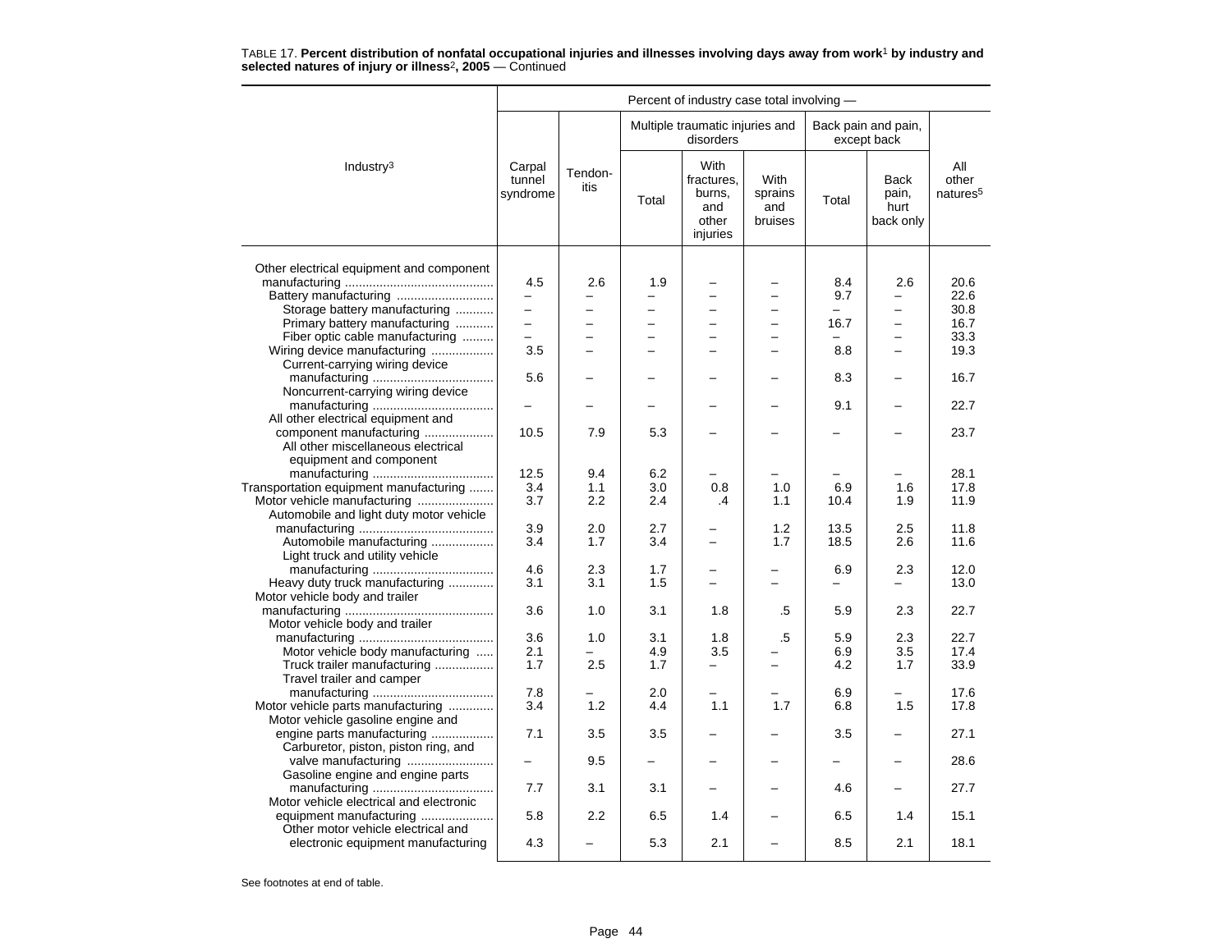TABLE 17. **Percent distribution of nonfatal occupational injuries and illnesses involving days away from work[1] by industry and selected natures of injury or illness[2], 2005** — Continued

| Industry[3] | Percent of industry case total involving — | | | | | | | |
|---|---|---|---|---|---|---|---|---|
| | Carpal tunnel syndrome | Tendon-itis | Multiple traumatic injuries and disorders | | | Back pain and pain, except back | | All other natures[5] |
| | | | Total | With fractures, burns, and other injuries | With sprains and bruises | Total | Back pain, hurt back only | |
| Other electrical equipment and component manufacturing | 4.5 | 2.6 | 1.9 | – | – | 8.4 | 2.6 | 20.6 |
| Battery manufacturing | – | – | – | – | – | 9.7 | – | 22.6 |
| Storage battery manufacturing | – | – | – | – | – | – | – | 30.8 |
| Primary battery manufacturing | – | – | – | – | – | 16.7 | – | 16.7 |
| Fiber optic cable manufacturing | – | – | – | – | – | – | – | 33.3 |
| Wiring device manufacturing | 3.5 | – | – | – | – | 8.8 | – | 19.3 |
| Current-carrying wiring device manufacturing | 5.6 | – | – | – | – | 8.3 | – | 16.7 |
| Noncurrent-carrying wiring device manufacturing | – | – | – | – | – | 9.1 | – | 22.7 |
| All other electrical equipment and component manufacturing | 10.5 | 7.9 | 5.3 | – | – | – | – | 23.7 |
| All other miscellaneous electrical equipment and component manufacturing | 12.5 | 9.4 | 6.2 | – | – | – | – | 28.1 |
| Transportation equipment manufacturing | 3.4 | 1.1 | 3.0 | 0.8 | 1.0 | 6.9 | 1.6 | 17.8 |
| Motor vehicle manufacturing | 3.7 | 2.2 | 2.4 | .4 | 1.1 | 10.4 | 1.9 | 11.9 |
| Automobile and light duty motor vehicle manufacturing | 3.9 | 2.0 | 2.7 | – | 1.2 | 13.5 | 2.5 | 11.8 |
| Automobile manufacturing | 3.4 | 1.7 | 3.4 | – | 1.7 | 18.5 | 2.6 | 11.6 |
| Light truck and utility vehicle manufacturing | 4.6 | 2.3 | 1.7 | – | – | 6.9 | 2.3 | 12.0 |
| Heavy duty truck manufacturing | 3.1 | 3.1 | 1.5 | – | – | – | – | 13.0 |
| Motor vehicle body and trailer manufacturing | 3.6 | 1.0 | 3.1 | 1.8 | .5 | 5.9 | 2.3 | 22.7 |
| Motor vehicle body and trailer manufacturing | 3.6 | 1.0 | 3.1 | 1.8 | .5 | 5.9 | 2.3 | 22.7 |
| Motor vehicle body manufacturing | 2.1 | – | 4.9 | 3.5 | – | 6.9 | 3.5 | 17.4 |
| Truck trailer manufacturing | 1.7 | 2.5 | 1.7 | – | – | 4.2 | 1.7 | 33.9 |
| Travel trailer and camper manufacturing | 7.8 | – | 2.0 | – | – | 6.9 | – | 17.6 |
| Motor vehicle parts manufacturing | 3.4 | 1.2 | 4.4 | 1.1 | 1.7 | 6.8 | 1.5 | 17.8 |
| Motor vehicle gasoline engine and engine parts manufacturing | 7.1 | 3.5 | 3.5 | – | – | 3.5 | – | 27.1 |
| Carburetor, piston, piston ring, and valve manufacturing | – | 9.5 | – | – | – | – | – | 28.6 |
| Gasoline engine and engine parts manufacturing | 7.7 | 3.1 | 3.1 | – | – | 4.6 | – | 27.7 |
| Motor vehicle electrical and electronic equipment manufacturing | 5.8 | 2.2 | 6.5 | 1.4 | – | 6.5 | 1.4 | 15.1 |
| Other motor vehicle electrical and electronic equipment manufacturing | 4.3 | – | 5.3 | 2.1 | – | 8.5 | 2.1 | 18.1 |

See footnotes at end of table.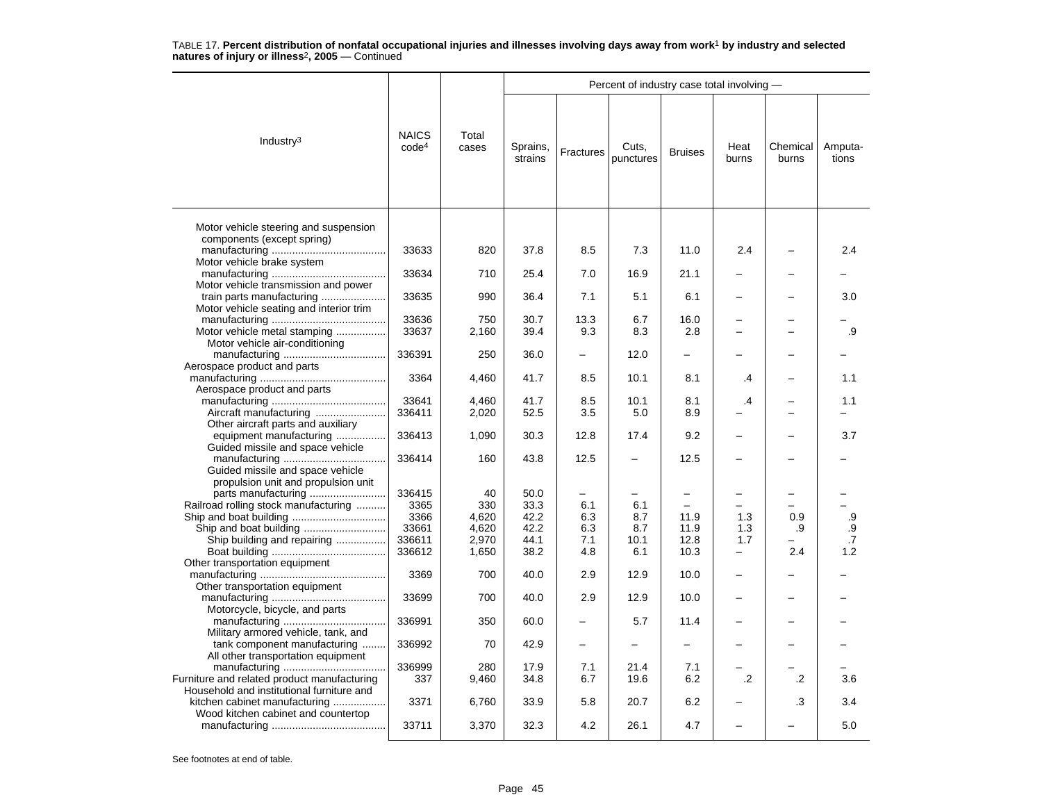TABLE 17. **Percent distribution of nonfatal occupational injuries and illnesses involving days away from work**[1] **by industry and selected natures of injury or illness**[2]**, 2005** — Continued

| Industry[3] | NAICS code[4] | Total cases | Percent of industry case total involving — | | | | | | |
|---|---|---|---|---|---|---|---|---|---|
| | | | Sprains, strains | Fractures | Cuts, punctures | Bruises | Heat burns | Chemical burns | Amputa- tions |
| Motor vehicle steering and suspension components (except spring) manufacturing | 33633 | 820 | 37.8 | 8.5 | 7.3 | 11.0 | 2.4 | – | 2.4 |
| Motor vehicle brake system manufacturing | 33634 | 710 | 25.4 | 7.0 | 16.9 | 21.1 | – | – | – |
| Motor vehicle transmission and power train parts manufacturing | 33635 | 990 | 36.4 | 7.1 | 5.1 | 6.1 | – | – | 3.0 |
| Motor vehicle seating and interior trim manufacturing | 33636 | 750 | 30.7 | 13.3 | 6.7 | 16.0 | – | – | – |
| Motor vehicle metal stamping | 33637 | 2,160 | 39.4 | 9.3 | 8.3 | 2.8 | – | – | .9 |
| Motor vehicle air-conditioning manufacturing | 336391 | 250 | 36.0 | – | 12.0 | – | – | – | – |
| Aerospace product and parts manufacturing | 3364 | 4,460 | 41.7 | 8.5 | 10.1 | 8.1 | .4 | – | 1.1 |
| Aerospace product and parts manufacturing | 33641 | 4,460 | 41.7 | 8.5 | 10.1 | 8.1 | .4 | – | 1.1 |
| Aircraft manufacturing | 336411 | 2,020 | 52.5 | 3.5 | 5.0 | 8.9 | – | – | – |
| Other aircraft parts and auxiliary equipment manufacturing | 336413 | 1,090 | 30.3 | 12.8 | 17.4 | 9.2 | – | – | 3.7 |
| Guided missile and space vehicle manufacturing | 336414 | 160 | 43.8 | 12.5 | – | 12.5 | – | – | – |
| Guided missile and space vehicle propulsion unit and propulsion unit parts manufacturing | 336415 | 40 | 50.0 | – | – | – | – | – | – |
| Railroad rolling stock manufacturing | 3365 | 330 | 33.3 | 6.1 | 6.1 | – | – | – | – |
| Ship and boat building | 3366 | 4,620 | 42.2 | 6.3 | 8.7 | 11.9 | 1.3 | 0.9 | .9 |
| Ship and boat building | 33661 | 4,620 | 42.2 | 6.3 | 8.7 | 11.9 | 1.3 | .9 | .9 |
| Ship building and repairing | 336611 | 2,970 | 44.1 | 7.1 | 10.1 | 12.8 | 1.7 | – | .7 |
| Boat building | 336612 | 1,650 | 38.2 | 4.8 | 6.1 | 10.3 | – | 2.4 | 1.2 |
| Other transportation equipment manufacturing | 3369 | 700 | 40.0 | 2.9 | 12.9 | 10.0 | – | – | – |
| Other transportation equipment manufacturing | 33699 | 700 | 40.0 | 2.9 | 12.9 | 10.0 | – | – | – |
| Motorcycle, bicycle, and parts manufacturing | 336991 | 350 | 60.0 | – | 5.7 | 11.4 | – | – | – |
| Military armored vehicle, tank, and tank component manufacturing | 336992 | 70 | 42.9 | – | – | – | – | – | – |
| All other transportation equipment manufacturing | 336999 | 280 | 17.9 | 7.1 | 21.4 | 7.1 | – | – | – |
| Furniture and related product manufacturing | 337 | 9,460 | 34.8 | 6.7 | 19.6 | 6.2 | .2 | .2 | 3.6 |
| Household and institutional furniture and kitchen cabinet manufacturing | 3371 | 6,760 | 33.9 | 5.8 | 20.7 | 6.2 | – | .3 | 3.4 |
| Wood kitchen cabinet and countertop manufacturing | 33711 | 3,370 | 32.3 | 4.2 | 26.1 | 4.7 | – | – | 5.0 |

See footnotes at end of table.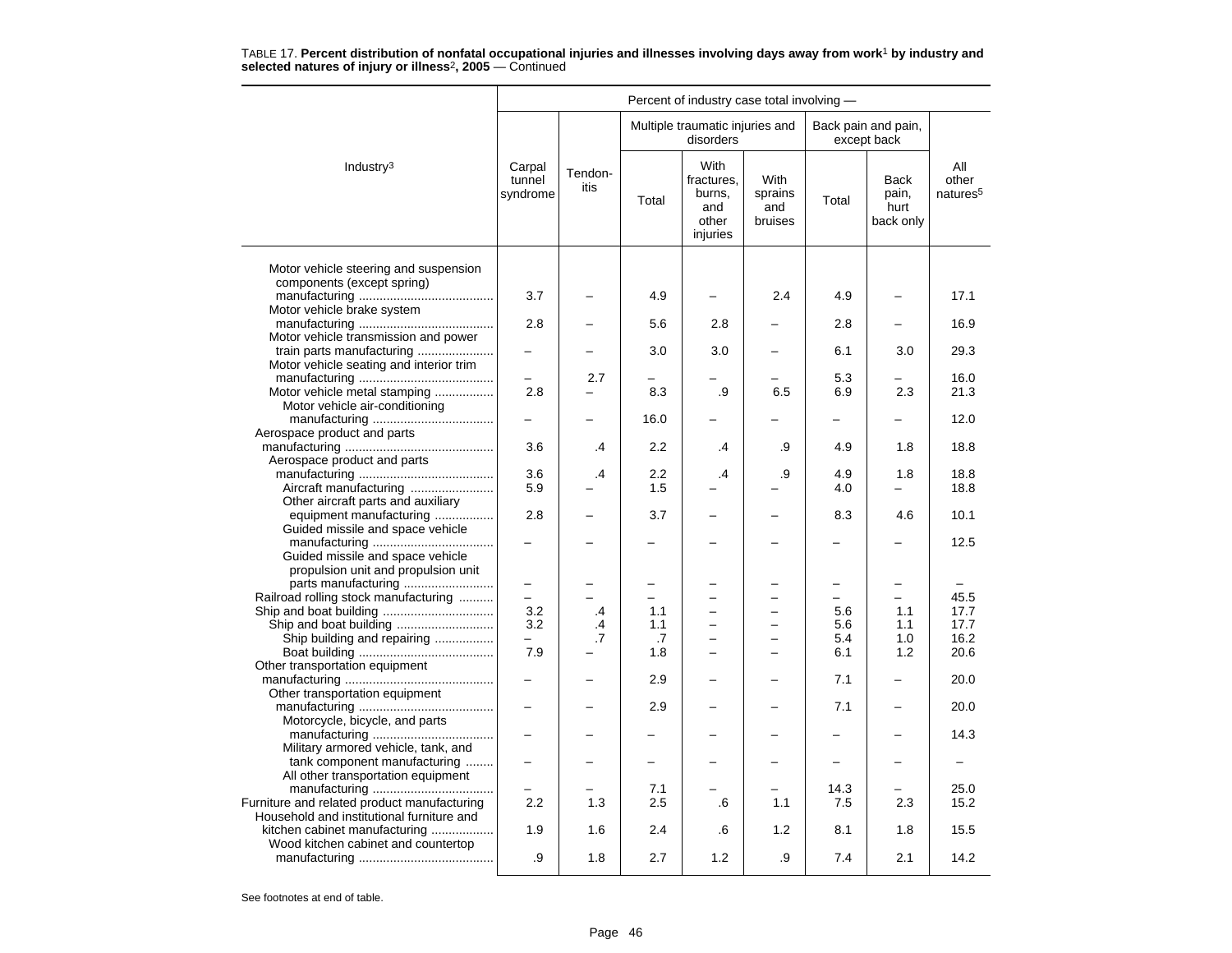TABLE 17. **Percent distribution of nonfatal occupational injuries and illnesses involving days away from work[1] by industry and selected natures of injury or illness[2], 2005** — Continued

| Industry[3] | Percent of industry case total involving — | | | | | | | |
|---|---|---|---|---|---|---|---|---|
| | Carpal tunnel syndrome | Tendon-itis | Multiple traumatic injuries and disorders | | | Back pain and pain, except back | | All other natures[5] |
| | | | Total | With fractures, burns, and other injuries | With sprains and bruises | Total | Back pain, hurt back only | |
| Motor vehicle steering and suspension components (except spring) manufacturing | 3.7 | – | 4.9 | – | 2.4 | 4.9 | – | 17.1 |
| Motor vehicle brake system manufacturing | 2.8 | – | 5.6 | 2.8 | – | 2.8 | – | 16.9 |
| Motor vehicle transmission and power train parts manufacturing | – | – | 3.0 | 3.0 | – | 6.1 | 3.0 | 29.3 |
| Motor vehicle seating and interior trim manufacturing | – | 2.7 | – | – | – | 5.3 | – | 16.0 |
| Motor vehicle metal stamping | 2.8 | – | 8.3 | .9 | 6.5 | 6.9 | 2.3 | 21.3 |
| Motor vehicle air-conditioning manufacturing | – | – | 16.0 | – | – | – | – | 12.0 |
| Aerospace product and parts manufacturing | 3.6 | .4 | 2.2 | .4 | .9 | 4.9 | 1.8 | 18.8 |
| Aerospace product and parts manufacturing | 3.6 | .4 | 2.2 | .4 | .9 | 4.9 | 1.8 | 18.8 |
| Aircraft manufacturing | 5.9 | – | 1.5 | – | – | 4.0 | – | 18.8 |
| Other aircraft parts and auxiliary equipment manufacturing | 2.8 | – | 3.7 | – | – | 8.3 | 4.6 | 10.1 |
| Guided missile and space vehicle manufacturing | – | – | – | – | – | – | – | 12.5 |
| Guided missile and space vehicle propulsion unit and propulsion unit parts manufacturing | – | – | – | – | – | – | – | – |
| Railroad rolling stock manufacturing | – | – | – | – | – | – | – | 45.5 |
| Ship and boat building | 3.2 | .4 | 1.1 | – | – | 5.6 | 1.1 | 17.7 |
| Ship and boat building | 3.2 | .4 | 1.1 | – | – | 5.6 | 1.1 | 17.7 |
| Ship building and repairing | – | .7 | .7 | – | – | 5.4 | 1.0 | 16.2 |
| Boat building | 7.9 | – | 1.8 | – | – | 6.1 | 1.2 | 20.6 |
| Other transportation equipment manufacturing | – | – | 2.9 | – | – | 7.1 | – | 20.0 |
| Other transportation equipment manufacturing | – | – | 2.9 | – | – | 7.1 | – | 20.0 |
| Motorcycle, bicycle, and parts manufacturing | – | – | – | – | – | – | – | 14.3 |
| Military armored vehicle, tank, and tank component manufacturing | – | – | – | – | – | – | – | – |
| All other transportation equipment manufacturing | – | – | 7.1 | – | – | 14.3 | – | 25.0 |
| Furniture and related product manufacturing | 2.2 | 1.3 | 2.5 | .6 | 1.1 | 7.5 | 2.3 | 15.2 |
| Household and institutional furniture and kitchen cabinet manufacturing | 1.9 | 1.6 | 2.4 | .6 | 1.2 | 8.1 | 1.8 | 15.5 |
| Wood kitchen cabinet and countertop manufacturing | .9 | 1.8 | 2.7 | 1.2 | .9 | 7.4 | 2.1 | 14.2 |

See footnotes at end of table.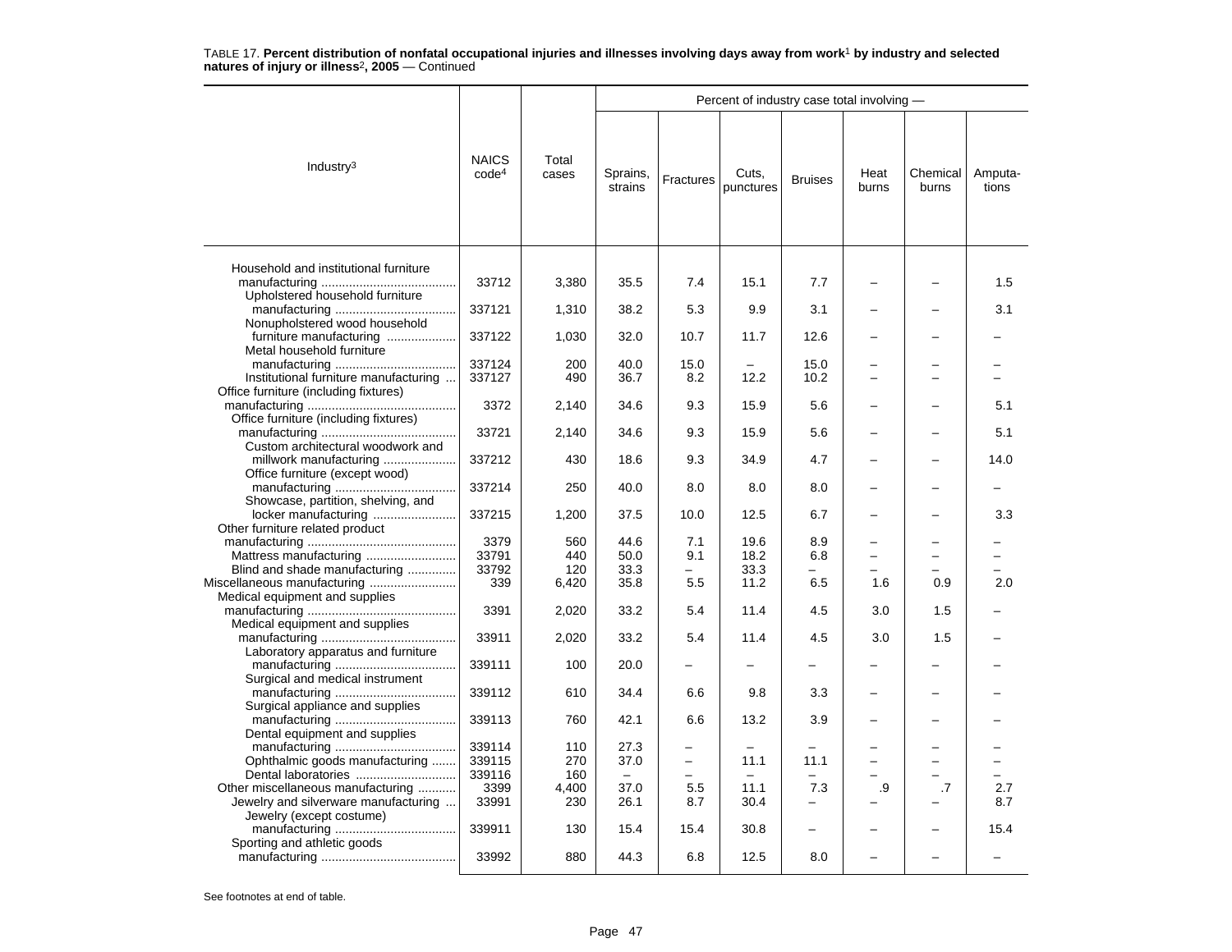TABLE 17. **Percent distribution of nonfatal occupational injuries and illnesses involving days away from work[1] by industry and selected natures of injury or illness[2], 2005** — Continued

| Industry[3] | NAICS code[4] | Total cases | Percent of industry case total involving — | | | | | | |
|---|---|---|---|---|---|---|---|---|---|
| | | | Sprains, strains | Fractures | Cuts, punctures | Bruises | Heat burns | Chemical burns | Amputa-tions |
| Household and institutional furniture manufacturing | 33712 | 3,380 | 35.5 | 7.4 | 15.1 | 7.7 | – | – | 1.5 |
| Upholstered household furniture manufacturing | 337121 | 1,310 | 38.2 | 5.3 | 9.9 | 3.1 | – | – | 3.1 |
| Nonupholstered wood household furniture manufacturing | 337122 | 1,030 | 32.0 | 10.7 | 11.7 | 12.6 | – | – | – |
| Metal household furniture manufacturing | 337124 | 200 | 40.0 | 15.0 | – | 15.0 | – | – | – |
| Institutional furniture manufacturing | 337127 | 490 | 36.7 | 8.2 | 12.2 | 10.2 | – | – | – |
| Office furniture (including fixtures) manufacturing | 3372 | 2,140 | 34.6 | 9.3 | 15.9 | 5.6 | – | – | 5.1 |
| Office furniture (including fixtures) manufacturing | 33721 | 2,140 | 34.6 | 9.3 | 15.9 | 5.6 | – | – | 5.1 |
| Custom architectural woodwork and millwork manufacturing | 337212 | 430 | 18.6 | 9.3 | 34.9 | 4.7 | – | – | 14.0 |
| Office furniture (except wood) manufacturing | 337214 | 250 | 40.0 | 8.0 | 8.0 | 8.0 | – | – | – |
| Showcase, partition, shelving, and locker manufacturing | 337215 | 1,200 | 37.5 | 10.0 | 12.5 | 6.7 | – | – | 3.3 |
| Other furniture related product manufacturing | 3379 | 560 | 44.6 | 7.1 | 19.6 | 8.9 | – | – | – |
| Mattress manufacturing | 33791 | 440 | 50.0 | 9.1 | 18.2 | 6.8 | – | – | – |
| Blind and shade manufacturing | 33792 | 120 | 33.3 | – | 33.3 | – | – | – | – |
| Miscellaneous manufacturing | 339 | 6,420 | 35.8 | 5.5 | 11.2 | 6.5 | 1.6 | 0.9 | 2.0 |
| Medical equipment and supplies manufacturing | 3391 | 2,020 | 33.2 | 5.4 | 11.4 | 4.5 | 3.0 | 1.5 | – |
| Medical equipment and supplies manufacturing | 33911 | 2,020 | 33.2 | 5.4 | 11.4 | 4.5 | 3.0 | 1.5 | – |
| Laboratory apparatus and furniture manufacturing | 339111 | 100 | 20.0 | – | – | – | – | – | – |
| Surgical and medical instrument manufacturing | 339112 | 610 | 34.4 | 6.6 | 9.8 | 3.3 | – | – | – |
| Surgical appliance and supplies manufacturing | 339113 | 760 | 42.1 | 6.6 | 13.2 | 3.9 | – | – | – |
| Dental equipment and supplies manufacturing | 339114 | 110 | 27.3 | – | – | – | – | – | – |
| Ophthalmic goods manufacturing | 339115 | 270 | 37.0 | – | 11.1 | 11.1 | – | – | – |
| Dental laboratories | 339116 | 160 | – | – | – | – | – | – | – |
| Other miscellaneous manufacturing | 3399 | 4,400 | 37.0 | 5.5 | 11.1 | 7.3 | .9 | .7 | 2.7 |
| Jewelry and silverware manufacturing | 33991 | 230 | 26.1 | 8.7 | 30.4 | – | – | – | 8.7 |
| Jewelry (except costume) manufacturing | 339911 | 130 | 15.4 | 15.4 | 30.8 | – | – | – | 15.4 |
| Sporting and athletic goods manufacturing | 33992 | 880 | 44.3 | 6.8 | 12.5 | 8.0 | – | – | – |

See footnotes at end of table.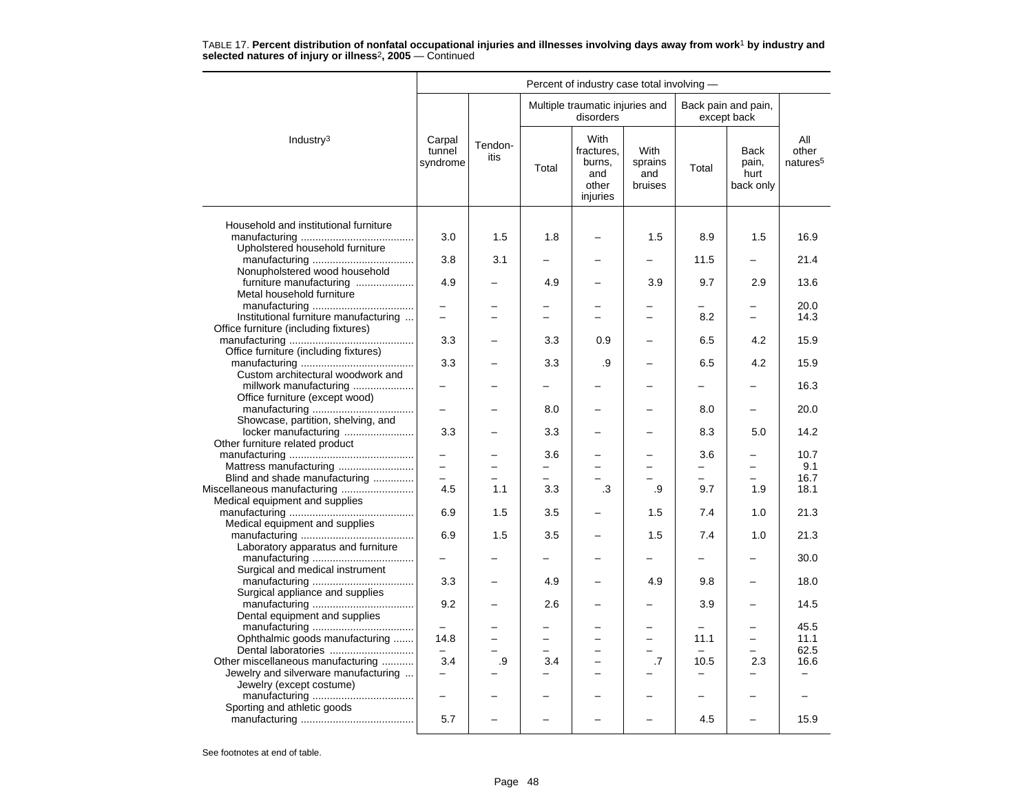TABLE 17. **Percent distribution of nonfatal occupational injuries and illnesses involving days away from work[1] by industry and selected natures of injury or illness[2], 2005** — Continued

| Industry[3] | Carpal tunnel syndrome | Tendon-itis | Multiple traumatic injuries and disorders: Total | Multiple traumatic injuries and disorders: With fractures, burns, and other injuries | Multiple traumatic injuries and disorders: With sprains and bruises | Back pain and pain, except back: Total | Back pain and pain, except back: Back pain, hurt back only | All other natures[5] |
|---|---|---|---|---|---|---|---|---|
| Household and institutional furniture manufacturing | 3.0 | 1.5 | 1.8 | – | 1.5 | 8.9 | 1.5 | 16.9 |
| Upholstered household furniture manufacturing | 3.8 | 3.1 | – | – | – | 11.5 | – | 21.4 |
| Nonupholstered wood household furniture manufacturing | 4.9 | – | 4.9 | – | 3.9 | 9.7 | 2.9 | 13.6 |
| Metal household furniture manufacturing | – | – | – | – | – | – | – | 20.0 |
| Institutional furniture manufacturing | – | – | – | – | – | 8.2 | – | 14.3 |
| Office furniture (including fixtures) manufacturing | 3.3 | – | 3.3 | 0.9 | – | 6.5 | 4.2 | 15.9 |
| Office furniture (including fixtures) manufacturing | 3.3 | – | 3.3 | .9 | – | 6.5 | 4.2 | 15.9 |
| Custom architectural woodwork and millwork manufacturing | – | – | – | – | – | – | – | 16.3 |
| Office furniture (except wood) manufacturing | – | – | 8.0 | – | – | 8.0 | – | 20.0 |
| Showcase, partition, shelving, and locker manufacturing | 3.3 | – | 3.3 | – | – | 8.3 | 5.0 | 14.2 |
| Other furniture related product manufacturing | – | – | 3.6 | – | – | 3.6 | – | 10.7 |
| Mattress manufacturing | – | – | – | – | – | – | – | 9.1 |
| Blind and shade manufacturing | – | – | – | – | – | – | – | 16.7 |
| Miscellaneous manufacturing | 4.5 | 1.1 | 3.3 | .3 | .9 | 9.7 | 1.9 | 18.1 |
| Medical equipment and supplies manufacturing | 6.9 | 1.5 | 3.5 | – | 1.5 | 7.4 | 1.0 | 21.3 |
| Medical equipment and supplies manufacturing | 6.9 | 1.5 | 3.5 | – | 1.5 | 7.4 | 1.0 | 21.3 |
| Laboratory apparatus and furniture manufacturing | – | – | – | – | – | – | – | 30.0 |
| Surgical and medical instrument manufacturing | 3.3 | – | 4.9 | – | 4.9 | 9.8 | – | 18.0 |
| Surgical appliance and supplies manufacturing | 9.2 | – | 2.6 | – | – | 3.9 | – | 14.5 |
| Dental equipment and supplies manufacturing | – | – | – | – | – | – | – | 45.5 |
| Ophthalmic goods manufacturing | 14.8 | – | – | – | – | 11.1 | – | 11.1 |
| Dental laboratories | – | – | – | – | – | – | – | 62.5 |
| Other miscellaneous manufacturing | 3.4 | .9 | 3.4 | – | .7 | 10.5 | 2.3 | 16.6 |
| Jewelry and silverware manufacturing | – | – | – | – | – | – | – | – |
| Jewelry (except costume) manufacturing | – | – | – | – | – | – | – | – |
| Sporting and athletic goods manufacturing | 5.7 | – | – | – | – | 4.5 | – | 15.9 |

See footnotes at end of table.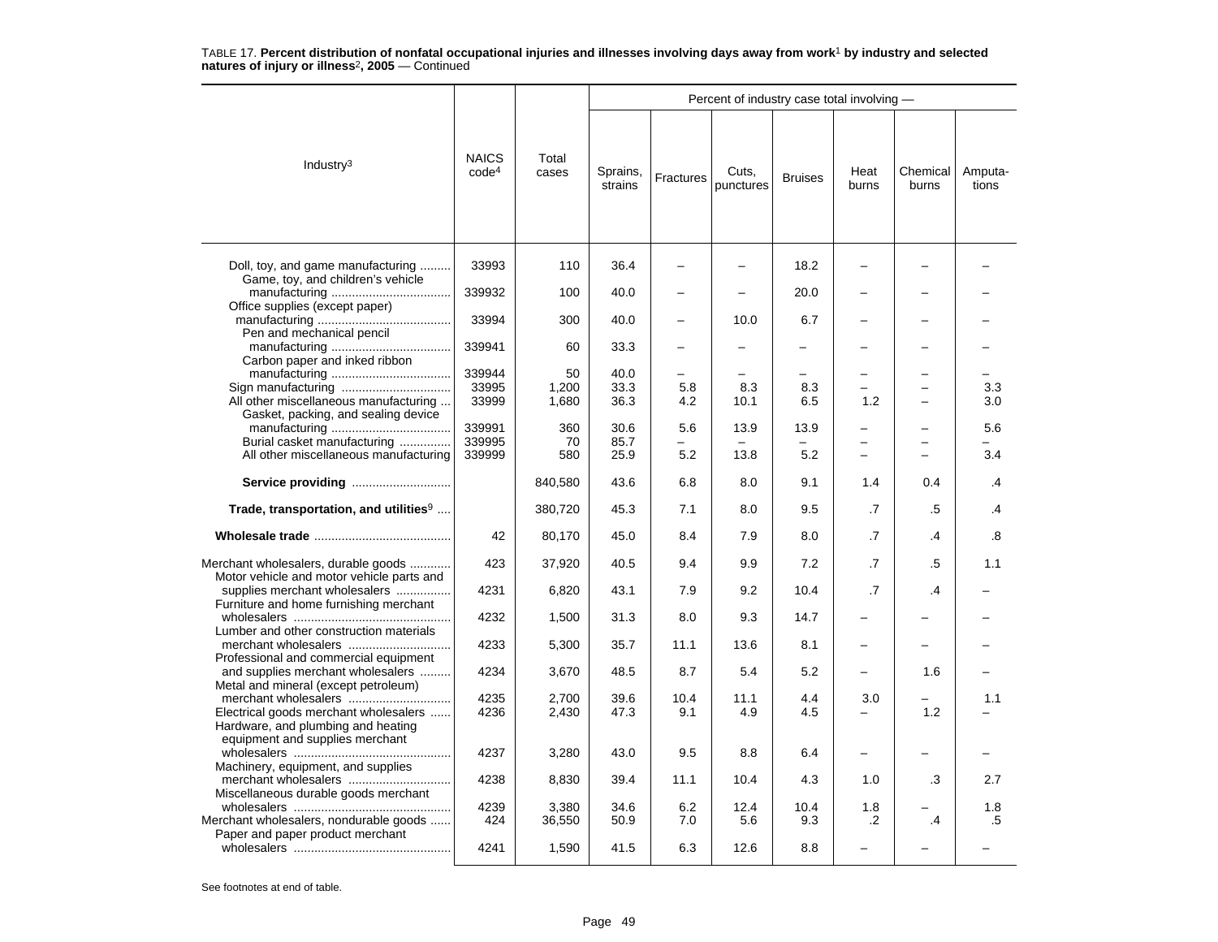TABLE 17. **Percent distribution of nonfatal occupational injuries and illnesses involving days away from work[1] by industry and selected natures of injury or illness[2], 2005** — Continued

| Industry[3] | NAICS code[4] | Total cases | Percent of industry case total involving — Sprains, strains | Fractures | Cuts, punctures | Bruises | Heat burns | Chemical burns | Amputa-tions |
|---|---|---|---|---|---|---|---|---|---|
| Doll, toy, and game manufacturing | 33993 | 110 | 36.4 | – | – | 18.2 | – | – | – |
| Game, toy, and children's vehicle manufacturing | 339932 | 100 | 40.0 | – | – | 20.0 | – | – | – |
| Office supplies (except paper) manufacturing | 33994 | 300 | 40.0 | – | 10.0 | 6.7 | – | – | – |
| Pen and mechanical pencil manufacturing | 339941 | 60 | 33.3 | – | – | – | – | – | – |
| Carbon paper and inked ribbon manufacturing | 339944 | 50 | 40.0 | – | – | – | – | – | – |
| Sign manufacturing | 33995 | 1,200 | 33.3 | 5.8 | 8.3 | 8.3 | – | – | 3.3 |
| All other miscellaneous manufacturing | 33999 | 1,680 | 36.3 | 4.2 | 10.1 | 6.5 | 1.2 | – | 3.0 |
| Gasket, packing, and sealing device manufacturing | 339991 | 360 | 30.6 | 5.6 | 13.9 | 13.9 | – | – | 5.6 |
| Burial casket manufacturing | 339995 | 70 | 85.7 | – | – | – | – | – | – |
| All other miscellaneous manufacturing | 339999 | 580 | 25.9 | 5.2 | 13.8 | 5.2 | – | – | 3.4 |
| **Service providing** | | 840,580 | 43.6 | 6.8 | 8.0 | 9.1 | 1.4 | 0.4 | .4 |
| **Trade, transportation, and utilities[9]** | | 380,720 | 45.3 | 7.1 | 8.0 | 9.5 | .7 | .5 | .4 |
| **Wholesale trade** | 42 | 80,170 | 45.0 | 8.4 | 7.9 | 8.0 | .7 | .4 | .8 |
| Merchant wholesalers, durable goods | 423 | 37,920 | 40.5 | 9.4 | 9.9 | 7.2 | .7 | .5 | 1.1 |
| Motor vehicle and motor vehicle parts and supplies merchant wholesalers | 4231 | 6,820 | 43.1 | 7.9 | 9.2 | 10.4 | .7 | .4 | – |
| Furniture and home furnishing merchant wholesalers | 4232 | 1,500 | 31.3 | 8.0 | 9.3 | 14.7 | – | – | – |
| Lumber and other construction materials merchant wholesalers | 4233 | 5,300 | 35.7 | 11.1 | 13.6 | 8.1 | – | – | – |
| Professional and commercial equipment and supplies merchant wholesalers | 4234 | 3,670 | 48.5 | 8.7 | 5.4 | 5.2 | – | 1.6 | – |
| Metal and mineral (except petroleum) merchant wholesalers | 4235 | 2,700 | 39.6 | 10.4 | 11.1 | 4.4 | 3.0 | – | 1.1 |
| Electrical goods merchant wholesalers | 4236 | 2,430 | 47.3 | 9.1 | 4.9 | 4.5 | – | 1.2 | – |
| Hardware, and plumbing and heating equipment and supplies merchant wholesalers | 4237 | 3,280 | 43.0 | 9.5 | 8.8 | 6.4 | – | – | – |
| Machinery, equipment, and supplies merchant wholesalers | 4238 | 8,830 | 39.4 | 11.1 | 10.4 | 4.3 | 1.0 | .3 | 2.7 |
| Miscellaneous durable goods merchant wholesalers | 4239 | 3,380 | 34.6 | 6.2 | 12.4 | 10.4 | 1.8 | – | 1.8 |
| Merchant wholesalers, nondurable goods | 424 | 36,550 | 50.9 | 7.0 | 5.6 | 9.3 | .2 | .4 | .5 |
| Paper and paper product merchant wholesalers | 4241 | 1,590 | 41.5 | 6.3 | 12.6 | 8.8 | – | – | – |

See footnotes at end of table.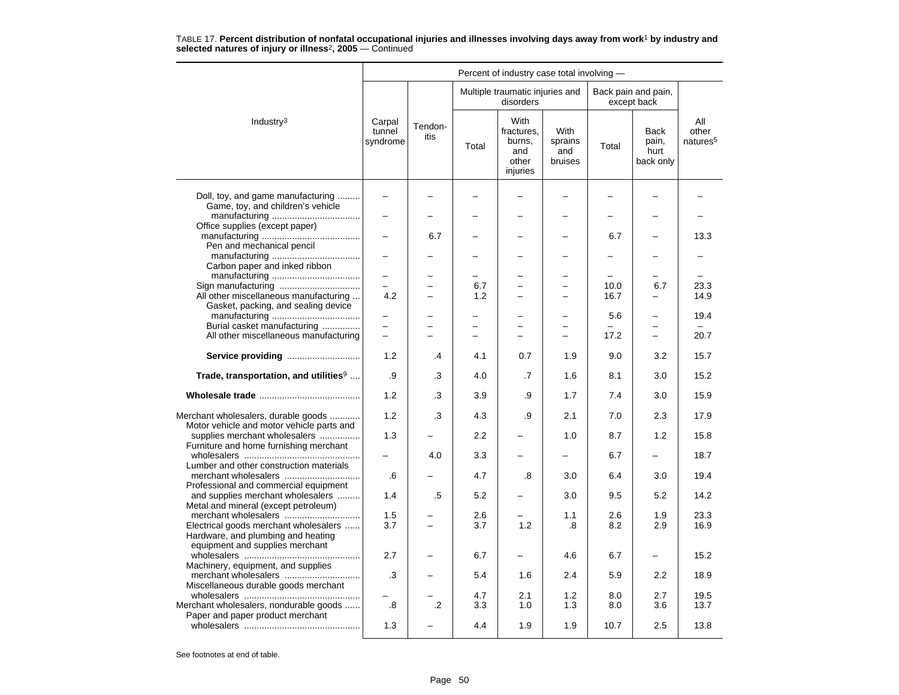TABLE 17. **Percent distribution of nonfatal occupational injuries and illnesses involving days away from work[1] by industry and selected natures of injury or illness[2], 2005** — Continued

| Industry[3] | Percent of industry case total involving — | | | | | | | |
|---|---|---|---|---|---|---|---|---|
| | Carpal tunnel syndrome | Tendon-itis | Multiple traumatic injuries and disorders | | | Back pain and pain, except back | | All other natures[5] |
| | | | Total | With fractures, burns, and other injuries | With sprains and bruises | Total | Back pain, hurt back only | |
| Doll, toy, and game manufacturing | – | – | – | – | – | – | – | – |
| Game, toy, and children's vehicle manufacturing | – | – | – | – | – | – | – | – |
| Office supplies (except paper) manufacturing | – | 6.7 | – | – | – | 6.7 | – | 13.3 |
| Pen and mechanical pencil manufacturing | – | – | – | – | – | – | – | – |
| Carbon paper and inked ribbon manufacturing | – | – | – | – | – | – | – | – |
| Sign manufacturing | – | – | 6.7 | – | – | 10.0 | 6.7 | 23.3 |
| All other miscellaneous manufacturing | 4.2 | – | 1.2 | – | – | 16.7 | – | 14.9 |
| Gasket, packing, and sealing device manufacturing | – | – | – | – | – | 5.6 | – | 19.4 |
| Burial casket manufacturing | – | – | – | – | – | – | – | – |
| All other miscellaneous manufacturing | – | – | – | – | – | 17.2 | – | 20.7 |
| **Service providing** | 1.2 | .4 | 4.1 | 0.7 | 1.9 | 9.0 | 3.2 | 15.7 |
| **Trade, transportation, and utilities[9]** | .9 | .3 | 4.0 | .7 | 1.6 | 8.1 | 3.0 | 15.2 |
| **Wholesale trade** | 1.2 | .3 | 3.9 | .9 | 1.7 | 7.4 | 3.0 | 15.9 |
| Merchant wholesalers, durable goods | 1.2 | .3 | 4.3 | .9 | 2.1 | 7.0 | 2.3 | 17.9 |
| Motor vehicle and motor vehicle parts and supplies merchant wholesalers | 1.3 | – | 2.2 | – | 1.0 | 8.7 | 1.2 | 15.8 |
| Furniture and home furnishing merchant wholesalers | – | 4.0 | 3.3 | – | – | 6.7 | – | 18.7 |
| Lumber and other construction materials merchant wholesalers | .6 | – | 4.7 | .8 | 3.0 | 6.4 | 3.0 | 19.4 |
| Professional and commercial equipment and supplies merchant wholesalers | 1.4 | .5 | 5.2 | – | 3.0 | 9.5 | 5.2 | 14.2 |
| Metal and mineral (except petroleum) merchant wholesalers | 1.5 | – | 2.6 | – | 1.1 | 2.6 | 1.9 | 23.3 |
| Electrical goods merchant wholesalers | 3.7 | – | 3.7 | 1.2 | .8 | 8.2 | 2.9 | 16.9 |
| Hardware, and plumbing and heating equipment and supplies merchant wholesalers | 2.7 | – | 6.7 | – | 4.6 | 6.7 | – | 15.2 |
| Machinery, equipment, and supplies merchant wholesalers | .3 | – | 5.4 | 1.6 | 2.4 | 5.9 | 2.2 | 18.9 |
| Miscellaneous durable goods merchant wholesalers | – | – | 4.7 | 2.1 | 1.2 | 8.0 | 2.7 | 19.5 |
| Merchant wholesalers, nondurable goods | .8 | .2 | 3.3 | 1.0 | 1.3 | 8.0 | 3.6 | 13.7 |
| Paper and paper product merchant wholesalers | 1.3 | – | 4.4 | 1.9 | 1.9 | 10.7 | 2.5 | 13.8 |

See footnotes at end of table.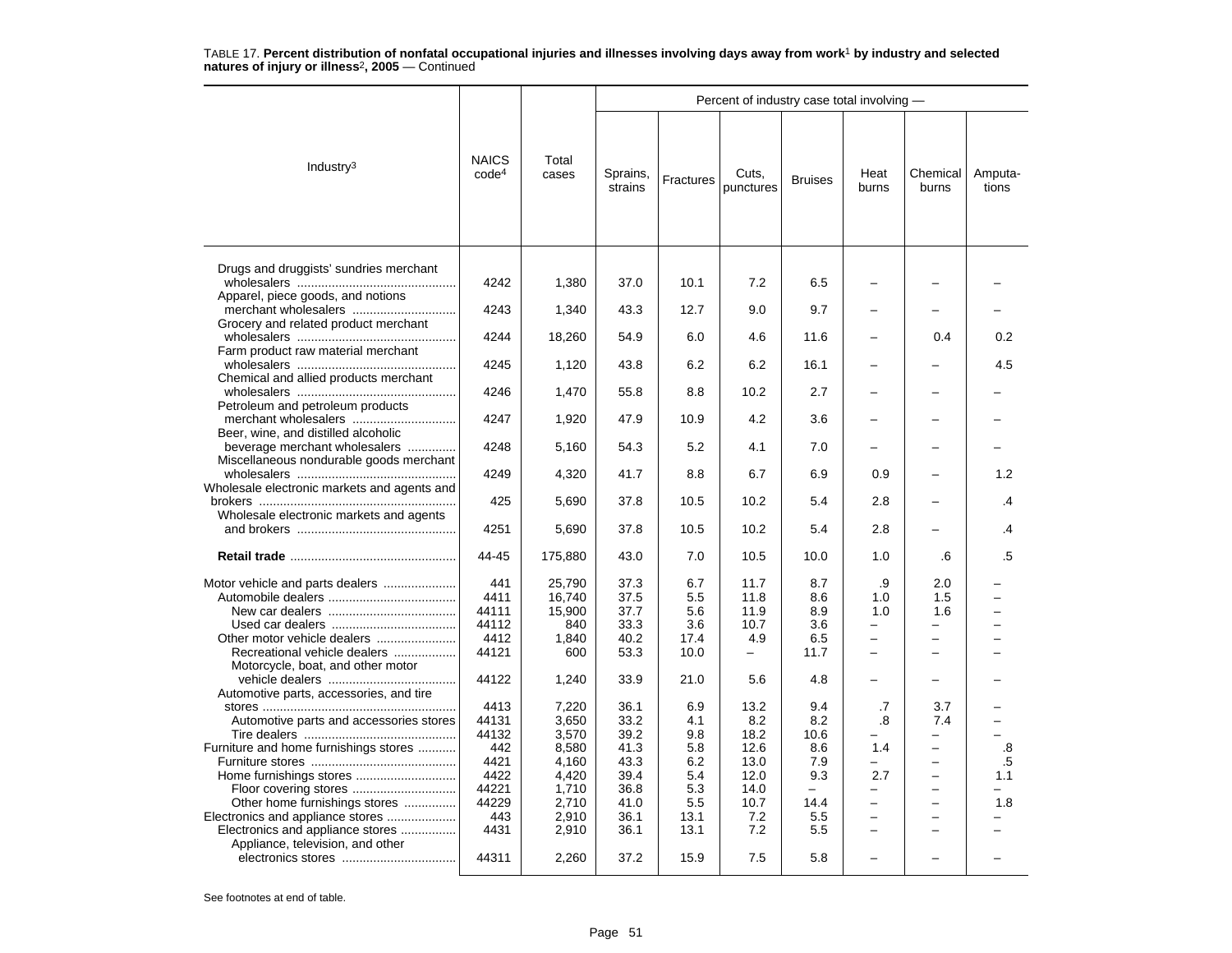TABLE 17. **Percent distribution of nonfatal occupational injuries and illnesses involving days away from work[1] by industry and selected natures of injury or illness[2], 2005** — Continued

| Industry[3] | NAICS code[4] | Total cases | Percent of industry case total involving — | | | | | | |
|---|---|---|---|---|---|---|---|---|---|
| | | | Sprains, strains | Fractures | Cuts, punctures | Bruises | Heat burns | Chemical burns | Amputa-tions |
| Drugs and druggists' sundries merchant wholesalers | 4242 | 1,380 | 37.0 | 10.1 | 7.2 | 6.5 | – | – | – |
| Apparel, piece goods, and notions merchant wholesalers | 4243 | 1,340 | 43.3 | 12.7 | 9.0 | 9.7 | – | – | – |
| Grocery and related product merchant wholesalers | 4244 | 18,260 | 54.9 | 6.0 | 4.6 | 11.6 | – | 0.4 | 0.2 |
| Farm product raw material merchant wholesalers | 4245 | 1,120 | 43.8 | 6.2 | 6.2 | 16.1 | – | – | 4.5 |
| Chemical and allied products merchant wholesalers | 4246 | 1,470 | 55.8 | 8.8 | 10.2 | 2.7 | – | – | – |
| Petroleum and petroleum products merchant wholesalers | 4247 | 1,920 | 47.9 | 10.9 | 4.2 | 3.6 | – | – | – |
| Beer, wine, and distilled alcoholic beverage merchant wholesalers | 4248 | 5,160 | 54.3 | 5.2 | 4.1 | 7.0 | – | – | – |
| Miscellaneous nondurable goods merchant wholesalers | 4249 | 4,320 | 41.7 | 8.8 | 6.7 | 6.9 | 0.9 | – | 1.2 |
| Wholesale electronic markets and agents and brokers | 425 | 5,690 | 37.8 | 10.5 | 10.2 | 5.4 | 2.8 | – | .4 |
| Wholesale electronic markets and agents and brokers | 4251 | 5,690 | 37.8 | 10.5 | 10.2 | 5.4 | 2.8 | – | .4 |
| **Retail trade** | 44-45 | 175,880 | 43.0 | 7.0 | 10.5 | 10.0 | 1.0 | .6 | .5 |
| Motor vehicle and parts dealers | 441 | 25,790 | 37.3 | 6.7 | 11.7 | 8.7 | .9 | 2.0 | – |
| Automobile dealers | 4411 | 16,740 | 37.5 | 5.5 | 11.8 | 8.6 | 1.0 | 1.5 | – |
| New car dealers | 44111 | 15,900 | 37.7 | 5.6 | 11.9 | 8.9 | 1.0 | 1.6 | – |
| Used car dealers | 44112 | 840 | 33.3 | 3.6 | 10.7 | 3.6 | – | – | – |
| Other motor vehicle dealers | 4412 | 1,840 | 40.2 | 17.4 | 4.9 | 6.5 | – | – | – |
| Recreational vehicle dealers | 44121 | 600 | 53.3 | 10.0 | – | 11.7 | – | – | – |
| Motorcycle, boat, and other motor vehicle dealers | 44122 | 1,240 | 33.9 | 21.0 | 5.6 | 4.8 | – | – | – |
| Automotive parts, accessories, and tire stores | 4413 | 7,220 | 36.1 | 6.9 | 13.2 | 9.4 | .7 | 3.7 | – |
| Automotive parts and accessories stores | 44131 | 3,650 | 33.2 | 4.1 | 8.2 | 8.2 | .8 | 7.4 | – |
| Tire dealers | 44132 | 3,570 | 39.2 | 9.8 | 18.2 | 10.6 | – | – | – |
| Furniture and home furnishings stores | 442 | 8,580 | 41.3 | 5.8 | 12.6 | 8.6 | 1.4 | – | .8 |
| Furniture stores | 4421 | 4,160 | 43.3 | 6.2 | 13.0 | 7.9 | – | – | .5 |
| Home furnishings stores | 4422 | 4,420 | 39.4 | 5.4 | 12.0 | 9.3 | 2.7 | – | 1.1 |
| Floor covering stores | 44221 | 1,710 | 36.8 | 5.3 | 14.0 | – | – | – | – |
| Other home furnishings stores | 44229 | 2,710 | 41.0 | 5.5 | 10.7 | 14.4 | – | – | 1.8 |
| Electronics and appliance stores | 443 | 2,910 | 36.1 | 13.1 | 7.2 | 5.5 | – | – | – |
| Electronics and appliance stores | 4431 | 2,910 | 36.1 | 13.1 | 7.2 | 5.5 | – | – | – |
| Appliance, television, and other electronics stores | 44311 | 2,260 | 37.2 | 15.9 | 7.5 | 5.8 | – | – | – |

See footnotes at end of table.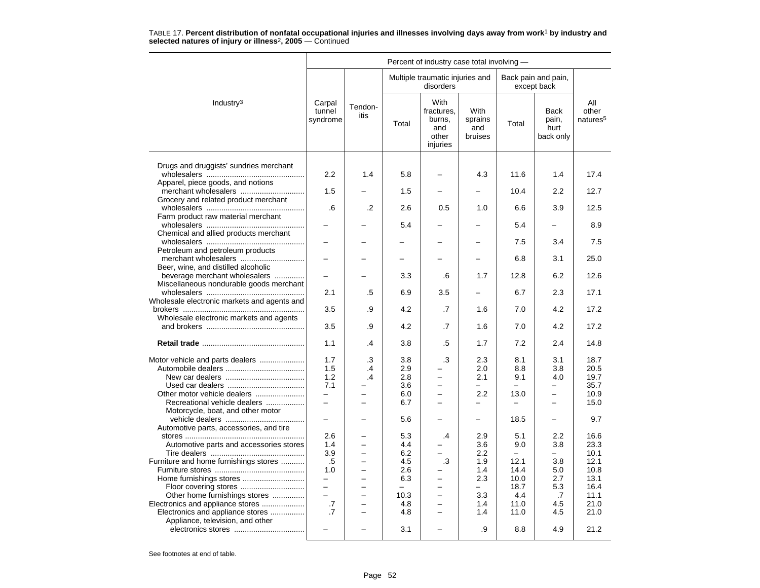TABLE 17. **Percent distribution of nonfatal occupational injuries and illnesses involving days away from work[1] by industry and selected natures of injury or illness[2], 2005** — Continued

| Industry[3] | Percent of industry case total involving — | | | | | | | |
|---|---|---|---|---|---|---|---|---|
| | Carpal tunnel syndrome | Tendon-itis | Multiple traumatic injuries and disorders | | | Back pain and pain, except back | | All other natures[5] |
| | | | Total | With fractures, burns, and other injuries | With sprains and bruises | Total | Back pain, hurt back only | |
| Drugs and druggists' sundries merchant wholesalers | 2.2 | 1.4 | 5.8 | – | 4.3 | 11.6 | 1.4 | 17.4 |
| Apparel, piece goods, and notions merchant wholesalers | 1.5 | – | 1.5 | – | – | 10.4 | 2.2 | 12.7 |
| Grocery and related product merchant wholesalers | .6 | .2 | 2.6 | 0.5 | 1.0 | 6.6 | 3.9 | 12.5 |
| Farm product raw material merchant wholesalers | – | – | 5.4 | – | – | 5.4 | – | 8.9 |
| Chemical and allied products merchant wholesalers | – | – | – | – | – | 7.5 | 3.4 | 7.5 |
| Petroleum and petroleum products merchant wholesalers | – | – | – | – | – | 6.8 | 3.1 | 25.0 |
| Beer, wine, and distilled alcoholic beverage merchant wholesalers | – | – | 3.3 | .6 | 1.7 | 12.8 | 6.2 | 12.6 |
| Miscellaneous nondurable goods merchant wholesalers | 2.1 | .5 | 6.9 | 3.5 | – | 6.7 | 2.3 | 17.1 |
| Wholesale electronic markets and agents and brokers | 3.5 | .9 | 4.2 | .7 | 1.6 | 7.0 | 4.2 | 17.2 |
| Wholesale electronic markets and agents and brokers | 3.5 | .9 | 4.2 | .7 | 1.6 | 7.0 | 4.2 | 17.2 |
| **Retail trade** | 1.1 | .4 | 3.8 | .5 | 1.7 | 7.2 | 2.4 | 14.8 |
| Motor vehicle and parts dealers | 1.7 | .3 | 3.8 | .3 | 2.3 | 8.1 | 3.1 | 18.7 |
| Automobile dealers | 1.5 | .4 | 2.9 | – | 2.0 | 8.8 | 3.8 | 20.5 |
| New car dealers | 1.2 | .4 | 2.8 | – | 2.1 | 9.1 | 4.0 | 19.7 |
| Used car dealers | 7.1 | – | 3.6 | – | – | – | – | 35.7 |
| Other motor vehicle dealers | – | – | 6.0 | – | 2.2 | 13.0 | – | 10.9 |
| Recreational vehicle dealers | – | – | 6.7 | – | – | – | – | 15.0 |
| Motorcycle, boat, and other motor vehicle dealers | – | – | 5.6 | – | – | 18.5 | – | 9.7 |
| Automotive parts, accessories, and tire stores | 2.6 | – | 5.3 | .4 | 2.9 | 5.1 | 2.2 | 16.6 |
| Automotive parts and accessories stores | 1.4 | – | 4.4 | – | 3.6 | 9.0 | 3.8 | 23.3 |
| Tire dealers | 3.9 | – | 6.2 | – | 2.2 | – | – | 10.1 |
| Furniture and home furnishings stores | .5 | – | 4.5 | .3 | 1.9 | 12.1 | 3.8 | 12.1 |
| Furniture stores | 1.0 | – | 2.6 | – | 1.4 | 14.4 | 5.0 | 10.8 |
| Home furnishings stores | – | – | 6.3 | – | 2.3 | 10.0 | 2.7 | 13.1 |
| Floor covering stores | – | – | – | – | – | 18.7 | 5.3 | 16.4 |
| Other home furnishings stores | – | – | 10.3 | – | 3.3 | 4.4 | .7 | 11.1 |
| Electronics and appliance stores | .7 | – | 4.8 | – | 1.4 | 11.0 | 4.5 | 21.0 |
| Electronics and appliance stores | .7 | – | 4.8 | – | 1.4 | 11.0 | 4.5 | 21.0 |
| Appliance, television, and other electronics stores | – | – | 3.1 | – | .9 | 8.8 | 4.9 | 21.2 |

See footnotes at end of table.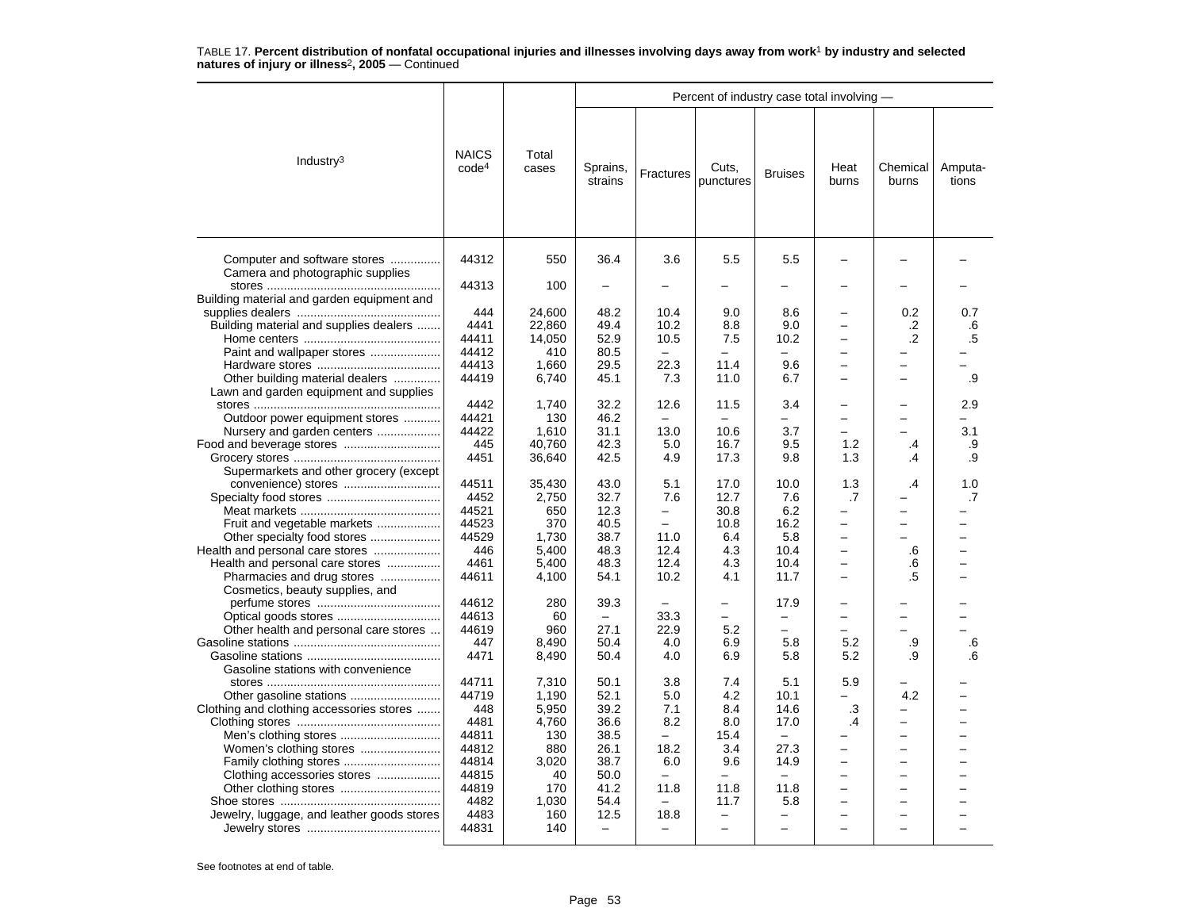TABLE 17. **Percent distribution of nonfatal occupational injuries and illnesses involving days away from work[1] by industry and selected natures of injury or illness[2], 2005** — Continued

| Industry[3] | NAICS code[4] | Total cases | Percent of industry case total involving — Sprains, strains | Fractures | Cuts, punctures | Bruises | Heat burns | Chemical burns | Amputa-tions |
|---|---|---|---|---|---|---|---|---|---|
| Computer and software stores | 44312 | 550 | 36.4 | 3.6 | 5.5 | 5.5 | – | – | – |
| Camera and photographic supplies stores | 44313 | 100 | – | – | – | – | – | – | – |
| Building material and garden equipment and supplies dealers | 444 | 24,600 | 48.2 | 10.4 | 9.0 | 8.6 | – | 0.2 | 0.7 |
| Building material and supplies dealers | 4441 | 22,860 | 49.4 | 10.2 | 8.8 | 9.0 | – | .2 | .6 |
| Home centers | 44411 | 14,050 | 52.9 | 10.5 | 7.5 | 10.2 | – | .2 | .5 |
| Paint and wallpaper stores | 44412 | 410 | 80.5 | – | – | – | – | – | – |
| Hardware stores | 44413 | 1,660 | 29.5 | 22.3 | 11.4 | 9.6 | – | – | – |
| Other building material dealers | 44419 | 6,740 | 45.1 | 7.3 | 11.0 | 6.7 | – | – | .9 |
| Lawn and garden equipment and supplies stores | 4442 | 1,740 | 32.2 | 12.6 | 11.5 | 3.4 | – | – | 2.9 |
| Outdoor power equipment stores | 44421 | 130 | 46.2 | – | – | – | – | – | – |
| Nursery and garden centers | 44422 | 1,610 | 31.1 | 13.0 | 10.6 | 3.7 | – | – | 3.1 |
| Food and beverage stores | 445 | 40,760 | 42.3 | 5.0 | 16.7 | 9.5 | 1.2 | .4 | .9 |
| Grocery stores | 4451 | 36,640 | 42.5 | 4.9 | 17.3 | 9.8 | 1.3 | .4 | .9 |
| Supermarkets and other grocery (except convenience) stores | 44511 | 35,430 | 43.0 | 5.1 | 17.0 | 10.0 | 1.3 | .4 | 1.0 |
| Specialty food stores | 4452 | 2,750 | 32.7 | 7.6 | 12.7 | 7.6 | .7 | – | .7 |
| Meat markets | 44521 | 650 | 12.3 | – | 30.8 | 6.2 | – | – | – |
| Fruit and vegetable markets | 44523 | 370 | 40.5 | – | 10.8 | 16.2 | – | – | – |
| Other specialty food stores | 44529 | 1,730 | 38.7 | 11.0 | 6.4 | 5.8 | – | – | – |
| Health and personal care stores | 446 | 5,400 | 48.3 | 12.4 | 4.3 | 10.4 | – | .6 | – |
| Health and personal care stores | 4461 | 5,400 | 48.3 | 12.4 | 4.3 | 10.4 | – | .6 | – |
| Pharmacies and drug stores | 44611 | 4,100 | 54.1 | 10.2 | 4.1 | 11.7 | – | .5 | – |
| Cosmetics, beauty supplies, and perfume stores | 44612 | 280 | 39.3 | – | – | 17.9 | – | – | – |
| Optical goods stores | 44613 | 60 | – | 33.3 | – | – | – | – | – |
| Other health and personal care stores | 44619 | 960 | 27.1 | 22.9 | 5.2 | – | – | – | – |
| Gasoline stations | 447 | 8,490 | 50.4 | 4.0 | 6.9 | 5.8 | 5.2 | .9 | .6 |
| Gasoline stations | 4471 | 8,490 | 50.4 | 4.0 | 6.9 | 5.8 | 5.2 | .9 | .6 |
| Gasoline stations with convenience stores | 44711 | 7,310 | 50.1 | 3.8 | 7.4 | 5.1 | 5.9 | – | – |
| Other gasoline stations | 44719 | 1,190 | 52.1 | 5.0 | 4.2 | 10.1 | – | 4.2 | – |
| Clothing and clothing accessories stores | 448 | 5,950 | 39.2 | 7.1 | 8.4 | 14.6 | .3 | – | – |
| Clothing stores | 4481 | 4,760 | 36.6 | 8.2 | 8.0 | 17.0 | .4 | – | – |
| Men's clothing stores | 44811 | 130 | 38.5 | – | 15.4 | – | – | – | – |
| Women's clothing stores | 44812 | 880 | 26.1 | 18.2 | 3.4 | 27.3 | – | – | – |
| Family clothing stores | 44814 | 3,020 | 38.7 | 6.0 | 9.6 | 14.9 | – | – | – |
| Clothing accessories stores | 44815 | 40 | 50.0 | – | – | – | – | – | – |
| Other clothing stores | 44819 | 170 | 41.2 | 11.8 | 11.8 | 11.8 | – | – | – |
| Shoe stores | 4482 | 1,030 | 54.4 | – | 11.7 | 5.8 | – | – | – |
| Jewelry, luggage, and leather goods stores | 4483 | 160 | 12.5 | 18.8 | – | – | – | – | – |
| Jewelry stores | 44831 | 140 | – | – | – | – | – | – | – |

See footnotes at end of table.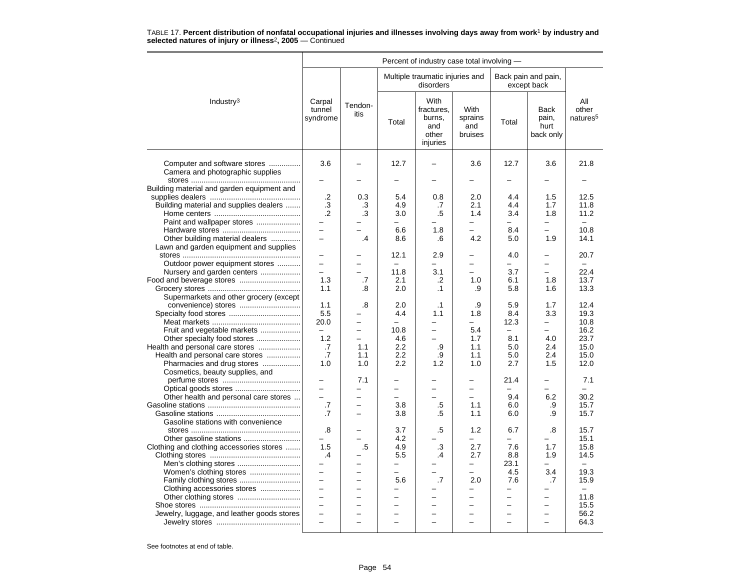TABLE 17. **Percent distribution of nonfatal occupational injuries and illnesses involving days away from work[1] by industry and selected natures of injury or illness[2], 2005** — Continued

| Industry[3] | Percent of industry case total involving — | | | | | | | |
|---|---|---|---|---|---|---|---|---|
| | Carpal tunnel syndrome | Tendon-itis | Multiple traumatic injuries and disorders | | | Back pain and pain, except back | | All other natures[5] |
| | | | Total | With fractures, burns, and other injuries | With sprains and bruises | Total | Back pain, hurt back only | |
| Computer and software stores | 3.6 | – | 12.7 | – | 3.6 | 12.7 | 3.6 | 21.8 |
| Camera and photographic supplies stores | – | – | – | – | – | – | – | – |
| Building material and garden equipment and supplies dealers | .2 | 0.3 | 5.4 | 0.8 | 2.0 | 4.4 | 1.5 | 12.5 |
| Building material and supplies dealers | .3 | .3 | 4.9 | .7 | 2.1 | 4.4 | 1.7 | 11.8 |
| Home centers | .2 | .3 | 3.0 | .5 | 1.4 | 3.4 | 1.8 | 11.2 |
| Paint and wallpaper stores | – | – | – | – | – | – | – | – |
| Hardware stores | – | – | 6.6 | 1.8 | – | 8.4 | – | 10.8 |
| Other building material dealers | – | .4 | 8.6 | .6 | 4.2 | 5.0 | 1.9 | 14.1 |
| Lawn and garden equipment and supplies stores | – | – | 12.1 | 2.9 | – | 4.0 | – | 20.7 |
| Outdoor power equipment stores | – | – | – | – | – | – | – | – |
| Nursery and garden centers | – | – | 11.8 | 3.1 | – | 3.7 | – | 22.4 |
| Food and beverage stores | 1.3 | .7 | 2.1 | .2 | 1.0 | 6.1 | 1.8 | 13.7 |
| Grocery stores | 1.1 | .8 | 2.0 | .1 | .9 | 5.8 | 1.6 | 13.3 |
| Supermarkets and other grocery (except convenience) stores | 1.1 | .8 | 2.0 | .1 | .9 | 5.9 | 1.7 | 12.4 |
| Specialty food stores | 5.5 | – | 4.4 | 1.1 | 1.8 | 8.4 | 3.3 | 19.3 |
| Meat markets | 20.0 | – | – | – | – | 12.3 | – | 10.8 |
| Fruit and vegetable markets | – | – | 10.8 | – | 5.4 | – | – | 16.2 |
| Other specialty food stores | 1.2 | – | 4.6 | – | 1.7 | 8.1 | 4.0 | 23.7 |
| Health and personal care stores | .7 | 1.1 | 2.2 | .9 | 1.1 | 5.0 | 2.4 | 15.0 |
| Health and personal care stores | .7 | 1.1 | 2.2 | .9 | 1.1 | 5.0 | 2.4 | 15.0 |
| Pharmacies and drug stores | 1.0 | 1.0 | 2.2 | 1.2 | 1.0 | 2.7 | 1.5 | 12.0 |
| Cosmetics, beauty supplies, and perfume stores | – | 7.1 | – | – | – | 21.4 | – | 7.1 |
| Optical goods stores | – | – | – | – | – | – | – | – |
| Other health and personal care stores | – | – | – | – | – | 9.4 | 6.2 | 30.2 |
| Gasoline stations | .7 | – | 3.8 | .5 | 1.1 | 6.0 | .9 | 15.7 |
| Gasoline stations | .7 | – | 3.8 | .5 | 1.1 | 6.0 | .9 | 15.7 |
| Gasoline stations with convenience stores | .8 | – | 3.7 | .5 | 1.2 | 6.7 | .8 | 15.7 |
| Other gasoline stations | – | – | 4.2 | – | – | – | – | 15.1 |
| Clothing and clothing accessories stores | 1.5 | .5 | 4.9 | .3 | 2.7 | 7.6 | 1.7 | 15.8 |
| Clothing stores | .4 | – | 5.5 | .4 | 2.7 | 8.8 | 1.9 | 14.5 |
| Men's clothing stores | – | – | – | – | – | 23.1 | – | – |
| Women's clothing stores | – | – | – | – | – | 4.5 | 3.4 | 19.3 |
| Family clothing stores | – | – | 5.6 | .7 | 2.0 | 7.6 | .7 | 15.9 |
| Clothing accessories stores | – | – | – | – | – | – | – | – |
| Other clothing stores | – | – | – | – | – | – | – | 11.8 |
| Shoe stores | – | – | – | – | – | – | – | 15.5 |
| Jewelry, luggage, and leather goods stores | – | – | – | – | – | – | – | 56.2 |
| Jewelry stores | – | – | – | – | – | – | – | 64.3 |

See footnotes at end of table.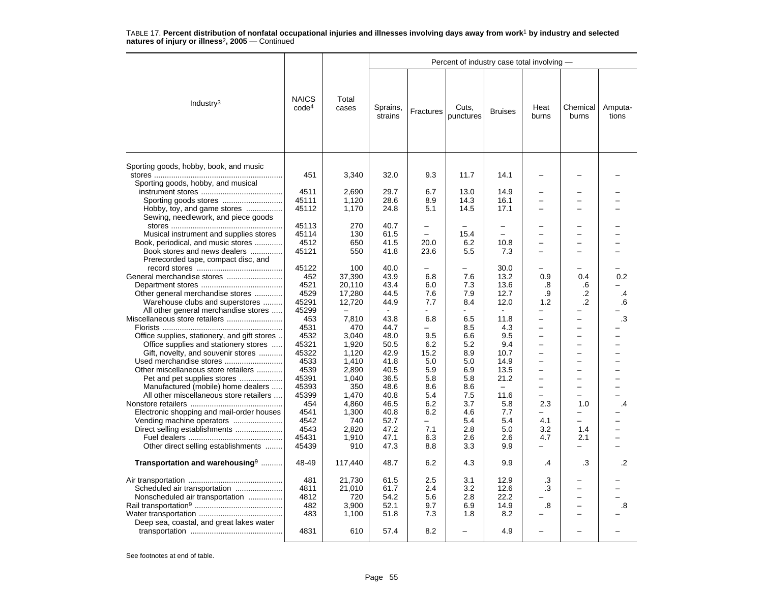TABLE 17. **Percent distribution of nonfatal occupational injuries and illnesses involving days away from work[1] by industry and selected natures of injury or illness[2], 2005** — Continued

| Industry[3] | NAICS code[4] | Total cases | Percent of industry case total involving — | | | | | | |
|---|---|---|---|---|---|---|---|---|---|
| | | | Sprains, strains | Fractures | Cuts, punctures | Bruises | Heat burns | Chemical burns | Amputa-tions |
| Sporting goods, hobby, book, and music stores | 451 | 3,340 | 32.0 | 9.3 | 11.7 | 14.1 | – | – | – |
| Sporting goods, hobby, and musical instrument stores | 4511 | 2,690 | 29.7 | 6.7 | 13.0 | 14.9 | – | – | – |
| Sporting goods stores | 45111 | 1,120 | 28.6 | 8.9 | 14.3 | 16.1 | – | – | – |
| Hobby, toy, and game stores | 45112 | 1,170 | 24.8 | 5.1 | 14.5 | 17.1 | – | – | – |
| Sewing, needlework, and piece goods stores | 45113 | 270 | 40.7 | – | – | – | – | – | – |
| Musical instrument and supplies stores | 45114 | 130 | 61.5 | – | 15.4 | – | – | – | – |
| Book, periodical, and music stores | 4512 | 650 | 41.5 | 20.0 | 6.2 | 10.8 | – | – | – |
| Book stores and news dealers | 45121 | 550 | 41.8 | 23.6 | 5.5 | 7.3 | – | – | – |
| Prerecorded tape, compact disc, and record stores | 45122 | 100 | 40.0 | – | – | 30.0 | – | – | – |
| General merchandise stores | 452 | 37,390 | 43.9 | 6.8 | 7.6 | 13.2 | 0.9 | 0.4 | 0.2 |
| Department stores | 4521 | 20,110 | 43.4 | 6.0 | 7.3 | 13.6 | .8 | .6 | – |
| Other general merchandise stores | 4529 | 17,280 | 44.5 | 7.6 | 7.9 | 12.7 | .9 | .2 | .4 |
| Warehouse clubs and superstores | 45291 | 12,720 | 44.9 | 7.7 | 8.4 | 12.0 | 1.2 | .2 | .6 |
| All other general merchandise stores | 45299 | – | - | - | - | - | – | – | – |
| Miscellaneous store retailers | 453 | 7,810 | 43.8 | 6.8 | 6.5 | 11.8 | – | – | .3 |
| Florists | 4531 | 470 | 44.7 | – | 8.5 | 4.3 | – | – | – |
| Office supplies, stationery, and gift stores | 4532 | 3,040 | 48.0 | 9.5 | 6.6 | 9.5 | – | – | – |
| Office supplies and stationery stores | 45321 | 1,920 | 50.5 | 6.2 | 5.2 | 9.4 | – | – | – |
| Gift, novelty, and souvenir stores | 45322 | 1,120 | 42.9 | 15.2 | 8.9 | 10.7 | – | – | – |
| Used merchandise stores | 4533 | 1,410 | 41.8 | 5.0 | 5.0 | 14.9 | – | – | – |
| Other miscellaneous store retailers | 4539 | 2,890 | 40.5 | 5.9 | 6.9 | 13.5 | – | – | – |
| Pet and pet supplies stores | 45391 | 1,040 | 36.5 | 5.8 | 5.8 | 21.2 | – | – | – |
| Manufactured (mobile) home dealers | 45393 | 350 | 48.6 | 8.6 | 8.6 | – | – | – | – |
| All other miscellaneous store retailers | 45399 | 1,470 | 40.8 | 5.4 | 7.5 | 11.6 | – | – | – |
| Nonstore retailers | 454 | 4,860 | 46.5 | 6.2 | 3.7 | 5.8 | 2.3 | 1.0 | .4 |
| Electronic shopping and mail-order houses | 4541 | 1,300 | 40.8 | 6.2 | 4.6 | 7.7 | – | – | – |
| Vending machine operators | 4542 | 740 | 52.7 | – | 5.4 | 5.4 | 4.1 | – | – |
| Direct selling establishments | 4543 | 2,820 | 47.2 | 7.1 | 2.8 | 5.0 | 3.2 | 1.4 | – |
| Fuel dealers | 45431 | 1,910 | 47.1 | 6.3 | 2.6 | 2.6 | 4.7 | 2.1 | – |
| Other direct selling establishments | 45439 | 910 | 47.3 | 8.8 | 3.3 | 9.9 | – | – | – |
| **Transportation and warehousing[9]** | 48-49 | 117,440 | 48.7 | 6.2 | 4.3 | 9.9 | .4 | .3 | .2 |
| Air transportation | 481 | 21,730 | 61.5 | 2.5 | 3.1 | 12.9 | .3 | – | – |
| Scheduled air transportation | 4811 | 21,010 | 61.7 | 2.4 | 3.2 | 12.6 | .3 | – | – |
| Nonscheduled air transportation | 4812 | 720 | 54.2 | 5.6 | 2.8 | 22.2 | – | – | – |
| Rail transportation[9] | 482 | 3,900 | 52.1 | 9.7 | 6.9 | 14.9 | .8 | – | .8 |
| Water transportation | 483 | 1,100 | 51.8 | 7.3 | 1.8 | 8.2 | – | – | – |
| Deep sea, coastal, and great lakes water transportation | 4831 | 610 | 57.4 | 8.2 | – | 4.9 | – | – | – |

See footnotes at end of table.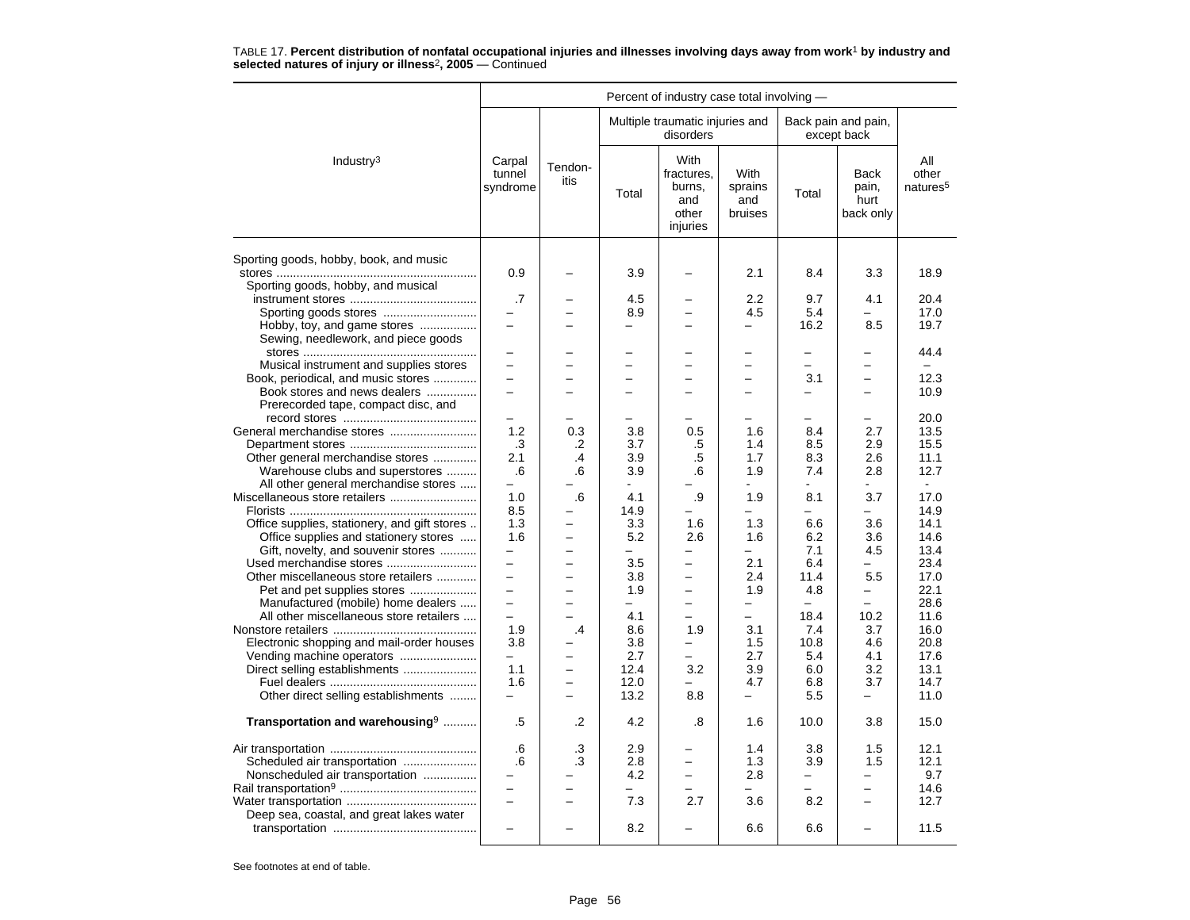TABLE 17. **Percent distribution of nonfatal occupational injuries and illnesses involving days away from work[1] by industry and selected natures of injury or illness[2], 2005** — Continued

| Industry[3] | Carpal tunnel syndrome | Tendon-itis | Multiple traumatic injuries and disorders: Total | Multiple traumatic injuries and disorders: With fractures, burns, and other injuries | Multiple traumatic injuries and disorders: With sprains and bruises | Back pain and pain, except back: Total | Back pain and pain, except back: Back pain, hurt back only | All other natures[5] |
|---|---|---|---|---|---|---|---|---|
| Sporting goods, hobby, book, and music stores | 0.9 | – | 3.9 | – | 2.1 | 8.4 | 3.3 | 18.9 |
| Sporting goods, hobby, and musical instrument stores | .7 | – | 4.5 | – | 2.2 | 9.7 | 4.1 | 20.4 |
| Sporting goods stores | – | – | 8.9 | – | 4.5 | 5.4 | – | 17.0 |
| Hobby, toy, and game stores | – | – | – | – | – | 16.2 | 8.5 | 19.7 |
| Sewing, needlework, and piece goods stores | – | – | – | – | – | – | – | 44.4 |
| Musical instrument and supplies stores | – | – | – | – | – | – | – | – |
| Book, periodical, and music stores | – | – | – | – | – | 3.1 | – | 12.3 |
| Book stores and news dealers | – | – | – | – | – | – | – | 10.9 |
| Prerecorded tape, compact disc, and record stores | – | – | – | – | – | – | – | 20.0 |
| General merchandise stores | 1.2 | 0.3 | 3.8 | 0.5 | 1.6 | 8.4 | 2.7 | 13.5 |
| Department stores | .3 | .2 | 3.7 | .5 | 1.4 | 8.5 | 2.9 | 15.5 |
| Other general merchandise stores | 2.1 | .4 | 3.9 | .5 | 1.7 | 8.3 | 2.6 | 11.1 |
| Warehouse clubs and superstores | .6 | .6 | 3.9 | .6 | 1.9 | 7.4 | 2.8 | 12.7 |
| All other general merchandise stores | – | – | - | – | - | - | - | - |
| Miscellaneous store retailers | 1.0 | .6 | 4.1 | .9 | 1.9 | 8.1 | 3.7 | 17.0 |
| Florists | 8.5 | – | 14.9 | – | – | – | – | 14.9 |
| Office supplies, stationery, and gift stores | 1.3 | – | 3.3 | 1.6 | 1.3 | 6.6 | 3.6 | 14.1 |
| Office supplies and stationery stores | 1.6 | – | 5.2 | 2.6 | 1.6 | 6.2 | 3.6 | 14.6 |
| Gift, novelty, and souvenir stores | – | – | – | – | – | 7.1 | 4.5 | 13.4 |
| Used merchandise stores | – | – | 3.5 | – | 2.1 | 6.4 | – | 23.4 |
| Other miscellaneous store retailers | – | – | 3.8 | – | 2.4 | 11.4 | 5.5 | 17.0 |
| Pet and pet supplies stores | – | – | 1.9 | – | 1.9 | 4.8 | – | 22.1 |
| Manufactured (mobile) home dealers | – | – | – | – | – | – | – | 28.6 |
| All other miscellaneous store retailers | – | – | 4.1 | – | – | 18.4 | 10.2 | 11.6 |
| Nonstore retailers | 1.9 | .4 | 8.6 | 1.9 | 3.1 | 7.4 | 3.7 | 16.0 |
| Electronic shopping and mail-order houses | 3.8 | – | 3.8 | – | 1.5 | 10.8 | 4.6 | 20.8 |
| Vending machine operators | – | – | 2.7 | – | 2.7 | 5.4 | 4.1 | 17.6 |
| Direct selling establishments | 1.1 | – | 12.4 | 3.2 | 3.9 | 6.0 | 3.2 | 13.1 |
| Fuel dealers | 1.6 | – | 12.0 | – | 4.7 | 6.8 | 3.7 | 14.7 |
| Other direct selling establishments | – | – | 13.2 | 8.8 | – | 5.5 | – | 11.0 |
| **Transportation and warehousing[9]** | .5 | .2 | 4.2 | .8 | 1.6 | 10.0 | 3.8 | 15.0 |
| Air transportation | .6 | .3 | 2.9 | – | 1.4 | 3.8 | 1.5 | 12.1 |
| Scheduled air transportation | .6 | .3 | 2.8 | – | 1.3 | 3.9 | 1.5 | 12.1 |
| Nonscheduled air transportation | – | – | 4.2 | – | 2.8 | – | – | 9.7 |
| Rail transportation[9] | – | – | – | – | – | – | – | 14.6 |
| Water transportation | – | – | 7.3 | 2.7 | 3.6 | 8.2 | – | 12.7 |
| Deep sea, coastal, and great lakes water transportation | – | – | 8.2 | – | 6.6 | 6.6 | – | 11.5 |

See footnotes at end of table.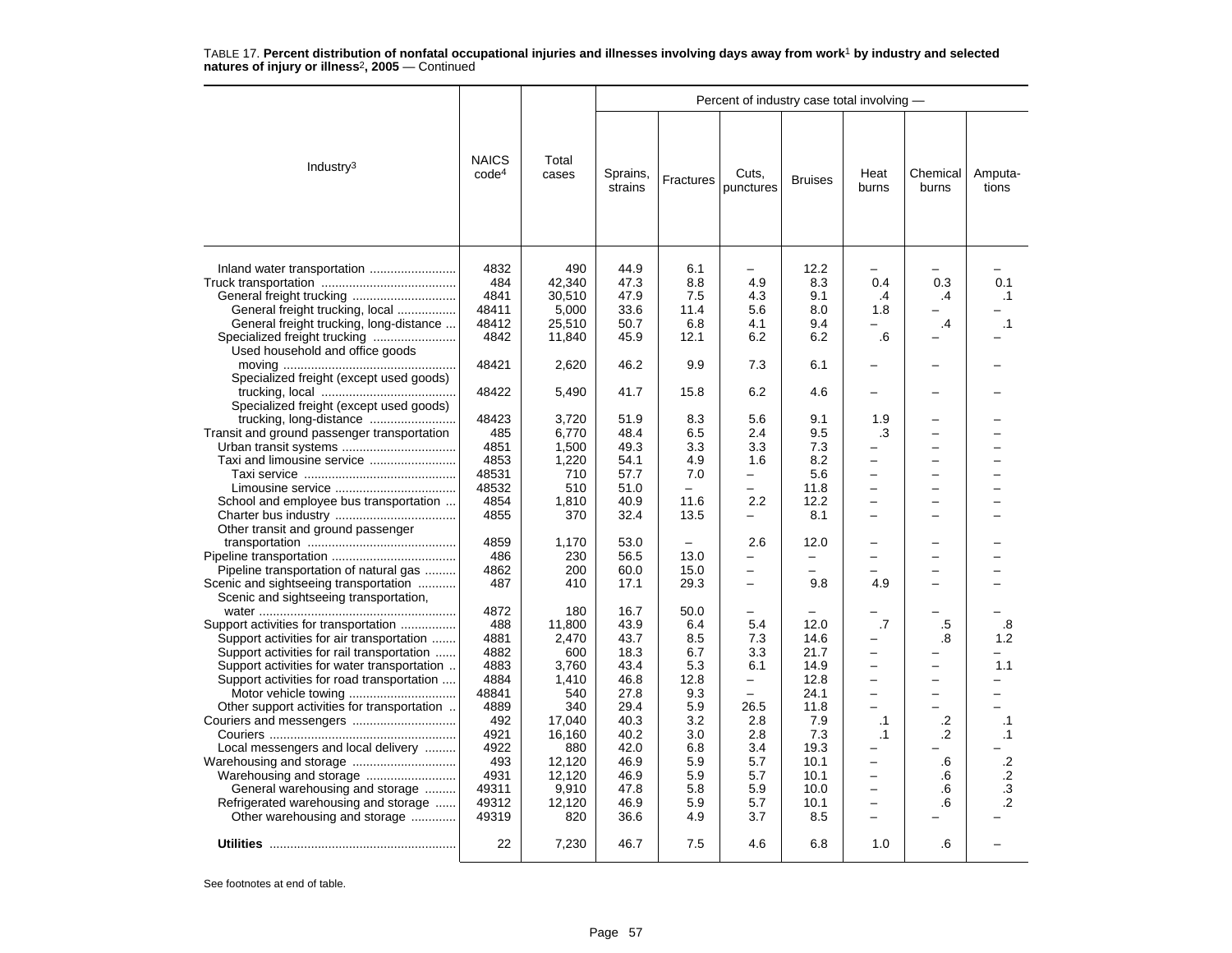TABLE 17. **Percent distribution of nonfatal occupational injuries and illnesses involving days away from work[1] by industry and selected natures of injury or illness[2], 2005** — Continued

| Industry[3] | NAICS code[4] | Total cases | Percent of industry case total involving — | | | | | | |
|---|---|---|---|---|---|---|---|---|---|
| | | | Sprains, strains | Fractures | Cuts, punctures | Bruises | Heat burns | Chemical burns | Amputa-tions |
| Inland water transportation | 4832 | 490 | 44.9 | 6.1 | – | 12.2 | – | – | – |
| Truck transportation | 484 | 42,340 | 47.3 | 8.8 | 4.9 | 8.3 | 0.4 | 0.3 | 0.1 |
| General freight trucking | 4841 | 30,510 | 47.9 | 7.5 | 4.3 | 9.1 | .4 | .4 | .1 |
| General freight trucking, local | 48411 | 5,000 | 33.6 | 11.4 | 5.6 | 8.0 | 1.8 | – | – |
| General freight trucking, long-distance | 48412 | 25,510 | 50.7 | 6.8 | 4.1 | 9.4 | – | .4 | .1 |
| Specialized freight trucking | 4842 | 11,840 | 45.9 | 12.1 | 6.2 | 6.2 | .6 | – | – |
| Used household and office goods moving | 48421 | 2,620 | 46.2 | 9.9 | 7.3 | 6.1 | – | – | – |
| Specialized freight (except used goods) trucking, local | 48422 | 5,490 | 41.7 | 15.8 | 6.2 | 4.6 | – | – | – |
| Specialized freight (except used goods) trucking, long-distance | 48423 | 3,720 | 51.9 | 8.3 | 5.6 | 9.1 | 1.9 | – | – |
| Transit and ground passenger transportation | 485 | 6,770 | 48.4 | 6.5 | 2.4 | 9.5 | .3 | – | – |
| Urban transit systems | 4851 | 1,500 | 49.3 | 3.3 | 3.3 | 7.3 | – | – | – |
| Taxi and limousine service | 4853 | 1,220 | 54.1 | 4.9 | 1.6 | 8.2 | – | – | – |
| Taxi service | 48531 | 710 | 57.7 | 7.0 | – | 5.6 | – | – | – |
| Limousine service | 48532 | 510 | 51.0 | – | – | 11.8 | – | – | – |
| School and employee bus transportation | 4854 | 1,810 | 40.9 | 11.6 | 2.2 | 12.2 | – | – | – |
| Charter bus industry | 4855 | 370 | 32.4 | 13.5 | – | 8.1 | – | – | – |
| Other transit and ground passenger transportation | 4859 | 1,170 | 53.0 | – | 2.6 | 12.0 | – | – | – |
| Pipeline transportation | 486 | 230 | 56.5 | 13.0 | – | – | – | – | – |
| Pipeline transportation of natural gas | 4862 | 200 | 60.0 | 15.0 | – | – | – | – | – |
| Scenic and sightseeing transportation | 487 | 410 | 17.1 | 29.3 | – | 9.8 | 4.9 | – | – |
| Scenic and sightseeing transportation, water | 4872 | 180 | 16.7 | 50.0 | – | – | – | – | – |
| Support activities for transportation | 488 | 11,800 | 43.9 | 6.4 | 5.4 | 12.0 | .7 | .5 | .8 |
| Support activities for air transportation | 4881 | 2,470 | 43.7 | 8.5 | 7.3 | 14.6 | – | .8 | 1.2 |
| Support activities for rail transportation | 4882 | 600 | 18.3 | 6.7 | 3.3 | 21.7 | – | – | – |
| Support activities for water transportation | 4883 | 3,760 | 43.4 | 5.3 | 6.1 | 14.9 | – | – | 1.1 |
| Support activities for road transportation | 4884 | 1,410 | 46.8 | 12.8 | – | 12.8 | – | – | – |
| Motor vehicle towing | 48841 | 540 | 27.8 | 9.3 | – | 24.1 | – | – | – |
| Other support activities for transportation | 4889 | 340 | 29.4 | 5.9 | 26.5 | 11.8 | – | – | – |
| Couriers and messengers | 492 | 17,040 | 40.3 | 3.2 | 2.8 | 7.9 | .1 | .2 | .1 |
| Couriers | 4921 | 16,160 | 40.2 | 3.0 | 2.8 | 7.3 | .1 | .2 | .1 |
| Local messengers and local delivery | 4922 | 880 | 42.0 | 6.8 | 3.4 | 19.3 | – | – | – |
| Warehousing and storage | 493 | 12,120 | 46.9 | 5.9 | 5.7 | 10.1 | – | .6 | .2 |
| Warehousing and storage | 4931 | 12,120 | 46.9 | 5.9 | 5.7 | 10.1 | – | .6 | .2 |
| General warehousing and storage | 49311 | 9,910 | 47.8 | 5.8 | 5.9 | 10.0 | – | .6 | .3 |
| Refrigerated warehousing and storage | 49312 | 12,120 | 46.9 | 5.9 | 5.7 | 10.1 | – | .6 | .2 |
| Other warehousing and storage | 49319 | 820 | 36.6 | 4.9 | 3.7 | 8.5 | – | – | – |
| **Utilities** | 22 | 7,230 | 46.7 | 7.5 | 4.6 | 6.8 | 1.0 | .6 | – |

See footnotes at end of table.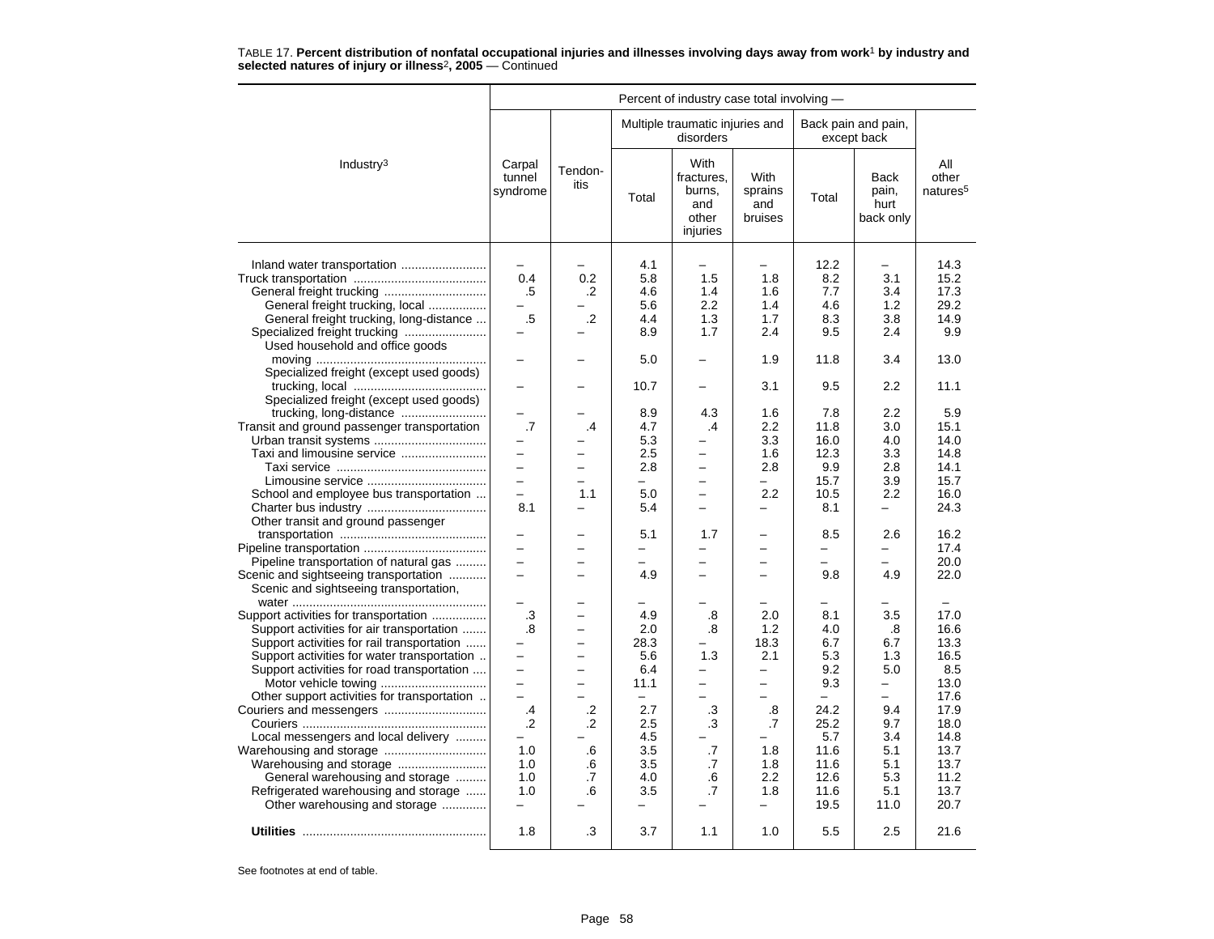TABLE 17. **Percent distribution of nonfatal occupational injuries and illnesses involving days away from work[1] by industry and selected natures of injury or illness[2], 2005** — Continued

| Industry[3] | Percent of industry case total involving — | | | | | | | |
|---|---|---|---|---|---|---|---|---|
| | Carpal tunnel syndrome | Tendon-itis | Multiple traumatic injuries and disorders | | | Back pain and pain, except back | | All other natures[5] |
| | | | Total | With fractures, burns, and other injuries | With sprains and bruises | Total | Back pain, hurt back only | |
| Inland water transportation | – | – | 4.1 | – | – | 12.2 | – | 14.3 |
| Truck transportation | 0.4 | 0.2 | 5.8 | 1.5 | 1.8 | 8.2 | 3.1 | 15.2 |
| General freight trucking | .5 | .2 | 4.6 | 1.4 | 1.6 | 7.7 | 3.4 | 17.3 |
| General freight trucking, local | – | – | 5.6 | 2.2 | 1.4 | 4.6 | 1.2 | 29.2 |
| General freight trucking, long-distance | .5 | .2 | 4.4 | 1.3 | 1.7 | 8.3 | 3.8 | 14.9 |
| Specialized freight trucking | – | – | 8.9 | 1.7 | 2.4 | 9.5 | 2.4 | 9.9 |
| Used household and office goods moving | – | – | 5.0 | – | 1.9 | 11.8 | 3.4 | 13.0 |
| Specialized freight (except used goods) trucking, local | – | – | 10.7 | – | 3.1 | 9.5 | 2.2 | 11.1 |
| Specialized freight (except used goods) trucking, long-distance | – | – | 8.9 | 4.3 | 1.6 | 7.8 | 2.2 | 5.9 |
| Transit and ground passenger transportation | .7 | .4 | 4.7 | .4 | 2.2 | 11.8 | 3.0 | 15.1 |
| Urban transit systems | – | – | 5.3 | – | 3.3 | 16.0 | 4.0 | 14.0 |
| Taxi and limousine service | – | – | 2.5 | – | 1.6 | 12.3 | 3.3 | 14.8 |
| Taxi service | – | – | 2.8 | – | 2.8 | 9.9 | 2.8 | 14.1 |
| Limousine service | – | – | – | – | – | 15.7 | 3.9 | 15.7 |
| School and employee bus transportation | – | 1.1 | 5.0 | – | 2.2 | 10.5 | 2.2 | 16.0 |
| Charter bus industry | 8.1 | – | 5.4 | – | – | 8.1 | – | 24.3 |
| Other transit and ground passenger transportation | – | – | 5.1 | 1.7 | – | 8.5 | 2.6 | 16.2 |
| Pipeline transportation | – | – | – | – | – | – | – | 17.4 |
| Pipeline transportation of natural gas | – | – | – | – | – | – | – | 20.0 |
| Scenic and sightseeing transportation | – | – | 4.9 | – | – | 9.8 | 4.9 | 22.0 |
| Scenic and sightseeing transportation, water | – | – | – | – | – | – | – | – |
| Support activities for transportation | .3 | – | 4.9 | .8 | 2.0 | 8.1 | 3.5 | 17.0 |
| Support activities for air transportation | .8 | – | 2.0 | .8 | 1.2 | 4.0 | .8 | 16.6 |
| Support activities for rail transportation | – | – | 28.3 | – | 18.3 | 6.7 | 6.7 | 13.3 |
| Support activities for water transportation | – | – | 5.6 | 1.3 | 2.1 | 5.3 | 1.3 | 16.5 |
| Support activities for road transportation | – | – | 6.4 | – | – | 9.2 | 5.0 | 8.5 |
| Motor vehicle towing | – | – | 11.1 | – | – | 9.3 | – | 13.0 |
| Other support activities for transportation | – | – | – | – | – | – | – | 17.6 |
| Couriers and messengers | .4 | .2 | 2.7 | .3 | .8 | 24.2 | 9.4 | 17.9 |
| Couriers | .2 | .2 | 2.5 | .3 | .7 | 25.2 | 9.7 | 18.0 |
| Local messengers and local delivery | – | – | 4.5 | – | – | 5.7 | 3.4 | 14.8 |
| Warehousing and storage | 1.0 | .6 | 3.5 | .7 | 1.8 | 11.6 | 5.1 | 13.7 |
| Warehousing and storage | 1.0 | .6 | 3.5 | .7 | 1.8 | 11.6 | 5.1 | 13.7 |
| General warehousing and storage | 1.0 | .7 | 4.0 | .6 | 2.2 | 12.6 | 5.3 | 11.2 |
| Refrigerated warehousing and storage | 1.0 | .6 | 3.5 | .7 | 1.8 | 11.6 | 5.1 | 13.7 |
| Other warehousing and storage | – | – | – | – | – | 19.5 | 11.0 | 20.7 |
| **Utilities** | 1.8 | .3 | 3.7 | 1.1 | 1.0 | 5.5 | 2.5 | 21.6 |

See footnotes at end of table.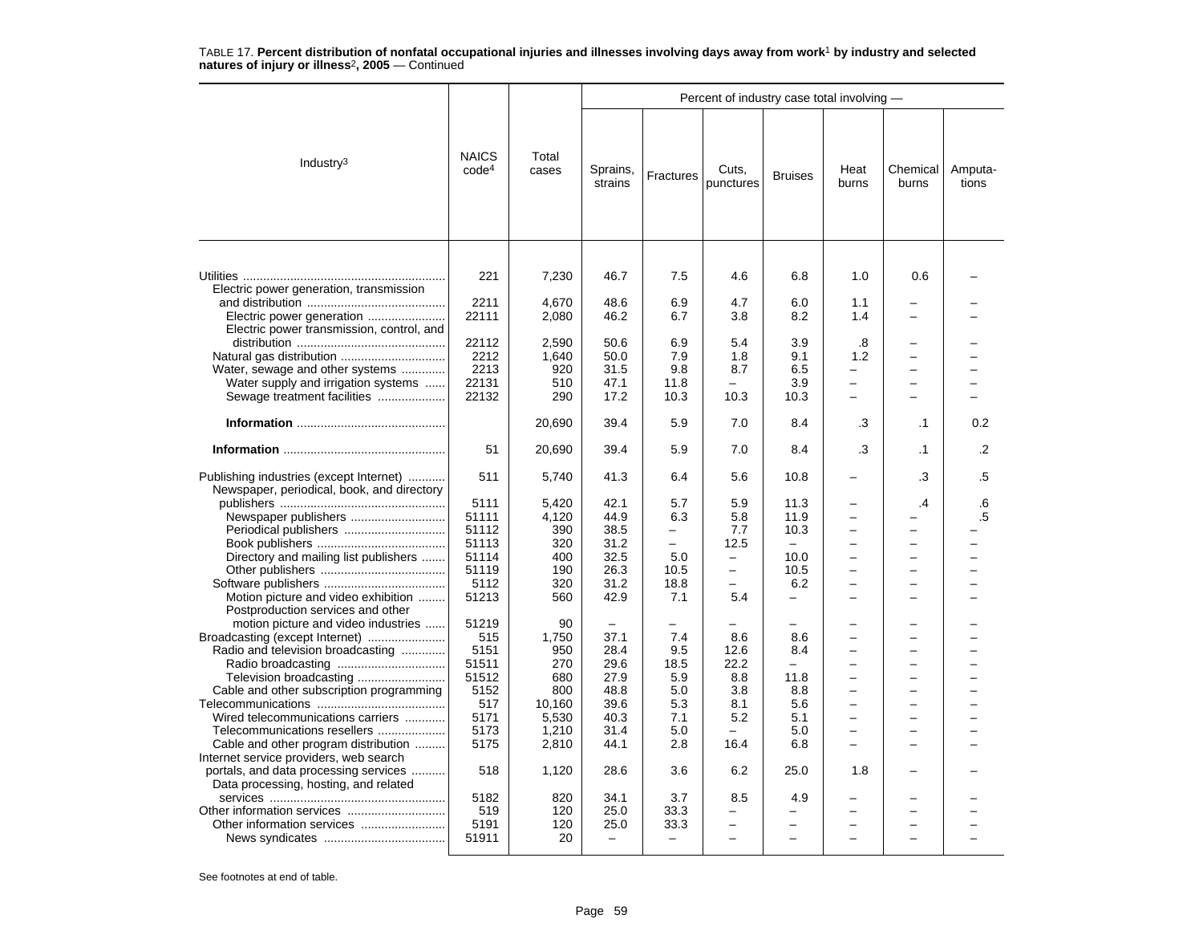TABLE 17. **Percent distribution of nonfatal occupational injuries and illnesses involving days away from work[1] by industry and selected natures of injury or illness[2], 2005** — Continued

| Industry[3] | NAICS code[4] | Total cases | Sprains, strains | Fractures | Cuts, punctures | Bruises | Heat burns | Chemical burns | Amputations |
|---|---|---|---|---|---|---|---|---|---|
| | | | Percent of industry case total involving — | | | | | | |
| Utilities | 221 | 7,230 | 46.7 | 7.5 | 4.6 | 6.8 | 1.0 | 0.6 | – |
| Electric power generation, transmission and distribution | 2211 | 4,670 | 48.6 | 6.9 | 4.7 | 6.0 | 1.1 | – | – |
| Electric power generation | 22111 | 2,080 | 46.2 | 6.7 | 3.8 | 8.2 | 1.4 | – | – |
| Electric power transmission, control, and distribution | 22112 | 2,590 | 50.6 | 6.9 | 5.4 | 3.9 | .8 | – | – |
| Natural gas distribution | 2212 | 1,640 | 50.0 | 7.9 | 1.8 | 9.1 | 1.2 | – | – |
| Water, sewage and other systems | 2213 | 920 | 31.5 | 9.8 | 8.7 | 6.5 | – | – | – |
| Water supply and irrigation systems | 22131 | 510 | 47.1 | 11.8 | – | 3.9 | – | – | – |
| Sewage treatment facilities | 22132 | 290 | 17.2 | 10.3 | 10.3 | 10.3 | – | – | – |
| **Information** | | 20,690 | 39.4 | 5.9 | 7.0 | 8.4 | .3 | .1 | 0.2 |
| **Information** | 51 | 20,690 | 39.4 | 5.9 | 7.0 | 8.4 | .3 | .1 | .2 |
| Publishing industries (except Internet) | 511 | 5,740 | 41.3 | 6.4 | 5.6 | 10.8 | – | .3 | .5 |
| Newspaper, periodical, book, and directory publishers | 5111 | 5,420 | 42.1 | 5.7 | 5.9 | 11.3 | – | .4 | .6 |
| Newspaper publishers | 51111 | 4,120 | 44.9 | 6.3 | 5.8 | 11.9 | – | – | .5 |
| Periodical publishers | 51112 | 390 | 38.5 | – | 7.7 | 10.3 | – | – | – |
| Book publishers | 51113 | 320 | 31.2 | – | 12.5 | – | – | – | – |
| Directory and mailing list publishers | 51114 | 400 | 32.5 | 5.0 | – | 10.0 | – | – | – |
| Other publishers | 51119 | 190 | 26.3 | 10.5 | – | 10.5 | – | – | – |
| Software publishers | 5112 | 320 | 31.2 | 18.8 | – | 6.2 | – | – | – |
| Motion picture and video exhibition | 51213 | 560 | 42.9 | 7.1 | 5.4 | – | – | – | – |
| Postproduction services and other motion picture and video industries | 51219 | 90 | – | – | – | – | – | – | – |
| Broadcasting (except Internet) | 515 | 1,750 | 37.1 | 7.4 | 8.6 | 8.6 | – | – | – |
| Radio and television broadcasting | 5151 | 950 | 28.4 | 9.5 | 12.6 | 8.4 | – | – | – |
| Radio broadcasting | 51511 | 270 | 29.6 | 18.5 | 22.2 | – | – | – | – |
| Television broadcasting | 51512 | 680 | 27.9 | 5.9 | 8.8 | 11.8 | – | – | – |
| Cable and other subscription programming | 5152 | 800 | 48.8 | 5.0 | 3.8 | 8.8 | – | – | – |
| Telecommunications | 517 | 10,160 | 39.6 | 5.3 | 8.1 | 5.6 | – | – | – |
| Wired telecommunications carriers | 5171 | 5,530 | 40.3 | 7.1 | 5.2 | 5.1 | – | – | – |
| Telecommunications resellers | 5173 | 1,210 | 31.4 | 5.0 | – | 5.0 | – | – | – |
| Cable and other program distribution | 5175 | 2,810 | 44.1 | 2.8 | 16.4 | 6.8 | – | – | – |
| Internet service providers, web search portals, and data processing services | 518 | 1,120 | 28.6 | 3.6 | 6.2 | 25.0 | 1.8 | – | – |
| Data processing, hosting, and related services | 5182 | 820 | 34.1 | 3.7 | 8.5 | 4.9 | – | – | – |
| Other information services | 519 | 120 | 25.0 | 33.3 | – | – | – | – | – |
| Other information services | 5191 | 120 | 25.0 | 33.3 | – | – | – | – | – |
| News syndicates | 51911 | 20 | – | – | – | – | – | – | – |

See footnotes at end of table.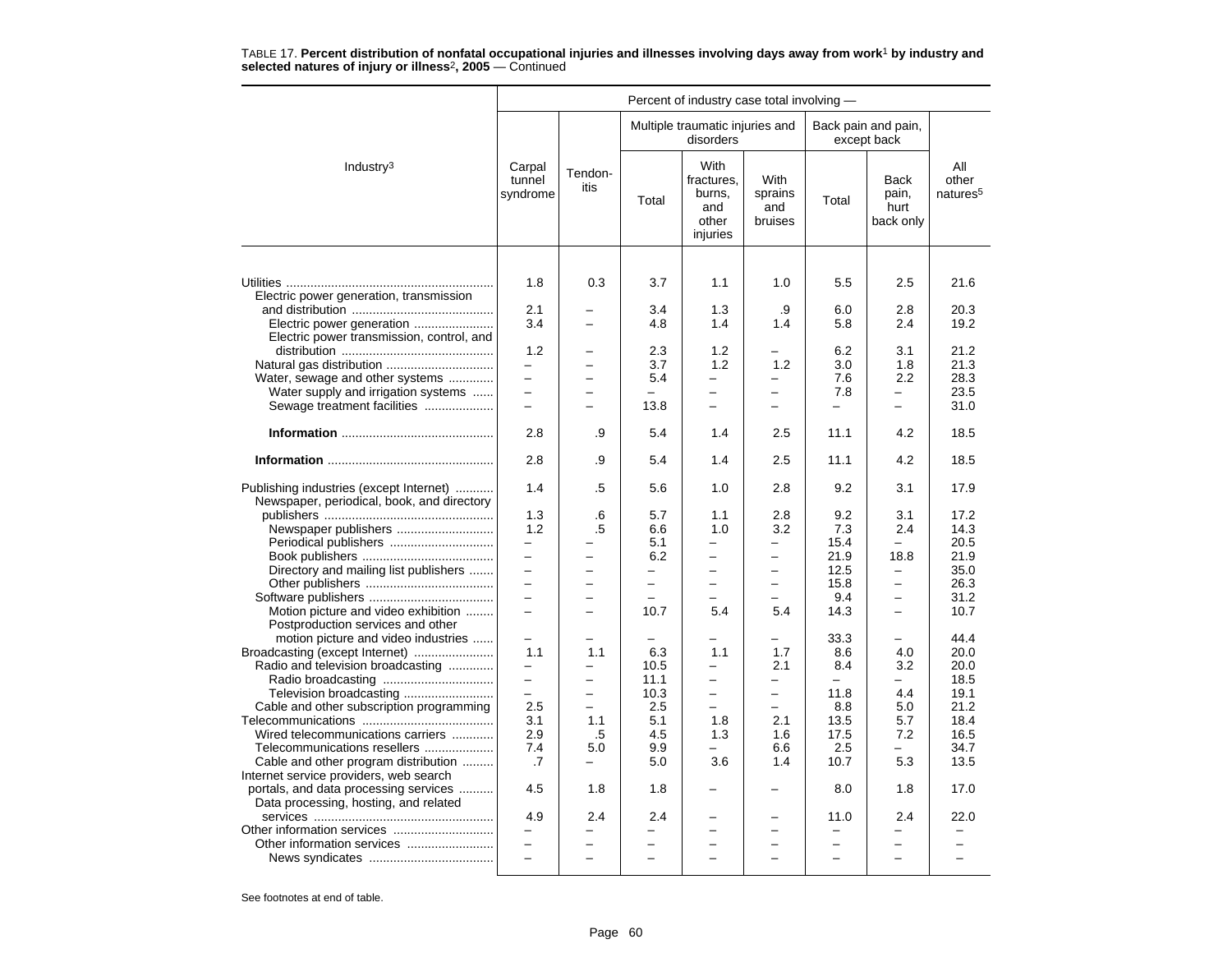TABLE 17. **Percent distribution of nonfatal occupational injuries and illnesses involving days away from work[1] by industry and selected natures of injury or illness[2], 2005** — Continued

| Industry[3] | Percent of industry case total involving — | | | | | | | |
|---|---|---|---|---|---|---|---|---|
| | Carpal tunnel syndrome | Tendon-itis | Multiple traumatic injuries and disorders | | | Back pain and pain, except back | | All other natures[5] |
| | | | Total | With fractures, burns, and other injuries | With sprains and bruises | Total | Back pain, hurt back only | |
| Utilities | 1.8 | 0.3 | 3.7 | 1.1 | 1.0 | 5.5 | 2.5 | 21.6 |
| Electric power generation, transmission and distribution | 2.1 | – | 3.4 | 1.3 | .9 | 6.0 | 2.8 | 20.3 |
| Electric power generation | 3.4 | – | 4.8 | 1.4 | 1.4 | 5.8 | 2.4 | 19.2 |
| Electric power transmission, control, and distribution | 1.2 | – | 2.3 | 1.2 | – | 6.2 | 3.1 | 21.2 |
| Natural gas distribution | – | – | 3.7 | 1.2 | 1.2 | 3.0 | 1.8 | 21.3 |
| Water, sewage and other systems | – | – | 5.4 | – | – | 7.6 | 2.2 | 28.3 |
| Water supply and irrigation systems | – | – | – | – | – | 7.8 | – | 23.5 |
| Sewage treatment facilities | – | – | 13.8 | – | – | – | – | 31.0 |
| **Information** | 2.8 | .9 | 5.4 | 1.4 | 2.5 | 11.1 | 4.2 | 18.5 |
| **Information** | 2.8 | .9 | 5.4 | 1.4 | 2.5 | 11.1 | 4.2 | 18.5 |
| Publishing industries (except Internet) | 1.4 | .5 | 5.6 | 1.0 | 2.8 | 9.2 | 3.1 | 17.9 |
| Newspaper, periodical, book, and directory publishers | 1.3 | .6 | 5.7 | 1.1 | 2.8 | 9.2 | 3.1 | 17.2 |
| Newspaper publishers | 1.2 | .5 | 6.6 | 1.0 | 3.2 | 7.3 | 2.4 | 14.3 |
| Periodical publishers | – | – | 5.1 | – | – | 15.4 | – | 20.5 |
| Book publishers | – | – | 6.2 | – | – | 21.9 | 18.8 | 21.9 |
| Directory and mailing list publishers | – | – | – | – | – | 12.5 | – | 35.0 |
| Other publishers | – | – | – | – | – | 15.8 | – | 26.3 |
| Software publishers | – | – | – | – | – | 9.4 | – | 31.2 |
| Motion picture and video exhibition | – | – | 10.7 | 5.4 | 5.4 | 14.3 | – | 10.7 |
| Postproduction services and other motion picture and video industries | – | – | – | – | – | 33.3 | – | 44.4 |
| Broadcasting (except Internet) | 1.1 | 1.1 | 6.3 | 1.1 | 1.7 | 8.6 | 4.0 | 20.0 |
| Radio and television broadcasting | – | – | 10.5 | – | 2.1 | 8.4 | 3.2 | 20.0 |
| Radio broadcasting | – | – | 11.1 | – | – | – | – | 18.5 |
| Television broadcasting | – | – | 10.3 | – | – | 11.8 | 4.4 | 19.1 |
| Cable and other subscription programming | 2.5 | – | 2.5 | – | – | 8.8 | 5.0 | 21.2 |
| Telecommunications | 3.1 | 1.1 | 5.1 | 1.8 | 2.1 | 13.5 | 5.7 | 18.4 |
| Wired telecommunications carriers | 2.9 | .5 | 4.5 | 1.3 | 1.6 | 17.5 | 7.2 | 16.5 |
| Telecommunications resellers | 7.4 | 5.0 | 9.9 | – | 6.6 | 2.5 | – | 34.7 |
| Cable and other program distribution | .7 | – | 5.0 | 3.6 | 1.4 | 10.7 | 5.3 | 13.5 |
| Internet service providers, web search portals, and data processing services | 4.5 | 1.8 | 1.8 | – | – | 8.0 | 1.8 | 17.0 |
| Data processing, hosting, and related services | 4.9 | 2.4 | 2.4 | – | – | 11.0 | 2.4 | 22.0 |
| Other information services | – | – | – | – | – | – | – | – |
| Other information services | – | – | – | – | – | – | – | – |
| News syndicates | – | – | – | – | – | – | – | – |

See footnotes at end of table.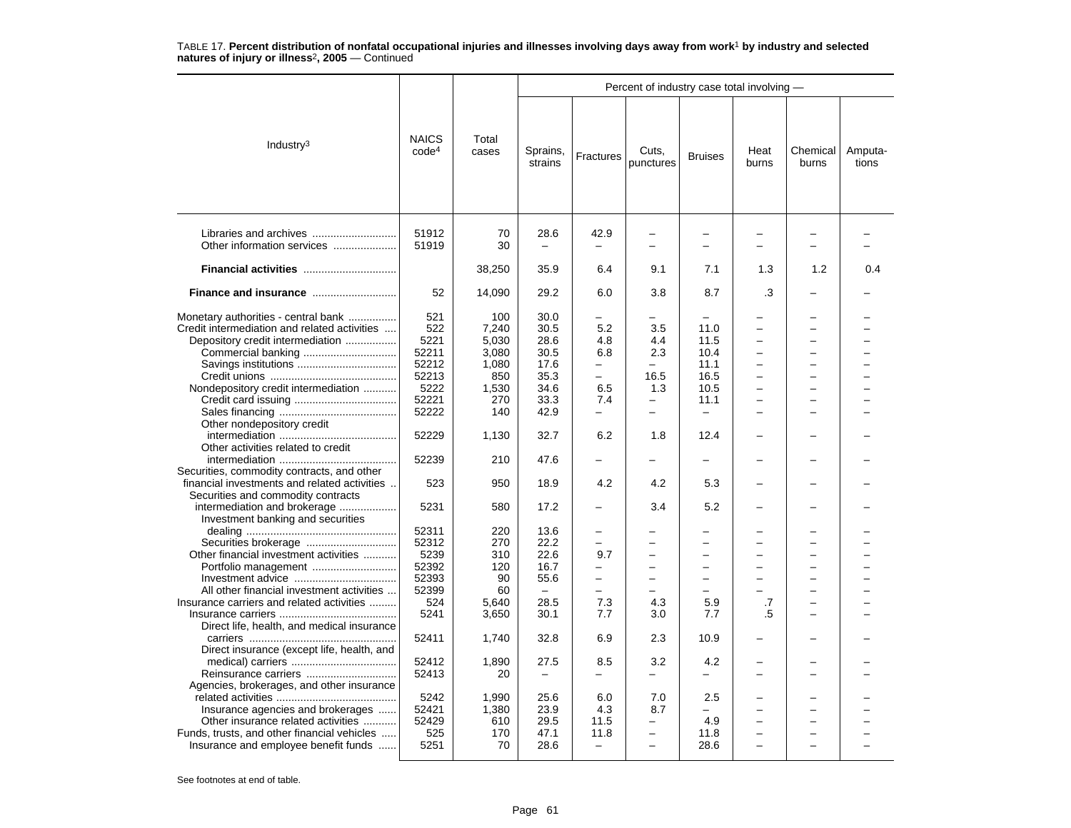TABLE 17. **Percent distribution of nonfatal occupational injuries and illnesses involving days away from work[1] by industry and selected natures of injury or illness[2], 2005** — Continued

| Industry[3] | NAICS code[4] | Total cases | Percent of industry case total involving — Sprains, strains | Fractures | Cuts, punctures | Bruises | Heat burns | Chemical burns | Amputa-tions |
|---|---|---|---|---|---|---|---|---|---|
| Libraries and archives | 51912 | 70 | 28.6 | 42.9 | – | – | – | – | – |
| Other information services | 51919 | 30 | – | – | – | – | – | – | – |
| **Financial activities** | | 38,250 | 35.9 | 6.4 | 9.1 | 7.1 | 1.3 | 1.2 | 0.4 |
| **Finance and insurance** | 52 | 14,090 | 29.2 | 6.0 | 3.8 | 8.7 | .3 | – | – |
| Monetary authorities - central bank | 521 | 100 | 30.0 | – | – | – | – | – | – |
| Credit intermediation and related activities | 522 | 7,240 | 30.5 | 5.2 | 3.5 | 11.0 | – | – | – |
| Depository credit intermediation | 5221 | 5,030 | 28.6 | 4.8 | 4.4 | 11.5 | – | – | – |
| Commercial banking | 52211 | 3,080 | 30.5 | 6.8 | 2.3 | 10.4 | – | – | – |
| Savings institutions | 52212 | 1,080 | 17.6 | – | – | 11.1 | – | – | – |
| Credit unions | 52213 | 850 | 35.3 | – | 16.5 | 16.5 | – | – | – |
| Nondepository credit intermediation | 5222 | 1,530 | 34.6 | 6.5 | 1.3 | 10.5 | – | – | – |
| Credit card issuing | 52221 | 270 | 33.3 | 7.4 | – | 11.1 | – | – | – |
| Sales financing | 52222 | 140 | 42.9 | – | – | – | – | – | – |
| Other nondepository credit intermediation | 52229 | 1,130 | 32.7 | 6.2 | 1.8 | 12.4 | – | – | – |
| Other activities related to credit intermediation | 52239 | 210 | 47.6 | – | – | – | – | – | – |
| Securities, commodity contracts, and other financial investments and related activities | 523 | 950 | 18.9 | 4.2 | 4.2 | 5.3 | – | – | – |
| Securities and commodity contracts intermediation and brokerage | 5231 | 580 | 17.2 | – | 3.4 | 5.2 | – | – | – |
| Investment banking and securities dealing | 52311 | 220 | 13.6 | – | – | – | – | – | – |
| Securities brokerage | 52312 | 270 | 22.2 | – | – | – | – | – | – |
| Other financial investment activities | 5239 | 310 | 22.6 | 9.7 | – | – | – | – | – |
| Portfolio management | 52392 | 120 | 16.7 | – | – | – | – | – | – |
| Investment advice | 52393 | 90 | 55.6 | – | – | – | – | – | – |
| All other financial investment activities | 52399 | 60 | – | – | – | – | – | – | – |
| Insurance carriers and related activities | 524 | 5,640 | 28.5 | 7.3 | 4.3 | 5.9 | .7 | – | – |
| Insurance carriers | 5241 | 3,650 | 30.1 | 7.7 | 3.0 | 7.7 | .5 | – | – |
| Direct life, health, and medical insurance carriers | 52411 | 1,740 | 32.8 | 6.9 | 2.3 | 10.9 | – | – | – |
| Direct insurance (except life, health, and medical) carriers | 52412 | 1,890 | 27.5 | 8.5 | 3.2 | 4.2 | – | – | – |
| Reinsurance carriers | 52413 | 20 | – | – | – | – | – | – | – |
| Agencies, brokerages, and other insurance related activities | 5242 | 1,990 | 25.6 | 6.0 | 7.0 | 2.5 | – | – | – |
| Insurance agencies and brokerages | 52421 | 1,380 | 23.9 | 4.3 | 8.7 | – | – | – | – |
| Other insurance related activities | 52429 | 610 | 29.5 | 11.5 | – | 4.9 | – | – | – |
| Funds, trusts, and other financial vehicles | 525 | 170 | 47.1 | 11.8 | – | 11.8 | – | – | – |
| Insurance and employee benefit funds | 5251 | 70 | 28.6 | – | – | 28.6 | – | – | – |

See footnotes at end of table.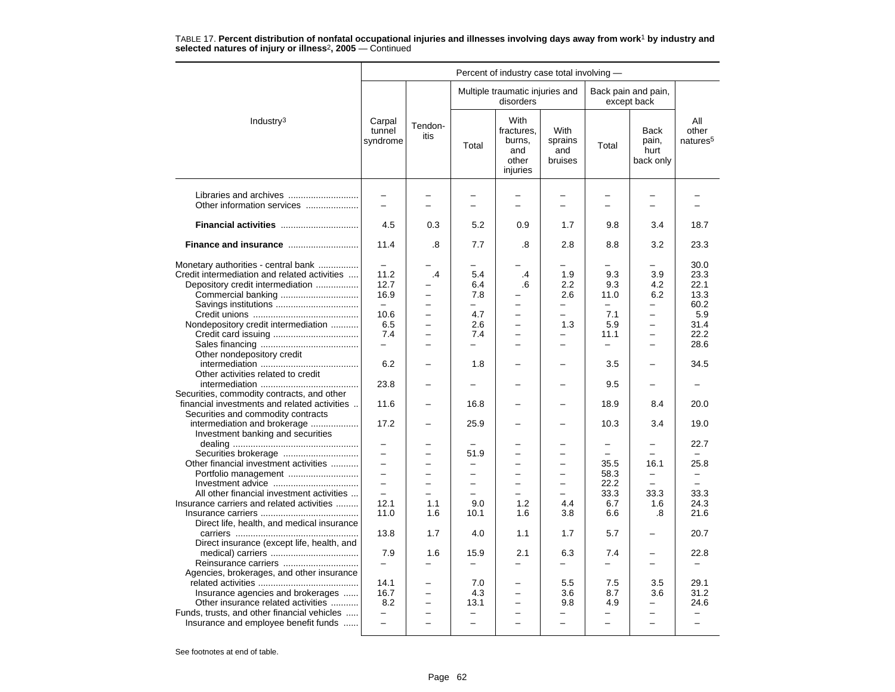TABLE 17. **Percent distribution of nonfatal occupational injuries and illnesses involving days away from work[1] by industry and selected natures of injury or illness[2], 2005** — Continued

| Industry[3] | Percent of industry case total involving — | | | | | | | |
|---|---|---|---|---|---|---|---|---|
| | Carpal tunnel syndrome | Tendonitis | Multiple traumatic injuries and disorders | | | Back pain and pain, except back | | All other natures[5] |
| | | | Total | With fractures, burns, and other injuries | With sprains and bruises | Total | Back pain, hurt back only | |
| Libraries and archives | – | – | – | – | – | – | – | – |
| Other information services | – | – | – | – | – | – | – | – |
| **Financial activities** | 4.5 | 0.3 | 5.2 | 0.9 | 1.7 | 9.8 | 3.4 | 18.7 |
| **Finance and insurance** | 11.4 | .8 | 7.7 | .8 | 2.8 | 8.8 | 3.2 | 23.3 |
| Monetary authorities - central bank | – | – | – | – | – | – | – | 30.0 |
| Credit intermediation and related activities | 11.2 | .4 | 5.4 | .4 | 1.9 | 9.3 | 3.9 | 23.3 |
| Depository credit intermediation | 12.7 | – | 6.4 | .6 | 2.2 | 9.3 | 4.2 | 22.1 |
| Commercial banking | 16.9 | – | 7.8 | – | 2.6 | 11.0 | 6.2 | 13.3 |
| Savings institutions | – | – | – | – | – | – | – | 60.2 |
| Credit unions | 10.6 | – | 4.7 | – | – | 7.1 | – | 5.9 |
| Nondepository credit intermediation | 6.5 | – | 2.6 | – | 1.3 | 5.9 | – | 31.4 |
| Credit card issuing | 7.4 | – | 7.4 | – | – | 11.1 | – | 22.2 |
| Sales financing | – | – | – | – | – | – | – | 28.6 |
| Other nondepository credit intermediation | 6.2 | – | 1.8 | – | – | 3.5 | – | 34.5 |
| Other activities related to credit intermediation | 23.8 | – | – | – | – | 9.5 | – | – |
| Securities, commodity contracts, and other financial investments and related activities | 11.6 | – | 16.8 | – | – | 18.9 | 8.4 | 20.0 |
| Securities and commodity contracts intermediation and brokerage | 17.2 | – | 25.9 | – | – | 10.3 | 3.4 | 19.0 |
| Investment banking and securities dealing | – | – | – | – | – | – | – | 22.7 |
| Securities brokerage | – | – | 51.9 | – | – | – | – | – |
| Other financial investment activities | – | – | – | – | – | 35.5 | 16.1 | 25.8 |
| Portfolio management | – | – | – | – | – | 58.3 | – | – |
| Investment advice | – | – | – | – | – | 22.2 | – | – |
| All other financial investment activities | – | – | – | – | – | 33.3 | 33.3 | 33.3 |
| Insurance carriers and related activities | 12.1 | 1.1 | 9.0 | 1.2 | 4.4 | 6.7 | 1.6 | 24.3 |
| Insurance carriers | 11.0 | 1.6 | 10.1 | 1.6 | 3.8 | 6.6 | .8 | 21.6 |
| Direct life, health, and medical insurance carriers | 13.8 | 1.7 | 4.0 | 1.1 | 1.7 | 5.7 | – | 20.7 |
| Direct insurance (except life, health, and medical) carriers | 7.9 | 1.6 | 15.9 | 2.1 | 6.3 | 7.4 | – | 22.8 |
| Reinsurance carriers | – | – | – | – | – | – | – | – |
| Agencies, brokerages, and other insurance related activities | 14.1 | – | 7.0 | – | 5.5 | 7.5 | 3.5 | 29.1 |
| Insurance agencies and brokerages | 16.7 | – | 4.3 | – | 3.6 | 8.7 | 3.6 | 31.2 |
| Other insurance related activities | 8.2 | – | 13.1 | – | 9.8 | 4.9 | – | 24.6 |
| Funds, trusts, and other financial vehicles | – | – | – | – | – | – | – | – |
| Insurance and employee benefit funds | – | – | – | – | – | – | – | – |

See footnotes at end of table.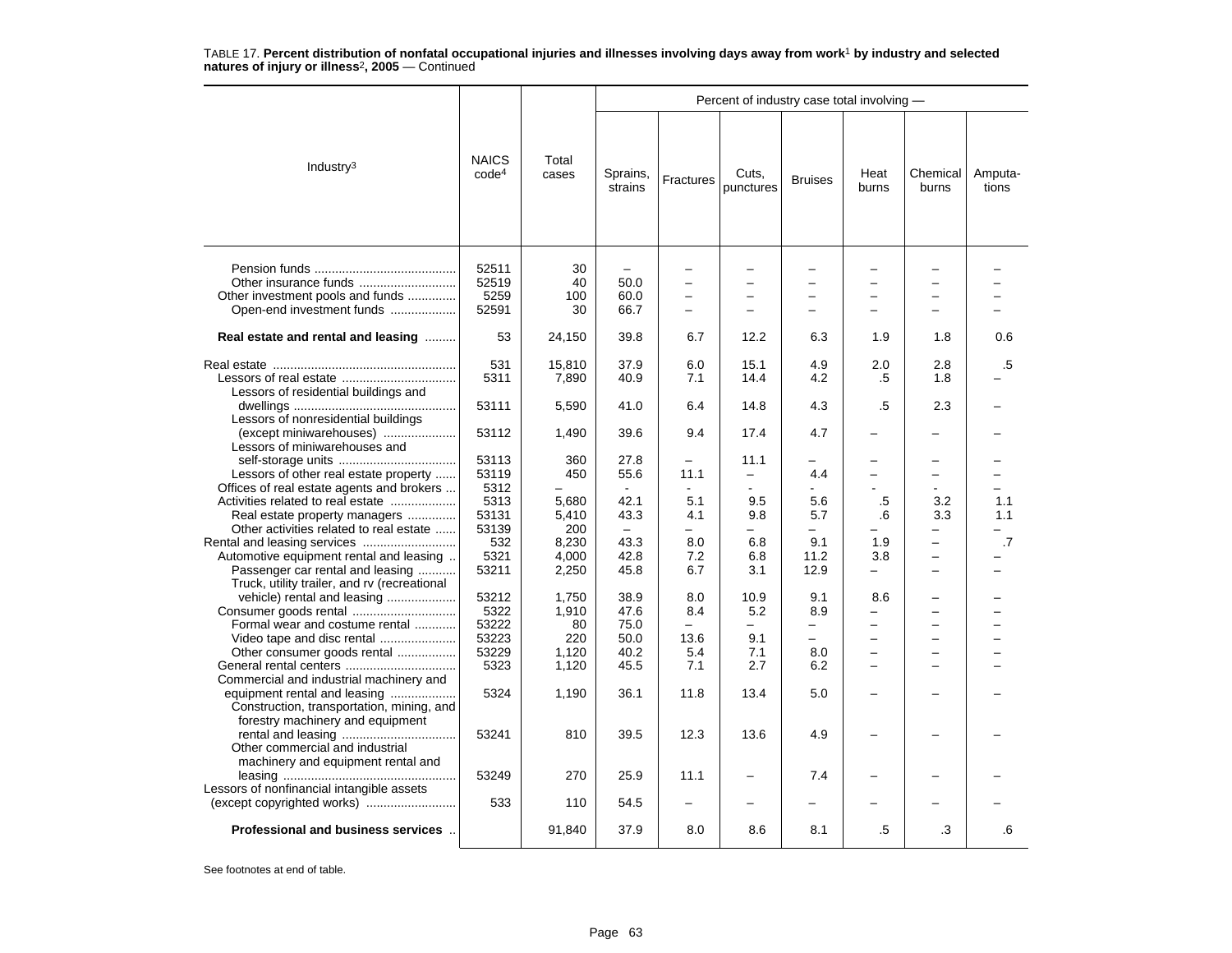TABLE 17. **Percent distribution of nonfatal occupational injuries and illnesses involving days away from work[1] by industry and selected natures of injury or illness[2], 2005** — Continued

| Industry[3] | NAICS code[4] | Total cases | Percent of industry case total involving — | | | | | | |
|---|---|---|---|---|---|---|---|---|---|
| | | | Sprains, strains | Fractures | Cuts, punctures | Bruises | Heat burns | Chemical burns | Amputa-tions |
| Pension funds | 52511 | 30 | – | – | – | – | – | – | – |
| Other insurance funds | 52519 | 40 | 50.0 | – | – | – | – | – | – |
| Other investment pools and funds | 5259 | 100 | 60.0 | – | – | – | – | – | – |
| Open-end investment funds | 52591 | 30 | 66.7 | – | – | – | – | – | – |
| **Real estate and rental and leasing** | 53 | 24,150 | 39.8 | 6.7 | 12.2 | 6.3 | 1.9 | 1.8 | 0.6 |
| Real estate | 531 | 15,810 | 37.9 | 6.0 | 15.1 | 4.9 | 2.0 | 2.8 | .5 |
| Lessors of real estate | 5311 | 7,890 | 40.9 | 7.1 | 14.4 | 4.2 | .5 | 1.8 | – |
| Lessors of residential buildings and dwellings | 53111 | 5,590 | 41.0 | 6.4 | 14.8 | 4.3 | .5 | 2.3 | – |
| Lessors of nonresidential buildings (except miniwarehouses) | 53112 | 1,490 | 39.6 | 9.4 | 17.4 | 4.7 | – | – | – |
| Lessors of miniwarehouses and self-storage units | 53113 | 360 | 27.8 | – | 11.1 | – | – | – | – |
| Lessors of other real estate property | 53119 | 450 | 55.6 | 11.1 | – | 4.4 | – | – | – |
| Offices of real estate agents and brokers | 5312 | – | - | - | - | - | - | - | – |
| Activities related to real estate | 5313 | 5,680 | 42.1 | 5.1 | 9.5 | 5.6 | .5 | 3.2 | 1.1 |
| Real estate property managers | 53131 | 5,410 | 43.3 | 4.1 | 9.8 | 5.7 | .6 | 3.3 | 1.1 |
| Other activities related to real estate | 53139 | 200 | – | – | – | – | – | – | – |
| Rental and leasing services | 532 | 8,230 | 43.3 | 8.0 | 6.8 | 9.1 | 1.9 | – | .7 |
| Automotive equipment rental and leasing | 5321 | 4,000 | 42.8 | 7.2 | 6.8 | 11.2 | 3.8 | – | – |
| Passenger car rental and leasing | 53211 | 2,250 | 45.8 | 6.7 | 3.1 | 12.9 | – | – | – |
| Truck, utility trailer, and rv (recreational vehicle) rental and leasing | 53212 | 1,750 | 38.9 | 8.0 | 10.9 | 9.1 | 8.6 | – | – |
| Consumer goods rental | 5322 | 1,910 | 47.6 | 8.4 | 5.2 | 8.9 | – | – | – |
| Formal wear and costume rental | 53222 | 80 | 75.0 | – | – | – | – | – | – |
| Video tape and disc rental | 53223 | 220 | 50.0 | 13.6 | 9.1 | – | – | – | – |
| Other consumer goods rental | 53229 | 1,120 | 40.2 | 5.4 | 7.1 | 8.0 | – | – | – |
| General rental centers | 5323 | 1,120 | 45.5 | 7.1 | 2.7 | 6.2 | – | – | – |
| Commercial and industrial machinery and equipment rental and leasing | 5324 | 1,190 | 36.1 | 11.8 | 13.4 | 5.0 | – | – | – |
| Construction, transportation, mining, and forestry machinery and equipment rental and leasing | 53241 | 810 | 39.5 | 12.3 | 13.6 | 4.9 | – | – | – |
| Other commercial and industrial machinery and equipment rental and leasing | 53249 | 270 | 25.9 | 11.1 | – | 7.4 | – | – | – |
| Lessors of nonfinancial intangible assets (except copyrighted works) | 533 | 110 | 54.5 | – | – | – | – | – | – |
| **Professional and business services** | | 91,840 | 37.9 | 8.0 | 8.6 | 8.1 | .5 | .3 | .6 |

See footnotes at end of table.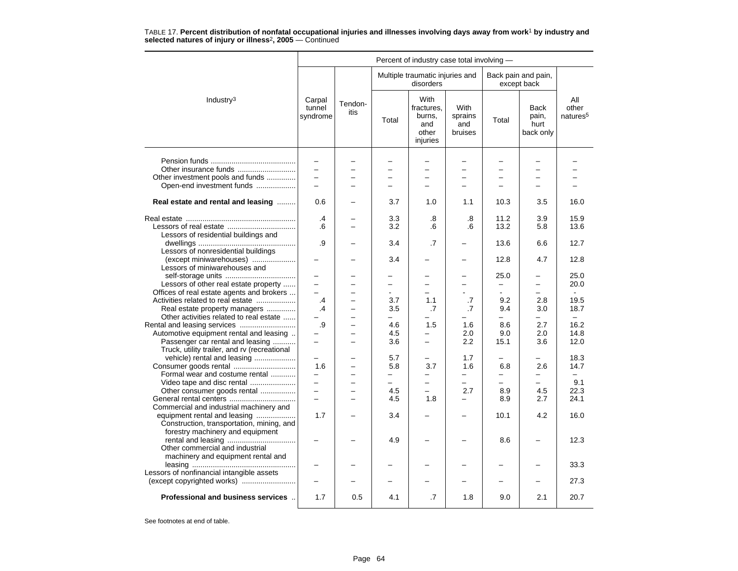TABLE 17. **Percent distribution of nonfatal occupational injuries and illnesses involving days away from work[1] by industry and selected natures of injury or illness[2], 2005** — Continued

| Industry[3] | Percent of industry case total involving — | | | | | | | |
|---|---|---|---|---|---|---|---|---|
| | Carpal tunnel syndrome | Tendon-itis | Multiple traumatic injuries and disorders | | | Back pain and pain, except back | | All other natures[5] |
| | | | Total | With fractures, burns, and other injuries | With sprains and bruises | Total | Back pain, hurt back only | |
| Pension funds | – | – | – | – | – | – | – | – |
| Other insurance funds | – | – | – | – | – | – | – | – |
| Other investment pools and funds | – | – | – | – | – | – | – | – |
| Open-end investment funds | – | – | – | – | – | – | – | – |
| **Real estate and rental and leasing** | 0.6 | – | 3.7 | 1.0 | 1.1 | 10.3 | 3.5 | 16.0 |
| Real estate | .4 | – | 3.3 | .8 | .8 | 11.2 | 3.9 | 15.9 |
| Lessors of real estate | .6 | – | 3.2 | .6 | .6 | 13.2 | 5.8 | 13.6 |
| Lessors of residential buildings and dwellings | .9 | – | 3.4 | .7 | – | 13.6 | 6.6 | 12.7 |
| Lessors of nonresidential buildings (except miniwarehouses) | – | – | 3.4 | – | – | 12.8 | 4.7 | 12.8 |
| Lessors of miniwarehouses and self-storage units | – | – | – | – | – | 25.0 | – | 25.0 |
| Lessors of other real estate property | – | – | – | – | – | – | – | 20.0 |
| Offices of real estate agents and brokers | – | – | - | – | - | - | – | - |
| Activities related to real estate | .4 | – | 3.7 | 1.1 | .7 | 9.2 | 2.8 | 19.5 |
| Real estate property managers | .4 | – | 3.5 | .7 | .7 | 9.4 | 3.0 | 18.7 |
| Other activities related to real estate | – | – | – | – | – | – | – | – |
| Rental and leasing services | .9 | – | 4.6 | 1.5 | 1.6 | 8.6 | 2.7 | 16.2 |
| Automotive equipment rental and leasing | – | – | 4.5 | – | 2.0 | 9.0 | 2.0 | 14.8 |
| Passenger car rental and leasing | – | – | 3.6 | – | 2.2 | 15.1 | 3.6 | 12.0 |
| Truck, utility trailer, and rv (recreational vehicle) rental and leasing | – | – | 5.7 | – | 1.7 | – | – | 18.3 |
| Consumer goods rental | 1.6 | – | 5.8 | 3.7 | 1.6 | 6.8 | 2.6 | 14.7 |
| Formal wear and costume rental | – | – | – | – | – | – | – | – |
| Video tape and disc rental | – | – | – | – | – | – | – | 9.1 |
| Other consumer goods rental | – | – | 4.5 | – | 2.7 | 8.9 | 4.5 | 22.3 |
| General rental centers | – | – | 4.5 | 1.8 | – | 8.9 | 2.7 | 24.1 |
| Commercial and industrial machinery and equipment rental and leasing | 1.7 | – | 3.4 | – | – | 10.1 | 4.2 | 16.0 |
| Construction, transportation, mining, and forestry machinery and equipment rental and leasing | – | – | 4.9 | – | – | 8.6 | – | 12.3 |
| Other commercial and industrial machinery and equipment rental and leasing | – | – | – | – | – | – | – | 33.3 |
| Lessors of nonfinancial intangible assets (except copyrighted works) | – | – | – | – | – | – | – | 27.3 |
| **Professional and business services** | 1.7 | 0.5 | 4.1 | .7 | 1.8 | 9.0 | 2.1 | 20.7 |

See footnotes at end of table.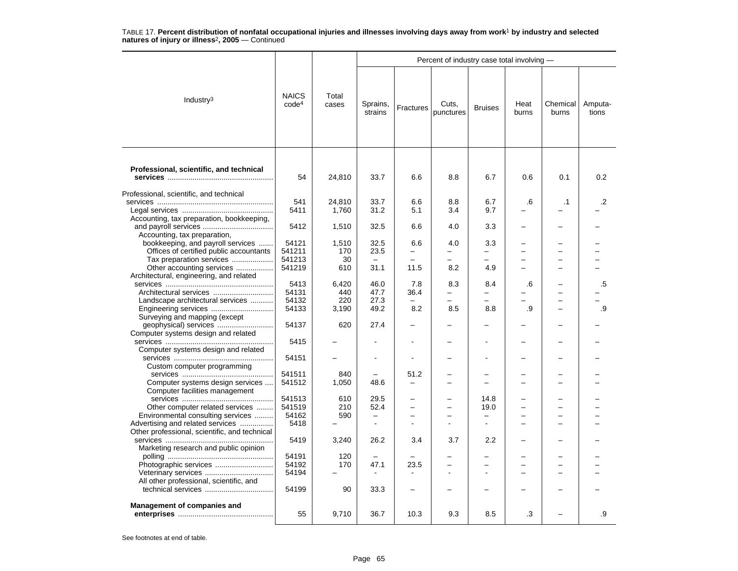TABLE 17. **Percent distribution of nonfatal occupational injuries and illnesses involving days away from work[1] by industry and selected natures of injury or illness[2], 2005** — Continued

| Industry[3] | NAICS code[4] | Total cases | Percent of industry case total involving — Sprains, strains | Fractures | Cuts, punctures | Bruises | Heat burns | Chemical burns | Amputa-tions |
|---|---|---|---|---|---|---|---|---|---|
| **Professional, scientific, and technical services** | 54 | 24,810 | 33.7 | 6.6 | 8.8 | 6.7 | 0.6 | 0.1 | 0.2 |
| Professional, scientific, and technical services | 541 | 24,810 | 33.7 | 6.6 | 8.8 | 6.7 | .6 | .1 | .2 |
| Legal services | 5411 | 1,760 | 31.2 | 5.1 | 3.4 | 9.7 | – | – | – |
| Accounting, tax preparation, bookkeeping, and payroll services | 5412 | 1,510 | 32.5 | 6.6 | 4.0 | 3.3 | – | – | – |
| Accounting, tax preparation, bookkeeping, and payroll services | 54121 | 1,510 | 32.5 | 6.6 | 4.0 | 3.3 | – | – | – |
| Offices of certified public accountants | 541211 | 170 | 23.5 | – | – | – | – | – | – |
| Tax preparation services | 541213 | 30 | – | – | – | – | – | – | – |
| Other accounting services | 541219 | 610 | 31.1 | 11.5 | 8.2 | 4.9 | – | – | – |
| Architectural, engineering, and related services | 5413 | 6,420 | 46.0 | 7.8 | 8.3 | 8.4 | .6 | – | .5 |
| Architectural services | 54131 | 440 | 47.7 | 36.4 | – | – | – | – | – |
| Landscape architectural services | 54132 | 220 | 27.3 | – | – | – | – | – | – |
| Engineering services | 54133 | 3,190 | 49.2 | 8.2 | 8.5 | 8.8 | .9 | – | .9 |
| Surveying and mapping (except geophysical) services | 54137 | 620 | 27.4 | – | – | – | – | – | – |
| Computer systems design and related services | 5415 | – | - | - | – | - | – | – | – |
| Computer systems design and related services | 54151 | – | - | - | – | - | – | – | – |
| Custom computer programming services | 541511 | 840 | – | 51.2 | – | – | – | – | – |
| Computer systems design services | 541512 | 1,050 | 48.6 | – | – | – | – | – | – |
| Computer facilities management services | 541513 | 610 | 29.5 | – | – | 14.8 | – | – | – |
| Other computer related services | 541519 | 210 | 52.4 | – | – | 19.0 | – | – | – |
| Environmental consulting services | 54162 | 590 | – | – | – | – | – | – | – |
| Advertising and related services | 5418 | – | - | - | - | - | – | – | – |
| Other professional, scientific, and technical services | 5419 | 3,240 | 26.2 | 3.4 | 3.7 | 2.2 | – | – | – |
| Marketing research and public opinion polling | 54191 | 120 | – | – | – | – | – | – | – |
| Photographic services | 54192 | 170 | 47.1 | 23.5 | – | – | – | – | – |
| Veterinary services | 54194 | – | - | - | - | - | – | – | – |
| All other professional, scientific, and technical services | 54199 | 90 | 33.3 | – | – | – | – | – | – |
| **Management of companies and enterprises** | 55 | 9,710 | 36.7 | 10.3 | 9.3 | 8.5 | .3 | – | .9 |

See footnotes at end of table.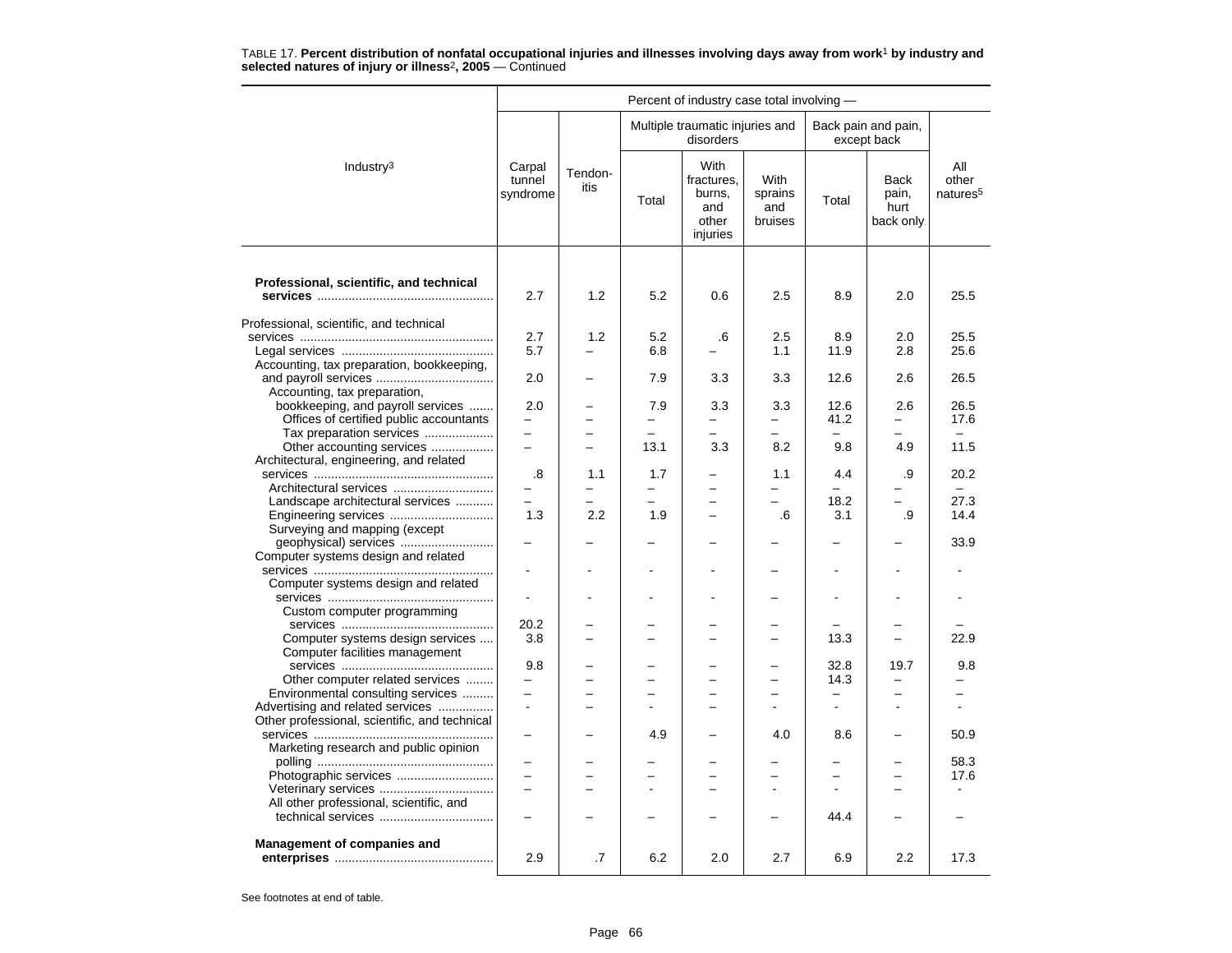TABLE 17. **Percent distribution of nonfatal occupational injuries and illnesses involving days away from work[1] by industry and selected natures of injury or illness[2], 2005** — Continued

| Industry[3] | Percent of industry case total involving — | | | | | | | |
|---|---|---|---|---|---|---|---|---|
| | Carpal tunnel syndrome | Tendon-itis | Multiple traumatic injuries and disorders | | | Back pain and pain, except back | | All other natures[5] |
| | | | Total | With fractures, burns, and other injuries | With sprains and bruises | Total | Back pain, hurt back only | |
| **Professional, scientific, and technical services** | 2.7 | 1.2 | 5.2 | 0.6 | 2.5 | 8.9 | 2.0 | 25.5 |
| Professional, scientific, and technical services | 2.7 | 1.2 | 5.2 | .6 | 2.5 | 8.9 | 2.0 | 25.5 |
| Legal services | 5.7 | – | 6.8 | – | 1.1 | 11.9 | 2.8 | 25.6 |
| Accounting, tax preparation, bookkeeping, and payroll services | 2.0 | – | 7.9 | 3.3 | 3.3 | 12.6 | 2.6 | 26.5 |
| Accounting, tax preparation, bookkeeping, and payroll services | 2.0 | – | 7.9 | 3.3 | 3.3 | 12.6 | 2.6 | 26.5 |
| Offices of certified public accountants | – | – | – | – | – | 41.2 | – | 17.6 |
| Tax preparation services | – | – | – | – | – | – | – | – |
| Other accounting services | – | – | 13.1 | 3.3 | 8.2 | 9.8 | 4.9 | 11.5 |
| Architectural, engineering, and related services | .8 | 1.1 | 1.7 | – | 1.1 | 4.4 | .9 | 20.2 |
| Architectural services | – | – | – | – | – | – | – | – |
| Landscape architectural services | – | – | – | – | – | 18.2 | – | 27.3 |
| Engineering services | 1.3 | 2.2 | 1.9 | – | .6 | 3.1 | .9 | 14.4 |
| Surveying and mapping (except geophysical) services | – | – | – | – | – | – | – | 33.9 |
| Computer systems design and related services | - | - | - | - | – | - | - | - |
| Computer systems design and related services | - | - | - | - | – | - | - | - |
| Custom computer programming services | 20.2 | – | – | – | – | – | – | – |
| Computer systems design services | 3.8 | – | – | – | – | 13.3 | – | 22.9 |
| Computer facilities management services | 9.8 | – | – | – | – | 32.8 | 19.7 | 9.8 |
| Other computer related services | – | – | – | – | – | 14.3 | – | – |
| Environmental consulting services | – | – | – | – | – | – | – | – |
| Advertising and related services | - | – | - | – | - | - | - | - |
| Other professional, scientific, and technical services | – | – | 4.9 | – | 4.0 | 8.6 | – | 50.9 |
| Marketing research and public opinion polling | – | – | – | – | – | – | – | 58.3 |
| Photographic services | – | – | – | – | – | – | – | 17.6 |
| Veterinary services | – | – | - | – | - | - | – | - |
| All other professional, scientific, and technical services | – | – | – | – | – | 44.4 | – | – |
| **Management of companies and enterprises** | 2.9 | .7 | 6.2 | 2.0 | 2.7 | 6.9 | 2.2 | 17.3 |

See footnotes at end of table.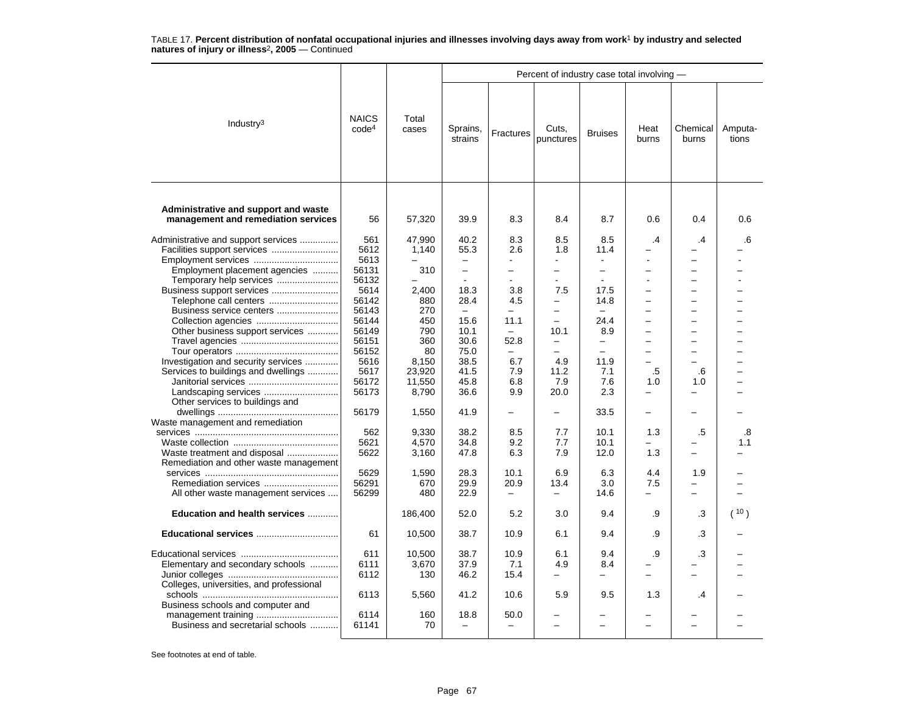TABLE 17. **Percent distribution of nonfatal occupational injuries and illnesses involving days away from work[1] by industry and selected natures of injury or illness[2], 2005** — Continued

| Industry[3] | NAICS code[4] | Total cases | Percent of industry case total involving — | | | | | | |
|---|---|---|---|---|---|---|---|---|---|
| | | | Sprains, strains | Fractures | Cuts, punctures | Bruises | Heat burns | Chemical burns | Amputa-tions |
| **Administrative and support and waste management and remediation services** | 56 | 57,320 | 39.9 | 8.3 | 8.4 | 8.7 | 0.6 | 0.4 | 0.6 |
| Administrative and support services | 561 | 47,990 | 40.2 | 8.3 | 8.5 | 8.5 | .4 | .4 | .6 |
| Facilities support services | 5612 | 1,140 | 55.3 | 2.6 | 1.8 | 11.4 | – | – | – |
| Employment services | 5613 | – | – | - | - | - | - | – | - |
| Employment placement agencies | 56131 | 310 | – | – | – | – | – | – | – |
| Temporary help services | 56132 | – | - | - | - | - | - | – | - |
| Business support services | 5614 | 2,400 | 18.3 | 3.8 | 7.5 | 17.5 | – | – | – |
| Telephone call centers | 56142 | 880 | 28.4 | 4.5 | – | 14.8 | – | – | – |
| Business service centers | 56143 | 270 | – | – | – | – | – | – | – |
| Collection agencies | 56144 | 450 | 15.6 | 11.1 | – | 24.4 | – | – | – |
| Other business support services | 56149 | 790 | 10.1 | – | 10.1 | 8.9 | – | – | – |
| Travel agencies | 56151 | 360 | 30.6 | 52.8 | – | – | – | – | – |
| Tour operators | 56152 | 80 | 75.0 | – | – | – | – | – | – |
| Investigation and security services | 5616 | 8,150 | 38.5 | 6.7 | 4.9 | 11.9 | – | – | – |
| Services to buildings and dwellings | 5617 | 23,920 | 41.5 | 7.9 | 11.2 | 7.1 | .5 | .6 | – |
| Janitorial services | 56172 | 11,550 | 45.8 | 6.8 | 7.9 | 7.6 | 1.0 | 1.0 | – |
| Landscaping services | 56173 | 8,790 | 36.6 | 9.9 | 20.0 | 2.3 | – | – | – |
| Other services to buildings and dwellings | 56179 | 1,550 | 41.9 | – | – | 33.5 | – | – | – |
| Waste management and remediation services | 562 | 9,330 | 38.2 | 8.5 | 7.7 | 10.1 | 1.3 | .5 | .8 |
| Waste collection | 5621 | 4,570 | 34.8 | 9.2 | 7.7 | 10.1 | – | – | 1.1 |
| Waste treatment and disposal | 5622 | 3,160 | 47.8 | 6.3 | 7.9 | 12.0 | 1.3 | – | – |
| Remediation and other waste management services | 5629 | 1,590 | 28.3 | 10.1 | 6.9 | 6.3 | 4.4 | 1.9 | – |
| Remediation services | 56291 | 670 | 29.9 | 20.9 | 13.4 | 3.0 | 7.5 | – | – |
| All other waste management services | 56299 | 480 | 22.9 | – | – | 14.6 | – | – | – |
| **Education and health services** | | 186,400 | 52.0 | 5.2 | 3.0 | 9.4 | .9 | .3 | ([10]) |
| **Educational services** | 61 | 10,500 | 38.7 | 10.9 | 6.1 | 9.4 | .9 | .3 | – |
| Educational services | 611 | 10,500 | 38.7 | 10.9 | 6.1 | 9.4 | .9 | .3 | – |
| Elementary and secondary schools | 6111 | 3,670 | 37.9 | 7.1 | 4.9 | 8.4 | – | – | – |
| Junior colleges | 6112 | 130 | 46.2 | 15.4 | – | – | – | – | – |
| Colleges, universities, and professional schools | 6113 | 5,560 | 41.2 | 10.6 | 5.9 | 9.5 | 1.3 | .4 | – |
| Business schools and computer and management training | 6114 | 160 | 18.8 | 50.0 | – | – | – | – | – |
| Business and secretarial schools | 61141 | 70 | – | – | – | – | – | – | – |

See footnotes at end of table.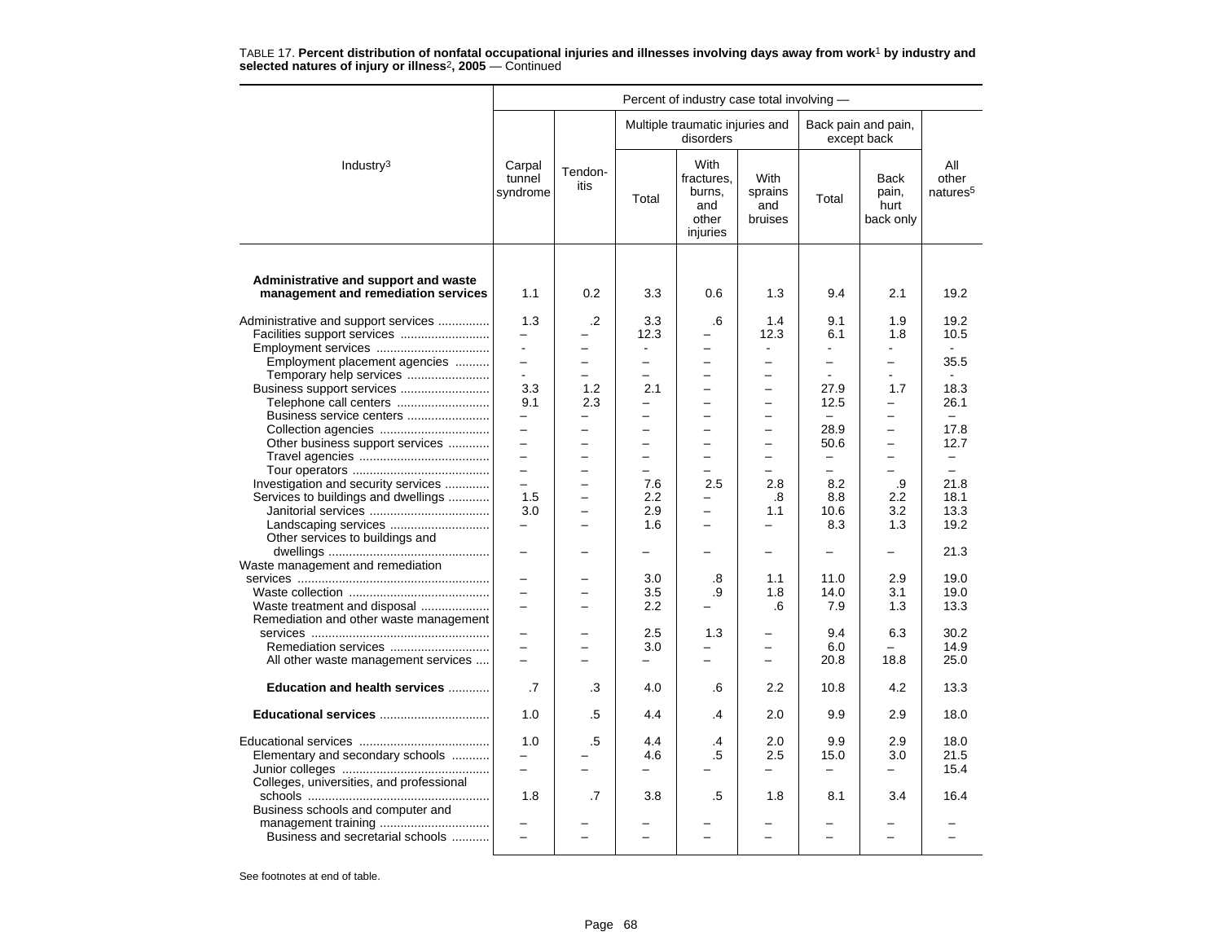TABLE 17. **Percent distribution of nonfatal occupational injuries and illnesses involving days away from work[1] by industry and selected natures of injury or illness[2], 2005** — Continued

| Industry[3] | Percent of industry case total involving — | | | | | | | |
|---|---|---|---|---|---|---|---|---|
| | Carpal tunnel syndrome | Tendon- itis | Multiple traumatic injuries and disorders | | | Back pain and pain, except back | | All other natures[5] |
| | | | Total | With fractures, burns, and other injuries | With sprains and bruises | Total | Back pain, hurt back only | |
| **Administrative and support and waste management and remediation services** | 1.1 | 0.2 | 3.3 | 0.6 | 1.3 | 9.4 | 2.1 | 19.2 |
| Administrative and support services | 1.3 | .2 | 3.3 | .6 | 1.4 | 9.1 | 1.9 | 19.2 |
| Facilities support services | – | – | 12.3 | – | 12.3 | 6.1 | 1.8 | 10.5 |
| Employment services | - | – | - | – | - | - | - | - |
| Employment placement agencies | – | – | – | – | – | – | – | 35.5 |
| Temporary help services | - | – | – | – | – | - | - | - |
| Business support services | 3.3 | 1.2 | 2.1 | – | – | 27.9 | 1.7 | 18.3 |
| Telephone call centers | 9.1 | 2.3 | – | – | – | 12.5 | – | 26.1 |
| Business service centers | – | – | – | – | – | – | – | – |
| Collection agencies | – | – | – | – | – | 28.9 | – | 17.8 |
| Other business support services | – | – | – | – | – | 50.6 | – | 12.7 |
| Travel agencies | – | – | – | – | – | – | – | – |
| Tour operators | – | – | – | – | – | – | – | – |
| Investigation and security services | – | – | 7.6 | 2.5 | 2.8 | 8.2 | .9 | 21.8 |
| Services to buildings and dwellings | 1.5 | – | 2.2 | – | .8 | 8.8 | 2.2 | 18.1 |
| Janitorial services | 3.0 | – | 2.9 | – | 1.1 | 10.6 | 3.2 | 13.3 |
| Landscaping services | – | – | 1.6 | – | – | 8.3 | 1.3 | 19.2 |
| Other services to buildings and dwellings | – | – | – | – | – | – | – | 21.3 |
| Waste management and remediation services | – | – | 3.0 | .8 | 1.1 | 11.0 | 2.9 | 19.0 |
| Waste collection | – | – | 3.5 | .9 | 1.8 | 14.0 | 3.1 | 19.0 |
| Waste treatment and disposal | – | – | 2.2 | – | .6 | 7.9 | 1.3 | 13.3 |
| Remediation and other waste management services | – | – | 2.5 | 1.3 | – | 9.4 | 6.3 | 30.2 |
| Remediation services | – | – | 3.0 | – | – | 6.0 | – | 14.9 |
| All other waste management services | – | – | – | – | – | 20.8 | 18.8 | 25.0 |
| **Education and health services** | .7 | .3 | 4.0 | .6 | 2.2 | 10.8 | 4.2 | 13.3 |
| **Educational services** | 1.0 | .5 | 4.4 | .4 | 2.0 | 9.9 | 2.9 | 18.0 |
| Educational services | 1.0 | .5 | 4.4 | .4 | 2.0 | 9.9 | 2.9 | 18.0 |
| Elementary and secondary schools | – | – | 4.6 | .5 | 2.5 | 15.0 | 3.0 | 21.5 |
| Junior colleges | – | – | – | – | – | – | – | 15.4 |
| Colleges, universities, and professional schools | 1.8 | .7 | 3.8 | .5 | 1.8 | 8.1 | 3.4 | 16.4 |
| Business schools and computer and management training | – | – | – | – | – | – | – | – |
| Business and secretarial schools | – | – | – | – | – | – | – | – |

See footnotes at end of table.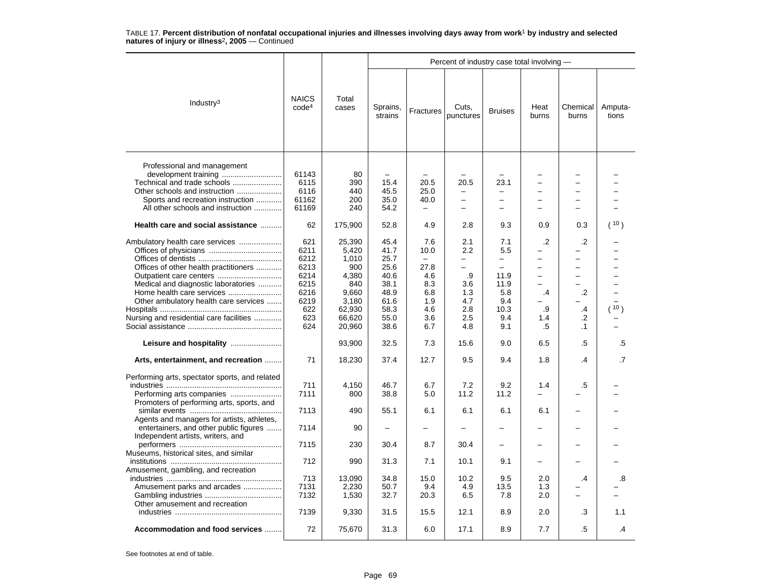TABLE 17. **Percent distribution of nonfatal occupational injuries and illnesses involving days away from work[1] by industry and selected natures of injury or illness[2], 2005** — Continued

| Industry[3] | NAICS code[4] | Total cases | Percent of industry case total involving — | | | | | | |
|---|---|---|---|---|---|---|---|---|---|
| | | | Sprains, strains | Fractures | Cuts, punctures | Bruises | Heat burns | Chemical burns | Amputations |
| Professional and management development training | 61143 | 80 | – | – | – | – | – | – | – |
| Technical and trade schools | 6115 | 390 | 15.4 | 20.5 | 20.5 | 23.1 | – | – | – |
| Other schools and instruction | 6116 | 440 | 45.5 | 25.0 | – | – | – | – | – |
| Sports and recreation instruction | 61162 | 200 | 35.0 | 40.0 | – | – | – | – | – |
| All other schools and instruction | 61169 | 240 | 54.2 | – | – | – | – | – | – |
| **Health care and social assistance** | 62 | 175,900 | 52.8 | 4.9 | 2.8 | 9.3 | 0.9 | 0.3 | ([10]) |
| Ambulatory health care services | 621 | 25,390 | 45.4 | 7.6 | 2.1 | 7.1 | .2 | .2 | – |
| Offices of physicians | 6211 | 5,420 | 41.7 | 10.0 | 2.2 | 5.5 | – | – | – |
| Offices of dentists | 6212 | 1,010 | 25.7 | – | – | – | – | – | – |
| Offices of other health practitioners | 6213 | 900 | 25.6 | 27.8 | – | – | – | – | – |
| Outpatient care centers | 6214 | 4,380 | 40.6 | 4.6 | .9 | 11.9 | – | – | – |
| Medical and diagnostic laboratories | 6215 | 840 | 38.1 | 8.3 | 3.6 | 11.9 | – | – | – |
| Home health care services | 6216 | 9,660 | 48.9 | 6.8 | 1.3 | 5.8 | .4 | .2 | – |
| Other ambulatory health care services | 6219 | 3,180 | 61.6 | 1.9 | 4.7 | 9.4 | – | – | – |
| Hospitals | 622 | 62,930 | 58.3 | 4.6 | 2.8 | 10.3 | .9 | .4 | ([10]) |
| Nursing and residential care facilities | 623 | 66,620 | 55.0 | 3.6 | 2.5 | 9.4 | 1.4 | .2 | – |
| Social assistance | 624 | 20,960 | 38.6 | 6.7 | 4.8 | 9.1 | .5 | .1 | – |
| **Leisure and hospitality** | | 93,900 | 32.5 | 7.3 | 15.6 | 9.0 | 6.5 | .5 | .5 |
| **Arts, entertainment, and recreation** | 71 | 18,230 | 37.4 | 12.7 | 9.5 | 9.4 | 1.8 | .4 | .7 |
| Performing arts, spectator sports, and related industries | 711 | 4,150 | 46.7 | 6.7 | 7.2 | 9.2 | 1.4 | .5 | – |
| Performing arts companies | 7111 | 800 | 38.8 | 5.0 | 11.2 | 11.2 | – | – | – |
| Promoters of performing arts, sports, and similar events | 7113 | 490 | 55.1 | 6.1 | 6.1 | 6.1 | 6.1 | – | – |
| Agents and managers for artists, athletes, entertainers, and other public figures | 7114 | 90 | – | – | – | – | – | – | – |
| Independent artists, writers, and performers | 7115 | 230 | 30.4 | 8.7 | 30.4 | – | – | – | – |
| Museums, historical sites, and similar institutions | 712 | 990 | 31.3 | 7.1 | 10.1 | 9.1 | – | – | – |
| Amusement, gambling, and recreation industries | 713 | 13,090 | 34.8 | 15.0 | 10.2 | 9.5 | 2.0 | .4 | .8 |
| Amusement parks and arcades | 7131 | 2,230 | 50.7 | 9.4 | 4.9 | 13.5 | 1.3 | – | – |
| Gambling industries | 7132 | 1,530 | 32.7 | 20.3 | 6.5 | 7.8 | 2.0 | – | – |
| Other amusement and recreation industries | 7139 | 9,330 | 31.5 | 15.5 | 12.1 | 8.9 | 2.0 | .3 | 1.1 |
| **Accommodation and food services** | 72 | 75,670 | 31.3 | 6.0 | 17.1 | 8.9 | 7.7 | .5 | .4 |

See footnotes at end of table.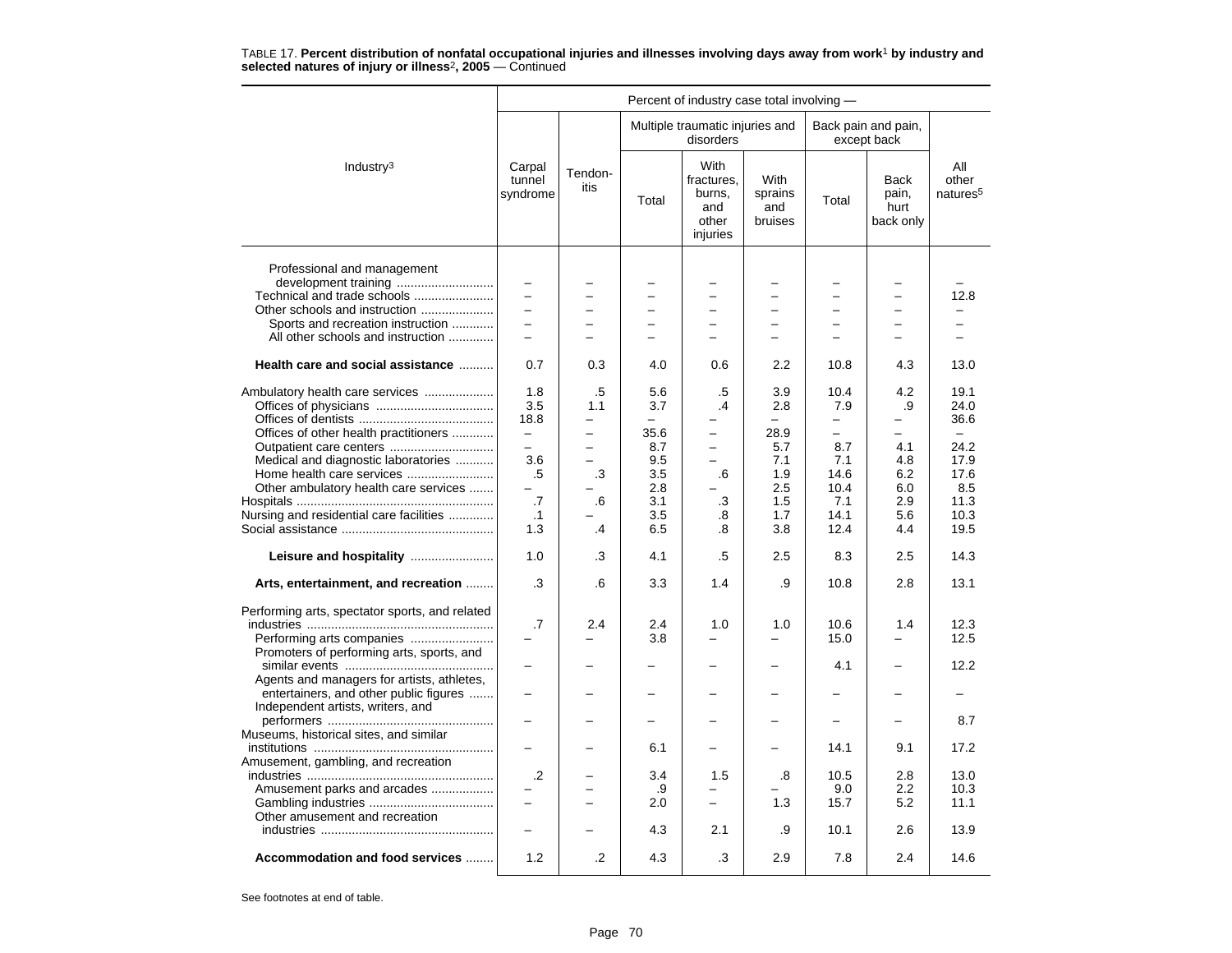TABLE 17. **Percent distribution of nonfatal occupational injuries and illnesses involving days away from work[1] by industry and selected natures of injury or illness[2], 2005** — Continued

| Industry[3] | Carpal tunnel syndrome | Tendonitis | Multiple traumatic injuries and disorders: Total | Multiple traumatic injuries and disorders: With fractures, burns, and other injuries | Multiple traumatic injuries and disorders: With sprains and bruises | Back pain and pain, except back: Total | Back pain and pain, except back: Back pain, hurt back only | All other natures[5] |
|---|---|---|---|---|---|---|---|---|
| Professional and management development training | – | – | – | – | – | – | – | – |
| Technical and trade schools | – | – | – | – | – | – | – | 12.8 |
| Other schools and instruction | – | – | – | – | – | – | – | – |
| Sports and recreation instruction | – | – | – | – | – | – | – | – |
| All other schools and instruction | – | – | – | – | – | – | – | – |
| **Health care and social assistance** | 0.7 | 0.3 | 4.0 | 0.6 | 2.2 | 10.8 | 4.3 | 13.0 |
| Ambulatory health care services | 1.8 | .5 | 5.6 | .5 | 3.9 | 10.4 | 4.2 | 19.1 |
| Offices of physicians | 3.5 | 1.1 | 3.7 | .4 | 2.8 | 7.9 | .9 | 24.0 |
| Offices of dentists | 18.8 | – | – | – | – | – | – | 36.6 |
| Offices of other health practitioners | – | – | 35.6 | – | 28.9 | – | – | – |
| Outpatient care centers | – | – | 8.7 | – | 5.7 | 8.7 | 4.1 | 24.2 |
| Medical and diagnostic laboratories | 3.6 | – | 9.5 | – | 7.1 | 7.1 | 4.8 | 17.9 |
| Home health care services | .5 | .3 | 3.5 | .6 | 1.9 | 14.6 | 6.2 | 17.6 |
| Other ambulatory health care services | – | – | 2.8 | – | 2.5 | 10.4 | 6.0 | 8.5 |
| Hospitals | .7 | .6 | 3.1 | .3 | 1.5 | 7.1 | 2.9 | 11.3 |
| Nursing and residential care facilities | .1 | – | 3.5 | .8 | 1.7 | 14.1 | 5.6 | 10.3 |
| Social assistance | 1.3 | .4 | 6.5 | .8 | 3.8 | 12.4 | 4.4 | 19.5 |
| **Leisure and hospitality** | 1.0 | .3 | 4.1 | .5 | 2.5 | 8.3 | 2.5 | 14.3 |
| **Arts, entertainment, and recreation** | .3 | .6 | 3.3 | 1.4 | .9 | 10.8 | 2.8 | 13.1 |
| Performing arts, spectator sports, and related industries | .7 | 2.4 | 2.4 | 1.0 | 1.0 | 10.6 | 1.4 | 12.3 |
| Performing arts companies | – | – | 3.8 | – | – | 15.0 | – | 12.5 |
| Promoters of performing arts, sports, and similar events | – | – | – | – | – | 4.1 | – | 12.2 |
| Agents and managers for artists, athletes, entertainers, and other public figures | – | – | – | – | – | – | – | – |
| Independent artists, writers, and performers | – | – | – | – | – | – | – | 8.7 |
| Museums, historical sites, and similar institutions | – | – | 6.1 | – | – | 14.1 | 9.1 | 17.2 |
| Amusement, gambling, and recreation industries | .2 | – | 3.4 | 1.5 | .8 | 10.5 | 2.8 | 13.0 |
| Amusement parks and arcades | – | – | .9 | – | – | 9.0 | 2.2 | 10.3 |
| Gambling industries | – | – | 2.0 | – | 1.3 | 15.7 | 5.2 | 11.1 |
| Other amusement and recreation industries | – | – | 4.3 | 2.1 | .9 | 10.1 | 2.6 | 13.9 |
| **Accommodation and food services** | 1.2 | .2 | 4.3 | .3 | 2.9 | 7.8 | 2.4 | 14.6 |

See footnotes at end of table.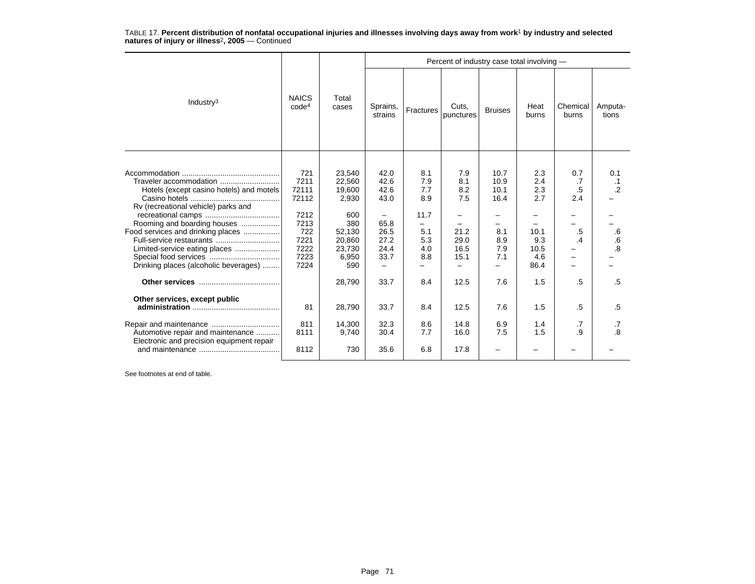TABLE 17. **Percent distribution of nonfatal occupational injuries and illnesses involving days away from work[1] by industry and selected natures of injury or illness[2], 2005** — Continued

| Industry[3] | NAICS code[4] | Total cases | Percent of industry case total involving — | | | | | | |
|---|---|---|---|---|---|---|---|---|---|
| | | | Sprains, strains | Fractures | Cuts, punctures | Bruises | Heat burns | Chemical burns | Amputa-tions |
| Accommodation | 721 | 23,540 | 42.0 | 8.1 | 7.9 | 10.7 | 2.3 | 0.7 | 0.1 |
| Traveler accommodation | 7211 | 22,560 | 42.6 | 7.9 | 8.1 | 10.9 | 2.4 | .7 | .1 |
| Hotels (except casino hotels) and motels | 72111 | 19,600 | 42.6 | 7.7 | 8.2 | 10.1 | 2.3 | .5 | .2 |
| Casino hotels | 72112 | 2,930 | 43.0 | 8.9 | 7.5 | 16.4 | 2.7 | 2.4 | – |
| Rv (recreational vehicle) parks and recreational camps | 7212 | 600 | – | 11.7 | – | – | – | – | – |
| Rooming and boarding houses | 7213 | 380 | 65.8 | – | – | – | – | – | – |
| Food services and drinking places | 722 | 52,130 | 26.5 | 5.1 | 21.2 | 8.1 | 10.1 | .5 | .6 |
| Full-service restaurants | 7221 | 20,860 | 27.2 | 5.3 | 29.0 | 8.9 | 9.3 | .4 | .6 |
| Limited-service eating places | 7222 | 23,730 | 24.4 | 4.0 | 16.5 | 7.9 | 10.5 | – | .8 |
| Special food services | 7223 | 6,950 | 33.7 | 8.8 | 15.1 | 7.1 | 4.6 | – | – |
| Drinking places (alcoholic beverages) | 7224 | 590 | – | – | – | – | 86.4 | – | – |
| **Other services** | | 28,790 | 33.7 | 8.4 | 12.5 | 7.6 | 1.5 | .5 | .5 |
| **Other services, except public administration** | 81 | 28,790 | 33.7 | 8.4 | 12.5 | 7.6 | 1.5 | .5 | .5 |
| Repair and maintenance | 811 | 14,300 | 32.3 | 8.6 | 14.8 | 6.9 | 1.4 | .7 | .7 |
| Automotive repair and maintenance | 8111 | 9,740 | 30.4 | 7.7 | 16.0 | 7.5 | 1.5 | .9 | .8 |
| Electronic and precision equipment repair and maintenance | 8112 | 730 | 35.6 | 6.8 | 17.8 | – | – | – | – |

See footnotes at end of table.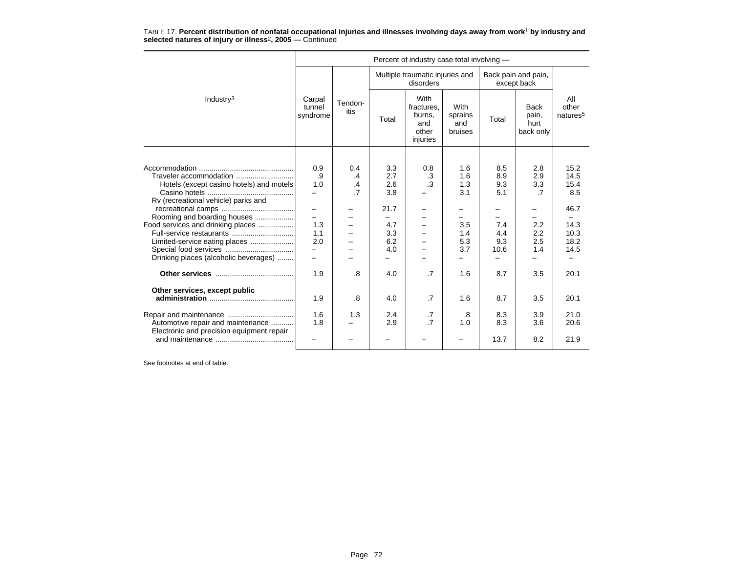TABLE 17. **Percent distribution of nonfatal occupational injuries and illnesses involving days away from work[1] by industry and selected natures of injury or illness[2], 2005** — Continued

| Industry[3] | Percent of industry case total involving — | | | | | | | |
|---|---|---|---|---|---|---|---|---|
| | Carpal tunnel syndrome | Tendon-itis | Multiple traumatic injuries and disorders | | | Back pain and pain, except back | | All other natures[5] |
| | | | Total | With fractures, burns, and other injuries | With sprains and bruises | Total | Back pain, hurt back only | |
| Accommodation | 0.9 | 0.4 | 3.3 | 0.8 | 1.6 | 8.5 | 2.8 | 15.2 |
| Traveler accommodation | .9 | .4 | 2.7 | .3 | 1.6 | 8.9 | 2.9 | 14.5 |
| Hotels (except casino hotels) and motels | 1.0 | .4 | 2.6 | .3 | 1.3 | 9.3 | 3.3 | 15.4 |
| Casino hotels | – | .7 | 3.8 | – | 3.1 | 5.1 | .7 | 8.5 |
| Rv (recreational vehicle) parks and recreational camps | – | – | 21.7 | – | – | – | – | 46.7 |
| Rooming and boarding houses | – | – | – | – | – | – | – | – |
| Food services and drinking places | 1.3 | – | 4.7 | – | 3.5 | 7.4 | 2.2 | 14.3 |
| Full-service restaurants | 1.1 | – | 3.3 | – | 1.4 | 4.4 | 2.2 | 10.3 |
| Limited-service eating places | 2.0 | – | 6.2 | – | 5.3 | 9.3 | 2.5 | 18.2 |
| Special food services | – | – | 4.0 | – | 3.7 | 10.6 | 1.4 | 14.5 |
| Drinking places (alcoholic beverages) | – | – | – | – | – | – | – | – |
| **Other services** | 1.9 | .8 | 4.0 | .7 | 1.6 | 8.7 | 3.5 | 20.1 |
| **Other services, except public administration** | 1.9 | .8 | 4.0 | .7 | 1.6 | 8.7 | 3.5 | 20.1 |
| Repair and maintenance | 1.6 | 1.3 | 2.4 | .7 | .8 | 8.3 | 3.9 | 21.0 |
| Automotive repair and maintenance | 1.8 | – | 2.9 | .7 | 1.0 | 8.3 | 3.6 | 20.6 |
| Electronic and precision equipment repair and maintenance | – | – | – | – | – | 13.7 | 8.2 | 21.9 |

See footnotes at end of table.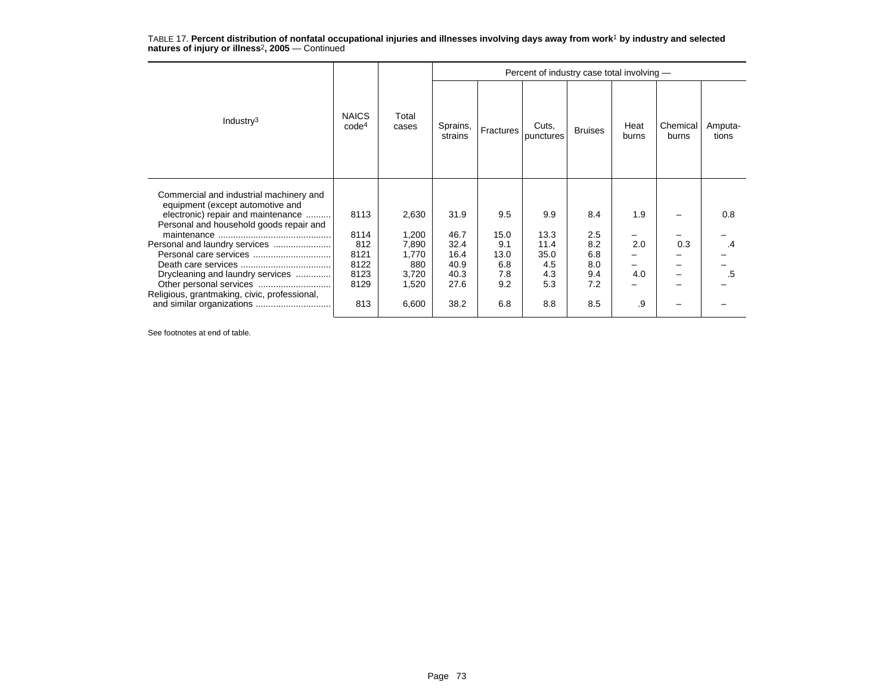TABLE 17. **Percent distribution of nonfatal occupational injuries and illnesses involving days away from work[1] by industry and selected natures of injury or illness[2], 2005** — Continued

| Industry[3] | NAICS code[4] | Total cases | Percent of industry case total involving — | | | | | | |
|---|---|---|---|---|---|---|---|---|---|
| | | | Sprains, strains | Fractures | Cuts, punctures | Bruises | Heat burns | Chemical burns | Amputa-tions |
| Commercial and industrial machinery and equipment (except automotive and electronic) repair and maintenance | 8113 | 2,630 | 31.9 | 9.5 | 9.9 | 8.4 | 1.9 | – | 0.8 |
| Personal and household goods repair and maintenance | 8114 | 1,200 | 46.7 | 15.0 | 13.3 | 2.5 | – | – | – |
| Personal and laundry services | 812 | 7,890 | 32.4 | 9.1 | 11.4 | 8.2 | 2.0 | 0.3 | .4 |
| Personal care services | 8121 | 1,770 | 16.4 | 13.0 | 35.0 | 6.8 | – | – | – |
| Death care services | 8122 | 880 | 40.9 | 6.8 | 4.5 | 8.0 | – | – | – |
| Drycleaning and laundry services | 8123 | 3,720 | 40.3 | 7.8 | 4.3 | 9.4 | 4.0 | – | .5 |
| Other personal services | 8129 | 1,520 | 27.6 | 9.2 | 5.3 | 7.2 | – | – | – |
| Religious, grantmaking, civic, professional, and similar organizations | 813 | 6,600 | 38.2 | 6.8 | 8.8 | 8.5 | .9 | – | – |

See footnotes at end of table.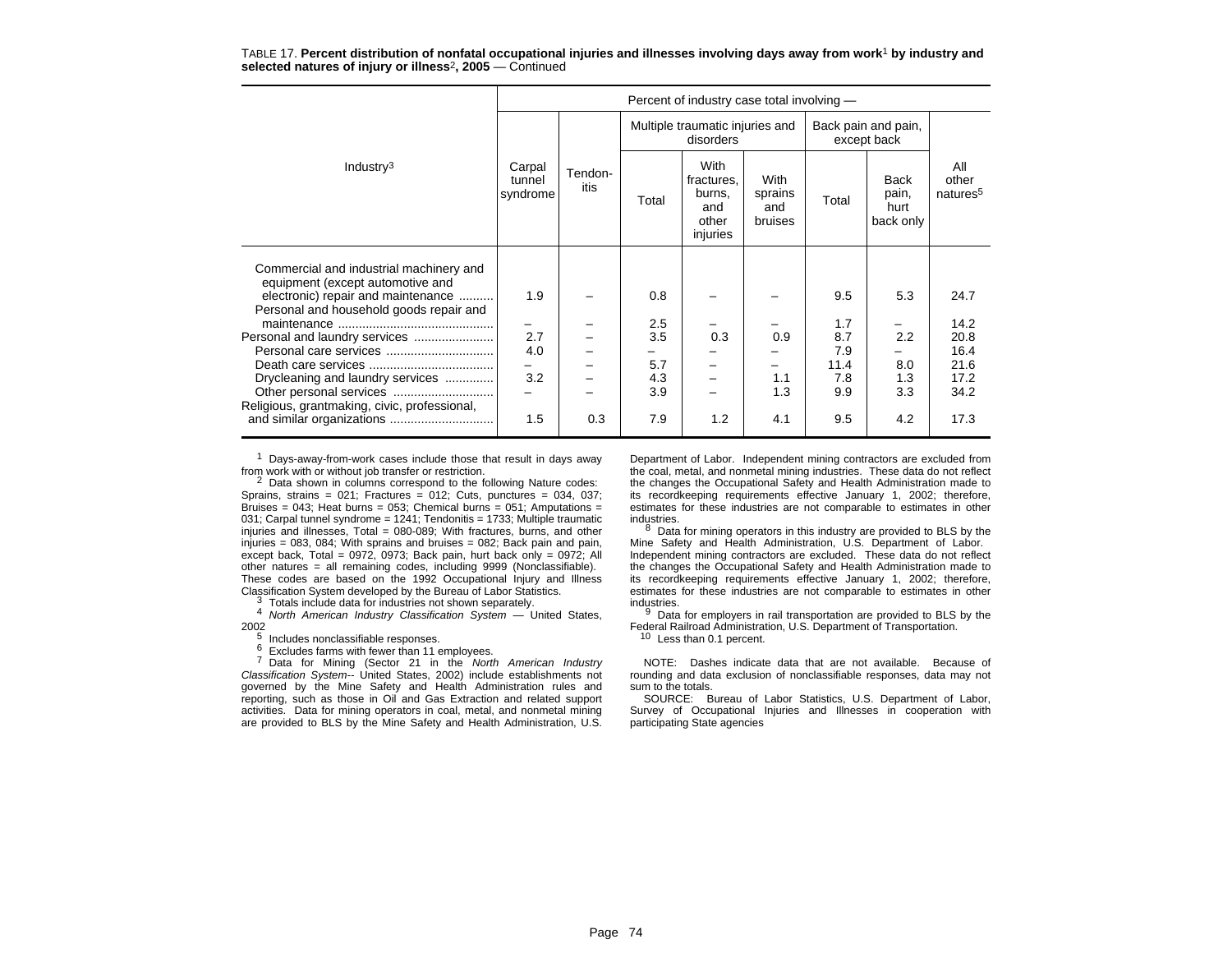TABLE 17. **Percent distribution of nonfatal occupational injuries and illnesses involving days away from work[1] by industry and selected natures of injury or illness[2], 2005** — Continued

| Industry[3] | Percent of industry case total involving — | | | | | | | |
|---|---|---|---|---|---|---|---|---|
| | Carpal tunnel syndrome | Tendon-itis | Multiple traumatic injuries and disorders | | | Back pain and pain, except back | | All other natures[5] |
| | | | Total | With fractures, burns, and other injuries | With sprains and bruises | Total | Back pain, hurt back only | |
| Commercial and industrial machinery and equipment (except automotive and electronic) repair and maintenance | 1.9 | – | 0.8 | – | – | 9.5 | 5.3 | 24.7 |
| Personal and household goods repair and maintenance | – | – | 2.5 | – | – | 1.7 | – | 14.2 |
| Personal and laundry services | 2.7 | – | 3.5 | 0.3 | 0.9 | 8.7 | 2.2 | 20.8 |
| Personal care services | 4.0 | – | – | – | – | 7.9 | – | 16.4 |
| Death care services | – | – | 5.7 | – | – | 11.4 | 8.0 | 21.6 |
| Drycleaning and laundry services | 3.2 | – | 4.3 | – | 1.1 | 7.8 | 1.3 | 17.2 |
| Other personal services | – | – | 3.9 | – | 1.3 | 9.9 | 3.3 | 34.2 |
| Religious, grantmaking, civic, professional, and similar organizations | 1.5 | 0.3 | 7.9 | 1.2 | 4.1 | 9.5 | 4.2 | 17.3 |

[1] Days-away-from-work cases include those that result in days away from work with or without job transfer or restriction.

[2] Data shown in columns correspond to the following Nature codes: Sprains, strains = 021; Fractures = 012; Cuts, punctures = 034, 037; Bruises = 043; Heat burns = 053; Chemical burns = 051; Amputations = 031; Carpal tunnel syndrome = 1241; Tendonitis = 1733; Multiple traumatic injuries and illnesses, Total = 080-089; With fractures, burns, and other injuries = 083, 084; With sprains and bruises = 082; Back pain and pain, except back, Total = 0972, 0973; Back pain, hurt back only = 0972; All other natures = all remaining codes, including 9999 (Nonclassifiable). These codes are based on the 1992 Occupational Injury and Illness Classification System developed by the Bureau of Labor Statistics.

[3] Totals include data for industries not shown separately.

[4] *North American Industry Classification System* — United States, 2002

[5] Includes nonclassifiable responses.

[6] Excludes farms with fewer than 11 employees.

[7] Data for Mining (Sector 21 in the *North American Industry Classification System*-- United States, 2002) include establishments not governed by the Mine Safety and Health Administration rules and reporting, such as those in Oil and Gas Extraction and related support activities. Data for mining operators in coal, metal, and nonmetal mining are provided to BLS by the Mine Safety and Health Administration, U.S. Department of Labor. Independent mining contractors are excluded from the coal, metal, and nonmetal mining industries. These data do not reflect the changes the Occupational Safety and Health Administration made to its recordkeeping requirements effective January 1, 2002; therefore, estimates for these industries are not comparable to estimates in other industries.

[8] Data for mining operators in this industry are provided to BLS by the Mine Safety and Health Administration, U.S. Department of Labor. Independent mining contractors are excluded. These data do not reflect the changes the Occupational Safety and Health Administration made to its recordkeeping requirements effective January 1, 2002; therefore, estimates for these industries are not comparable to estimates in other industries.

[9] Data for employers in rail transportation are provided to BLS by the Federal Railroad Administration, U.S. Department of Transportation.

[10] Less than 0.1 percent.

NOTE: Dashes indicate data that are not available. Because of rounding and data exclusion of nonclassifiable responses, data may not sum to the totals.

SOURCE: Bureau of Labor Statistics, U.S. Department of Labor, Survey of Occupational Injuries and Illnesses in cooperation with participating State agencies